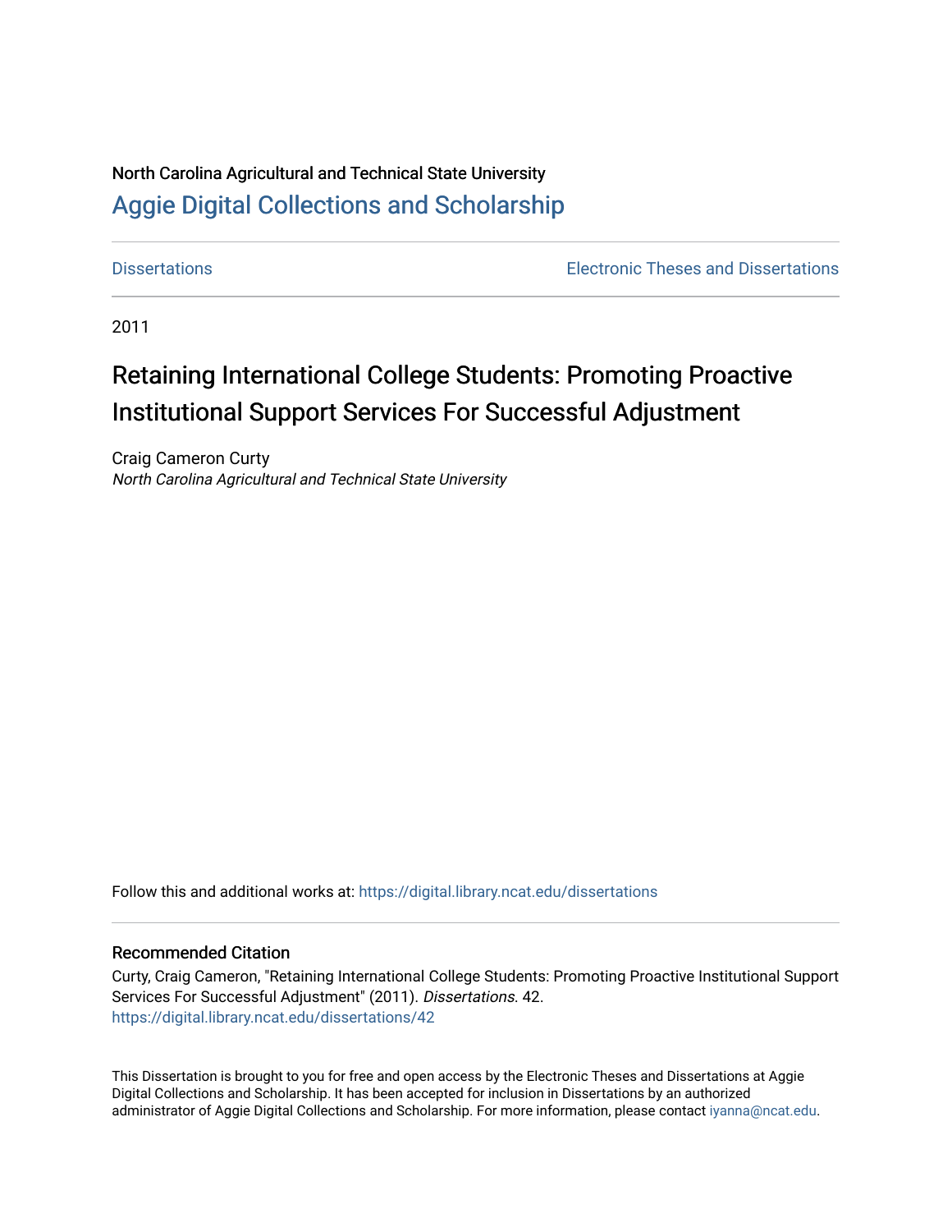North Carolina Agricultural and Technical State University

# Aggie Digital Collections and Scholarship

Dissertations | Electronic Theses and Dissertations

2011

# Retaining International College Students: Promoting Proactive Institutional Support Services For Successful Adjustment

Craig Cameron Curty
*North Carolina Agricultural and Technical State University*

Follow this and additional works at: https://digital.library.ncat.edu/dissertations

## Recommended Citation

Curty, Craig Cameron, "Retaining International College Students: Promoting Proactive Institutional Support Services For Successful Adjustment" (2011). *Dissertations*. 42.
https://digital.library.ncat.edu/dissertations/42

This Dissertation is brought to you for free and open access by the Electronic Theses and Dissertations at Aggie Digital Collections and Scholarship. It has been accepted for inclusion in Dissertations by an authorized administrator of Aggie Digital Collections and Scholarship. For more information, please contact iyanna@ncat.edu.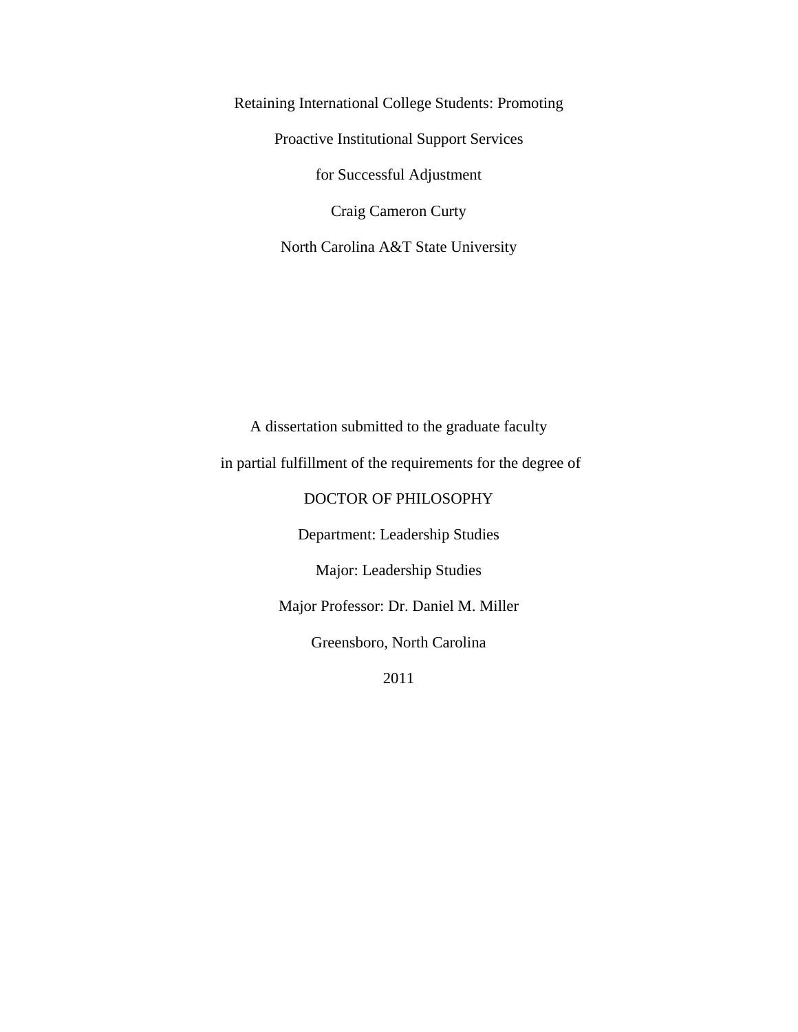Retaining International College Students: Promoting

Proactive Institutional Support Services

for Successful Adjustment

Craig Cameron Curty

North Carolina A&T State University

A dissertation submitted to the graduate faculty

in partial fulfillment of the requirements for the degree of

DOCTOR OF PHILOSOPHY

Department: Leadership Studies

Major: Leadership Studies

Major Professor: Dr. Daniel M. Miller

Greensboro, North Carolina

2011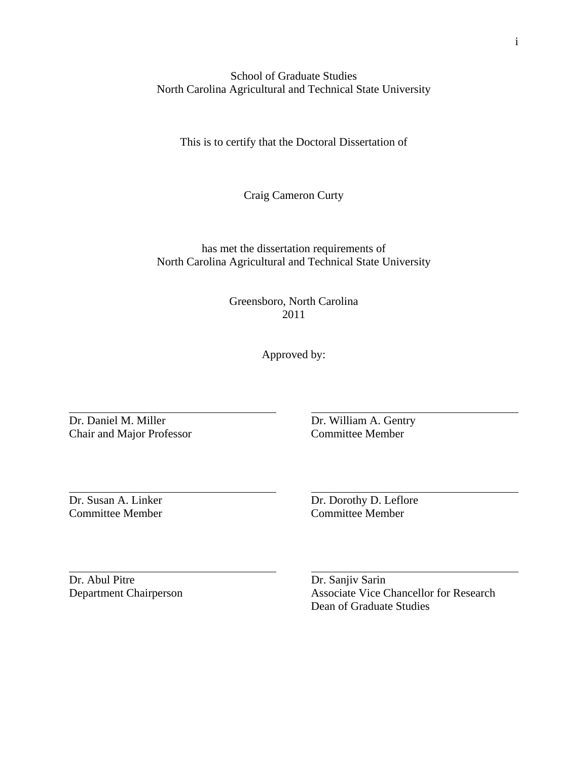School of Graduate Studies
North Carolina Agricultural and Technical State University

This is to certify that the Doctoral Dissertation of

Craig Cameron Curty

has met the dissertation requirements of
North Carolina Agricultural and Technical State University

Greensboro, North Carolina
2011

Approved by:

Dr. Daniel M. Miller
Chair and Major Professor

Dr. William A. Gentry
Committee Member

Dr. Susan A. Linker
Committee Member

Dr. Dorothy D. Leflore
Committee Member

Dr. Abul Pitre
Department Chairperson

Dr. Sanjiv Sarin
Associate Vice Chancellor for Research
Dean of Graduate Studies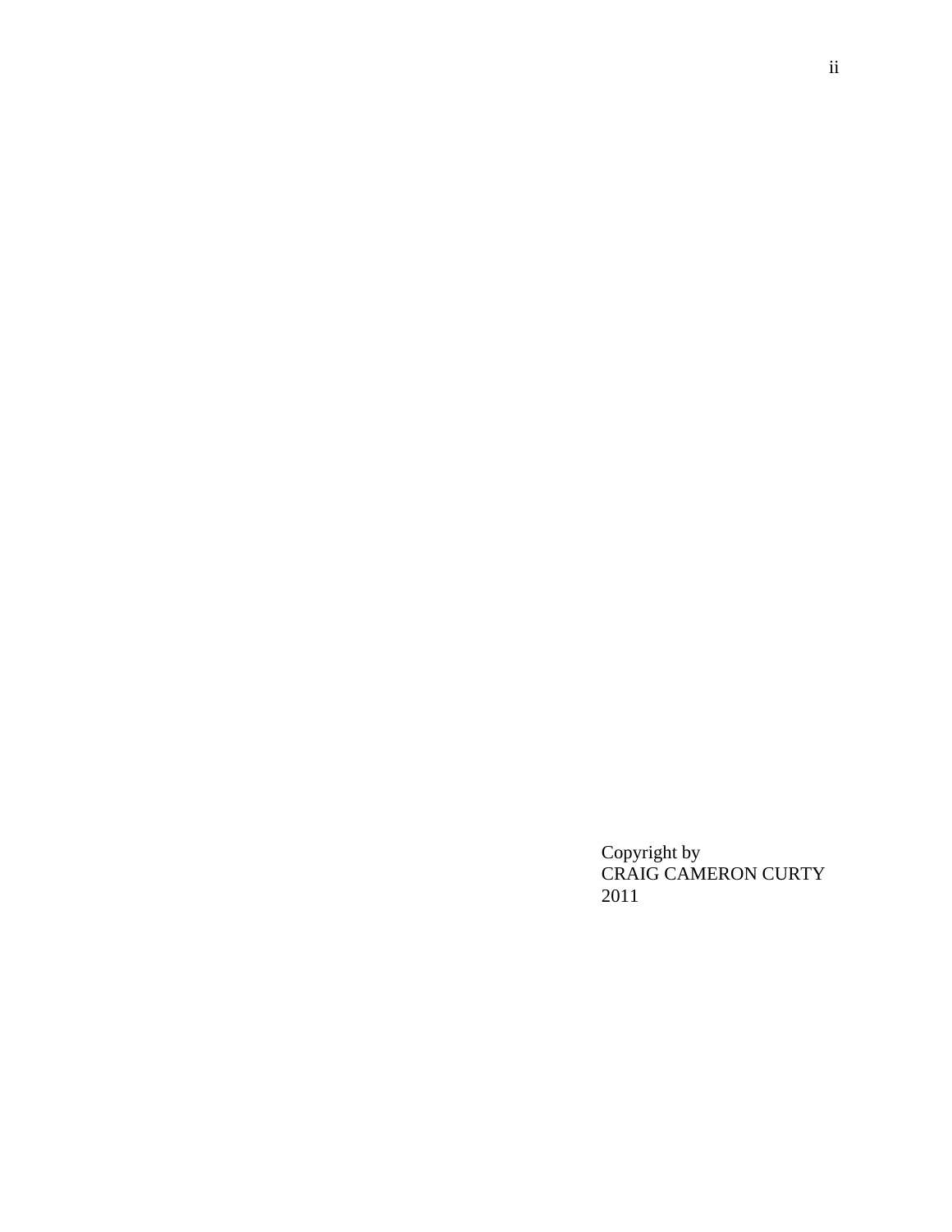Copyright by
CRAIG CAMERON CURTY
2011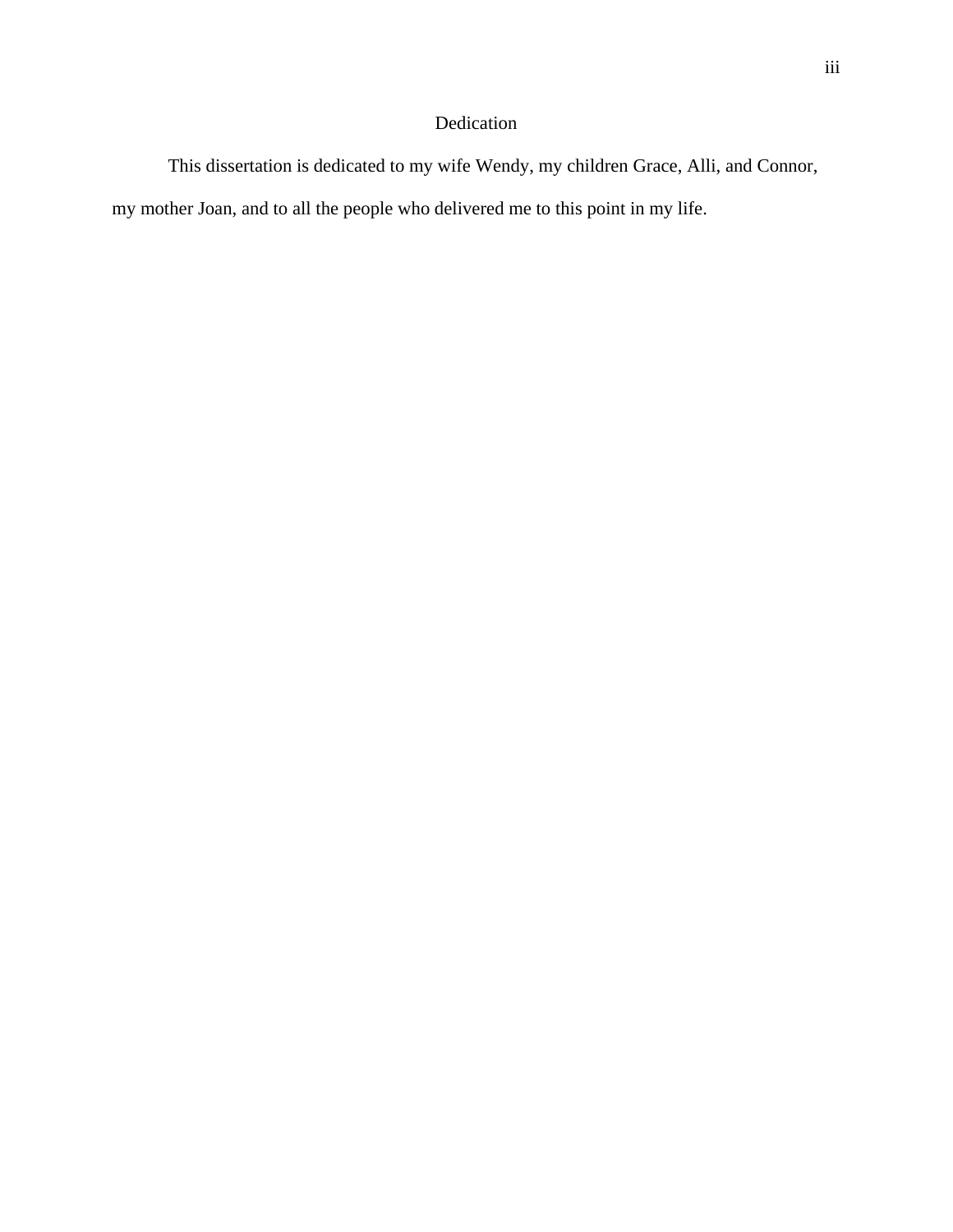# Dedication

This dissertation is dedicated to my wife Wendy, my children Grace, Alli, and Connor, my mother Joan, and to all the people who delivered me to this point in my life.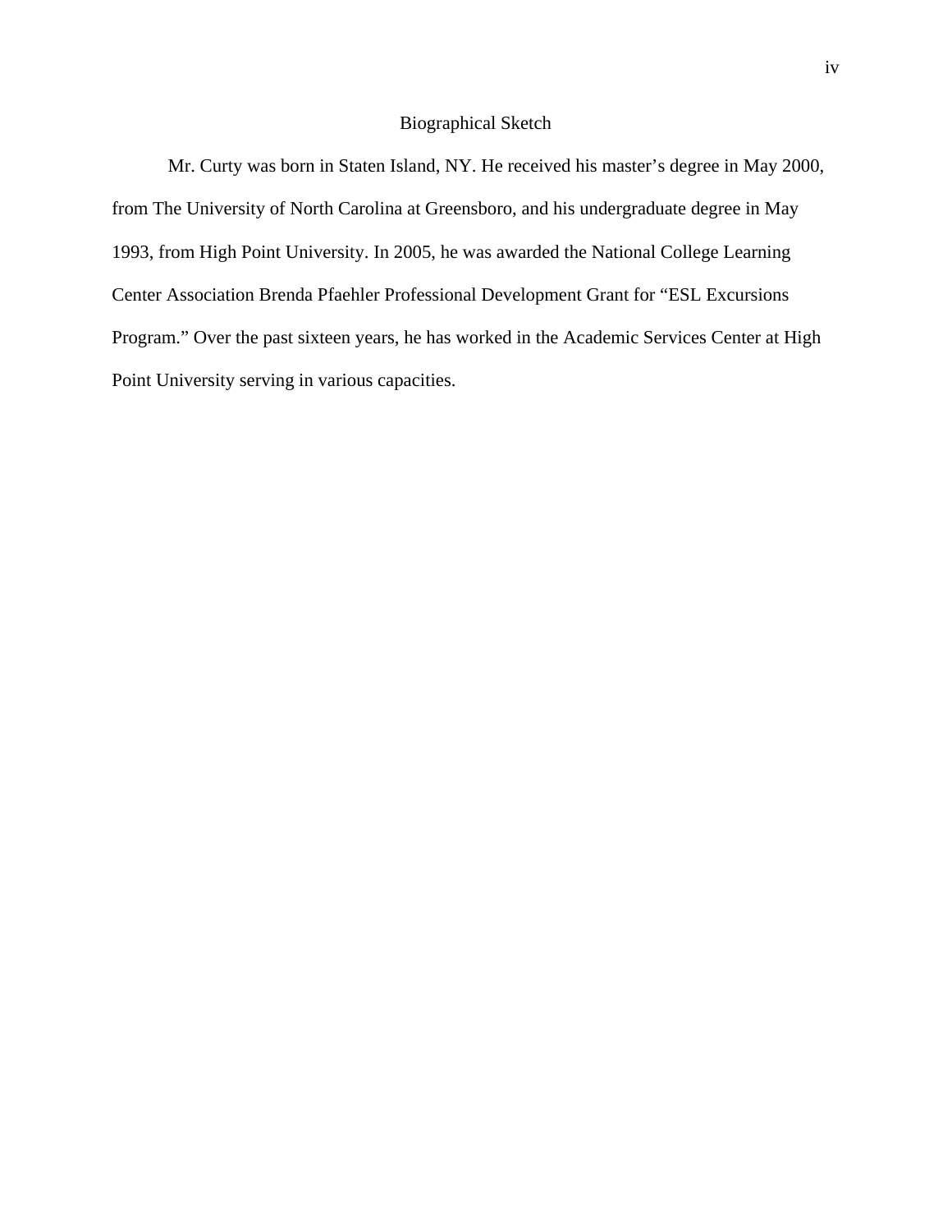# Biographical Sketch

Mr. Curty was born in Staten Island, NY. He received his master's degree in May 2000, from The University of North Carolina at Greensboro, and his undergraduate degree in May 1993, from High Point University. In 2005, he was awarded the National College Learning Center Association Brenda Pfaehler Professional Development Grant for "ESL Excursions Program." Over the past sixteen years, he has worked in the Academic Services Center at High Point University serving in various capacities.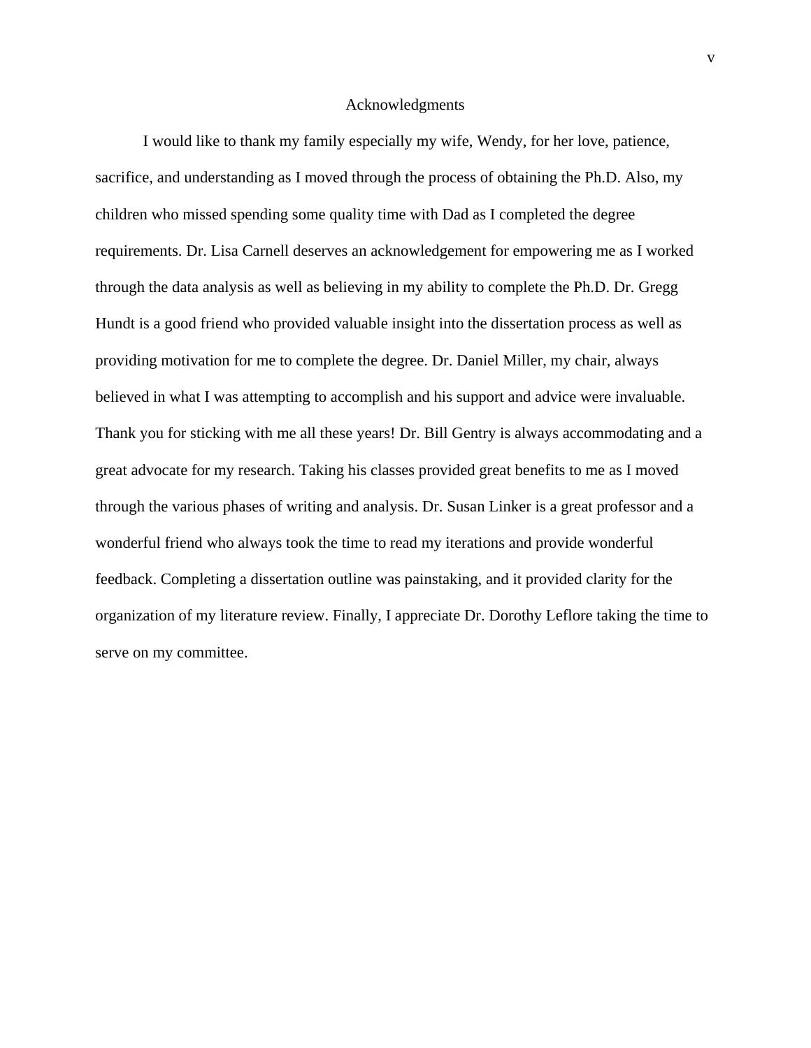# Acknowledgments

I would like to thank my family especially my wife, Wendy, for her love, patience, sacrifice, and understanding as I moved through the process of obtaining the Ph.D. Also, my children who missed spending some quality time with Dad as I completed the degree requirements. Dr. Lisa Carnell deserves an acknowledgement for empowering me as I worked through the data analysis as well as believing in my ability to complete the Ph.D. Dr. Gregg Hundt is a good friend who provided valuable insight into the dissertation process as well as providing motivation for me to complete the degree. Dr. Daniel Miller, my chair, always believed in what I was attempting to accomplish and his support and advice were invaluable. Thank you for sticking with me all these years! Dr. Bill Gentry is always accommodating and a great advocate for my research. Taking his classes provided great benefits to me as I moved through the various phases of writing and analysis. Dr. Susan Linker is a great professor and a wonderful friend who always took the time to read my iterations and provide wonderful feedback. Completing a dissertation outline was painstaking, and it provided clarity for the organization of my literature review. Finally, I appreciate Dr. Dorothy Leflore taking the time to serve on my committee.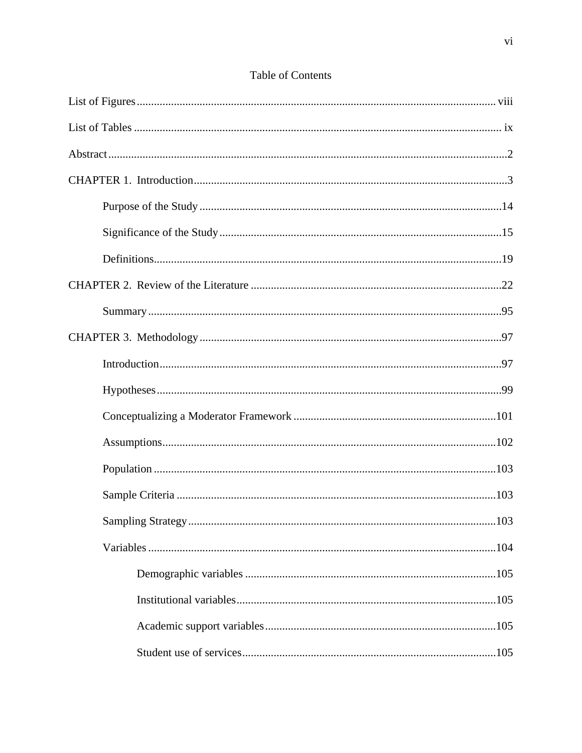# Table of Contents

List of Figures ..... viii

List of Tables ..... ix

Abstract ..... 2

CHAPTER 1. Introduction ..... 3

- Purpose of the Study ..... 14
- Significance of the Study ..... 15
- Definitions ..... 19

CHAPTER 2. Review of the Literature ..... 22

- Summary ..... 95

CHAPTER 3. Methodology ..... 97

- Introduction ..... 97
- Hypotheses ..... 99
- Conceptualizing a Moderator Framework ..... 101
- Assumptions ..... 102
- Population ..... 103
- Sample Criteria ..... 103
- Sampling Strategy ..... 103
- Variables ..... 104
  - Demographic variables ..... 105
  - Institutional variables ..... 105
  - Academic support variables ..... 105
  - Student use of services ..... 105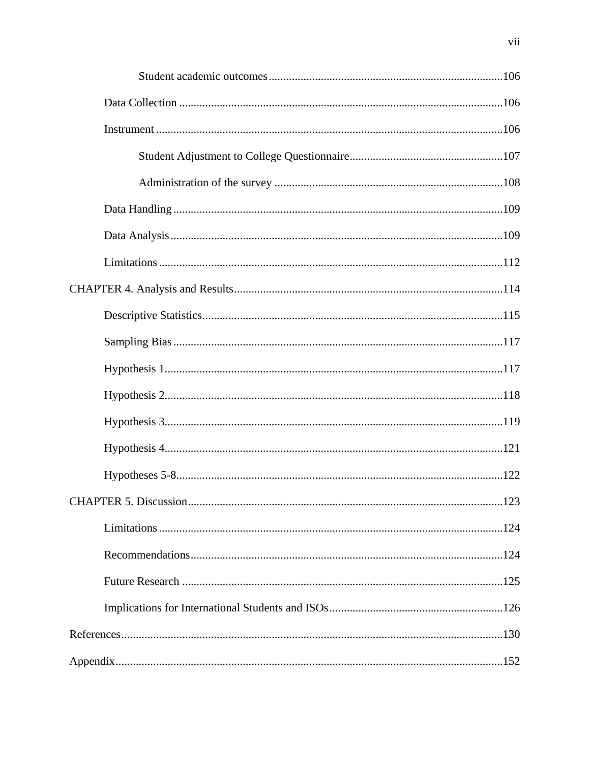Student academic outcomes ................................................................................ 106

Data Collection ................................................................................................ 106

Instrument ........................................................................................................ 106

Student Adjustment to College Questionnaire ..................................................... 107

Administration of the survey ............................................................................... 108

Data Handling .................................................................................................. 109

Data Analysis ................................................................................................... 109

Limitations ....................................................................................................... 112

CHAPTER 4. Analysis and Results ............................................................................ 114

Descriptive Statistics ....................................................................................... 115

Sampling Bias .................................................................................................. 117

Hypothesis 1 .................................................................................................... 117

Hypothesis 2 .................................................................................................... 118

Hypothesis 3 .................................................................................................... 119

Hypothesis 4 .................................................................................................... 121

Hypotheses 5-8 ................................................................................................ 122

CHAPTER 5. Discussion ............................................................................................ 123

Limitations ....................................................................................................... 124

Recommendations ........................................................................................... 124

Future Research .............................................................................................. 125

Implications for International Students and ISOs ............................................ 126

References ................................................................................................................... 130

Appendix ..................................................................................................................... 152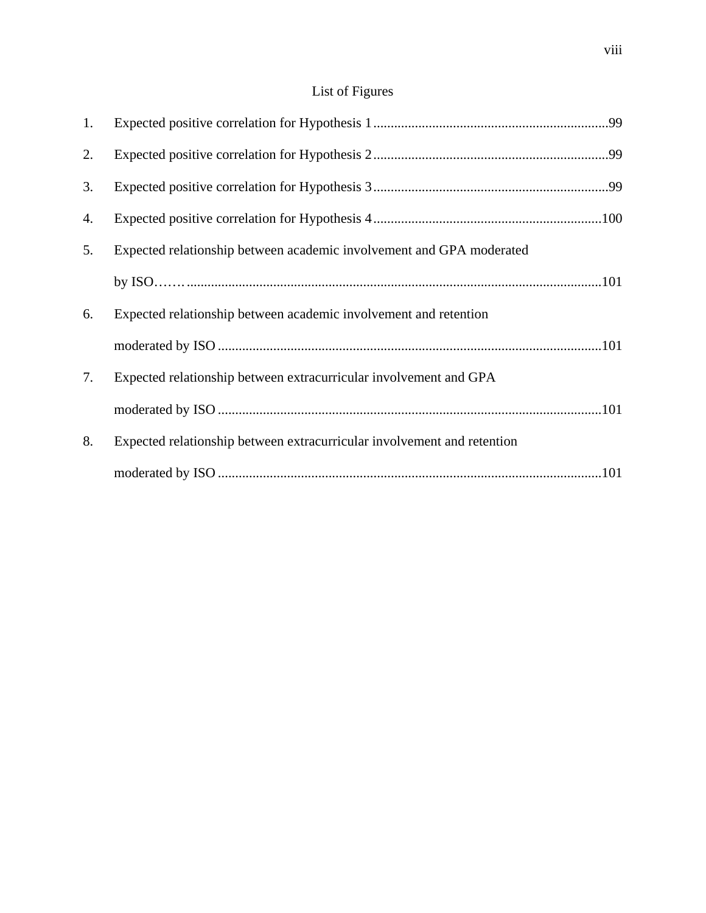# List of Figures

1. Expected positive correlation for Hypothesis 1 .......................................................... 99
2. Expected positive correlation for Hypothesis 2 .......................................................... 99
3. Expected positive correlation for Hypothesis 3 .......................................................... 99
4. Expected positive correlation for Hypothesis 4 .......................................................... 100
5. Expected relationship between academic involvement and GPA moderated by ISO……. ............................................................................................................ 101
6. Expected relationship between academic involvement and retention moderated by ISO ........................................................................................................ 101
7. Expected relationship between extracurricular involvement and GPA moderated by ISO ........................................................................................................ 101
8. Expected relationship between extracurricular involvement and retention moderated by ISO ........................................................................................................ 101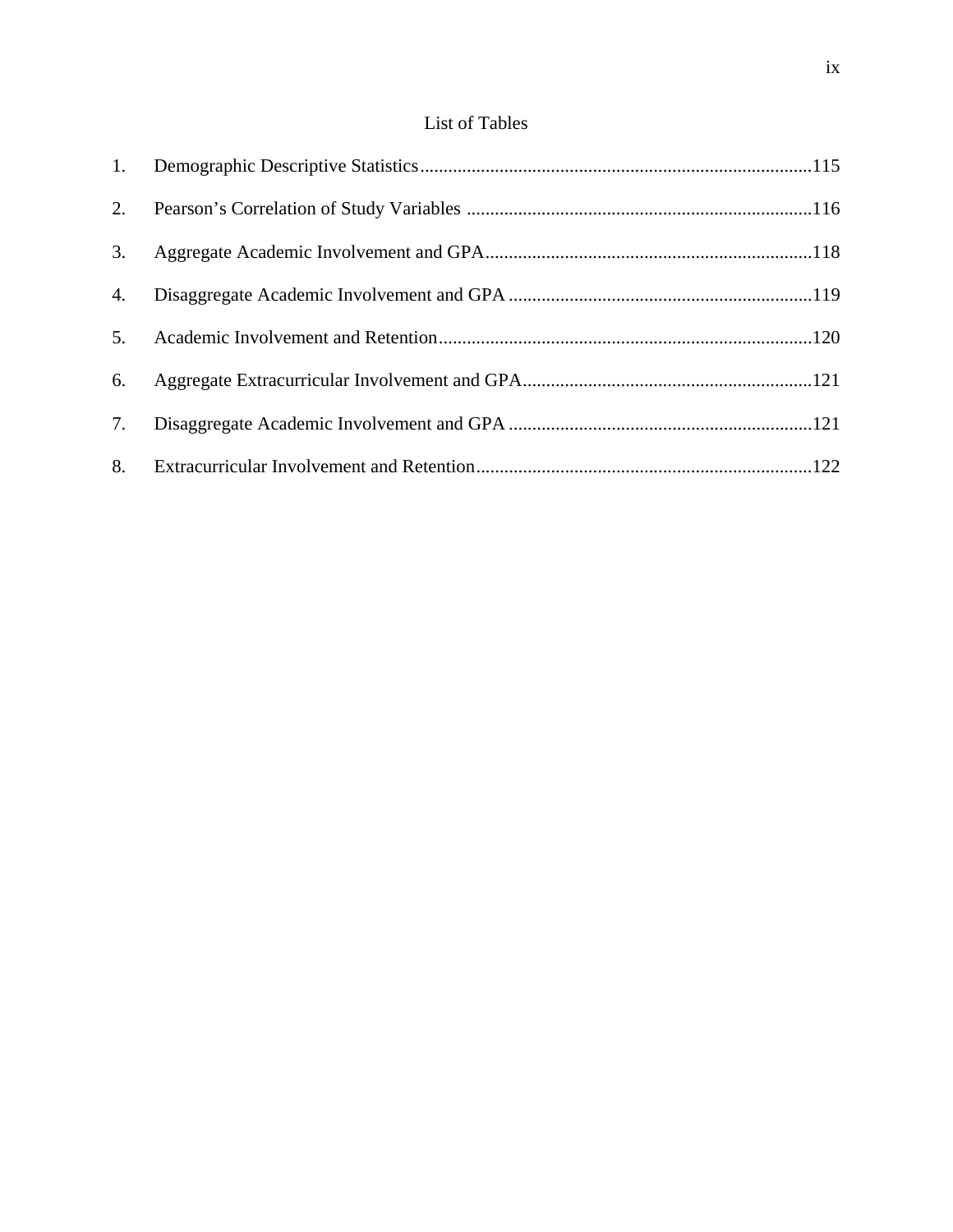# List of Tables

1. Demographic Descriptive Statistics....................................................................................115
2. Pearson's Correlation of Study Variables ..........................................................................116
3. Aggregate Academic Involvement and GPA......................................................................118
4. Disaggregate Academic Involvement and GPA .................................................................119
5. Academic Involvement and Retention................................................................................120
6. Aggregate Extracurricular Involvement and GPA..............................................................121
7. Disaggregate Academic Involvement and GPA .................................................................121
8. Extracurricular Involvement and Retention........................................................................122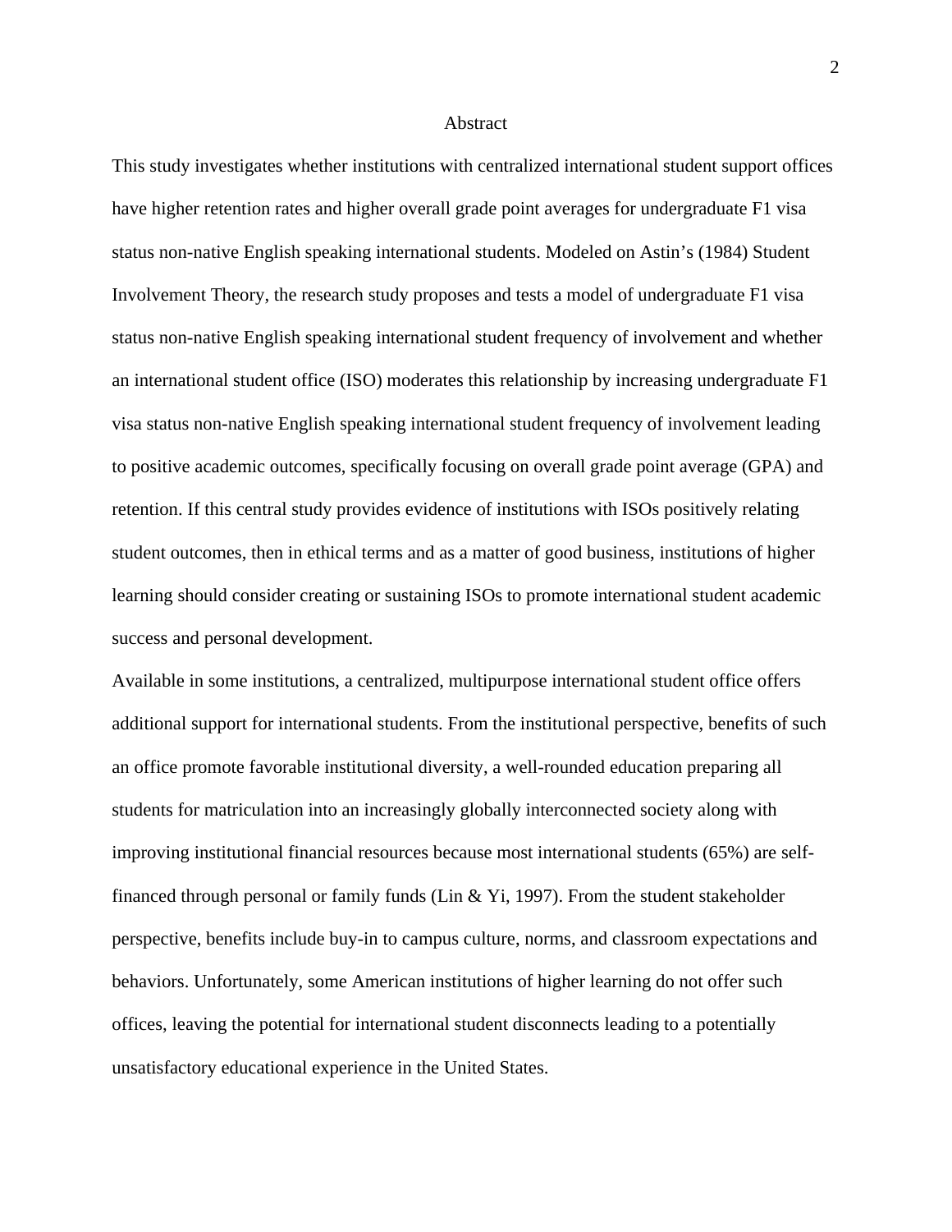# Abstract

This study investigates whether institutions with centralized international student support offices have higher retention rates and higher overall grade point averages for undergraduate F1 visa status non-native English speaking international students. Modeled on Astin's (1984) Student Involvement Theory, the research study proposes and tests a model of undergraduate F1 visa status non-native English speaking international student frequency of involvement and whether an international student office (ISO) moderates this relationship by increasing undergraduate F1 visa status non-native English speaking international student frequency of involvement leading to positive academic outcomes, specifically focusing on overall grade point average (GPA) and retention. If this central study provides evidence of institutions with ISOs positively relating student outcomes, then in ethical terms and as a matter of good business, institutions of higher learning should consider creating or sustaining ISOs to promote international student academic success and personal development.

Available in some institutions, a centralized, multipurpose international student office offers additional support for international students. From the institutional perspective, benefits of such an office promote favorable institutional diversity, a well-rounded education preparing all students for matriculation into an increasingly globally interconnected society along with improving institutional financial resources because most international students (65%) are self-financed through personal or family funds (Lin & Yi, 1997). From the student stakeholder perspective, benefits include buy-in to campus culture, norms, and classroom expectations and behaviors. Unfortunately, some American institutions of higher learning do not offer such offices, leaving the potential for international student disconnects leading to a potentially unsatisfactory educational experience in the United States.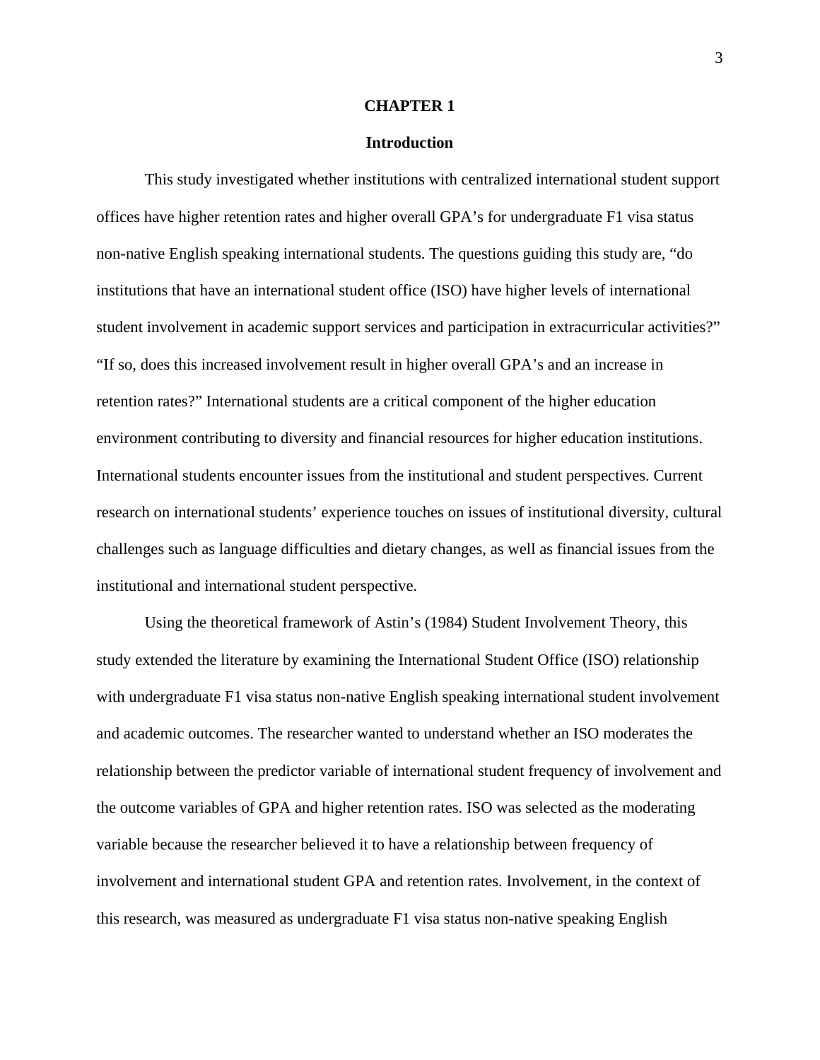# CHAPTER 1

## Introduction

This study investigated whether institutions with centralized international student support offices have higher retention rates and higher overall GPA's for undergraduate F1 visa status non-native English speaking international students. The questions guiding this study are, "do institutions that have an international student office (ISO) have higher levels of international student involvement in academic support services and participation in extracurricular activities?" "If so, does this increased involvement result in higher overall GPA's and an increase in retention rates?" International students are a critical component of the higher education environment contributing to diversity and financial resources for higher education institutions. International students encounter issues from the institutional and student perspectives. Current research on international students' experience touches on issues of institutional diversity, cultural challenges such as language difficulties and dietary changes, as well as financial issues from the institutional and international student perspective.

Using the theoretical framework of Astin's (1984) Student Involvement Theory, this study extended the literature by examining the International Student Office (ISO) relationship with undergraduate F1 visa status non-native English speaking international student involvement and academic outcomes. The researcher wanted to understand whether an ISO moderates the relationship between the predictor variable of international student frequency of involvement and the outcome variables of GPA and higher retention rates. ISO was selected as the moderating variable because the researcher believed it to have a relationship between frequency of involvement and international student GPA and retention rates. Involvement, in the context of this research, was measured as undergraduate F1 visa status non-native speaking English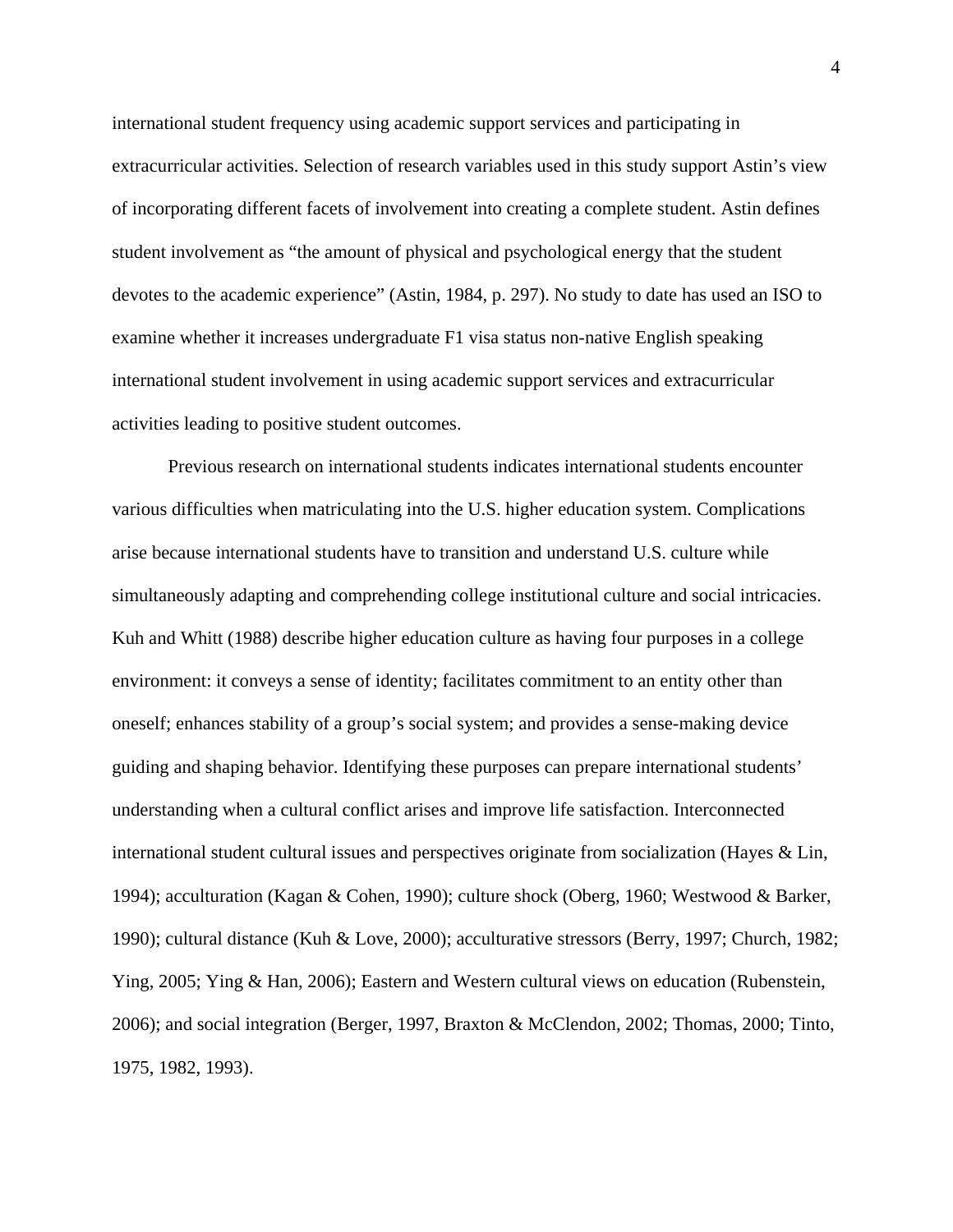international student frequency using academic support services and participating in extracurricular activities. Selection of research variables used in this study support Astin's view of incorporating different facets of involvement into creating a complete student. Astin defines student involvement as "the amount of physical and psychological energy that the student devotes to the academic experience" (Astin, 1984, p. 297). No study to date has used an ISO to examine whether it increases undergraduate F1 visa status non-native English speaking international student involvement in using academic support services and extracurricular activities leading to positive student outcomes.

Previous research on international students indicates international students encounter various difficulties when matriculating into the U.S. higher education system. Complications arise because international students have to transition and understand U.S. culture while simultaneously adapting and comprehending college institutional culture and social intricacies. Kuh and Whitt (1988) describe higher education culture as having four purposes in a college environment: it conveys a sense of identity; facilitates commitment to an entity other than oneself; enhances stability of a group's social system; and provides a sense-making device guiding and shaping behavior. Identifying these purposes can prepare international students' understanding when a cultural conflict arises and improve life satisfaction. Interconnected international student cultural issues and perspectives originate from socialization (Hayes & Lin, 1994); acculturation (Kagan & Cohen, 1990); culture shock (Oberg, 1960; Westwood & Barker, 1990); cultural distance (Kuh & Love, 2000); acculturative stressors (Berry, 1997; Church, 1982; Ying, 2005; Ying & Han, 2006); Eastern and Western cultural views on education (Rubenstein, 2006); and social integration (Berger, 1997, Braxton & McClendon, 2002; Thomas, 2000; Tinto, 1975, 1982, 1993).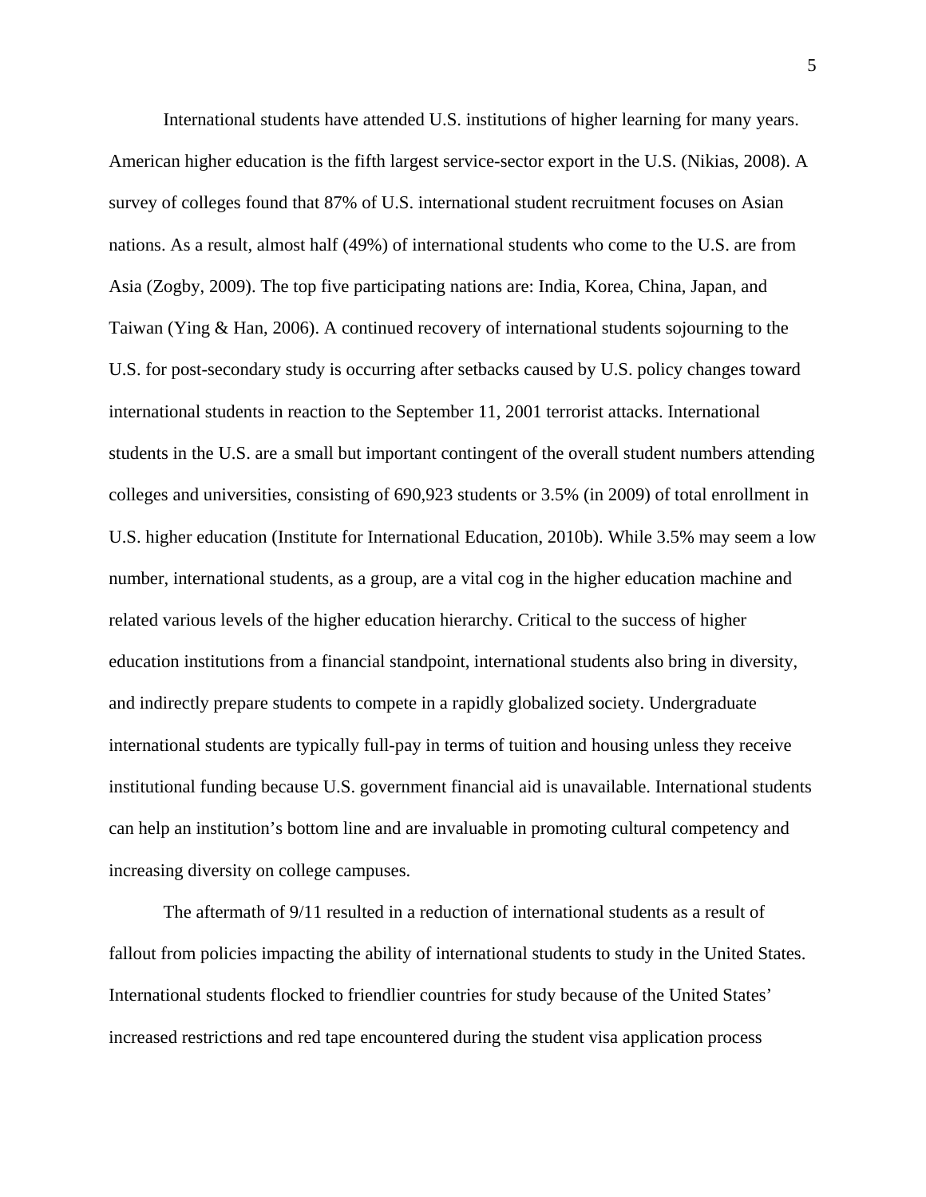International students have attended U.S. institutions of higher learning for many years. American higher education is the fifth largest service-sector export in the U.S. (Nikias, 2008). A survey of colleges found that 87% of U.S. international student recruitment focuses on Asian nations. As a result, almost half (49%) of international students who come to the U.S. are from Asia (Zogby, 2009). The top five participating nations are: India, Korea, China, Japan, and Taiwan (Ying & Han, 2006). A continued recovery of international students sojourning to the U.S. for post-secondary study is occurring after setbacks caused by U.S. policy changes toward international students in reaction to the September 11, 2001 terrorist attacks. International students in the U.S. are a small but important contingent of the overall student numbers attending colleges and universities, consisting of 690,923 students or 3.5% (in 2009) of total enrollment in U.S. higher education (Institute for International Education, 2010b). While 3.5% may seem a low number, international students, as a group, are a vital cog in the higher education machine and related various levels of the higher education hierarchy. Critical to the success of higher education institutions from a financial standpoint, international students also bring in diversity, and indirectly prepare students to compete in a rapidly globalized society. Undergraduate international students are typically full-pay in terms of tuition and housing unless they receive institutional funding because U.S. government financial aid is unavailable. International students can help an institution's bottom line and are invaluable in promoting cultural competency and increasing diversity on college campuses.

The aftermath of 9/11 resulted in a reduction of international students as a result of fallout from policies impacting the ability of international students to study in the United States. International students flocked to friendlier countries for study because of the United States' increased restrictions and red tape encountered during the student visa application process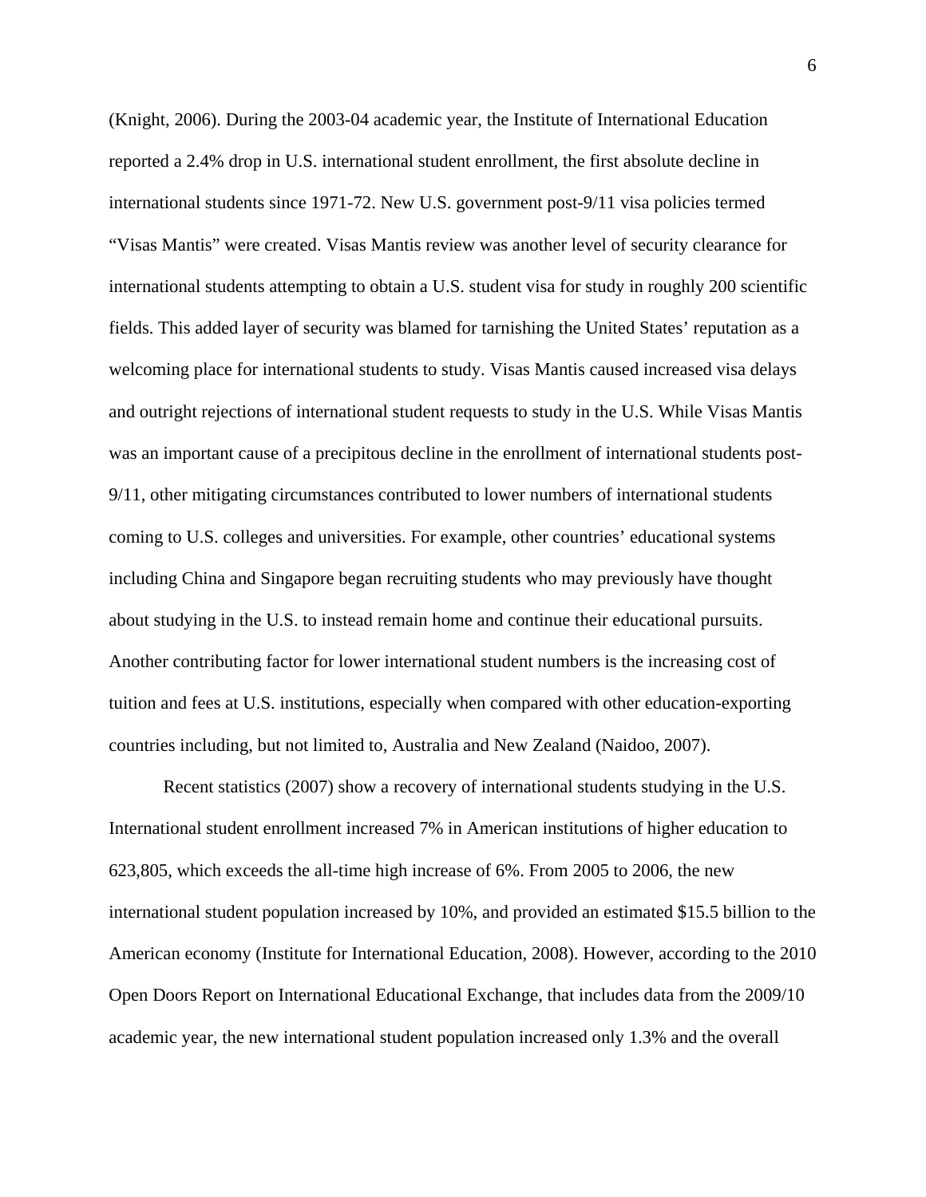(Knight, 2006). During the 2003-04 academic year, the Institute of International Education reported a 2.4% drop in U.S. international student enrollment, the first absolute decline in international students since 1971-72. New U.S. government post-9/11 visa policies termed “Visas Mantis” were created. Visas Mantis review was another level of security clearance for international students attempting to obtain a U.S. student visa for study in roughly 200 scientific fields. This added layer of security was blamed for tarnishing the United States’ reputation as a welcoming place for international students to study. Visas Mantis caused increased visa delays and outright rejections of international student requests to study in the U.S. While Visas Mantis was an important cause of a precipitous decline in the enrollment of international students post-9/11, other mitigating circumstances contributed to lower numbers of international students coming to U.S. colleges and universities. For example, other countries’ educational systems including China and Singapore began recruiting students who may previously have thought about studying in the U.S. to instead remain home and continue their educational pursuits. Another contributing factor for lower international student numbers is the increasing cost of tuition and fees at U.S. institutions, especially when compared with other education-exporting countries including, but not limited to, Australia and New Zealand (Naidoo, 2007).

Recent statistics (2007) show a recovery of international students studying in the U.S. International student enrollment increased 7% in American institutions of higher education to 623,805, which exceeds the all-time high increase of 6%. From 2005 to 2006, the new international student population increased by 10%, and provided an estimated $15.5 billion to the American economy (Institute for International Education, 2008). However, according to the 2010 Open Doors Report on International Educational Exchange, that includes data from the 2009/10 academic year, the new international student population increased only 1.3% and the overall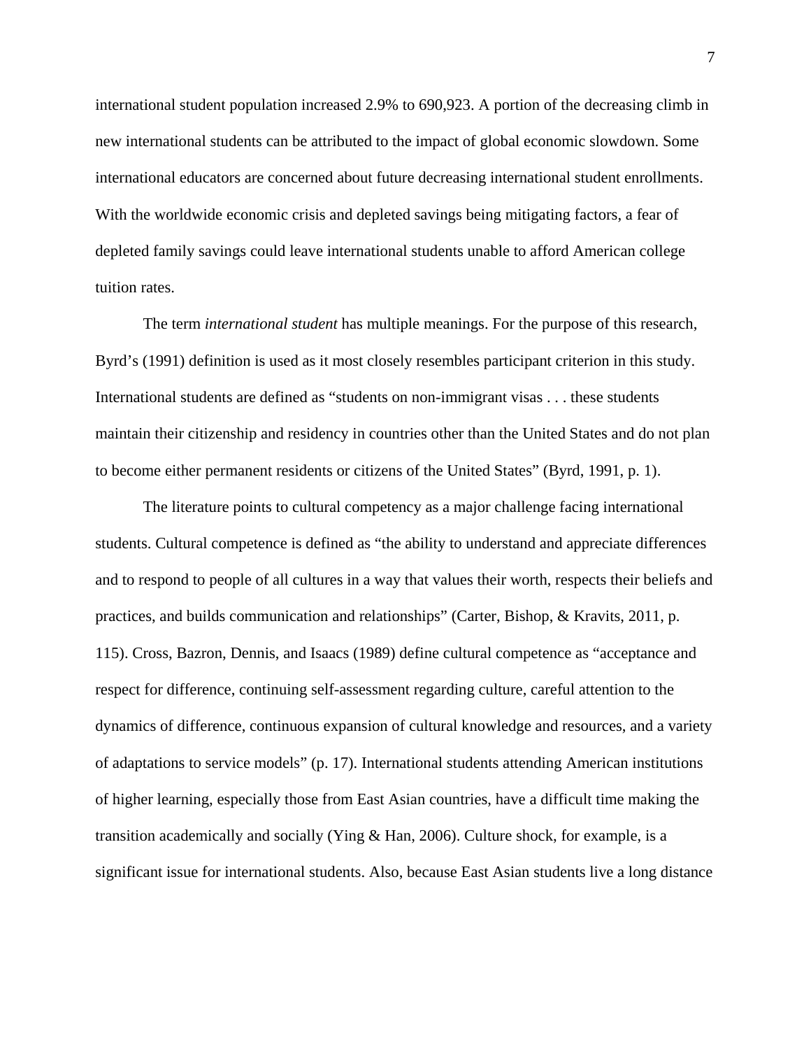international student population increased 2.9% to 690,923. A portion of the decreasing climb in new international students can be attributed to the impact of global economic slowdown. Some international educators are concerned about future decreasing international student enrollments. With the worldwide economic crisis and depleted savings being mitigating factors, a fear of depleted family savings could leave international students unable to afford American college tuition rates.

The term *international student* has multiple meanings. For the purpose of this research, Byrd's (1991) definition is used as it most closely resembles participant criterion in this study. International students are defined as "students on non-immigrant visas . . . these students maintain their citizenship and residency in countries other than the United States and do not plan to become either permanent residents or citizens of the United States" (Byrd, 1991, p. 1).

The literature points to cultural competency as a major challenge facing international students. Cultural competence is defined as "the ability to understand and appreciate differences and to respond to people of all cultures in a way that values their worth, respects their beliefs and practices, and builds communication and relationships" (Carter, Bishop, & Kravits, 2011, p. 115). Cross, Bazron, Dennis, and Isaacs (1989) define cultural competence as "acceptance and respect for difference, continuing self-assessment regarding culture, careful attention to the dynamics of difference, continuous expansion of cultural knowledge and resources, and a variety of adaptations to service models" (p. 17). International students attending American institutions of higher learning, especially those from East Asian countries, have a difficult time making the transition academically and socially (Ying & Han, 2006). Culture shock, for example, is a significant issue for international students. Also, because East Asian students live a long distance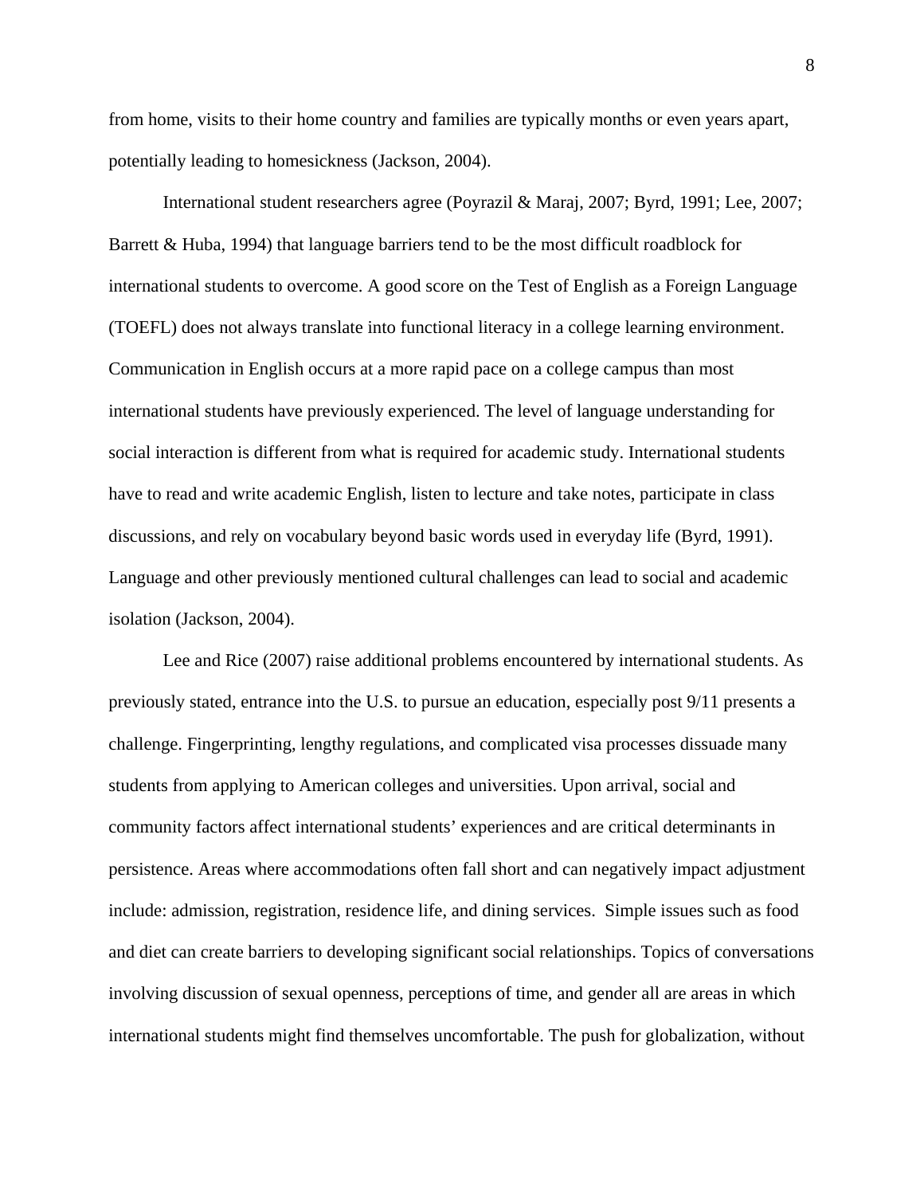from home, visits to their home country and families are typically months or even years apart, potentially leading to homesickness (Jackson, 2004).

International student researchers agree (Poyrazil & Maraj, 2007; Byrd, 1991; Lee, 2007; Barrett & Huba, 1994) that language barriers tend to be the most difficult roadblock for international students to overcome. A good score on the Test of English as a Foreign Language (TOEFL) does not always translate into functional literacy in a college learning environment. Communication in English occurs at a more rapid pace on a college campus than most international students have previously experienced. The level of language understanding for social interaction is different from what is required for academic study. International students have to read and write academic English, listen to lecture and take notes, participate in class discussions, and rely on vocabulary beyond basic words used in everyday life (Byrd, 1991). Language and other previously mentioned cultural challenges can lead to social and academic isolation (Jackson, 2004).

Lee and Rice (2007) raise additional problems encountered by international students. As previously stated, entrance into the U.S. to pursue an education, especially post 9/11 presents a challenge. Fingerprinting, lengthy regulations, and complicated visa processes dissuade many students from applying to American colleges and universities. Upon arrival, social and community factors affect international students' experiences and are critical determinants in persistence. Areas where accommodations often fall short and can negatively impact adjustment include: admission, registration, residence life, and dining services. Simple issues such as food and diet can create barriers to developing significant social relationships. Topics of conversations involving discussion of sexual openness, perceptions of time, and gender all are areas in which international students might find themselves uncomfortable. The push for globalization, without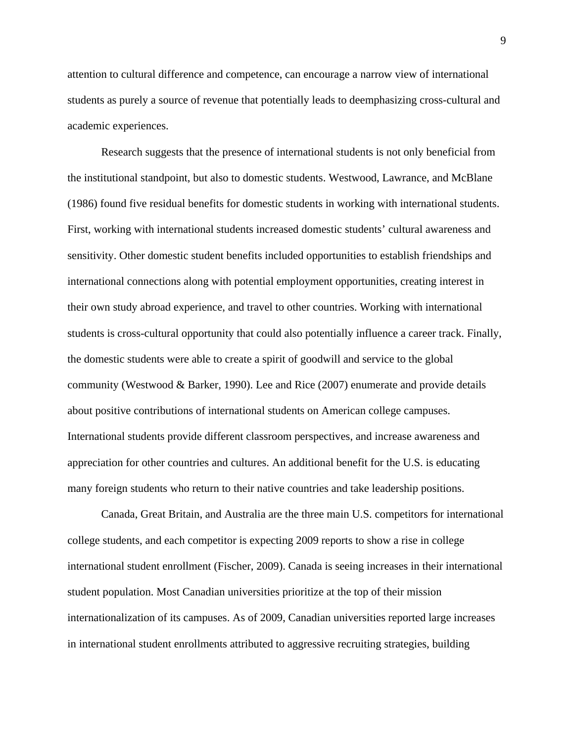attention to cultural difference and competence, can encourage a narrow view of international students as purely a source of revenue that potentially leads to deemphasizing cross-cultural and academic experiences.

Research suggests that the presence of international students is not only beneficial from the institutional standpoint, but also to domestic students. Westwood, Lawrance, and McBlane (1986) found five residual benefits for domestic students in working with international students. First, working with international students increased domestic students' cultural awareness and sensitivity. Other domestic student benefits included opportunities to establish friendships and international connections along with potential employment opportunities, creating interest in their own study abroad experience, and travel to other countries. Working with international students is cross-cultural opportunity that could also potentially influence a career track. Finally, the domestic students were able to create a spirit of goodwill and service to the global community (Westwood & Barker, 1990). Lee and Rice (2007) enumerate and provide details about positive contributions of international students on American college campuses. International students provide different classroom perspectives, and increase awareness and appreciation for other countries and cultures. An additional benefit for the U.S. is educating many foreign students who return to their native countries and take leadership positions.

Canada, Great Britain, and Australia are the three main U.S. competitors for international college students, and each competitor is expecting 2009 reports to show a rise in college international student enrollment (Fischer, 2009). Canada is seeing increases in their international student population. Most Canadian universities prioritize at the top of their mission internationalization of its campuses. As of 2009, Canadian universities reported large increases in international student enrollments attributed to aggressive recruiting strategies, building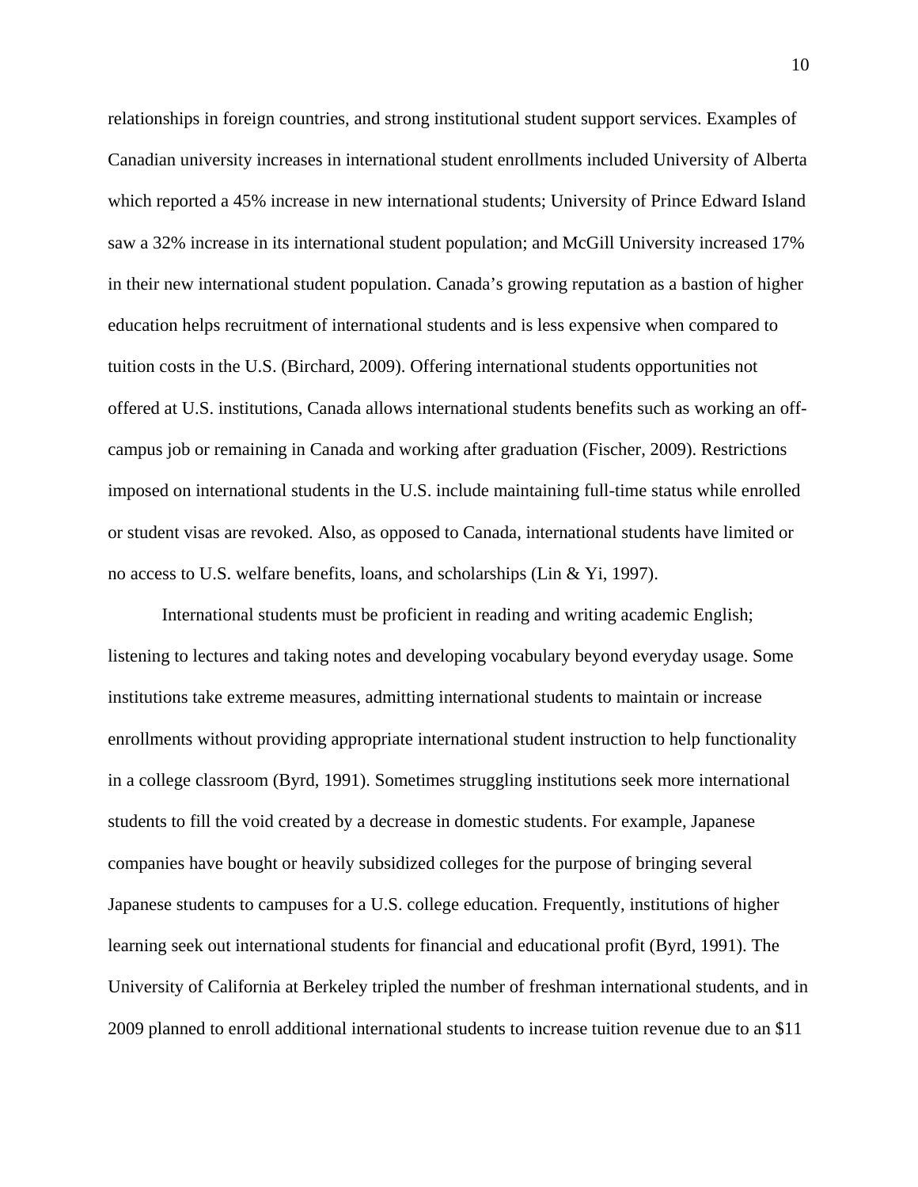relationships in foreign countries, and strong institutional student support services. Examples of Canadian university increases in international student enrollments included University of Alberta which reported a 45% increase in new international students; University of Prince Edward Island saw a 32% increase in its international student population; and McGill University increased 17% in their new international student population. Canada's growing reputation as a bastion of higher education helps recruitment of international students and is less expensive when compared to tuition costs in the U.S. (Birchard, 2009). Offering international students opportunities not offered at U.S. institutions, Canada allows international students benefits such as working an off-campus job or remaining in Canada and working after graduation (Fischer, 2009). Restrictions imposed on international students in the U.S. include maintaining full-time status while enrolled or student visas are revoked. Also, as opposed to Canada, international students have limited or no access to U.S. welfare benefits, loans, and scholarships (Lin & Yi, 1997).

International students must be proficient in reading and writing academic English; listening to lectures and taking notes and developing vocabulary beyond everyday usage. Some institutions take extreme measures, admitting international students to maintain or increase enrollments without providing appropriate international student instruction to help functionality in a college classroom (Byrd, 1991). Sometimes struggling institutions seek more international students to fill the void created by a decrease in domestic students. For example, Japanese companies have bought or heavily subsidized colleges for the purpose of bringing several Japanese students to campuses for a U.S. college education. Frequently, institutions of higher learning seek out international students for financial and educational profit (Byrd, 1991). The University of California at Berkeley tripled the number of freshman international students, and in 2009 planned to enroll additional international students to increase tuition revenue due to an $11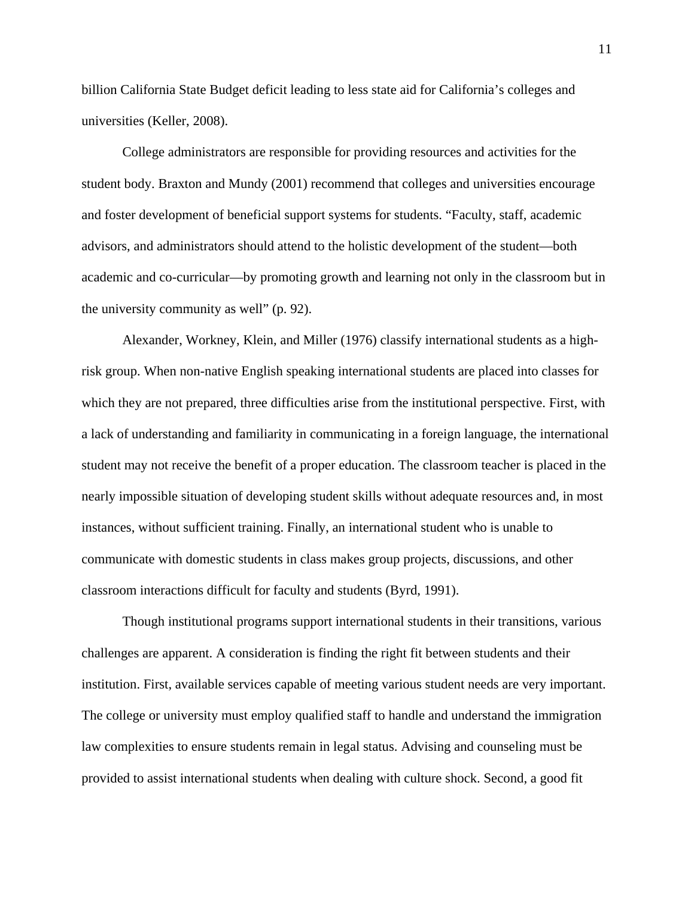billion California State Budget deficit leading to less state aid for California's colleges and universities (Keller, 2008).

College administrators are responsible for providing resources and activities for the student body. Braxton and Mundy (2001) recommend that colleges and universities encourage and foster development of beneficial support systems for students. "Faculty, staff, academic advisors, and administrators should attend to the holistic development of the student—both academic and co-curricular—by promoting growth and learning not only in the classroom but in the university community as well" (p. 92).

Alexander, Workney, Klein, and Miller (1976) classify international students as a high-risk group. When non-native English speaking international students are placed into classes for which they are not prepared, three difficulties arise from the institutional perspective. First, with a lack of understanding and familiarity in communicating in a foreign language, the international student may not receive the benefit of a proper education. The classroom teacher is placed in the nearly impossible situation of developing student skills without adequate resources and, in most instances, without sufficient training. Finally, an international student who is unable to communicate with domestic students in class makes group projects, discussions, and other classroom interactions difficult for faculty and students (Byrd, 1991).

Though institutional programs support international students in their transitions, various challenges are apparent. A consideration is finding the right fit between students and their institution. First, available services capable of meeting various student needs are very important. The college or university must employ qualified staff to handle and understand the immigration law complexities to ensure students remain in legal status. Advising and counseling must be provided to assist international students when dealing with culture shock. Second, a good fit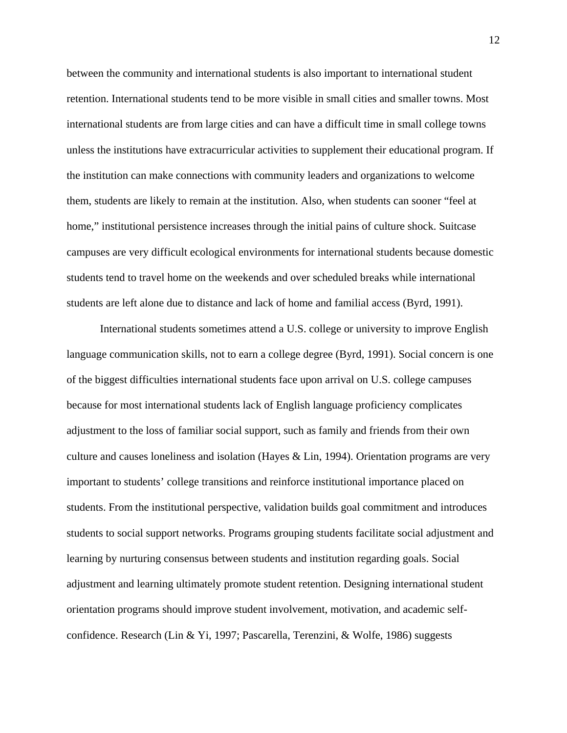between the community and international students is also important to international student retention. International students tend to be more visible in small cities and smaller towns. Most international students are from large cities and can have a difficult time in small college towns unless the institutions have extracurricular activities to supplement their educational program. If the institution can make connections with community leaders and organizations to welcome them, students are likely to remain at the institution. Also, when students can sooner "feel at home," institutional persistence increases through the initial pains of culture shock. Suitcase campuses are very difficult ecological environments for international students because domestic students tend to travel home on the weekends and over scheduled breaks while international students are left alone due to distance and lack of home and familial access (Byrd, 1991).

International students sometimes attend a U.S. college or university to improve English language communication skills, not to earn a college degree (Byrd, 1991). Social concern is one of the biggest difficulties international students face upon arrival on U.S. college campuses because for most international students lack of English language proficiency complicates adjustment to the loss of familiar social support, such as family and friends from their own culture and causes loneliness and isolation (Hayes & Lin, 1994). Orientation programs are very important to students' college transitions and reinforce institutional importance placed on students. From the institutional perspective, validation builds goal commitment and introduces students to social support networks. Programs grouping students facilitate social adjustment and learning by nurturing consensus between students and institution regarding goals. Social adjustment and learning ultimately promote student retention. Designing international student orientation programs should improve student involvement, motivation, and academic self-confidence. Research (Lin & Yi, 1997; Pascarella, Terenzini, & Wolfe, 1986) suggests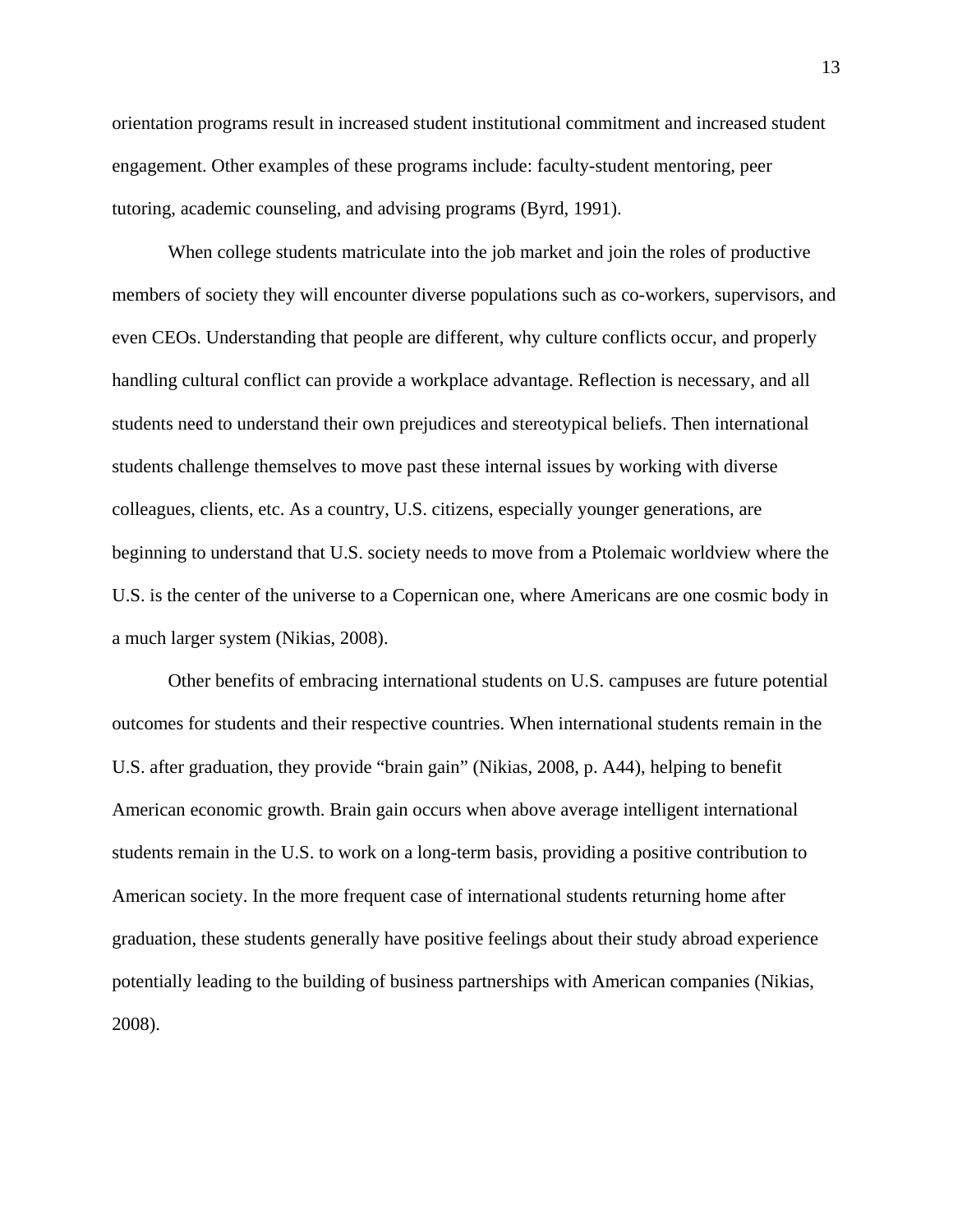orientation programs result in increased student institutional commitment and increased student engagement. Other examples of these programs include: faculty-student mentoring, peer tutoring, academic counseling, and advising programs (Byrd, 1991).

When college students matriculate into the job market and join the roles of productive members of society they will encounter diverse populations such as co-workers, supervisors, and even CEOs. Understanding that people are different, why culture conflicts occur, and properly handling cultural conflict can provide a workplace advantage. Reflection is necessary, and all students need to understand their own prejudices and stereotypical beliefs. Then international students challenge themselves to move past these internal issues by working with diverse colleagues, clients, etc. As a country, U.S. citizens, especially younger generations, are beginning to understand that U.S. society needs to move from a Ptolemaic worldview where the U.S. is the center of the universe to a Copernican one, where Americans are one cosmic body in a much larger system (Nikias, 2008).

Other benefits of embracing international students on U.S. campuses are future potential outcomes for students and their respective countries. When international students remain in the U.S. after graduation, they provide "brain gain" (Nikias, 2008, p. A44), helping to benefit American economic growth. Brain gain occurs when above average intelligent international students remain in the U.S. to work on a long-term basis, providing a positive contribution to American society. In the more frequent case of international students returning home after graduation, these students generally have positive feelings about their study abroad experience potentially leading to the building of business partnerships with American companies (Nikias, 2008).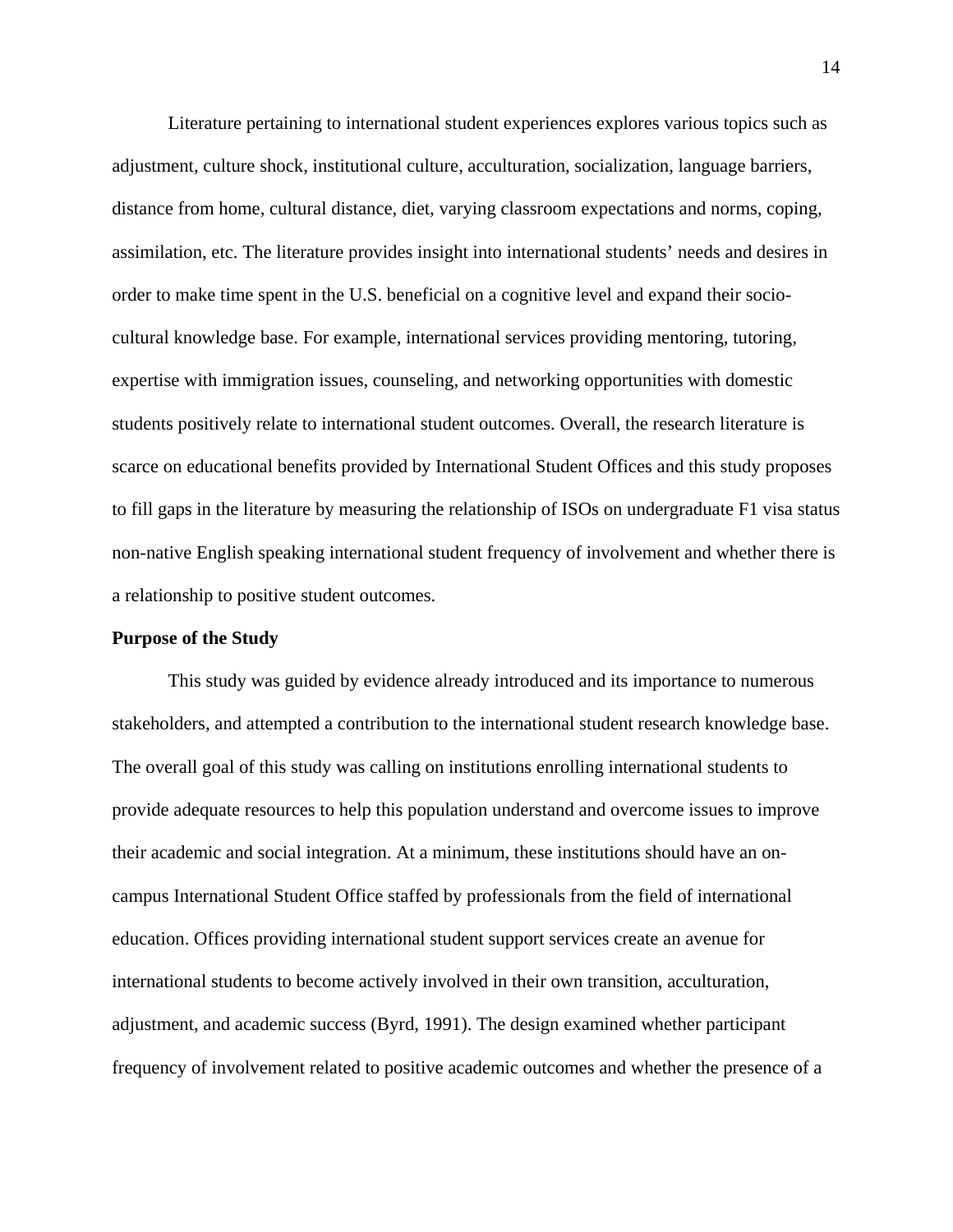Literature pertaining to international student experiences explores various topics such as adjustment, culture shock, institutional culture, acculturation, socialization, language barriers, distance from home, cultural distance, diet, varying classroom expectations and norms, coping, assimilation, etc. The literature provides insight into international students' needs and desires in order to make time spent in the U.S. beneficial on a cognitive level and expand their socio-cultural knowledge base. For example, international services providing mentoring, tutoring, expertise with immigration issues, counseling, and networking opportunities with domestic students positively relate to international student outcomes. Overall, the research literature is scarce on educational benefits provided by International Student Offices and this study proposes to fill gaps in the literature by measuring the relationship of ISOs on undergraduate F1 visa status non-native English speaking international student frequency of involvement and whether there is a relationship to positive student outcomes.

**Purpose of the Study**

This study was guided by evidence already introduced and its importance to numerous stakeholders, and attempted a contribution to the international student research knowledge base. The overall goal of this study was calling on institutions enrolling international students to provide adequate resources to help this population understand and overcome issues to improve their academic and social integration. At a minimum, these institutions should have an on-campus International Student Office staffed by professionals from the field of international education. Offices providing international student support services create an avenue for international students to become actively involved in their own transition, acculturation, adjustment, and academic success (Byrd, 1991). The design examined whether participant frequency of involvement related to positive academic outcomes and whether the presence of a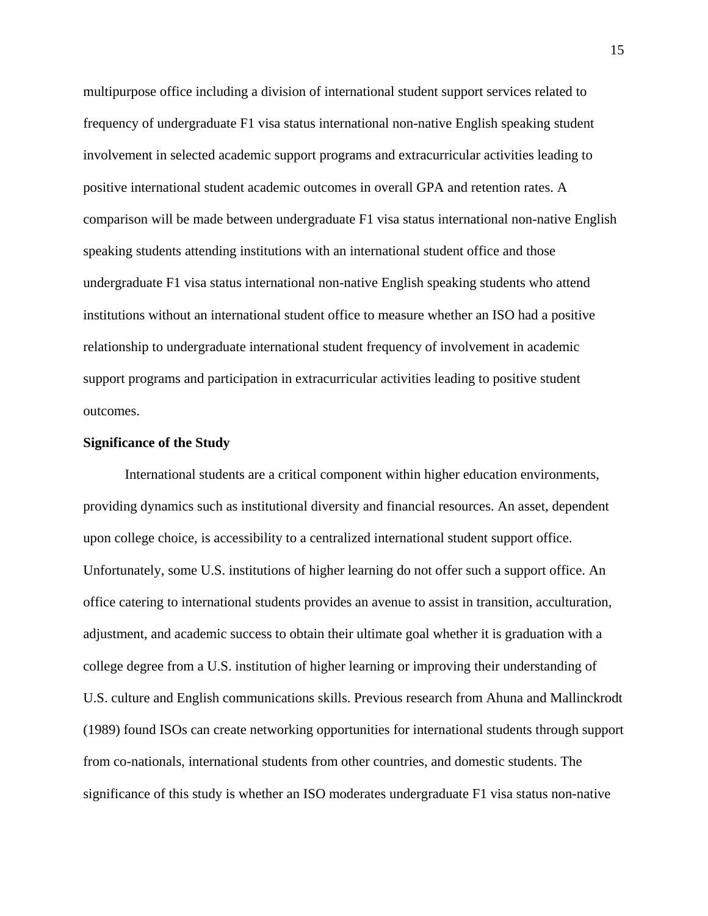multipurpose office including a division of international student support services related to frequency of undergraduate F1 visa status international non-native English speaking student involvement in selected academic support programs and extracurricular activities leading to positive international student academic outcomes in overall GPA and retention rates. A comparison will be made between undergraduate F1 visa status international non-native English speaking students attending institutions with an international student office and those undergraduate F1 visa status international non-native English speaking students who attend institutions without an international student office to measure whether an ISO had a positive relationship to undergraduate international student frequency of involvement in academic support programs and participation in extracurricular activities leading to positive student outcomes.

**Significance of the Study**

International students are a critical component within higher education environments, providing dynamics such as institutional diversity and financial resources. An asset, dependent upon college choice, is accessibility to a centralized international student support office. Unfortunately, some U.S. institutions of higher learning do not offer such a support office. An office catering to international students provides an avenue to assist in transition, acculturation, adjustment, and academic success to obtain their ultimate goal whether it is graduation with a college degree from a U.S. institution of higher learning or improving their understanding of U.S. culture and English communications skills. Previous research from Ahuna and Mallinckrodt (1989) found ISOs can create networking opportunities for international students through support from co-nationals, international students from other countries, and domestic students. The significance of this study is whether an ISO moderates undergraduate F1 visa status non-native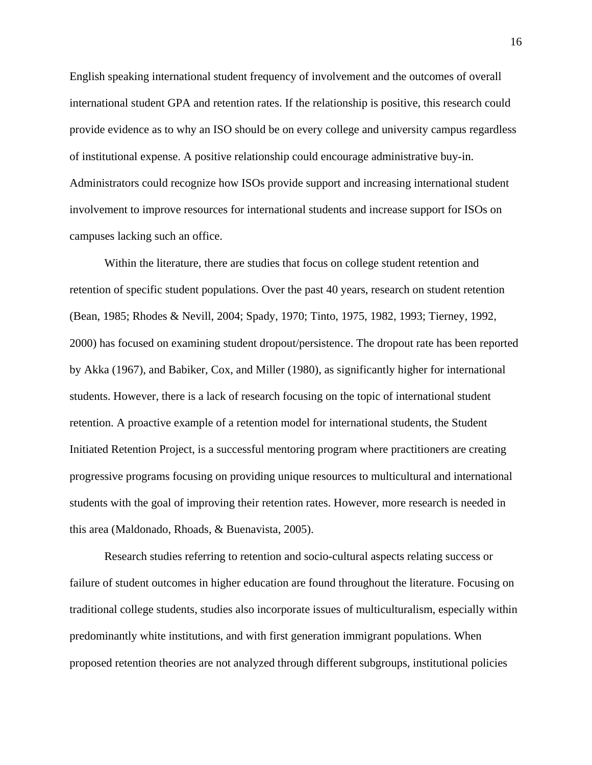English speaking international student frequency of involvement and the outcomes of overall international student GPA and retention rates. If the relationship is positive, this research could provide evidence as to why an ISO should be on every college and university campus regardless of institutional expense. A positive relationship could encourage administrative buy-in. Administrators could recognize how ISOs provide support and increasing international student involvement to improve resources for international students and increase support for ISOs on campuses lacking such an office.

Within the literature, there are studies that focus on college student retention and retention of specific student populations. Over the past 40 years, research on student retention (Bean, 1985; Rhodes & Nevill, 2004; Spady, 1970; Tinto, 1975, 1982, 1993; Tierney, 1992, 2000) has focused on examining student dropout/persistence. The dropout rate has been reported by Akka (1967), and Babiker, Cox, and Miller (1980), as significantly higher for international students. However, there is a lack of research focusing on the topic of international student retention. A proactive example of a retention model for international students, the Student Initiated Retention Project, is a successful mentoring program where practitioners are creating progressive programs focusing on providing unique resources to multicultural and international students with the goal of improving their retention rates. However, more research is needed in this area (Maldonado, Rhoads, & Buenavista, 2005).

Research studies referring to retention and socio-cultural aspects relating success or failure of student outcomes in higher education are found throughout the literature. Focusing on traditional college students, studies also incorporate issues of multiculturalism, especially within predominantly white institutions, and with first generation immigrant populations. When proposed retention theories are not analyzed through different subgroups, institutional policies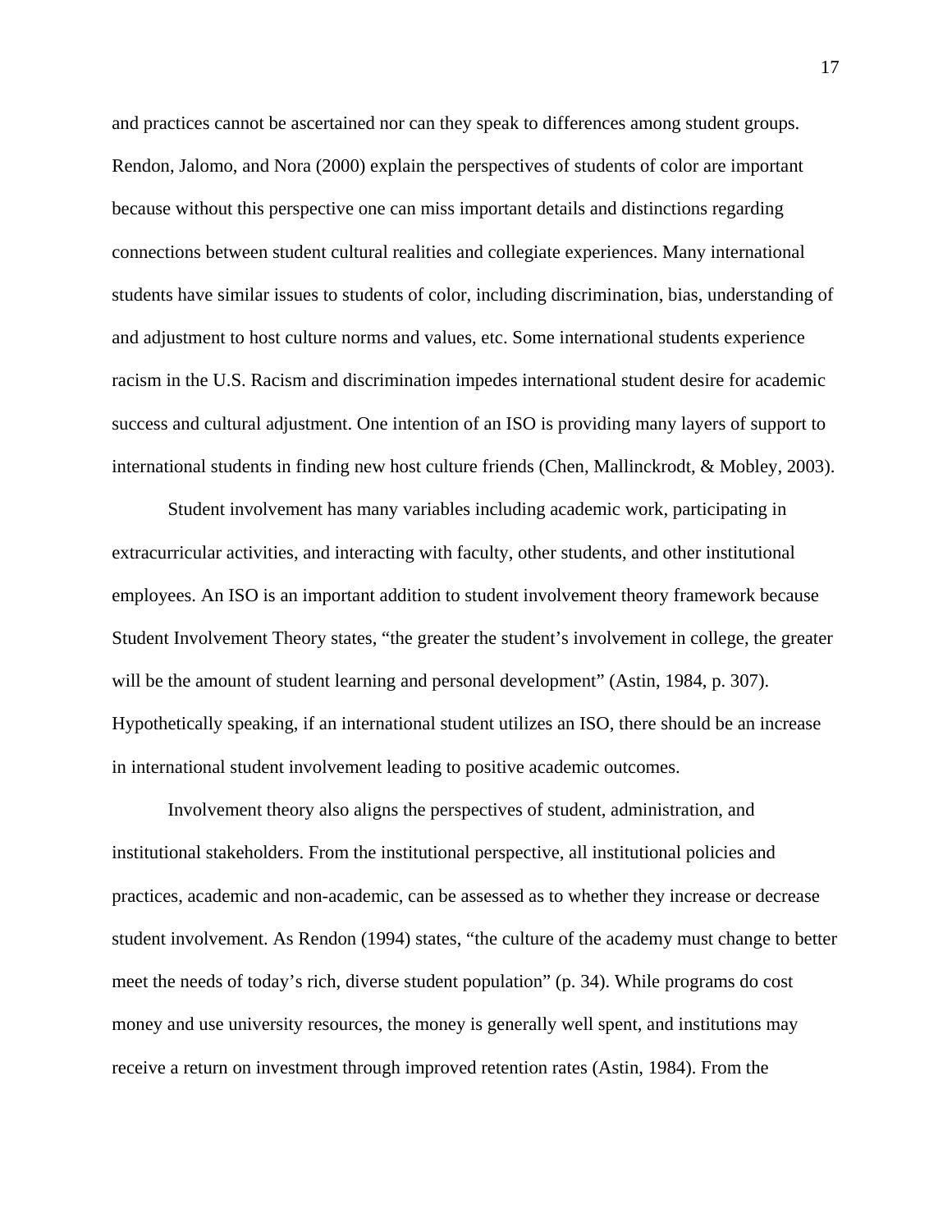and practices cannot be ascertained nor can they speak to differences among student groups. Rendon, Jalomo, and Nora (2000) explain the perspectives of students of color are important because without this perspective one can miss important details and distinctions regarding connections between student cultural realities and collegiate experiences. Many international students have similar issues to students of color, including discrimination, bias, understanding of and adjustment to host culture norms and values, etc. Some international students experience racism in the U.S. Racism and discrimination impedes international student desire for academic success and cultural adjustment. One intention of an ISO is providing many layers of support to international students in finding new host culture friends (Chen, Mallinckrodt, & Mobley, 2003).

Student involvement has many variables including academic work, participating in extracurricular activities, and interacting with faculty, other students, and other institutional employees. An ISO is an important addition to student involvement theory framework because Student Involvement Theory states, "the greater the student's involvement in college, the greater will be the amount of student learning and personal development" (Astin, 1984, p. 307). Hypothetically speaking, if an international student utilizes an ISO, there should be an increase in international student involvement leading to positive academic outcomes.

Involvement theory also aligns the perspectives of student, administration, and institutional stakeholders. From the institutional perspective, all institutional policies and practices, academic and non-academic, can be assessed as to whether they increase or decrease student involvement. As Rendon (1994) states, "the culture of the academy must change to better meet the needs of today's rich, diverse student population" (p. 34). While programs do cost money and use university resources, the money is generally well spent, and institutions may receive a return on investment through improved retention rates (Astin, 1984). From the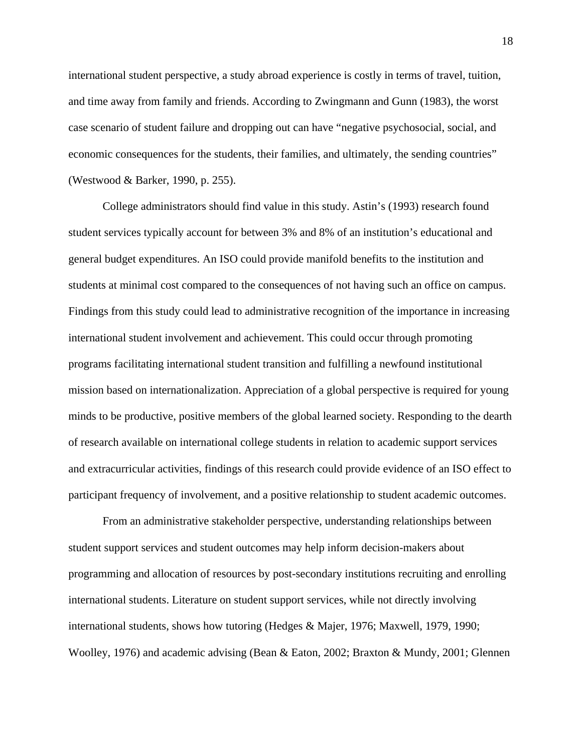international student perspective, a study abroad experience is costly in terms of travel, tuition, and time away from family and friends. According to Zwingmann and Gunn (1983), the worst case scenario of student failure and dropping out can have “negative psychosocial, social, and economic consequences for the students, their families, and ultimately, the sending countries” (Westwood & Barker, 1990, p. 255).

College administrators should find value in this study. Astin’s (1993) research found student services typically account for between 3% and 8% of an institution’s educational and general budget expenditures. An ISO could provide manifold benefits to the institution and students at minimal cost compared to the consequences of not having such an office on campus. Findings from this study could lead to administrative recognition of the importance in increasing international student involvement and achievement. This could occur through promoting programs facilitating international student transition and fulfilling a newfound institutional mission based on internationalization. Appreciation of a global perspective is required for young minds to be productive, positive members of the global learned society. Responding to the dearth of research available on international college students in relation to academic support services and extracurricular activities, findings of this research could provide evidence of an ISO effect to participant frequency of involvement, and a positive relationship to student academic outcomes.

From an administrative stakeholder perspective, understanding relationships between student support services and student outcomes may help inform decision-makers about programming and allocation of resources by post-secondary institutions recruiting and enrolling international students. Literature on student support services, while not directly involving international students, shows how tutoring (Hedges & Majer, 1976; Maxwell, 1979, 1990; Woolley, 1976) and academic advising (Bean & Eaton, 2002; Braxton & Mundy, 2001; Glennen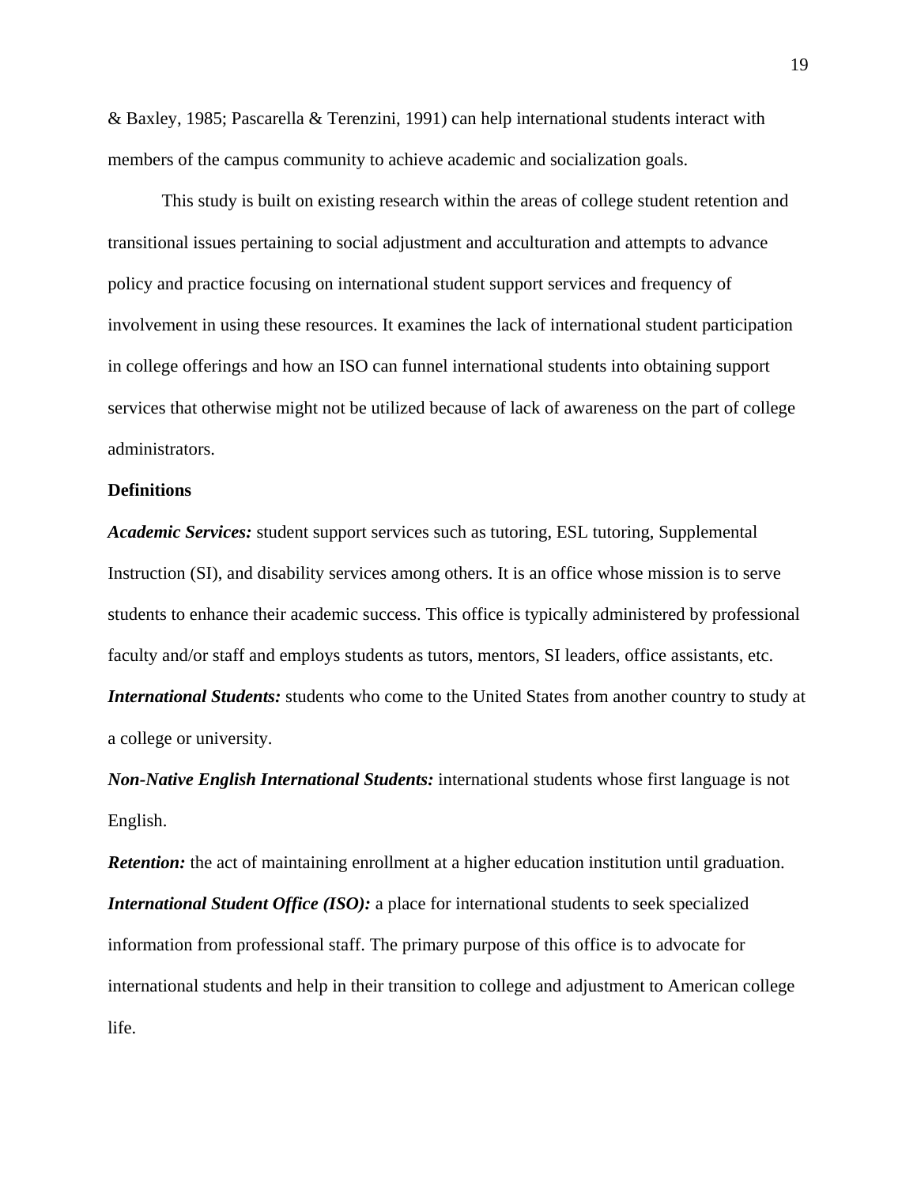& Baxley, 1985; Pascarella & Terenzini, 1991) can help international students interact with members of the campus community to achieve academic and socialization goals.

This study is built on existing research within the areas of college student retention and transitional issues pertaining to social adjustment and acculturation and attempts to advance policy and practice focusing on international student support services and frequency of involvement in using these resources. It examines the lack of international student participation in college offerings and how an ISO can funnel international students into obtaining support services that otherwise might not be utilized because of lack of awareness on the part of college administrators.

**Definitions**

***Academic Services:*** student support services such as tutoring, ESL tutoring, Supplemental Instruction (SI), and disability services among others. It is an office whose mission is to serve students to enhance their academic success. This office is typically administered by professional faculty and/or staff and employs students as tutors, mentors, SI leaders, office assistants, etc.

***International Students:*** students who come to the United States from another country to study at a college or university.

***Non-Native English International Students:*** international students whose first language is not English.

***Retention:*** the act of maintaining enrollment at a higher education institution until graduation.

***International Student Office (ISO):*** a place for international students to seek specialized information from professional staff. The primary purpose of this office is to advocate for international students and help in their transition to college and adjustment to American college life.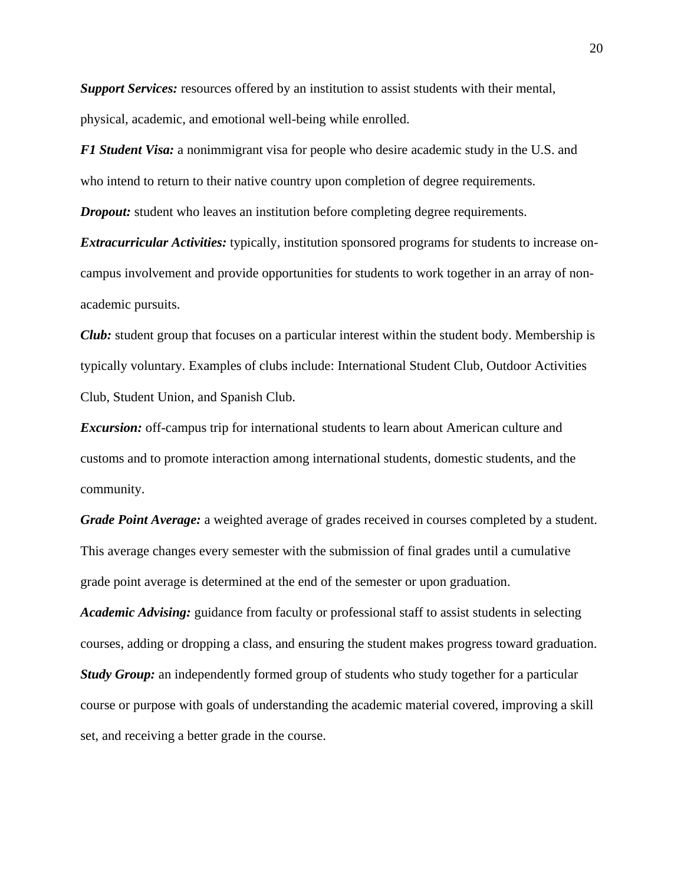***Support Services:*** resources offered by an institution to assist students with their mental, physical, academic, and emotional well-being while enrolled.

***F1 Student Visa:*** a nonimmigrant visa for people who desire academic study in the U.S. and who intend to return to their native country upon completion of degree requirements.

***Dropout:*** student who leaves an institution before completing degree requirements.

***Extracurricular Activities:*** typically, institution sponsored programs for students to increase on-campus involvement and provide opportunities for students to work together in an array of non-academic pursuits.

***Club:*** student group that focuses on a particular interest within the student body. Membership is typically voluntary. Examples of clubs include: International Student Club, Outdoor Activities Club, Student Union, and Spanish Club.

***Excursion:*** off-campus trip for international students to learn about American culture and customs and to promote interaction among international students, domestic students, and the community.

***Grade Point Average:*** a weighted average of grades received in courses completed by a student. This average changes every semester with the submission of final grades until a cumulative grade point average is determined at the end of the semester or upon graduation.

***Academic Advising:*** guidance from faculty or professional staff to assist students in selecting courses, adding or dropping a class, and ensuring the student makes progress toward graduation.

***Study Group:*** an independently formed group of students who study together for a particular course or purpose with goals of understanding the academic material covered, improving a skill set, and receiving a better grade in the course.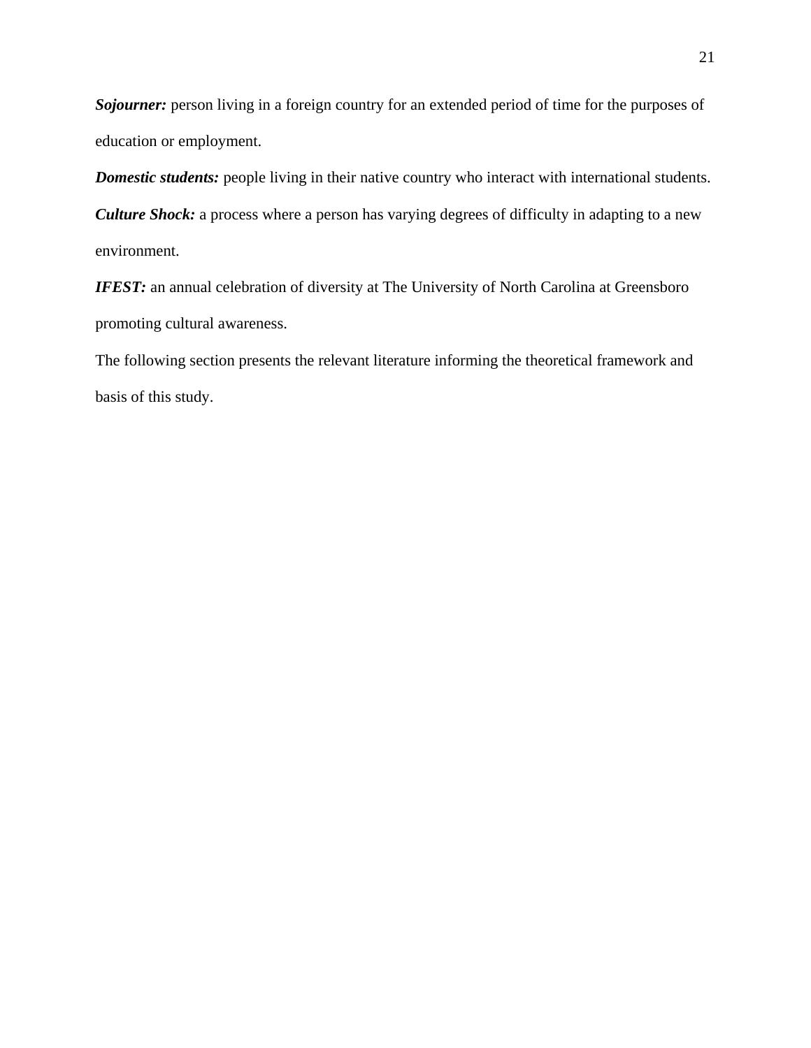***Sojourner:*** person living in a foreign country for an extended period of time for the purposes of education or employment.

***Domestic students:*** people living in their native country who interact with international students.

***Culture Shock:*** a process where a person has varying degrees of difficulty in adapting to a new environment.

***IFEST:*** an annual celebration of diversity at The University of North Carolina at Greensboro promoting cultural awareness.

The following section presents the relevant literature informing the theoretical framework and basis of this study.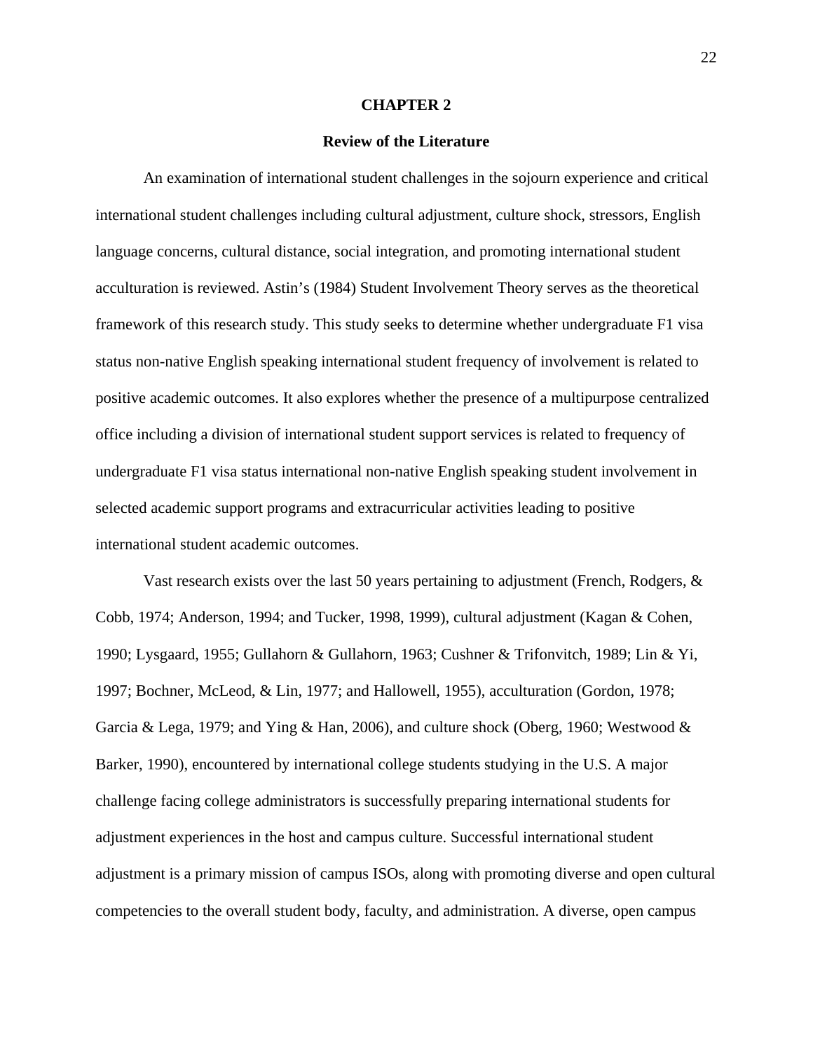# CHAPTER 2

## Review of the Literature

An examination of international student challenges in the sojourn experience and critical international student challenges including cultural adjustment, culture shock, stressors, English language concerns, cultural distance, social integration, and promoting international student acculturation is reviewed. Astin's (1984) Student Involvement Theory serves as the theoretical framework of this research study. This study seeks to determine whether undergraduate F1 visa status non-native English speaking international student frequency of involvement is related to positive academic outcomes. It also explores whether the presence of a multipurpose centralized office including a division of international student support services is related to frequency of undergraduate F1 visa status international non-native English speaking student involvement in selected academic support programs and extracurricular activities leading to positive international student academic outcomes.

Vast research exists over the last 50 years pertaining to adjustment (French, Rodgers, & Cobb, 1974; Anderson, 1994; and Tucker, 1998, 1999), cultural adjustment (Kagan & Cohen, 1990; Lysgaard, 1955; Gullahorn & Gullahorn, 1963; Cushner & Trifonvitch, 1989; Lin & Yi, 1997; Bochner, McLeod, & Lin, 1977; and Hallowell, 1955), acculturation (Gordon, 1978; Garcia & Lega, 1979; and Ying & Han, 2006), and culture shock (Oberg, 1960; Westwood & Barker, 1990), encountered by international college students studying in the U.S. A major challenge facing college administrators is successfully preparing international students for adjustment experiences in the host and campus culture. Successful international student adjustment is a primary mission of campus ISOs, along with promoting diverse and open cultural competencies to the overall student body, faculty, and administration. A diverse, open campus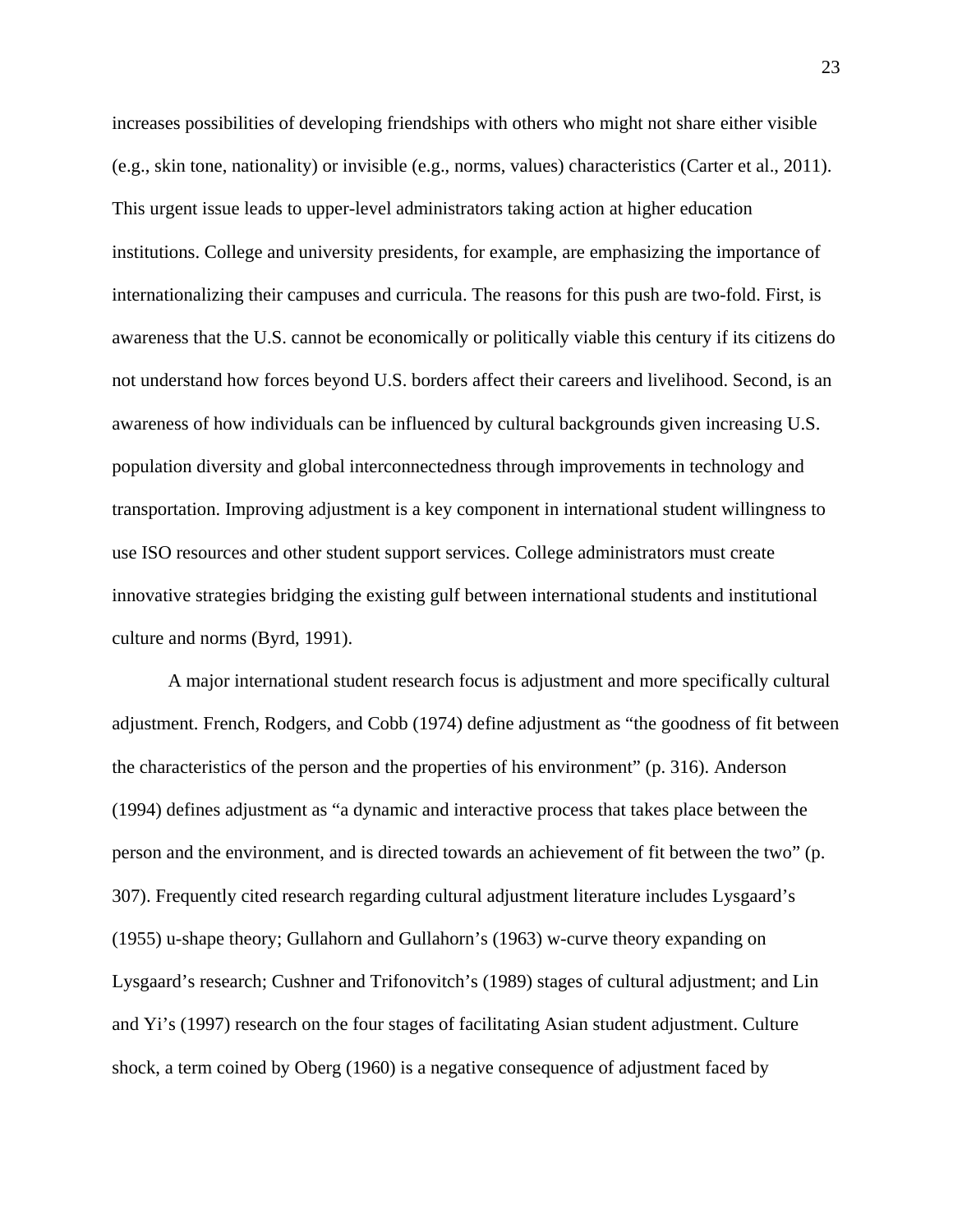increases possibilities of developing friendships with others who might not share either visible (e.g., skin tone, nationality) or invisible (e.g., norms, values) characteristics (Carter et al., 2011). This urgent issue leads to upper-level administrators taking action at higher education institutions. College and university presidents, for example, are emphasizing the importance of internationalizing their campuses and curricula. The reasons for this push are two-fold. First, is awareness that the U.S. cannot be economically or politically viable this century if its citizens do not understand how forces beyond U.S. borders affect their careers and livelihood. Second, is an awareness of how individuals can be influenced by cultural backgrounds given increasing U.S. population diversity and global interconnectedness through improvements in technology and transportation. Improving adjustment is a key component in international student willingness to use ISO resources and other student support services. College administrators must create innovative strategies bridging the existing gulf between international students and institutional culture and norms (Byrd, 1991).

A major international student research focus is adjustment and more specifically cultural adjustment. French, Rodgers, and Cobb (1974) define adjustment as "the goodness of fit between the characteristics of the person and the properties of his environment" (p. 316). Anderson (1994) defines adjustment as "a dynamic and interactive process that takes place between the person and the environment, and is directed towards an achievement of fit between the two" (p. 307). Frequently cited research regarding cultural adjustment literature includes Lysgaard's (1955) u-shape theory; Gullahorn and Gullahorn's (1963) w-curve theory expanding on Lysgaard's research; Cushner and Trifonovitch's (1989) stages of cultural adjustment; and Lin and Yi's (1997) research on the four stages of facilitating Asian student adjustment. Culture shock, a term coined by Oberg (1960) is a negative consequence of adjustment faced by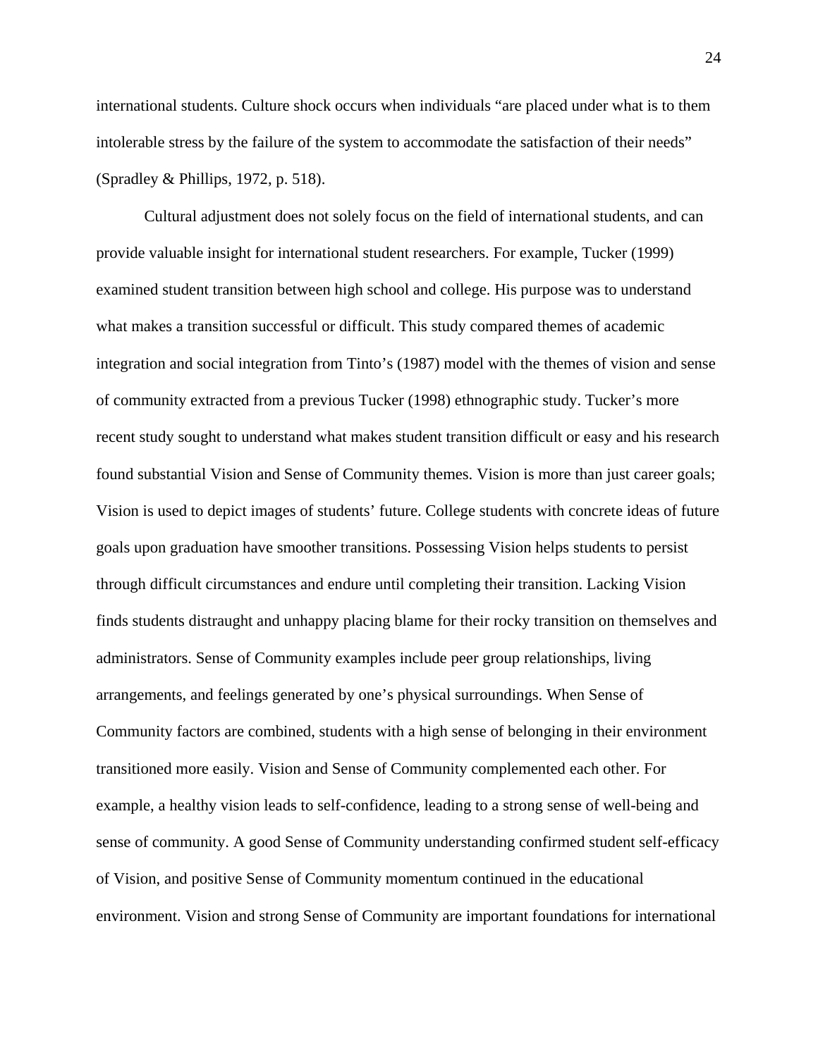international students. Culture shock occurs when individuals "are placed under what is to them intolerable stress by the failure of the system to accommodate the satisfaction of their needs" (Spradley & Phillips, 1972, p. 518).

Cultural adjustment does not solely focus on the field of international students, and can provide valuable insight for international student researchers. For example, Tucker (1999) examined student transition between high school and college. His purpose was to understand what makes a transition successful or difficult. This study compared themes of academic integration and social integration from Tinto's (1987) model with the themes of vision and sense of community extracted from a previous Tucker (1998) ethnographic study. Tucker's more recent study sought to understand what makes student transition difficult or easy and his research found substantial Vision and Sense of Community themes. Vision is more than just career goals; Vision is used to depict images of students' future. College students with concrete ideas of future goals upon graduation have smoother transitions. Possessing Vision helps students to persist through difficult circumstances and endure until completing their transition. Lacking Vision finds students distraught and unhappy placing blame for their rocky transition on themselves and administrators. Sense of Community examples include peer group relationships, living arrangements, and feelings generated by one's physical surroundings. When Sense of Community factors are combined, students with a high sense of belonging in their environment transitioned more easily. Vision and Sense of Community complemented each other. For example, a healthy vision leads to self-confidence, leading to a strong sense of well-being and sense of community. A good Sense of Community understanding confirmed student self-efficacy of Vision, and positive Sense of Community momentum continued in the educational environment. Vision and strong Sense of Community are important foundations for international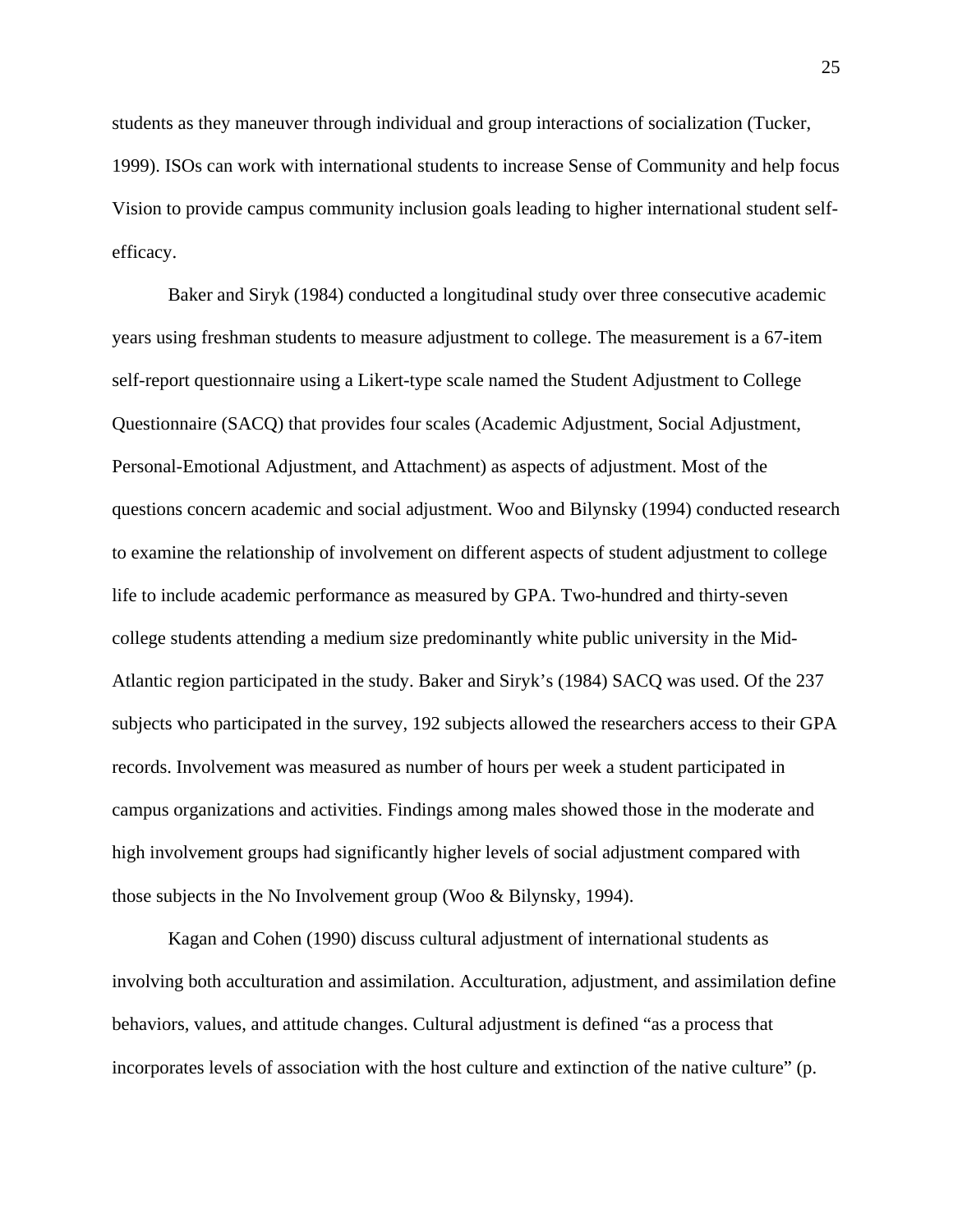students as they maneuver through individual and group interactions of socialization (Tucker, 1999). ISOs can work with international students to increase Sense of Community and help focus Vision to provide campus community inclusion goals leading to higher international student self-efficacy.

Baker and Siryk (1984) conducted a longitudinal study over three consecutive academic years using freshman students to measure adjustment to college. The measurement is a 67-item self-report questionnaire using a Likert-type scale named the Student Adjustment to College Questionnaire (SACQ) that provides four scales (Academic Adjustment, Social Adjustment, Personal-Emotional Adjustment, and Attachment) as aspects of adjustment. Most of the questions concern academic and social adjustment. Woo and Bilynsky (1994) conducted research to examine the relationship of involvement on different aspects of student adjustment to college life to include academic performance as measured by GPA. Two-hundred and thirty-seven college students attending a medium size predominantly white public university in the Mid-Atlantic region participated in the study. Baker and Siryk's (1984) SACQ was used. Of the 237 subjects who participated in the survey, 192 subjects allowed the researchers access to their GPA records. Involvement was measured as number of hours per week a student participated in campus organizations and activities. Findings among males showed those in the moderate and high involvement groups had significantly higher levels of social adjustment compared with those subjects in the No Involvement group (Woo & Bilynsky, 1994).

Kagan and Cohen (1990) discuss cultural adjustment of international students as involving both acculturation and assimilation. Acculturation, adjustment, and assimilation define behaviors, values, and attitude changes. Cultural adjustment is defined "as a process that incorporates levels of association with the host culture and extinction of the native culture" (p.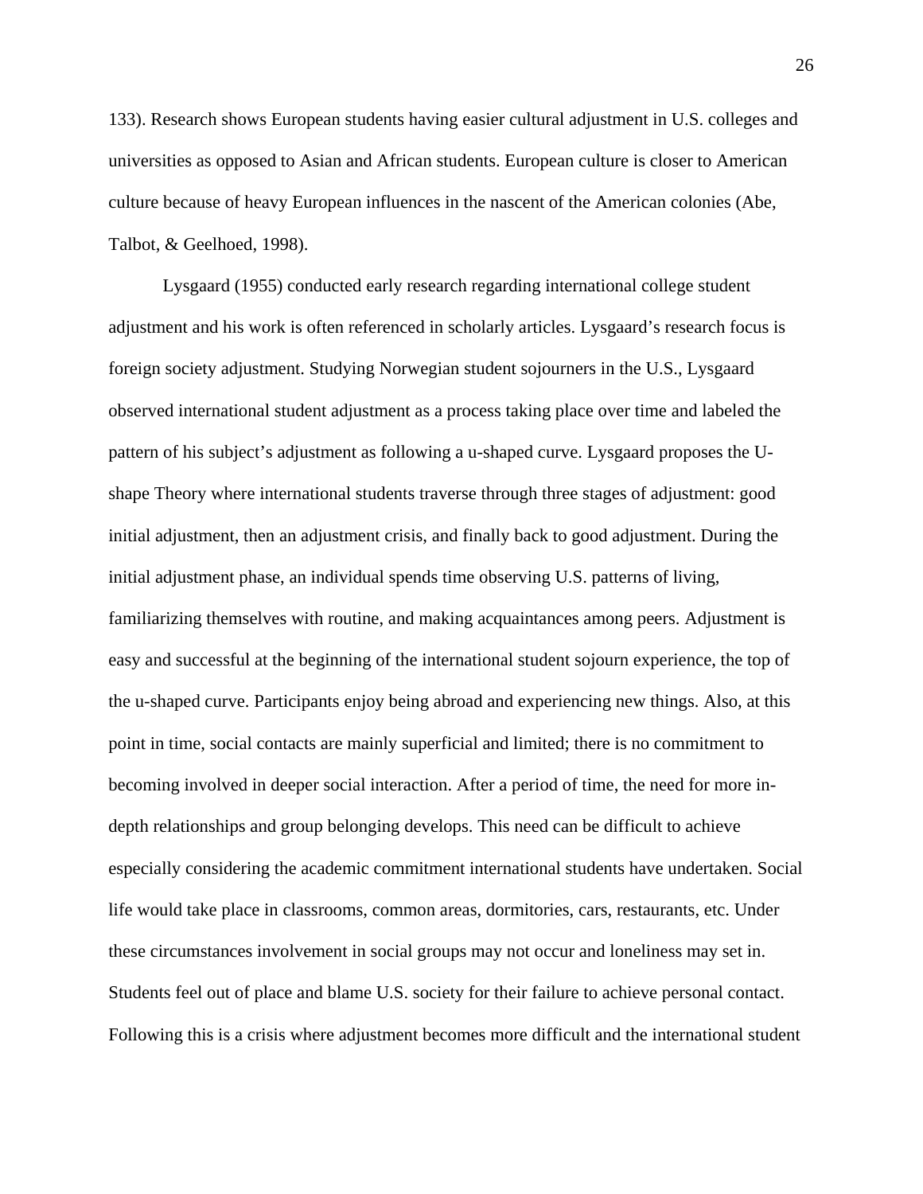133). Research shows European students having easier cultural adjustment in U.S. colleges and universities as opposed to Asian and African students. European culture is closer to American culture because of heavy European influences in the nascent of the American colonies (Abe, Talbot, & Geelhoed, 1998).

Lysgaard (1955) conducted early research regarding international college student adjustment and his work is often referenced in scholarly articles. Lysgaard's research focus is foreign society adjustment. Studying Norwegian student sojourners in the U.S., Lysgaard observed international student adjustment as a process taking place over time and labeled the pattern of his subject's adjustment as following a u-shaped curve. Lysgaard proposes the U-shape Theory where international students traverse through three stages of adjustment: good initial adjustment, then an adjustment crisis, and finally back to good adjustment. During the initial adjustment phase, an individual spends time observing U.S. patterns of living, familiarizing themselves with routine, and making acquaintances among peers. Adjustment is easy and successful at the beginning of the international student sojourn experience, the top of the u-shaped curve. Participants enjoy being abroad and experiencing new things. Also, at this point in time, social contacts are mainly superficial and limited; there is no commitment to becoming involved in deeper social interaction. After a period of time, the need for more in-depth relationships and group belonging develops. This need can be difficult to achieve especially considering the academic commitment international students have undertaken. Social life would take place in classrooms, common areas, dormitories, cars, restaurants, etc. Under these circumstances involvement in social groups may not occur and loneliness may set in. Students feel out of place and blame U.S. society for their failure to achieve personal contact. Following this is a crisis where adjustment becomes more difficult and the international student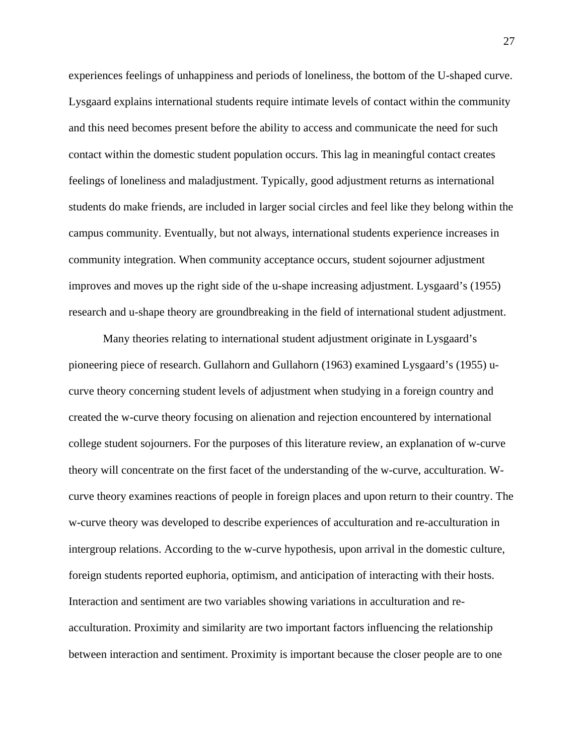experiences feelings of unhappiness and periods of loneliness, the bottom of the U-shaped curve. Lysgaard explains international students require intimate levels of contact within the community and this need becomes present before the ability to access and communicate the need for such contact within the domestic student population occurs. This lag in meaningful contact creates feelings of loneliness and maladjustment. Typically, good adjustment returns as international students do make friends, are included in larger social circles and feel like they belong within the campus community. Eventually, but not always, international students experience increases in community integration. When community acceptance occurs, student sojourner adjustment improves and moves up the right side of the u-shape increasing adjustment. Lysgaard's (1955) research and u-shape theory are groundbreaking in the field of international student adjustment.

Many theories relating to international student adjustment originate in Lysgaard's pioneering piece of research. Gullahorn and Gullahorn (1963) examined Lysgaard's (1955) u-curve theory concerning student levels of adjustment when studying in a foreign country and created the w-curve theory focusing on alienation and rejection encountered by international college student sojourners. For the purposes of this literature review, an explanation of w-curve theory will concentrate on the first facet of the understanding of the w-curve, acculturation. W-curve theory examines reactions of people in foreign places and upon return to their country. The w-curve theory was developed to describe experiences of acculturation and re-acculturation in intergroup relations. According to the w-curve hypothesis, upon arrival in the domestic culture, foreign students reported euphoria, optimism, and anticipation of interacting with their hosts. Interaction and sentiment are two variables showing variations in acculturation and re-acculturation. Proximity and similarity are two important factors influencing the relationship between interaction and sentiment. Proximity is important because the closer people are to one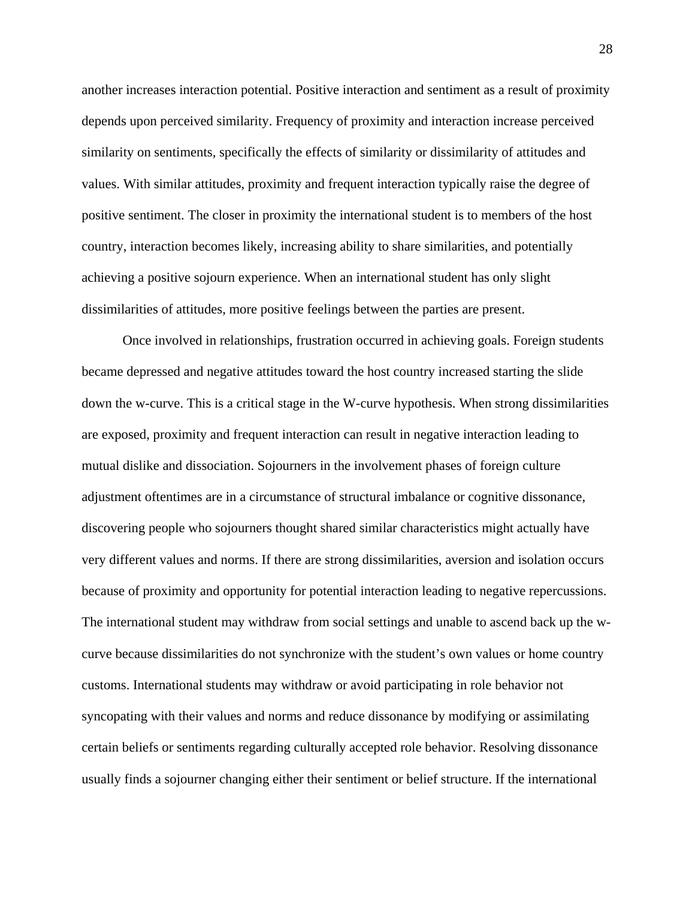another increases interaction potential. Positive interaction and sentiment as a result of proximity depends upon perceived similarity. Frequency of proximity and interaction increase perceived similarity on sentiments, specifically the effects of similarity or dissimilarity of attitudes and values. With similar attitudes, proximity and frequent interaction typically raise the degree of positive sentiment. The closer in proximity the international student is to members of the host country, interaction becomes likely, increasing ability to share similarities, and potentially achieving a positive sojourn experience. When an international student has only slight dissimilarities of attitudes, more positive feelings between the parties are present.

Once involved in relationships, frustration occurred in achieving goals. Foreign students became depressed and negative attitudes toward the host country increased starting the slide down the w-curve. This is a critical stage in the W-curve hypothesis. When strong dissimilarities are exposed, proximity and frequent interaction can result in negative interaction leading to mutual dislike and dissociation. Sojourners in the involvement phases of foreign culture adjustment oftentimes are in a circumstance of structural imbalance or cognitive dissonance, discovering people who sojourners thought shared similar characteristics might actually have very different values and norms. If there are strong dissimilarities, aversion and isolation occurs because of proximity and opportunity for potential interaction leading to negative repercussions. The international student may withdraw from social settings and unable to ascend back up the w-curve because dissimilarities do not synchronize with the student's own values or home country customs. International students may withdraw or avoid participating in role behavior not syncopating with their values and norms and reduce dissonance by modifying or assimilating certain beliefs or sentiments regarding culturally accepted role behavior. Resolving dissonance usually finds a sojourner changing either their sentiment or belief structure. If the international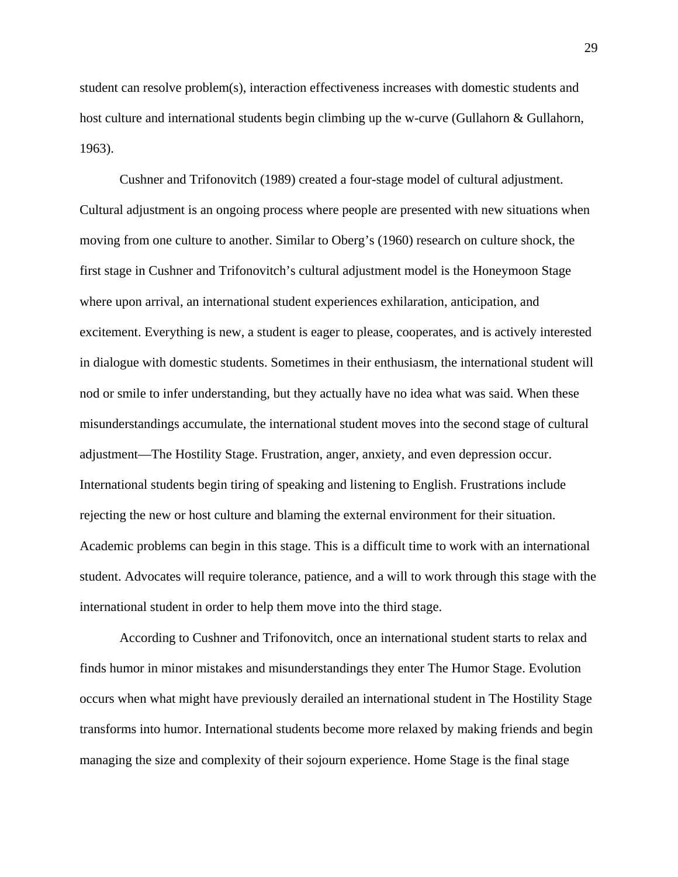student can resolve problem(s), interaction effectiveness increases with domestic students and host culture and international students begin climbing up the w-curve (Gullahorn & Gullahorn, 1963).

Cushner and Trifonovitch (1989) created a four-stage model of cultural adjustment. Cultural adjustment is an ongoing process where people are presented with new situations when moving from one culture to another. Similar to Oberg's (1960) research on culture shock, the first stage in Cushner and Trifonovitch's cultural adjustment model is the Honeymoon Stage where upon arrival, an international student experiences exhilaration, anticipation, and excitement. Everything is new, a student is eager to please, cooperates, and is actively interested in dialogue with domestic students. Sometimes in their enthusiasm, the international student will nod or smile to infer understanding, but they actually have no idea what was said. When these misunderstandings accumulate, the international student moves into the second stage of cultural adjustment—The Hostility Stage. Frustration, anger, anxiety, and even depression occur. International students begin tiring of speaking and listening to English. Frustrations include rejecting the new or host culture and blaming the external environment for their situation. Academic problems can begin in this stage. This is a difficult time to work with an international student. Advocates will require tolerance, patience, and a will to work through this stage with the international student in order to help them move into the third stage.

According to Cushner and Trifonovitch, once an international student starts to relax and finds humor in minor mistakes and misunderstandings they enter The Humor Stage. Evolution occurs when what might have previously derailed an international student in The Hostility Stage transforms into humor. International students become more relaxed by making friends and begin managing the size and complexity of their sojourn experience. Home Stage is the final stage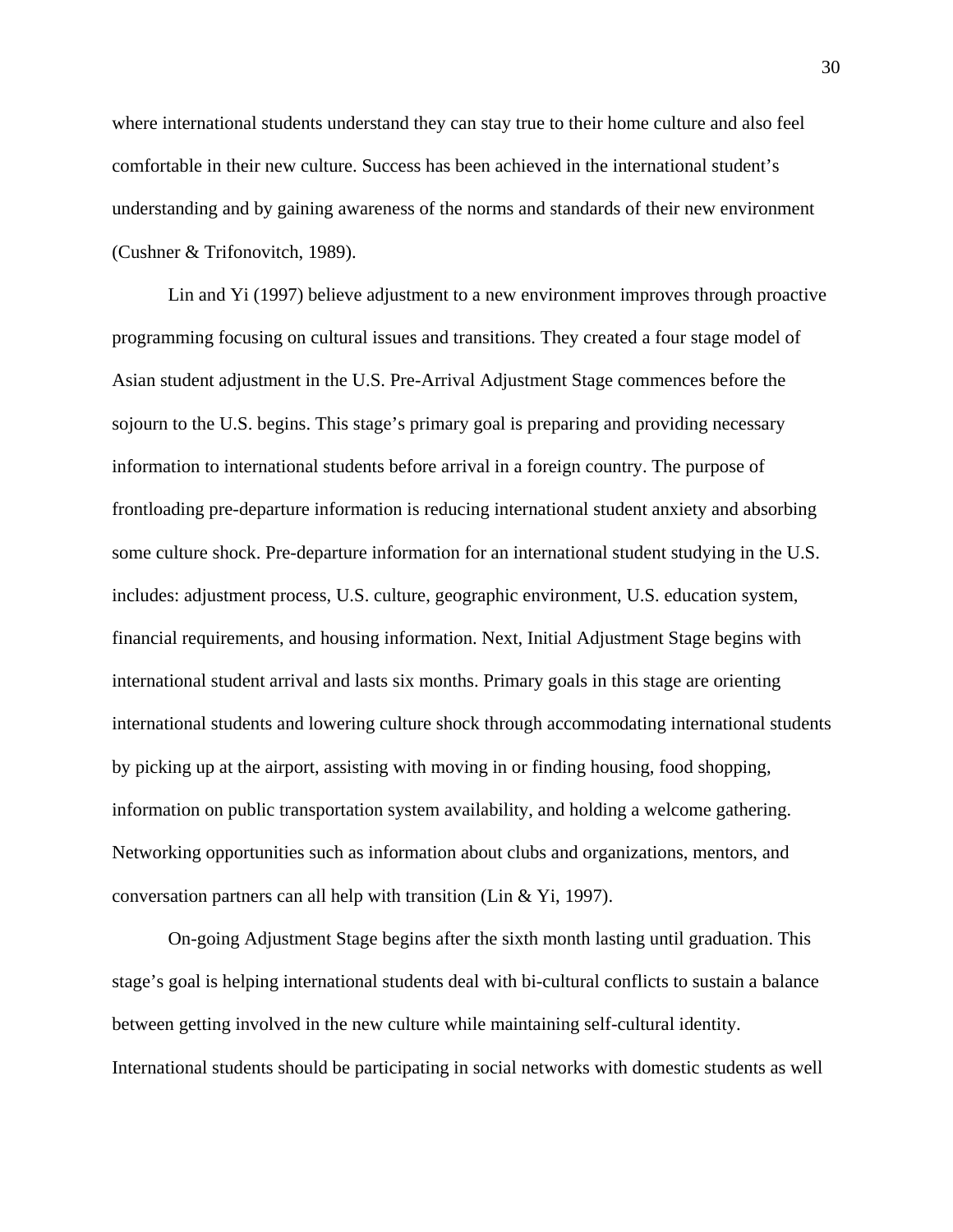where international students understand they can stay true to their home culture and also feel comfortable in their new culture. Success has been achieved in the international student's understanding and by gaining awareness of the norms and standards of their new environment (Cushner & Trifonovitch, 1989).

Lin and Yi (1997) believe adjustment to a new environment improves through proactive programming focusing on cultural issues and transitions. They created a four stage model of Asian student adjustment in the U.S. Pre-Arrival Adjustment Stage commences before the sojourn to the U.S. begins. This stage's primary goal is preparing and providing necessary information to international students before arrival in a foreign country. The purpose of frontloading pre-departure information is reducing international student anxiety and absorbing some culture shock. Pre-departure information for an international student studying in the U.S. includes: adjustment process, U.S. culture, geographic environment, U.S. education system, financial requirements, and housing information. Next, Initial Adjustment Stage begins with international student arrival and lasts six months. Primary goals in this stage are orienting international students and lowering culture shock through accommodating international students by picking up at the airport, assisting with moving in or finding housing, food shopping, information on public transportation system availability, and holding a welcome gathering. Networking opportunities such as information about clubs and organizations, mentors, and conversation partners can all help with transition (Lin & Yi, 1997).

On-going Adjustment Stage begins after the sixth month lasting until graduation. This stage's goal is helping international students deal with bi-cultural conflicts to sustain a balance between getting involved in the new culture while maintaining self-cultural identity. International students should be participating in social networks with domestic students as well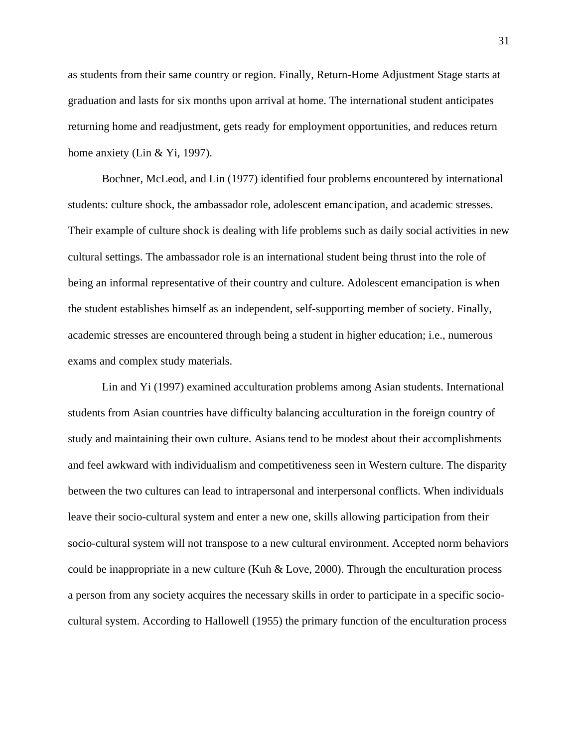as students from their same country or region. Finally, Return-Home Adjustment Stage starts at graduation and lasts for six months upon arrival at home. The international student anticipates returning home and readjustment, gets ready for employment opportunities, and reduces return home anxiety (Lin & Yi, 1997).

Bochner, McLeod, and Lin (1977) identified four problems encountered by international students: culture shock, the ambassador role, adolescent emancipation, and academic stresses. Their example of culture shock is dealing with life problems such as daily social activities in new cultural settings. The ambassador role is an international student being thrust into the role of being an informal representative of their country and culture. Adolescent emancipation is when the student establishes himself as an independent, self-supporting member of society. Finally, academic stresses are encountered through being a student in higher education; i.e., numerous exams and complex study materials.

Lin and Yi (1997) examined acculturation problems among Asian students. International students from Asian countries have difficulty balancing acculturation in the foreign country of study and maintaining their own culture. Asians tend to be modest about their accomplishments and feel awkward with individualism and competitiveness seen in Western culture. The disparity between the two cultures can lead to intrapersonal and interpersonal conflicts. When individuals leave their socio-cultural system and enter a new one, skills allowing participation from their socio-cultural system will not transpose to a new cultural environment. Accepted norm behaviors could be inappropriate in a new culture (Kuh & Love, 2000). Through the enculturation process a person from any society acquires the necessary skills in order to participate in a specific socio-cultural system. According to Hallowell (1955) the primary function of the enculturation process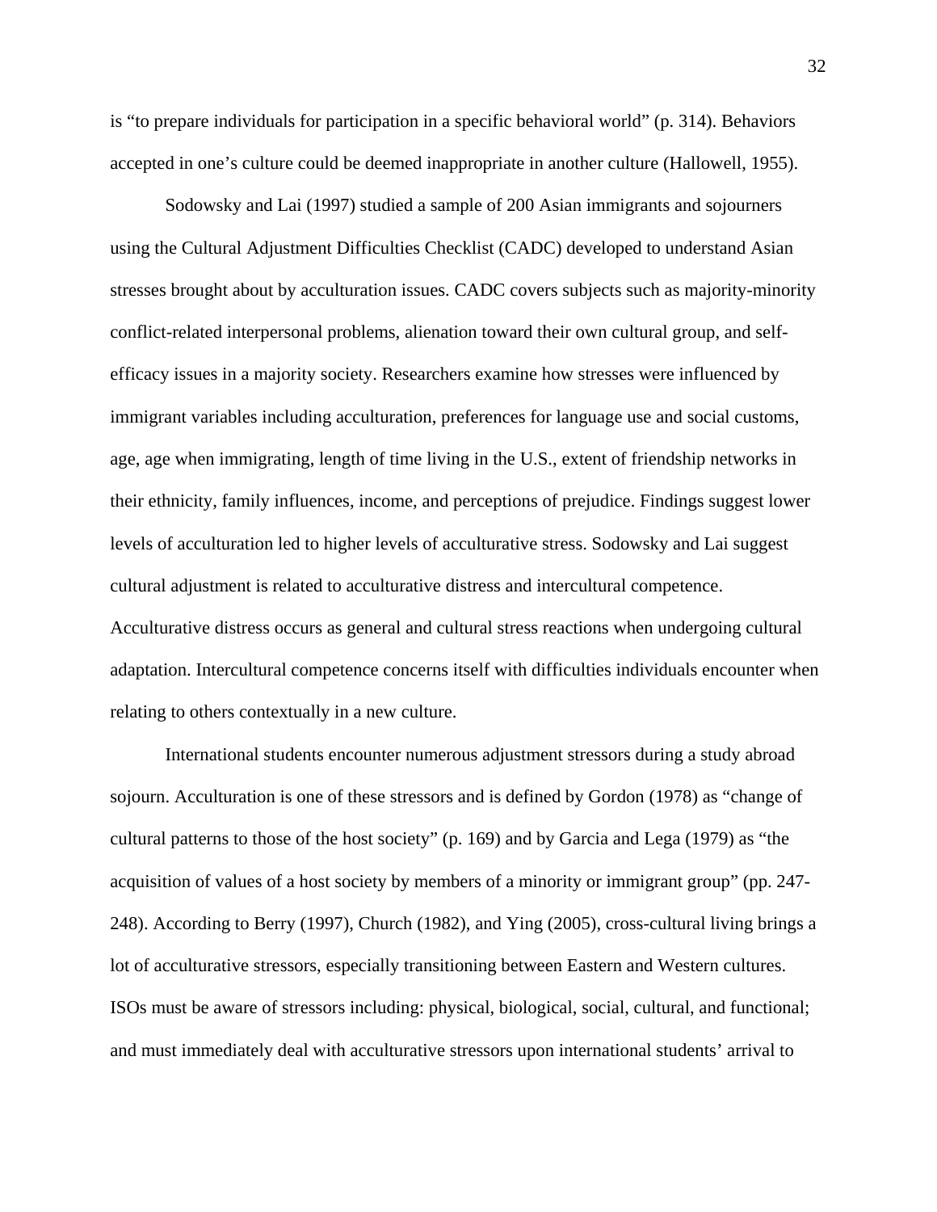is “to prepare individuals for participation in a specific behavioral world” (p. 314). Behaviors accepted in one’s culture could be deemed inappropriate in another culture (Hallowell, 1955).

Sodowsky and Lai (1997) studied a sample of 200 Asian immigrants and sojourners using the Cultural Adjustment Difficulties Checklist (CADC) developed to understand Asian stresses brought about by acculturation issues. CADC covers subjects such as majority-minority conflict-related interpersonal problems, alienation toward their own cultural group, and self-efficacy issues in a majority society. Researchers examine how stresses were influenced by immigrant variables including acculturation, preferences for language use and social customs, age, age when immigrating, length of time living in the U.S., extent of friendship networks in their ethnicity, family influences, income, and perceptions of prejudice. Findings suggest lower levels of acculturation led to higher levels of acculturative stress. Sodowsky and Lai suggest cultural adjustment is related to acculturative distress and intercultural competence. Acculturative distress occurs as general and cultural stress reactions when undergoing cultural adaptation. Intercultural competence concerns itself with difficulties individuals encounter when relating to others contextually in a new culture.

International students encounter numerous adjustment stressors during a study abroad sojourn. Acculturation is one of these stressors and is defined by Gordon (1978) as “change of cultural patterns to those of the host society” (p. 169) and by Garcia and Lega (1979) as “the acquisition of values of a host society by members of a minority or immigrant group” (pp. 247-248). According to Berry (1997), Church (1982), and Ying (2005), cross-cultural living brings a lot of acculturative stressors, especially transitioning between Eastern and Western cultures. ISOs must be aware of stressors including: physical, biological, social, cultural, and functional; and must immediately deal with acculturative stressors upon international students’ arrival to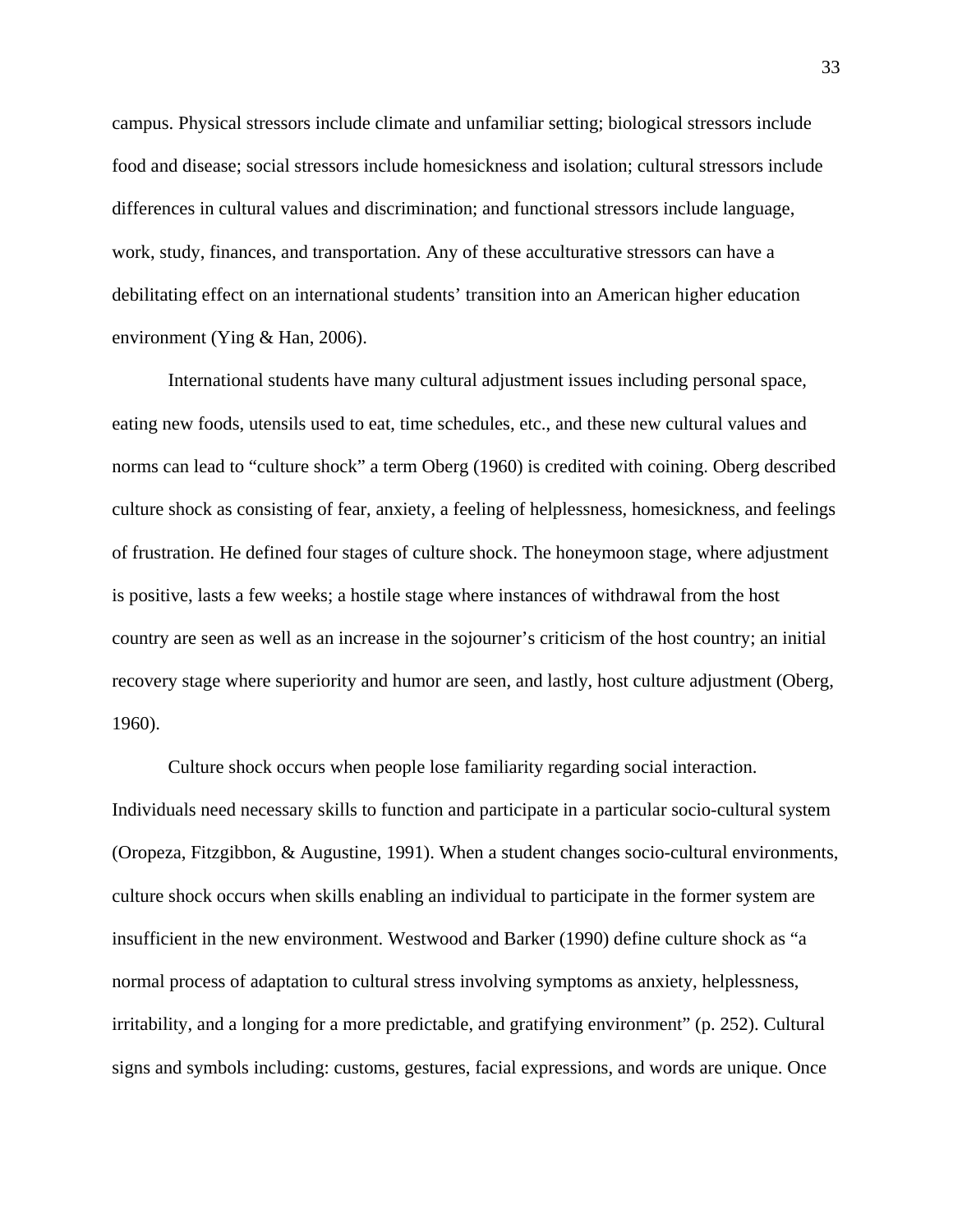campus. Physical stressors include climate and unfamiliar setting; biological stressors include food and disease; social stressors include homesickness and isolation; cultural stressors include differences in cultural values and discrimination; and functional stressors include language, work, study, finances, and transportation. Any of these acculturative stressors can have a debilitating effect on an international students' transition into an American higher education environment (Ying & Han, 2006).

International students have many cultural adjustment issues including personal space, eating new foods, utensils used to eat, time schedules, etc., and these new cultural values and norms can lead to "culture shock" a term Oberg (1960) is credited with coining. Oberg described culture shock as consisting of fear, anxiety, a feeling of helplessness, homesickness, and feelings of frustration. He defined four stages of culture shock. The honeymoon stage, where adjustment is positive, lasts a few weeks; a hostile stage where instances of withdrawal from the host country are seen as well as an increase in the sojourner's criticism of the host country; an initial recovery stage where superiority and humor are seen, and lastly, host culture adjustment (Oberg, 1960).

Culture shock occurs when people lose familiarity regarding social interaction. Individuals need necessary skills to function and participate in a particular socio-cultural system (Oropeza, Fitzgibbon, & Augustine, 1991). When a student changes socio-cultural environments, culture shock occurs when skills enabling an individual to participate in the former system are insufficient in the new environment. Westwood and Barker (1990) define culture shock as "a normal process of adaptation to cultural stress involving symptoms as anxiety, helplessness, irritability, and a longing for a more predictable, and gratifying environment" (p. 252). Cultural signs and symbols including: customs, gestures, facial expressions, and words are unique. Once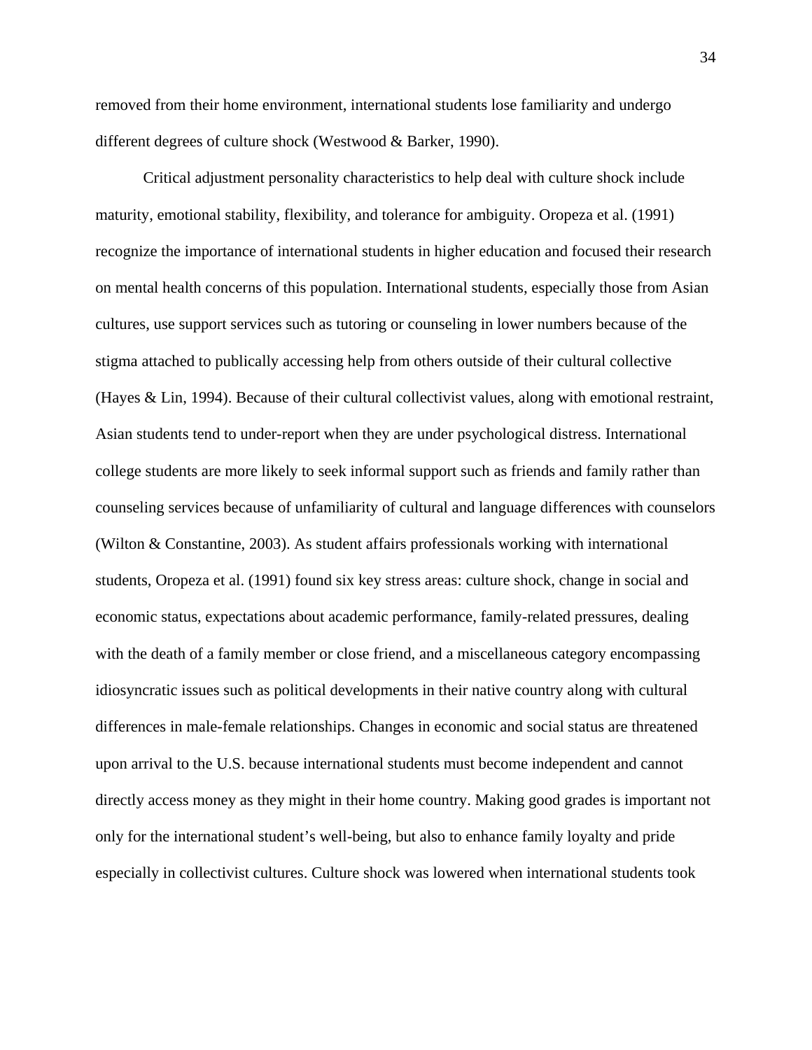removed from their home environment, international students lose familiarity and undergo different degrees of culture shock (Westwood & Barker, 1990).

Critical adjustment personality characteristics to help deal with culture shock include maturity, emotional stability, flexibility, and tolerance for ambiguity. Oropeza et al. (1991) recognize the importance of international students in higher education and focused their research on mental health concerns of this population. International students, especially those from Asian cultures, use support services such as tutoring or counseling in lower numbers because of the stigma attached to publically accessing help from others outside of their cultural collective (Hayes & Lin, 1994). Because of their cultural collectivist values, along with emotional restraint, Asian students tend to under-report when they are under psychological distress. International college students are more likely to seek informal support such as friends and family rather than counseling services because of unfamiliarity of cultural and language differences with counselors (Wilton & Constantine, 2003). As student affairs professionals working with international students, Oropeza et al. (1991) found six key stress areas: culture shock, change in social and economic status, expectations about academic performance, family-related pressures, dealing with the death of a family member or close friend, and a miscellaneous category encompassing idiosyncratic issues such as political developments in their native country along with cultural differences in male-female relationships. Changes in economic and social status are threatened upon arrival to the U.S. because international students must become independent and cannot directly access money as they might in their home country. Making good grades is important not only for the international student's well-being, but also to enhance family loyalty and pride especially in collectivist cultures. Culture shock was lowered when international students took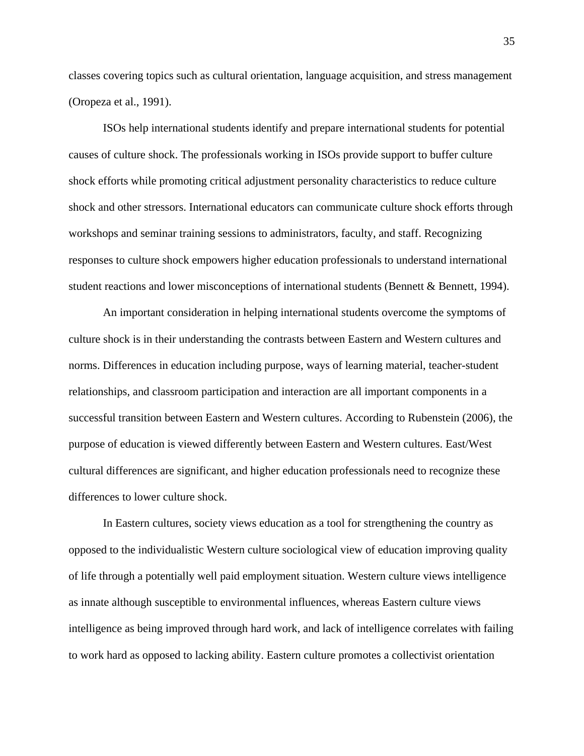classes covering topics such as cultural orientation, language acquisition, and stress management (Oropeza et al., 1991).

ISOs help international students identify and prepare international students for potential causes of culture shock. The professionals working in ISOs provide support to buffer culture shock efforts while promoting critical adjustment personality characteristics to reduce culture shock and other stressors. International educators can communicate culture shock efforts through workshops and seminar training sessions to administrators, faculty, and staff. Recognizing responses to culture shock empowers higher education professionals to understand international student reactions and lower misconceptions of international students (Bennett & Bennett, 1994).

An important consideration in helping international students overcome the symptoms of culture shock is in their understanding the contrasts between Eastern and Western cultures and norms. Differences in education including purpose, ways of learning material, teacher-student relationships, and classroom participation and interaction are all important components in a successful transition between Eastern and Western cultures. According to Rubenstein (2006), the purpose of education is viewed differently between Eastern and Western cultures. East/West cultural differences are significant, and higher education professionals need to recognize these differences to lower culture shock.

In Eastern cultures, society views education as a tool for strengthening the country as opposed to the individualistic Western culture sociological view of education improving quality of life through a potentially well paid employment situation. Western culture views intelligence as innate although susceptible to environmental influences, whereas Eastern culture views intelligence as being improved through hard work, and lack of intelligence correlates with failing to work hard as opposed to lacking ability. Eastern culture promotes a collectivist orientation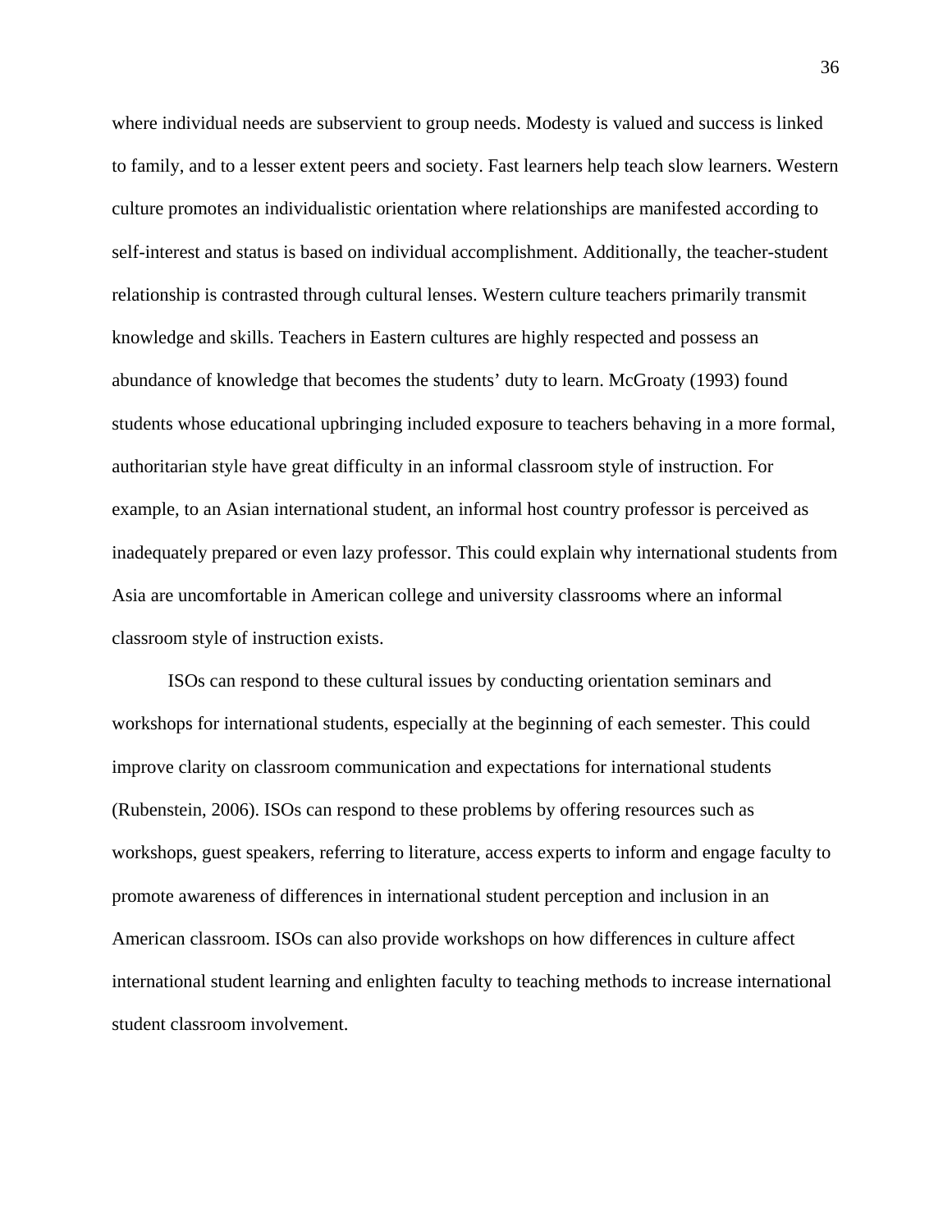where individual needs are subservient to group needs. Modesty is valued and success is linked to family, and to a lesser extent peers and society. Fast learners help teach slow learners. Western culture promotes an individualistic orientation where relationships are manifested according to self-interest and status is based on individual accomplishment. Additionally, the teacher-student relationship is contrasted through cultural lenses. Western culture teachers primarily transmit knowledge and skills. Teachers in Eastern cultures are highly respected and possess an abundance of knowledge that becomes the students' duty to learn. McGroaty (1993) found students whose educational upbringing included exposure to teachers behaving in a more formal, authoritarian style have great difficulty in an informal classroom style of instruction. For example, to an Asian international student, an informal host country professor is perceived as inadequately prepared or even lazy professor. This could explain why international students from Asia are uncomfortable in American college and university classrooms where an informal classroom style of instruction exists.

ISOs can respond to these cultural issues by conducting orientation seminars and workshops for international students, especially at the beginning of each semester. This could improve clarity on classroom communication and expectations for international students (Rubenstein, 2006). ISOs can respond to these problems by offering resources such as workshops, guest speakers, referring to literature, access experts to inform and engage faculty to promote awareness of differences in international student perception and inclusion in an American classroom. ISOs can also provide workshops on how differences in culture affect international student learning and enlighten faculty to teaching methods to increase international student classroom involvement.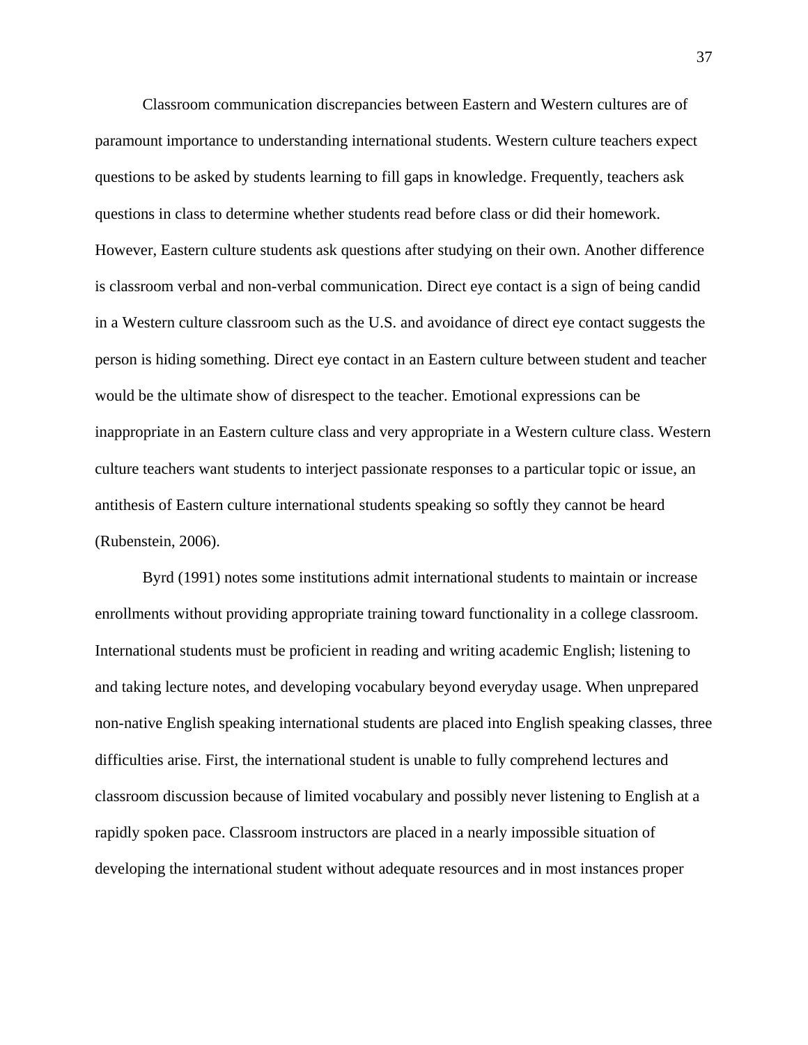Classroom communication discrepancies between Eastern and Western cultures are of paramount importance to understanding international students. Western culture teachers expect questions to be asked by students learning to fill gaps in knowledge. Frequently, teachers ask questions in class to determine whether students read before class or did their homework. However, Eastern culture students ask questions after studying on their own. Another difference is classroom verbal and non-verbal communication. Direct eye contact is a sign of being candid in a Western culture classroom such as the U.S. and avoidance of direct eye contact suggests the person is hiding something. Direct eye contact in an Eastern culture between student and teacher would be the ultimate show of disrespect to the teacher. Emotional expressions can be inappropriate in an Eastern culture class and very appropriate in a Western culture class. Western culture teachers want students to interject passionate responses to a particular topic or issue, an antithesis of Eastern culture international students speaking so softly they cannot be heard (Rubenstein, 2006).

Byrd (1991) notes some institutions admit international students to maintain or increase enrollments without providing appropriate training toward functionality in a college classroom. International students must be proficient in reading and writing academic English; listening to and taking lecture notes, and developing vocabulary beyond everyday usage. When unprepared non-native English speaking international students are placed into English speaking classes, three difficulties arise. First, the international student is unable to fully comprehend lectures and classroom discussion because of limited vocabulary and possibly never listening to English at a rapidly spoken pace. Classroom instructors are placed in a nearly impossible situation of developing the international student without adequate resources and in most instances proper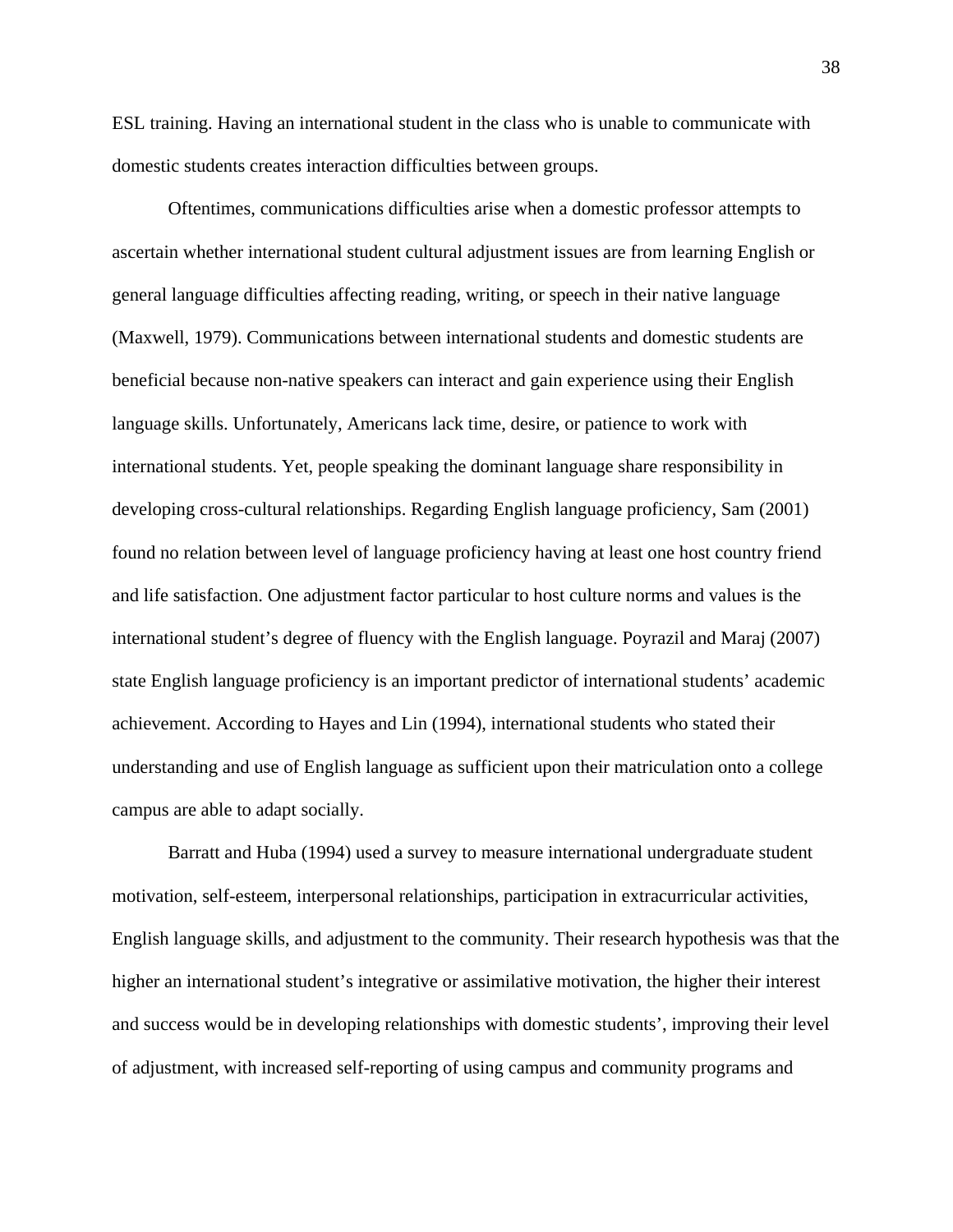ESL training. Having an international student in the class who is unable to communicate with domestic students creates interaction difficulties between groups.

Oftentimes, communications difficulties arise when a domestic professor attempts to ascertain whether international student cultural adjustment issues are from learning English or general language difficulties affecting reading, writing, or speech in their native language (Maxwell, 1979). Communications between international students and domestic students are beneficial because non-native speakers can interact and gain experience using their English language skills. Unfortunately, Americans lack time, desire, or patience to work with international students. Yet, people speaking the dominant language share responsibility in developing cross-cultural relationships. Regarding English language proficiency, Sam (2001) found no relation between level of language proficiency having at least one host country friend and life satisfaction. One adjustment factor particular to host culture norms and values is the international student's degree of fluency with the English language. Poyrazil and Maraj (2007) state English language proficiency is an important predictor of international students' academic achievement. According to Hayes and Lin (1994), international students who stated their understanding and use of English language as sufficient upon their matriculation onto a college campus are able to adapt socially.

Barratt and Huba (1994) used a survey to measure international undergraduate student motivation, self-esteem, interpersonal relationships, participation in extracurricular activities, English language skills, and adjustment to the community. Their research hypothesis was that the higher an international student's integrative or assimilative motivation, the higher their interest and success would be in developing relationships with domestic students', improving their level of adjustment, with increased self-reporting of using campus and community programs and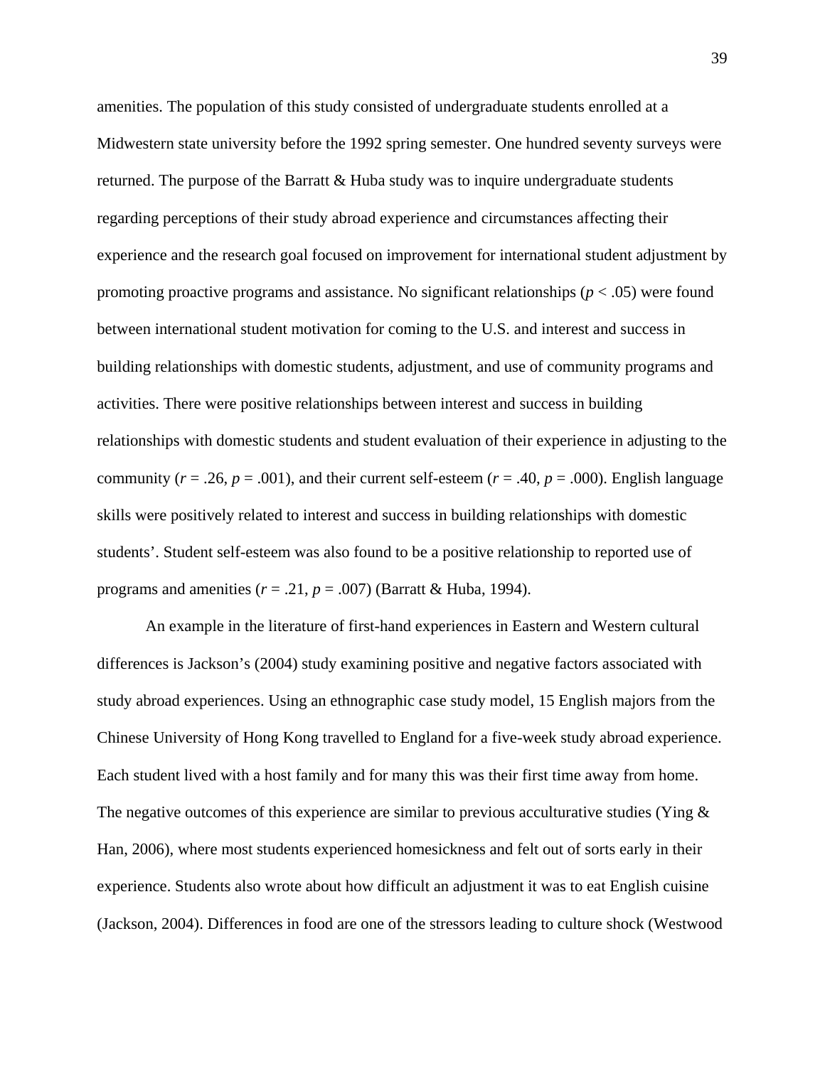amenities. The population of this study consisted of undergraduate students enrolled at a Midwestern state university before the 1992 spring semester. One hundred seventy surveys were returned. The purpose of the Barratt & Huba study was to inquire undergraduate students regarding perceptions of their study abroad experience and circumstances affecting their experience and the research goal focused on improvement for international student adjustment by promoting proactive programs and assistance. No significant relationships ($p < .05$) were found between international student motivation for coming to the U.S. and interest and success in building relationships with domestic students, adjustment, and use of community programs and activities. There were positive relationships between interest and success in building relationships with domestic students and student evaluation of their experience in adjusting to the community ($r = .26$, $p = .001$), and their current self-esteem ($r = .40$, $p = .000$). English language skills were positively related to interest and success in building relationships with domestic students'. Student self-esteem was also found to be a positive relationship to reported use of programs and amenities ($r = .21$, $p = .007$) (Barratt & Huba, 1994).

An example in the literature of first-hand experiences in Eastern and Western cultural differences is Jackson's (2004) study examining positive and negative factors associated with study abroad experiences. Using an ethnographic case study model, 15 English majors from the Chinese University of Hong Kong travelled to England for a five-week study abroad experience. Each student lived with a host family and for many this was their first time away from home. The negative outcomes of this experience are similar to previous acculturative studies (Ying & Han, 2006), where most students experienced homesickness and felt out of sorts early in their experience. Students also wrote about how difficult an adjustment it was to eat English cuisine (Jackson, 2004). Differences in food are one of the stressors leading to culture shock (Westwood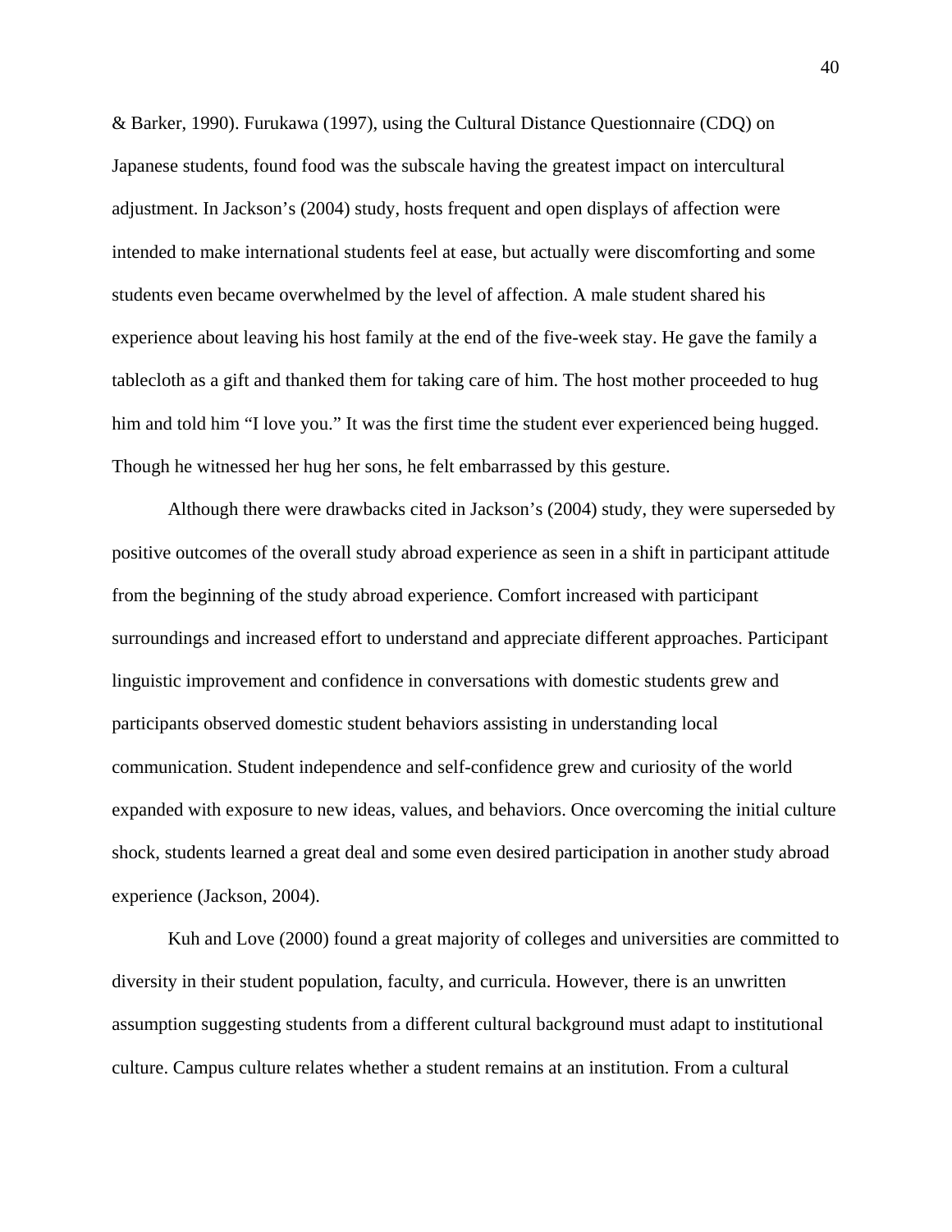& Barker, 1990). Furukawa (1997), using the Cultural Distance Questionnaire (CDQ) on Japanese students, found food was the subscale having the greatest impact on intercultural adjustment. In Jackson's (2004) study, hosts frequent and open displays of affection were intended to make international students feel at ease, but actually were discomforting and some students even became overwhelmed by the level of affection. A male student shared his experience about leaving his host family at the end of the five-week stay. He gave the family a tablecloth as a gift and thanked them for taking care of him. The host mother proceeded to hug him and told him "I love you." It was the first time the student ever experienced being hugged. Though he witnessed her hug her sons, he felt embarrassed by this gesture.

Although there were drawbacks cited in Jackson's (2004) study, they were superseded by positive outcomes of the overall study abroad experience as seen in a shift in participant attitude from the beginning of the study abroad experience. Comfort increased with participant surroundings and increased effort to understand and appreciate different approaches. Participant linguistic improvement and confidence in conversations with domestic students grew and participants observed domestic student behaviors assisting in understanding local communication. Student independence and self-confidence grew and curiosity of the world expanded with exposure to new ideas, values, and behaviors. Once overcoming the initial culture shock, students learned a great deal and some even desired participation in another study abroad experience (Jackson, 2004).

Kuh and Love (2000) found a great majority of colleges and universities are committed to diversity in their student population, faculty, and curricula. However, there is an unwritten assumption suggesting students from a different cultural background must adapt to institutional culture. Campus culture relates whether a student remains at an institution. From a cultural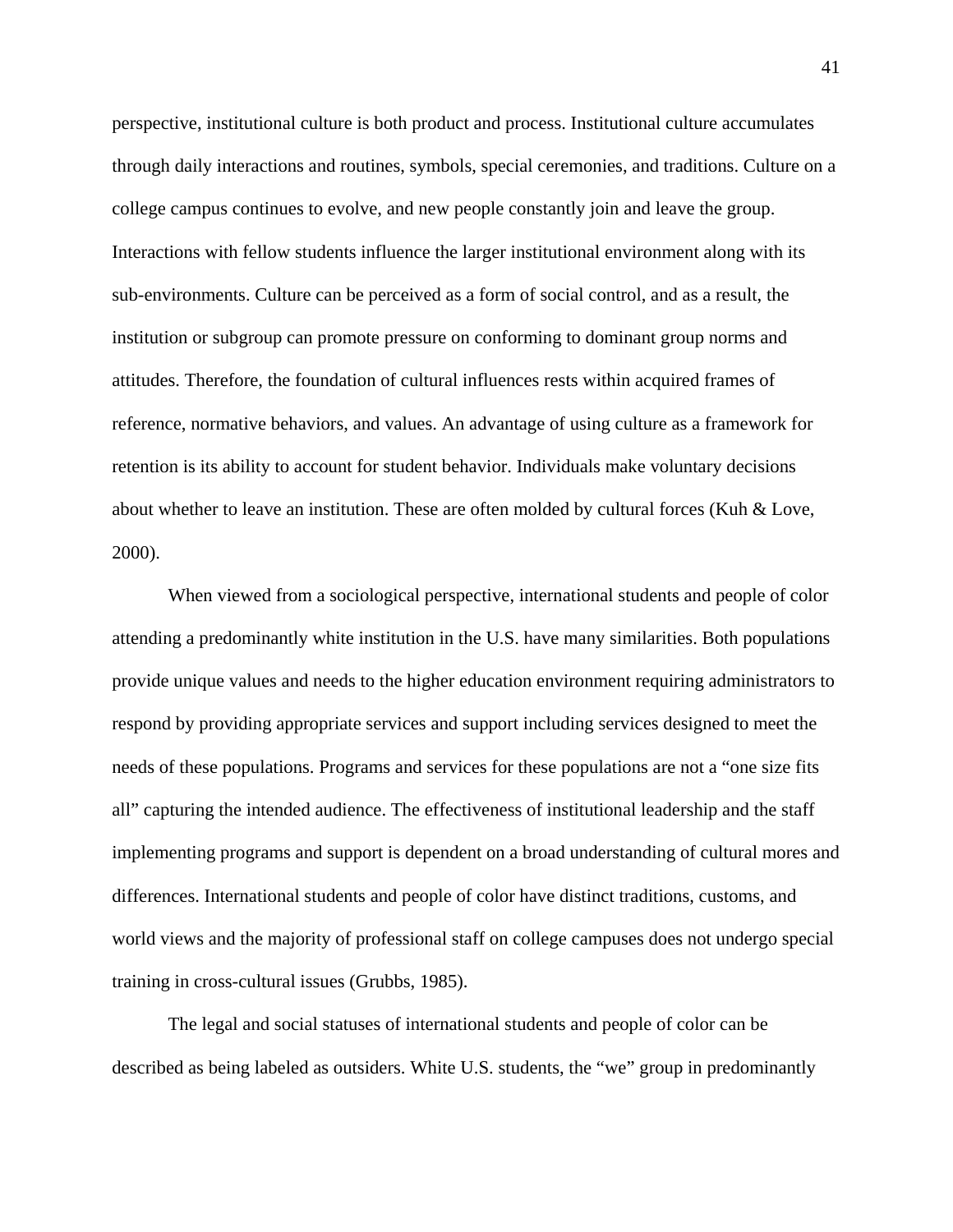perspective, institutional culture is both product and process. Institutional culture accumulates through daily interactions and routines, symbols, special ceremonies, and traditions. Culture on a college campus continues to evolve, and new people constantly join and leave the group. Interactions with fellow students influence the larger institutional environment along with its sub-environments. Culture can be perceived as a form of social control, and as a result, the institution or subgroup can promote pressure on conforming to dominant group norms and attitudes. Therefore, the foundation of cultural influences rests within acquired frames of reference, normative behaviors, and values. An advantage of using culture as a framework for retention is its ability to account for student behavior. Individuals make voluntary decisions about whether to leave an institution. These are often molded by cultural forces (Kuh & Love, 2000).

When viewed from a sociological perspective, international students and people of color attending a predominantly white institution in the U.S. have many similarities. Both populations provide unique values and needs to the higher education environment requiring administrators to respond by providing appropriate services and support including services designed to meet the needs of these populations. Programs and services for these populations are not a "one size fits all" capturing the intended audience. The effectiveness of institutional leadership and the staff implementing programs and support is dependent on a broad understanding of cultural mores and differences. International students and people of color have distinct traditions, customs, and world views and the majority of professional staff on college campuses does not undergo special training in cross-cultural issues (Grubbs, 1985).

The legal and social statuses of international students and people of color can be described as being labeled as outsiders. White U.S. students, the "we" group in predominantly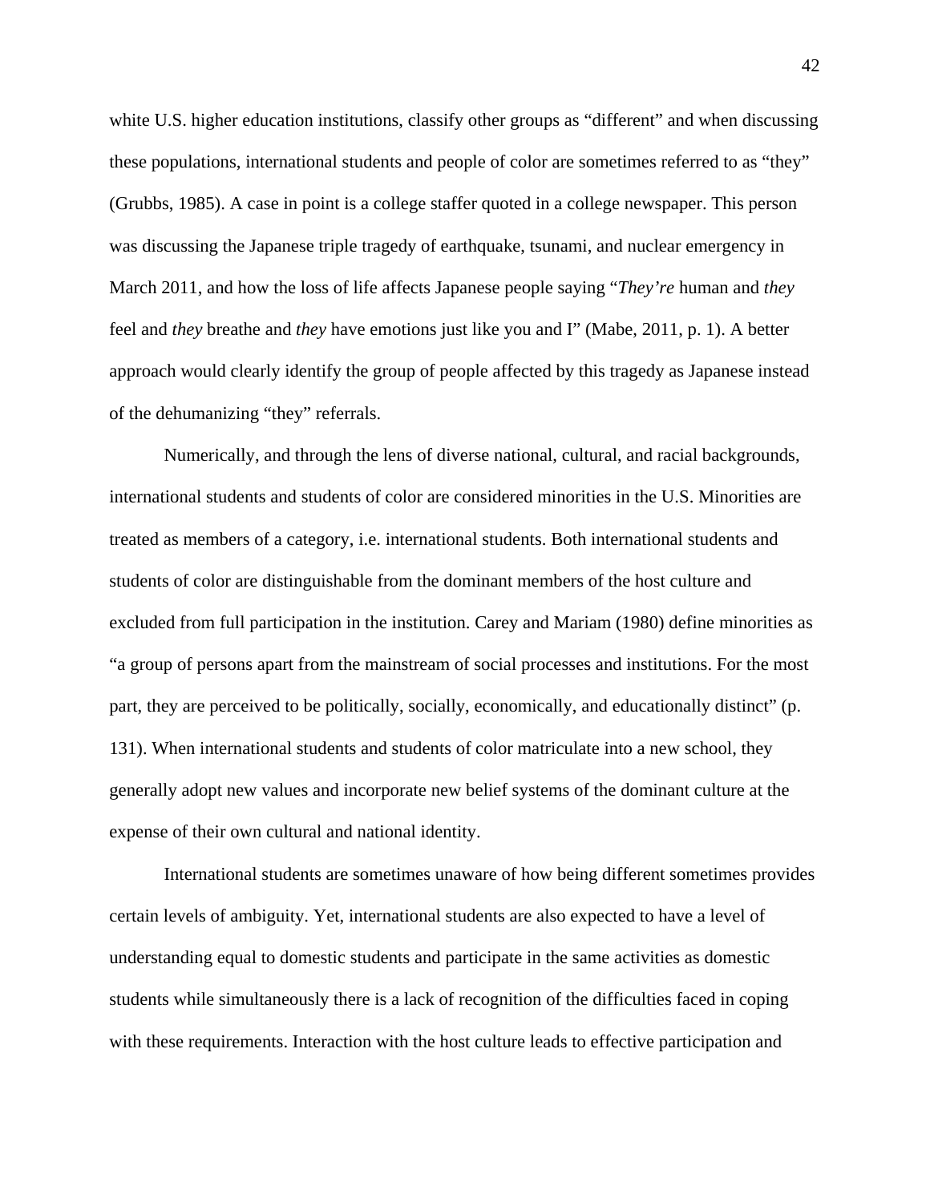white U.S. higher education institutions, classify other groups as "different" and when discussing these populations, international students and people of color are sometimes referred to as "they" (Grubbs, 1985). A case in point is a college staffer quoted in a college newspaper. This person was discussing the Japanese triple tragedy of earthquake, tsunami, and nuclear emergency in March 2011, and how the loss of life affects Japanese people saying "*They're* human and *they* feel and *they* breathe and *they* have emotions just like you and I" (Mabe, 2011, p. 1). A better approach would clearly identify the group of people affected by this tragedy as Japanese instead of the dehumanizing "they" referrals.

Numerically, and through the lens of diverse national, cultural, and racial backgrounds, international students and students of color are considered minorities in the U.S. Minorities are treated as members of a category, i.e. international students. Both international students and students of color are distinguishable from the dominant members of the host culture and excluded from full participation in the institution. Carey and Mariam (1980) define minorities as "a group of persons apart from the mainstream of social processes and institutions. For the most part, they are perceived to be politically, socially, economically, and educationally distinct" (p. 131). When international students and students of color matriculate into a new school, they generally adopt new values and incorporate new belief systems of the dominant culture at the expense of their own cultural and national identity.

International students are sometimes unaware of how being different sometimes provides certain levels of ambiguity. Yet, international students are also expected to have a level of understanding equal to domestic students and participate in the same activities as domestic students while simultaneously there is a lack of recognition of the difficulties faced in coping with these requirements. Interaction with the host culture leads to effective participation and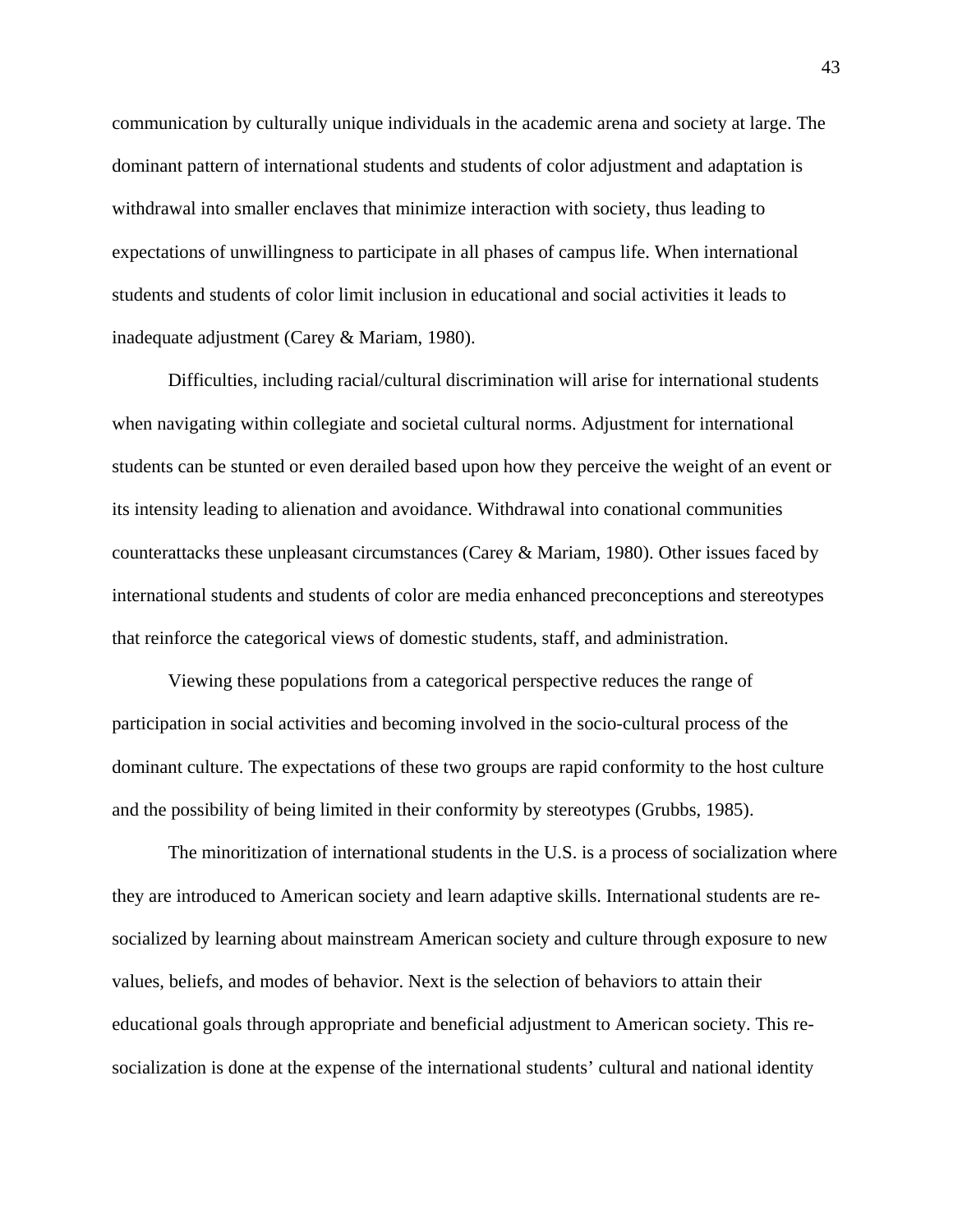communication by culturally unique individuals in the academic arena and society at large. The dominant pattern of international students and students of color adjustment and adaptation is withdrawal into smaller enclaves that minimize interaction with society, thus leading to expectations of unwillingness to participate in all phases of campus life. When international students and students of color limit inclusion in educational and social activities it leads to inadequate adjustment (Carey & Mariam, 1980).

Difficulties, including racial/cultural discrimination will arise for international students when navigating within collegiate and societal cultural norms. Adjustment for international students can be stunted or even derailed based upon how they perceive the weight of an event or its intensity leading to alienation and avoidance. Withdrawal into conational communities counterattacks these unpleasant circumstances (Carey & Mariam, 1980). Other issues faced by international students and students of color are media enhanced preconceptions and stereotypes that reinforce the categorical views of domestic students, staff, and administration.

Viewing these populations from a categorical perspective reduces the range of participation in social activities and becoming involved in the socio-cultural process of the dominant culture. The expectations of these two groups are rapid conformity to the host culture and the possibility of being limited in their conformity by stereotypes (Grubbs, 1985).

The minoritization of international students in the U.S. is a process of socialization where they are introduced to American society and learn adaptive skills. International students are re-socialized by learning about mainstream American society and culture through exposure to new values, beliefs, and modes of behavior. Next is the selection of behaviors to attain their educational goals through appropriate and beneficial adjustment to American society. This re-socialization is done at the expense of the international students' cultural and national identity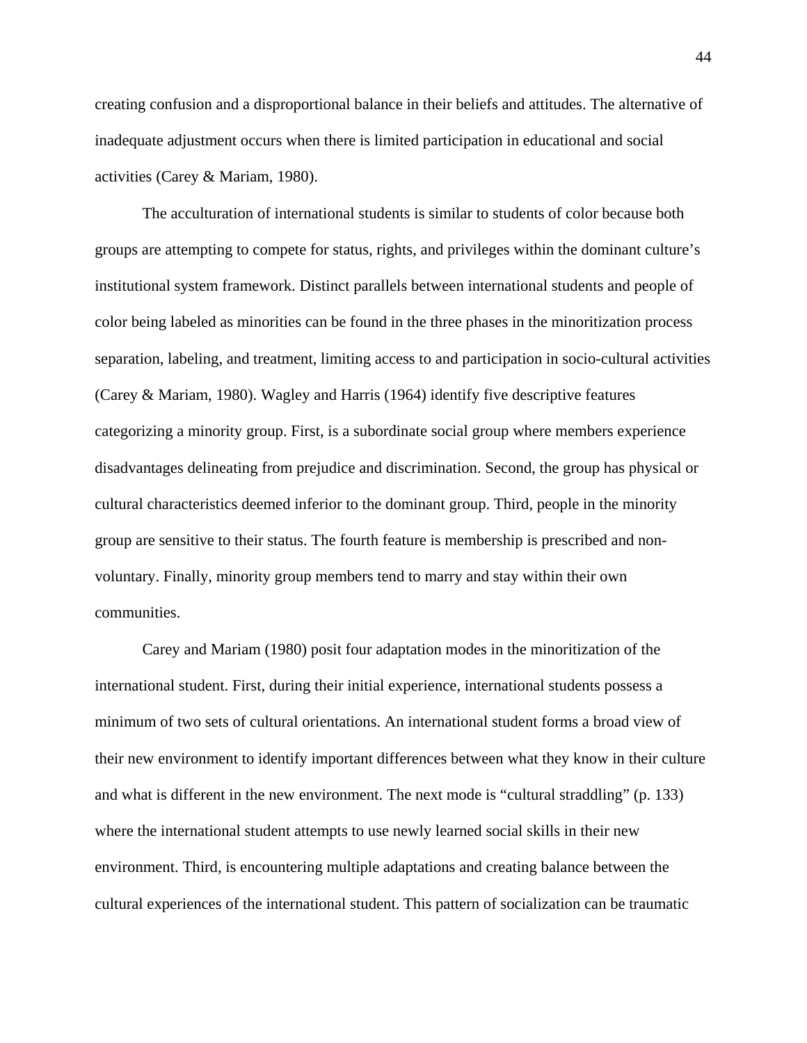creating confusion and a disproportional balance in their beliefs and attitudes. The alternative of inadequate adjustment occurs when there is limited participation in educational and social activities (Carey & Mariam, 1980).

The acculturation of international students is similar to students of color because both groups are attempting to compete for status, rights, and privileges within the dominant culture's institutional system framework. Distinct parallels between international students and people of color being labeled as minorities can be found in the three phases in the minoritization process separation, labeling, and treatment, limiting access to and participation in socio-cultural activities (Carey & Mariam, 1980). Wagley and Harris (1964) identify five descriptive features categorizing a minority group. First, is a subordinate social group where members experience disadvantages delineating from prejudice and discrimination. Second, the group has physical or cultural characteristics deemed inferior to the dominant group. Third, people in the minority group are sensitive to their status. The fourth feature is membership is prescribed and non-voluntary. Finally, minority group members tend to marry and stay within their own communities.

Carey and Mariam (1980) posit four adaptation modes in the minoritization of the international student. First, during their initial experience, international students possess a minimum of two sets of cultural orientations. An international student forms a broad view of their new environment to identify important differences between what they know in their culture and what is different in the new environment. The next mode is "cultural straddling" (p. 133) where the international student attempts to use newly learned social skills in their new environment. Third, is encountering multiple adaptations and creating balance between the cultural experiences of the international student. This pattern of socialization can be traumatic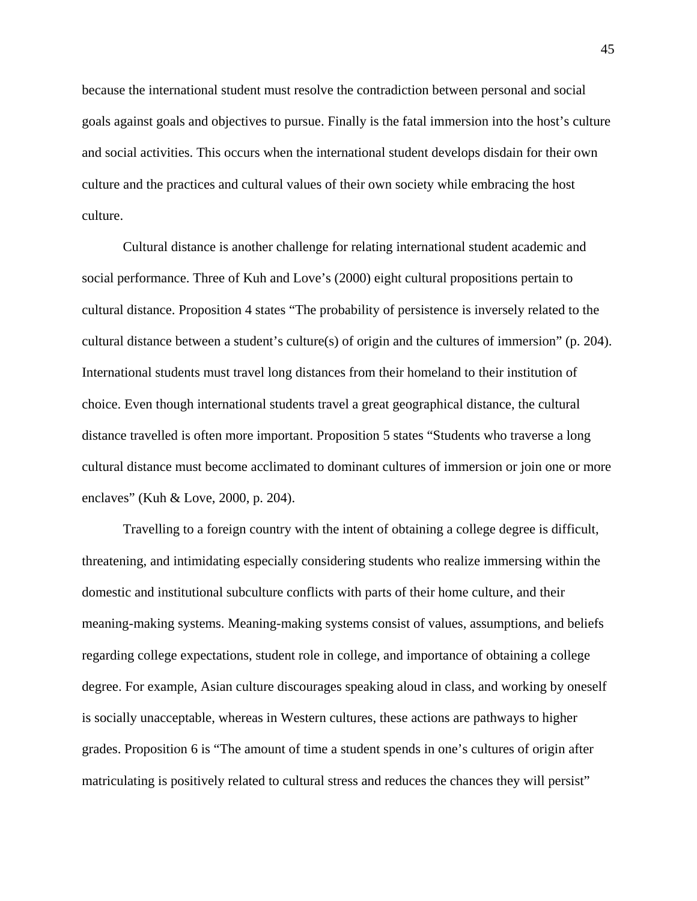because the international student must resolve the contradiction between personal and social goals against goals and objectives to pursue. Finally is the fatal immersion into the host's culture and social activities. This occurs when the international student develops disdain for their own culture and the practices and cultural values of their own society while embracing the host culture.

Cultural distance is another challenge for relating international student academic and social performance. Three of Kuh and Love's (2000) eight cultural propositions pertain to cultural distance. Proposition 4 states "The probability of persistence is inversely related to the cultural distance between a student's culture(s) of origin and the cultures of immersion" (p. 204). International students must travel long distances from their homeland to their institution of choice. Even though international students travel a great geographical distance, the cultural distance travelled is often more important. Proposition 5 states "Students who traverse a long cultural distance must become acclimated to dominant cultures of immersion or join one or more enclaves" (Kuh & Love, 2000, p. 204).

Travelling to a foreign country with the intent of obtaining a college degree is difficult, threatening, and intimidating especially considering students who realize immersing within the domestic and institutional subculture conflicts with parts of their home culture, and their meaning-making systems. Meaning-making systems consist of values, assumptions, and beliefs regarding college expectations, student role in college, and importance of obtaining a college degree. For example, Asian culture discourages speaking aloud in class, and working by oneself is socially unacceptable, whereas in Western cultures, these actions are pathways to higher grades. Proposition 6 is "The amount of time a student spends in one's cultures of origin after matriculating is positively related to cultural stress and reduces the chances they will persist"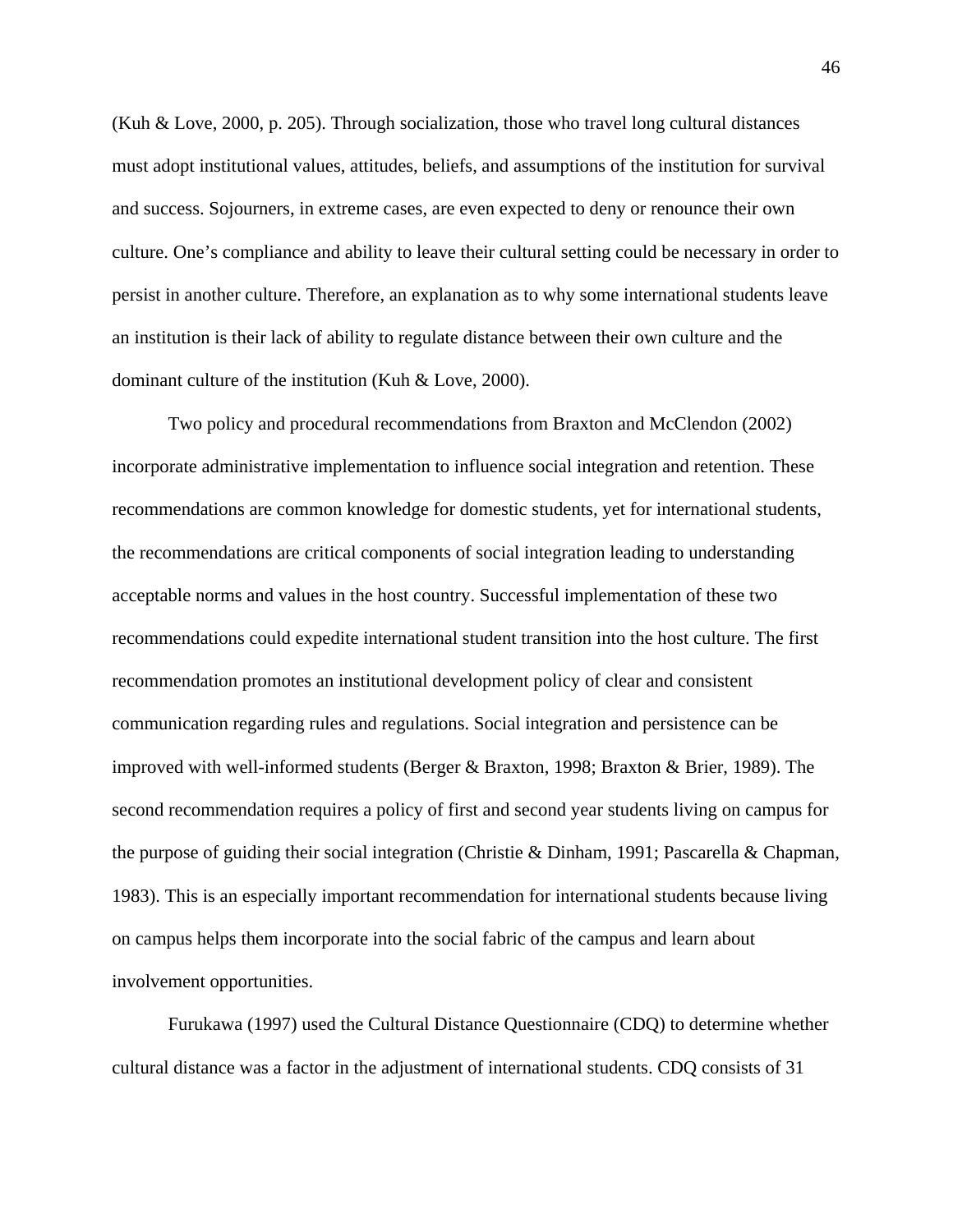(Kuh & Love, 2000, p. 205). Through socialization, those who travel long cultural distances must adopt institutional values, attitudes, beliefs, and assumptions of the institution for survival and success. Sojourners, in extreme cases, are even expected to deny or renounce their own culture. One's compliance and ability to leave their cultural setting could be necessary in order to persist in another culture. Therefore, an explanation as to why some international students leave an institution is their lack of ability to regulate distance between their own culture and the dominant culture of the institution (Kuh & Love, 2000).

Two policy and procedural recommendations from Braxton and McClendon (2002) incorporate administrative implementation to influence social integration and retention. These recommendations are common knowledge for domestic students, yet for international students, the recommendations are critical components of social integration leading to understanding acceptable norms and values in the host country. Successful implementation of these two recommendations could expedite international student transition into the host culture. The first recommendation promotes an institutional development policy of clear and consistent communication regarding rules and regulations. Social integration and persistence can be improved with well-informed students (Berger & Braxton, 1998; Braxton & Brier, 1989). The second recommendation requires a policy of first and second year students living on campus for the purpose of guiding their social integration (Christie & Dinham, 1991; Pascarella & Chapman, 1983). This is an especially important recommendation for international students because living on campus helps them incorporate into the social fabric of the campus and learn about involvement opportunities.

Furukawa (1997) used the Cultural Distance Questionnaire (CDQ) to determine whether cultural distance was a factor in the adjustment of international students. CDQ consists of 31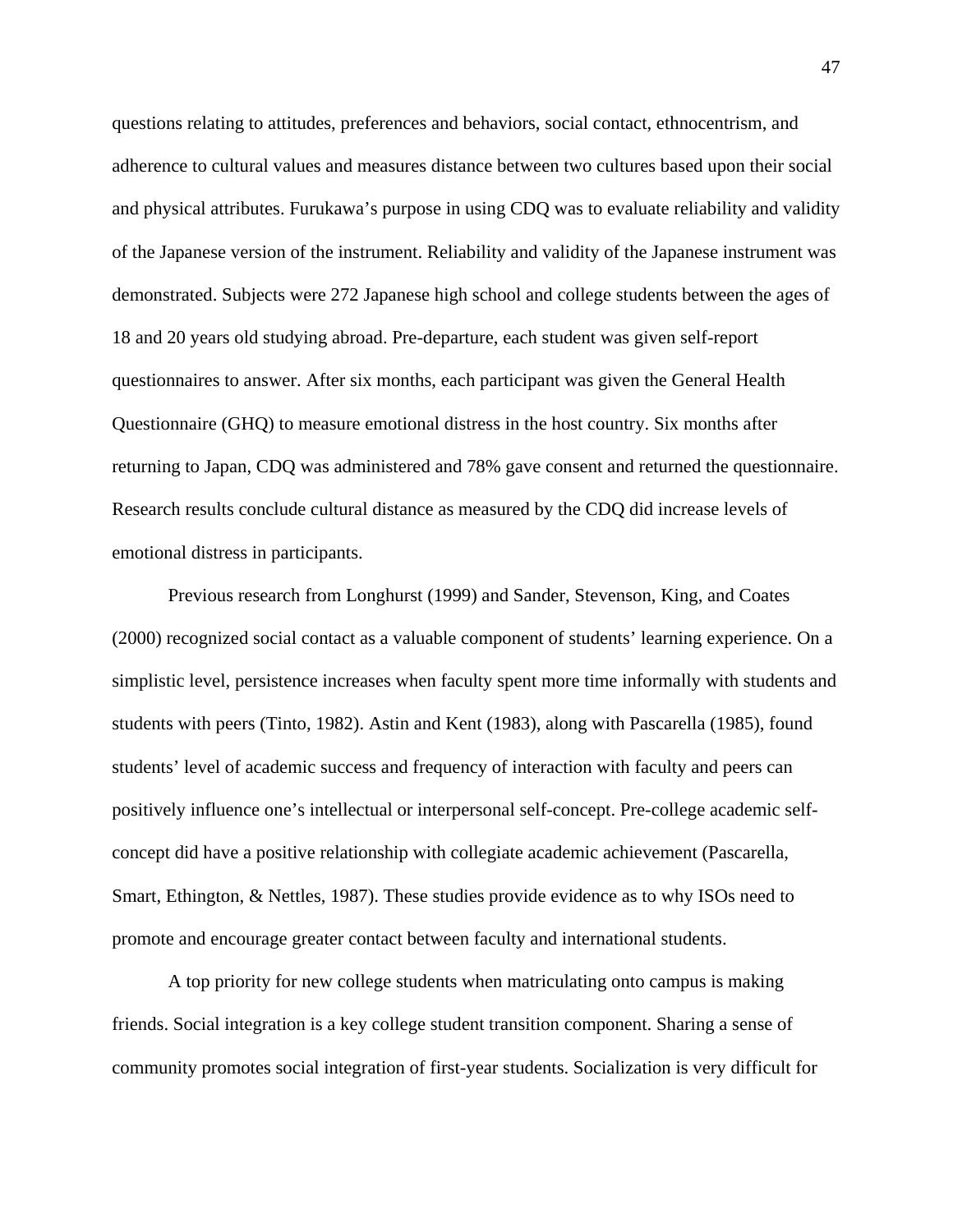questions relating to attitudes, preferences and behaviors, social contact, ethnocentrism, and adherence to cultural values and measures distance between two cultures based upon their social and physical attributes. Furukawa's purpose in using CDQ was to evaluate reliability and validity of the Japanese version of the instrument. Reliability and validity of the Japanese instrument was demonstrated. Subjects were 272 Japanese high school and college students between the ages of 18 and 20 years old studying abroad. Pre-departure, each student was given self-report questionnaires to answer. After six months, each participant was given the General Health Questionnaire (GHQ) to measure emotional distress in the host country. Six months after returning to Japan, CDQ was administered and 78% gave consent and returned the questionnaire. Research results conclude cultural distance as measured by the CDQ did increase levels of emotional distress in participants.

Previous research from Longhurst (1999) and Sander, Stevenson, King, and Coates (2000) recognized social contact as a valuable component of students' learning experience. On a simplistic level, persistence increases when faculty spent more time informally with students and students with peers (Tinto, 1982). Astin and Kent (1983), along with Pascarella (1985), found students' level of academic success and frequency of interaction with faculty and peers can positively influence one's intellectual or interpersonal self-concept. Pre-college academic self-concept did have a positive relationship with collegiate academic achievement (Pascarella, Smart, Ethington, & Nettles, 1987). These studies provide evidence as to why ISOs need to promote and encourage greater contact between faculty and international students.

A top priority for new college students when matriculating onto campus is making friends. Social integration is a key college student transition component. Sharing a sense of community promotes social integration of first-year students. Socialization is very difficult for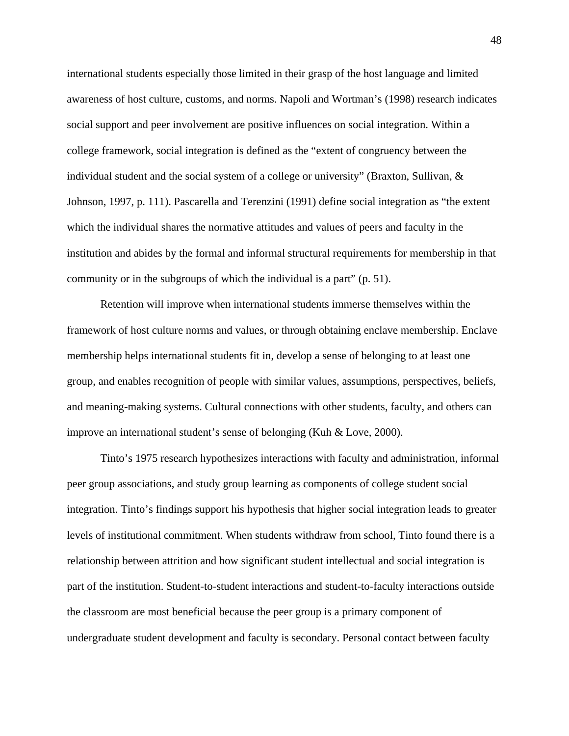international students especially those limited in their grasp of the host language and limited awareness of host culture, customs, and norms. Napoli and Wortman's (1998) research indicates social support and peer involvement are positive influences on social integration. Within a college framework, social integration is defined as the "extent of congruency between the individual student and the social system of a college or university" (Braxton, Sullivan, & Johnson, 1997, p. 111). Pascarella and Terenzini (1991) define social integration as "the extent which the individual shares the normative attitudes and values of peers and faculty in the institution and abides by the formal and informal structural requirements for membership in that community or in the subgroups of which the individual is a part" (p. 51).

Retention will improve when international students immerse themselves within the framework of host culture norms and values, or through obtaining enclave membership. Enclave membership helps international students fit in, develop a sense of belonging to at least one group, and enables recognition of people with similar values, assumptions, perspectives, beliefs, and meaning-making systems. Cultural connections with other students, faculty, and others can improve an international student's sense of belonging (Kuh & Love, 2000).

Tinto's 1975 research hypothesizes interactions with faculty and administration, informal peer group associations, and study group learning as components of college student social integration. Tinto's findings support his hypothesis that higher social integration leads to greater levels of institutional commitment. When students withdraw from school, Tinto found there is a relationship between attrition and how significant student intellectual and social integration is part of the institution. Student-to-student interactions and student-to-faculty interactions outside the classroom are most beneficial because the peer group is a primary component of undergraduate student development and faculty is secondary. Personal contact between faculty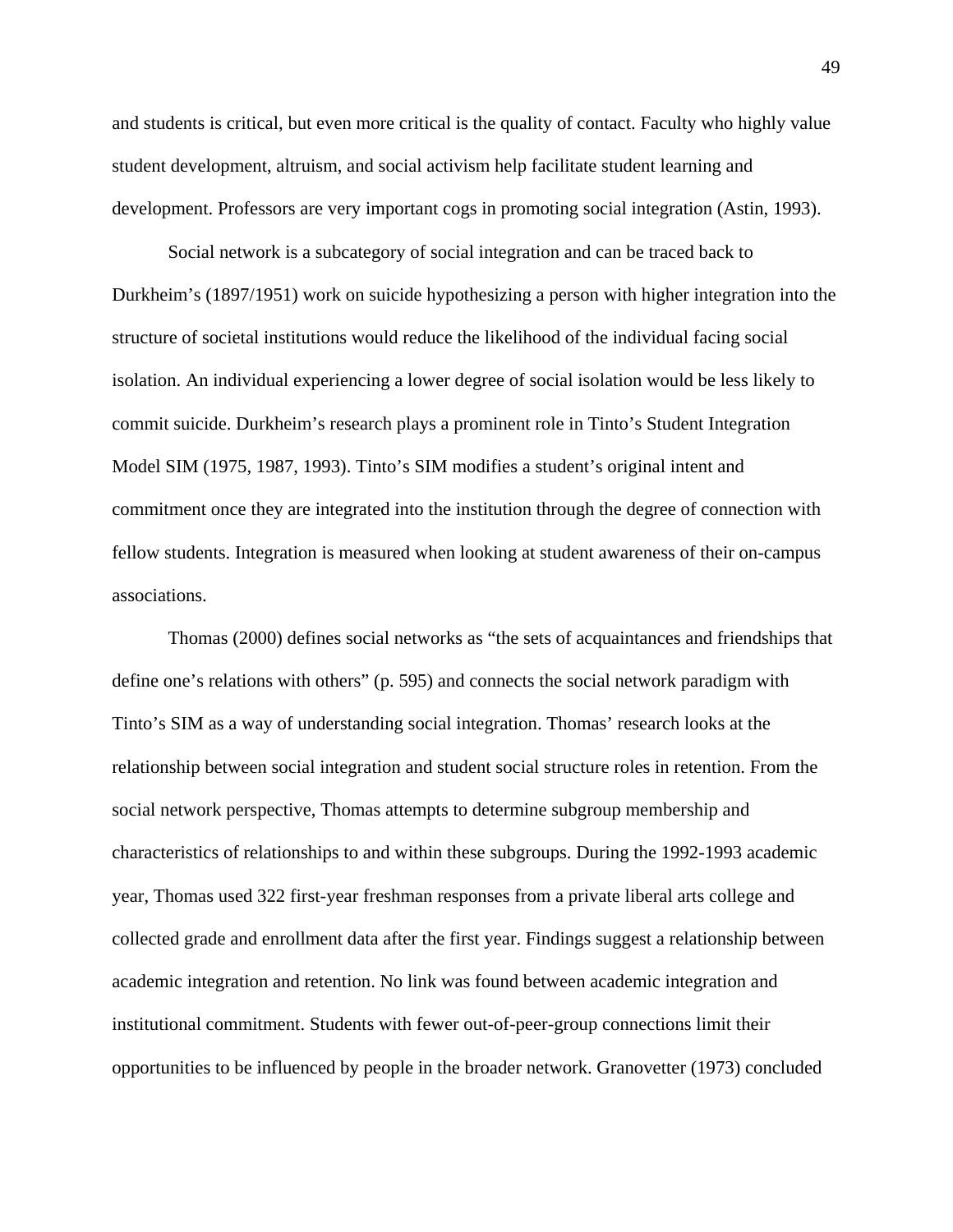and students is critical, but even more critical is the quality of contact. Faculty who highly value student development, altruism, and social activism help facilitate student learning and development. Professors are very important cogs in promoting social integration (Astin, 1993).

Social network is a subcategory of social integration and can be traced back to Durkheim's (1897/1951) work on suicide hypothesizing a person with higher integration into the structure of societal institutions would reduce the likelihood of the individual facing social isolation. An individual experiencing a lower degree of social isolation would be less likely to commit suicide. Durkheim's research plays a prominent role in Tinto's Student Integration Model SIM (1975, 1987, 1993). Tinto's SIM modifies a student's original intent and commitment once they are integrated into the institution through the degree of connection with fellow students. Integration is measured when looking at student awareness of their on-campus associations.

Thomas (2000) defines social networks as "the sets of acquaintances and friendships that define one's relations with others" (p. 595) and connects the social network paradigm with Tinto's SIM as a way of understanding social integration. Thomas' research looks at the relationship between social integration and student social structure roles in retention. From the social network perspective, Thomas attempts to determine subgroup membership and characteristics of relationships to and within these subgroups. During the 1992-1993 academic year, Thomas used 322 first-year freshman responses from a private liberal arts college and collected grade and enrollment data after the first year. Findings suggest a relationship between academic integration and retention. No link was found between academic integration and institutional commitment. Students with fewer out-of-peer-group connections limit their opportunities to be influenced by people in the broader network. Granovetter (1973) concluded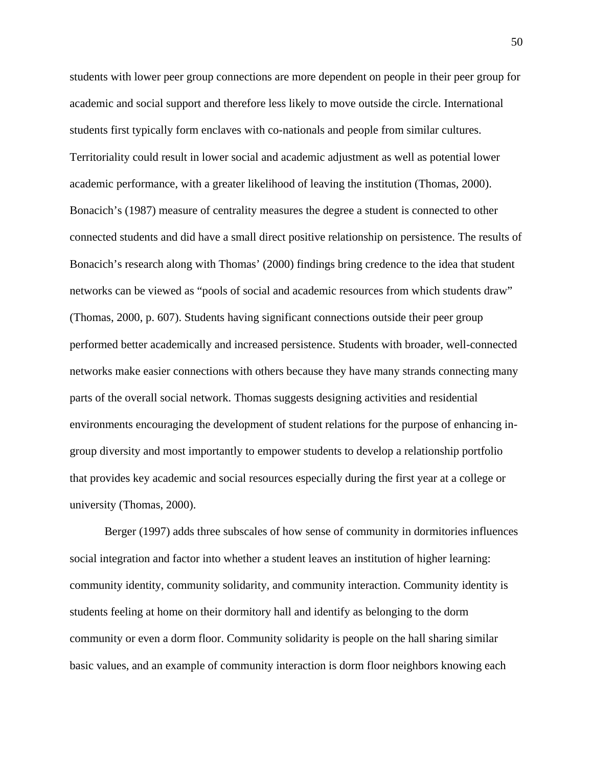students with lower peer group connections are more dependent on people in their peer group for academic and social support and therefore less likely to move outside the circle. International students first typically form enclaves with co-nationals and people from similar cultures. Territoriality could result in lower social and academic adjustment as well as potential lower academic performance, with a greater likelihood of leaving the institution (Thomas, 2000). Bonacich's (1987) measure of centrality measures the degree a student is connected to other connected students and did have a small direct positive relationship on persistence. The results of Bonacich's research along with Thomas' (2000) findings bring credence to the idea that student networks can be viewed as "pools of social and academic resources from which students draw" (Thomas, 2000, p. 607). Students having significant connections outside their peer group performed better academically and increased persistence. Students with broader, well-connected networks make easier connections with others because they have many strands connecting many parts of the overall social network. Thomas suggests designing activities and residential environments encouraging the development of student relations for the purpose of enhancing in-group diversity and most importantly to empower students to develop a relationship portfolio that provides key academic and social resources especially during the first year at a college or university (Thomas, 2000).

Berger (1997) adds three subscales of how sense of community in dormitories influences social integration and factor into whether a student leaves an institution of higher learning: community identity, community solidarity, and community interaction. Community identity is students feeling at home on their dormitory hall and identify as belonging to the dorm community or even a dorm floor. Community solidarity is people on the hall sharing similar basic values, and an example of community interaction is dorm floor neighbors knowing each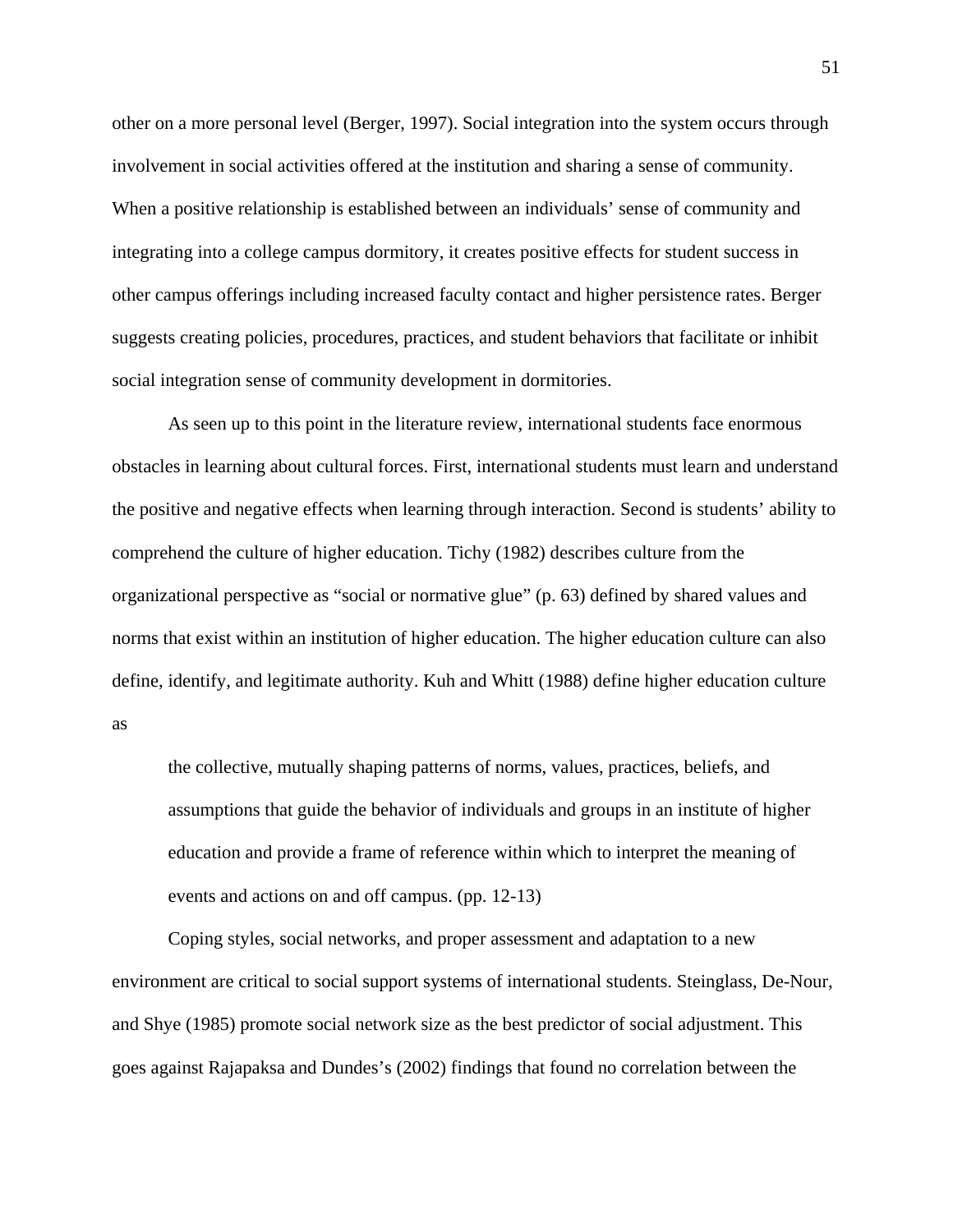other on a more personal level (Berger, 1997). Social integration into the system occurs through involvement in social activities offered at the institution and sharing a sense of community. When a positive relationship is established between an individuals' sense of community and integrating into a college campus dormitory, it creates positive effects for student success in other campus offerings including increased faculty contact and higher persistence rates. Berger suggests creating policies, procedures, practices, and student behaviors that facilitate or inhibit social integration sense of community development in dormitories.

As seen up to this point in the literature review, international students face enormous obstacles in learning about cultural forces. First, international students must learn and understand the positive and negative effects when learning through interaction. Second is students' ability to comprehend the culture of higher education. Tichy (1982) describes culture from the organizational perspective as "social or normative glue" (p. 63) defined by shared values and norms that exist within an institution of higher education. The higher education culture can also define, identify, and legitimate authority. Kuh and Whitt (1988) define higher education culture as

> the collective, mutually shaping patterns of norms, values, practices, beliefs, and assumptions that guide the behavior of individuals and groups in an institute of higher education and provide a frame of reference within which to interpret the meaning of events and actions on and off campus. (pp. 12-13)

Coping styles, social networks, and proper assessment and adaptation to a new environment are critical to social support systems of international students. Steinglass, De-Nour, and Shye (1985) promote social network size as the best predictor of social adjustment. This goes against Rajapaksa and Dundes's (2002) findings that found no correlation between the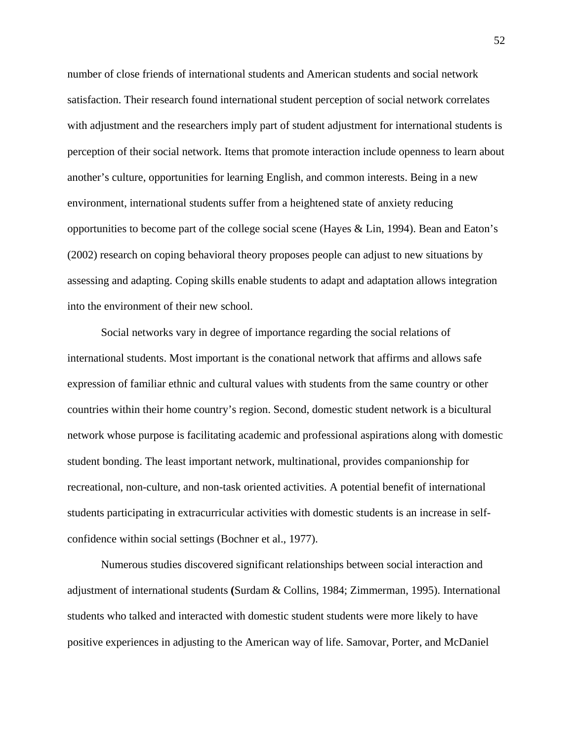number of close friends of international students and American students and social network satisfaction. Their research found international student perception of social network correlates with adjustment and the researchers imply part of student adjustment for international students is perception of their social network. Items that promote interaction include openness to learn about another's culture, opportunities for learning English, and common interests. Being in a new environment, international students suffer from a heightened state of anxiety reducing opportunities to become part of the college social scene (Hayes & Lin, 1994). Bean and Eaton's (2002) research on coping behavioral theory proposes people can adjust to new situations by assessing and adapting. Coping skills enable students to adapt and adaptation allows integration into the environment of their new school.

Social networks vary in degree of importance regarding the social relations of international students. Most important is the conational network that affirms and allows safe expression of familiar ethnic and cultural values with students from the same country or other countries within their home country's region. Second, domestic student network is a bicultural network whose purpose is facilitating academic and professional aspirations along with domestic student bonding. The least important network, multinational, provides companionship for recreational, non-culture, and non-task oriented activities. A potential benefit of international students participating in extracurricular activities with domestic students is an increase in self-confidence within social settings (Bochner et al., 1977).

Numerous studies discovered significant relationships between social interaction and adjustment of international students **(**Surdam & Collins, 1984; Zimmerman, 1995). International students who talked and interacted with domestic student students were more likely to have positive experiences in adjusting to the American way of life. Samovar, Porter, and McDaniel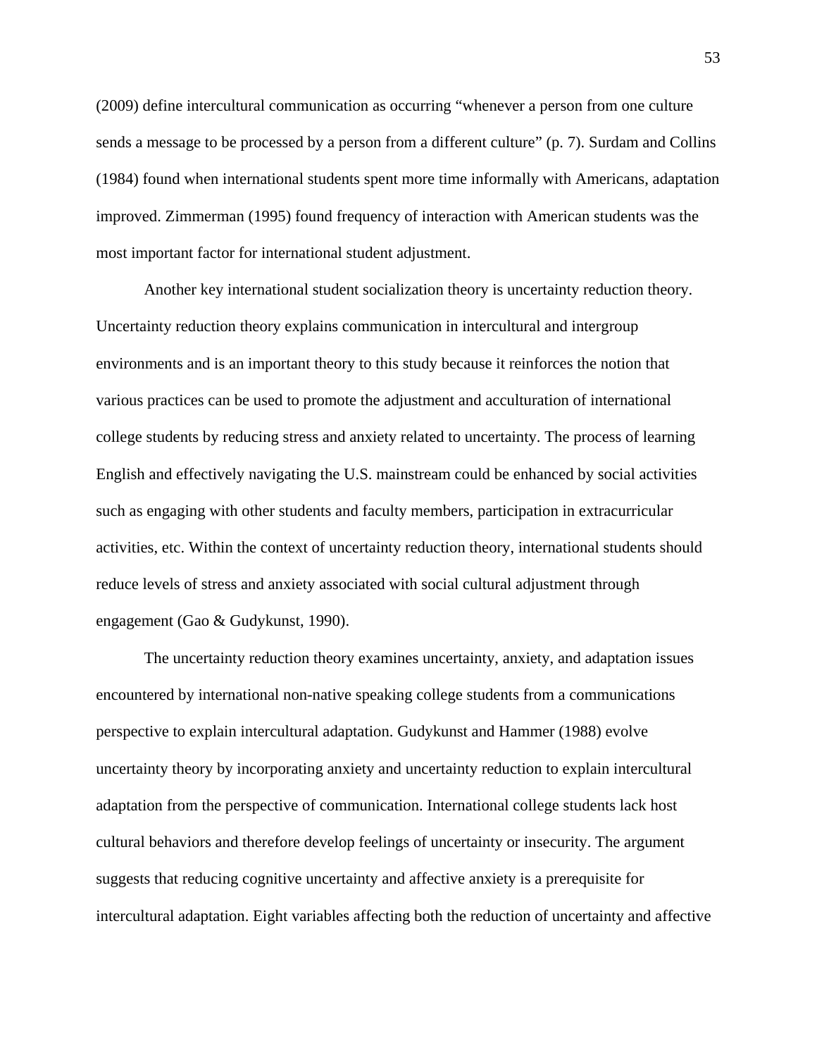(2009) define intercultural communication as occurring “whenever a person from one culture sends a message to be processed by a person from a different culture” (p. 7). Surdam and Collins (1984) found when international students spent more time informally with Americans, adaptation improved. Zimmerman (1995) found frequency of interaction with American students was the most important factor for international student adjustment.

Another key international student socialization theory is uncertainty reduction theory. Uncertainty reduction theory explains communication in intercultural and intergroup environments and is an important theory to this study because it reinforces the notion that various practices can be used to promote the adjustment and acculturation of international college students by reducing stress and anxiety related to uncertainty. The process of learning English and effectively navigating the U.S. mainstream could be enhanced by social activities such as engaging with other students and faculty members, participation in extracurricular activities, etc. Within the context of uncertainty reduction theory, international students should reduce levels of stress and anxiety associated with social cultural adjustment through engagement (Gao & Gudykunst, 1990).

The uncertainty reduction theory examines uncertainty, anxiety, and adaptation issues encountered by international non-native speaking college students from a communications perspective to explain intercultural adaptation. Gudykunst and Hammer (1988) evolve uncertainty theory by incorporating anxiety and uncertainty reduction to explain intercultural adaptation from the perspective of communication. International college students lack host cultural behaviors and therefore develop feelings of uncertainty or insecurity. The argument suggests that reducing cognitive uncertainty and affective anxiety is a prerequisite for intercultural adaptation. Eight variables affecting both the reduction of uncertainty and affective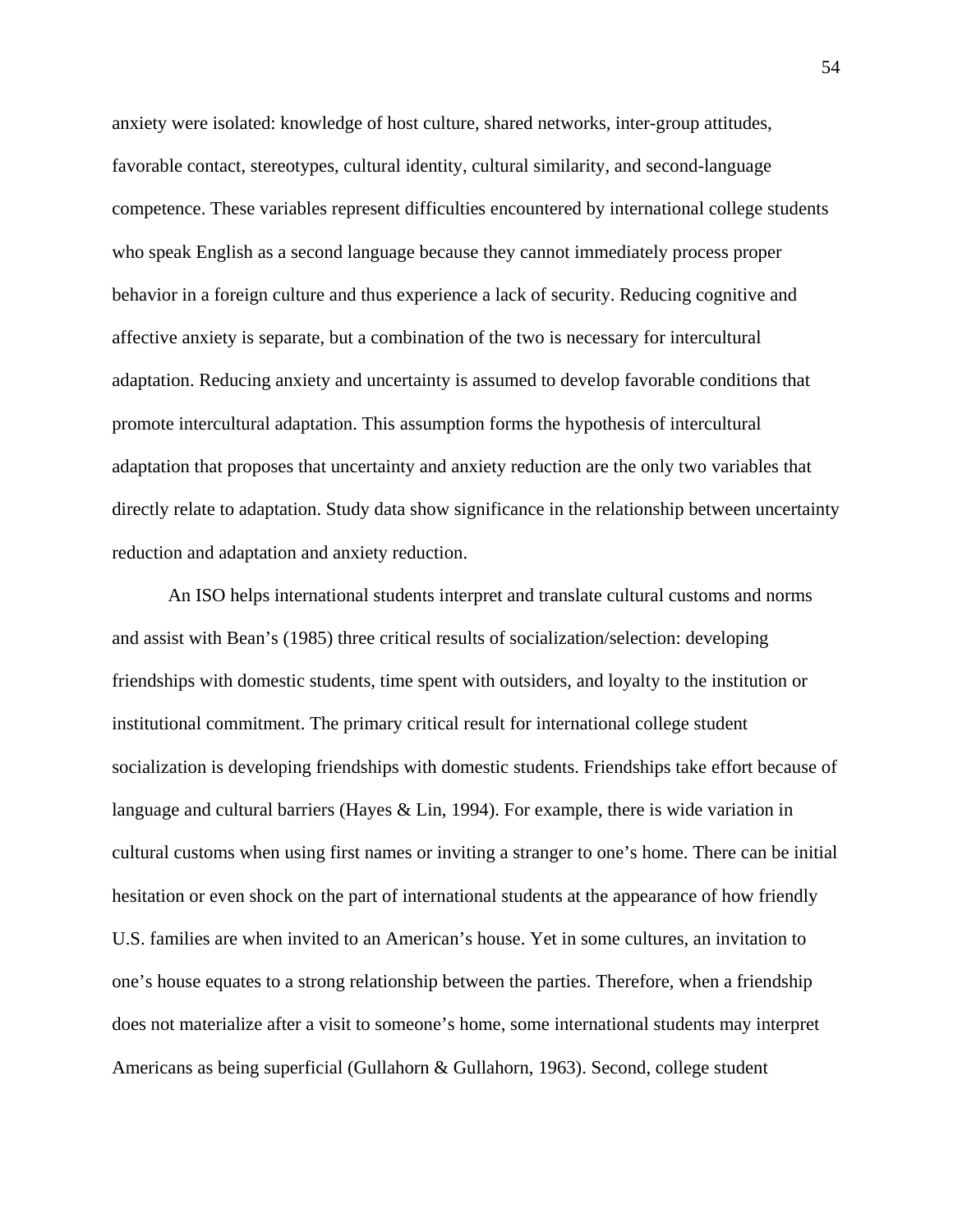anxiety were isolated: knowledge of host culture, shared networks, inter-group attitudes, favorable contact, stereotypes, cultural identity, cultural similarity, and second-language competence. These variables represent difficulties encountered by international college students who speak English as a second language because they cannot immediately process proper behavior in a foreign culture and thus experience a lack of security. Reducing cognitive and affective anxiety is separate, but a combination of the two is necessary for intercultural adaptation. Reducing anxiety and uncertainty is assumed to develop favorable conditions that promote intercultural adaptation. This assumption forms the hypothesis of intercultural adaptation that proposes that uncertainty and anxiety reduction are the only two variables that directly relate to adaptation. Study data show significance in the relationship between uncertainty reduction and adaptation and anxiety reduction.

An ISO helps international students interpret and translate cultural customs and norms and assist with Bean's (1985) three critical results of socialization/selection: developing friendships with domestic students, time spent with outsiders, and loyalty to the institution or institutional commitment. The primary critical result for international college student socialization is developing friendships with domestic students. Friendships take effort because of language and cultural barriers (Hayes & Lin, 1994). For example, there is wide variation in cultural customs when using first names or inviting a stranger to one's home. There can be initial hesitation or even shock on the part of international students at the appearance of how friendly U.S. families are when invited to an American's house. Yet in some cultures, an invitation to one's house equates to a strong relationship between the parties. Therefore, when a friendship does not materialize after a visit to someone's home, some international students may interpret Americans as being superficial (Gullahorn & Gullahorn, 1963). Second, college student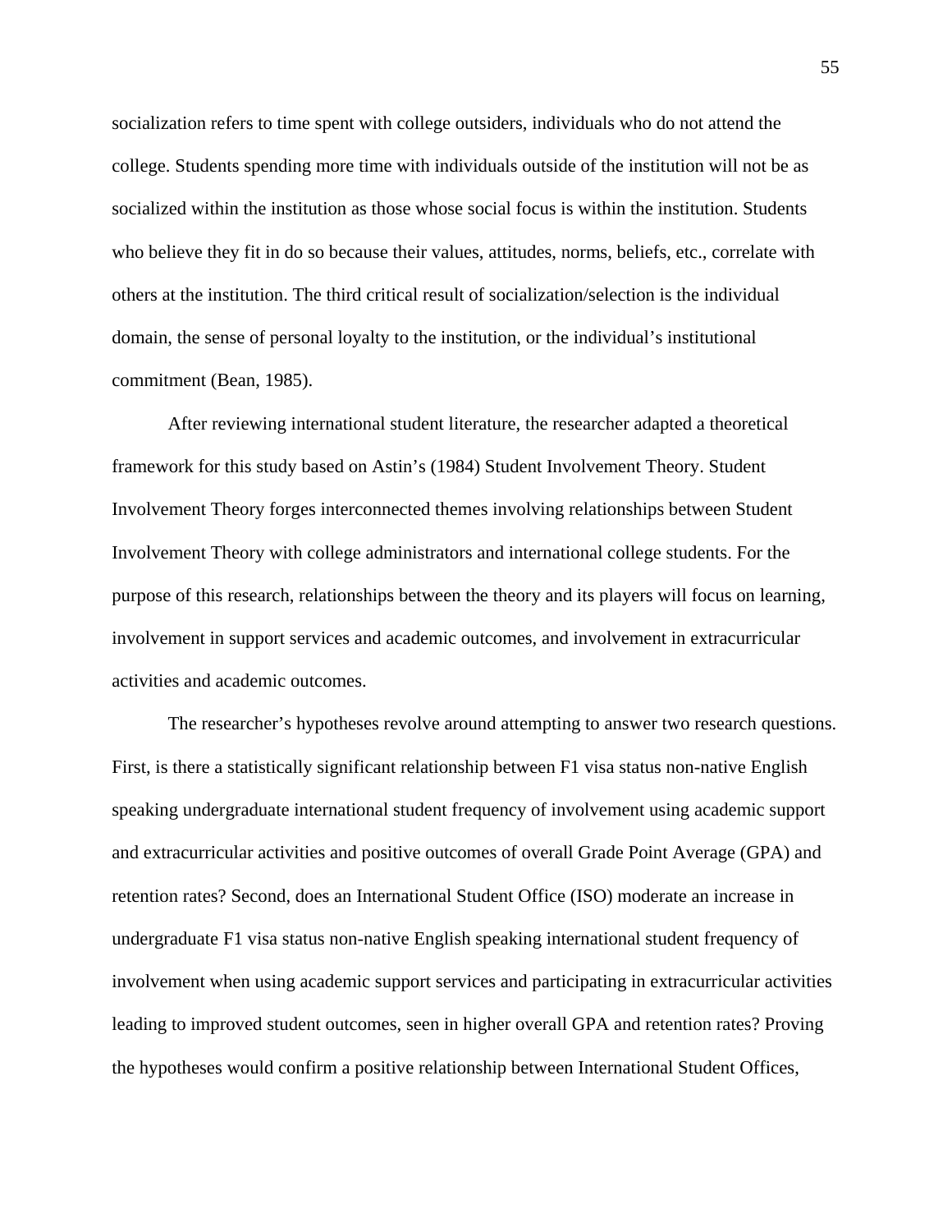socialization refers to time spent with college outsiders, individuals who do not attend the college. Students spending more time with individuals outside of the institution will not be as socialized within the institution as those whose social focus is within the institution. Students who believe they fit in do so because their values, attitudes, norms, beliefs, etc., correlate with others at the institution. The third critical result of socialization/selection is the individual domain, the sense of personal loyalty to the institution, or the individual's institutional commitment (Bean, 1985).

After reviewing international student literature, the researcher adapted a theoretical framework for this study based on Astin's (1984) Student Involvement Theory. Student Involvement Theory forges interconnected themes involving relationships between Student Involvement Theory with college administrators and international college students. For the purpose of this research, relationships between the theory and its players will focus on learning, involvement in support services and academic outcomes, and involvement in extracurricular activities and academic outcomes.

The researcher's hypotheses revolve around attempting to answer two research questions. First, is there a statistically significant relationship between F1 visa status non-native English speaking undergraduate international student frequency of involvement using academic support and extracurricular activities and positive outcomes of overall Grade Point Average (GPA) and retention rates? Second, does an International Student Office (ISO) moderate an increase in undergraduate F1 visa status non-native English speaking international student frequency of involvement when using academic support services and participating in extracurricular activities leading to improved student outcomes, seen in higher overall GPA and retention rates? Proving the hypotheses would confirm a positive relationship between International Student Offices,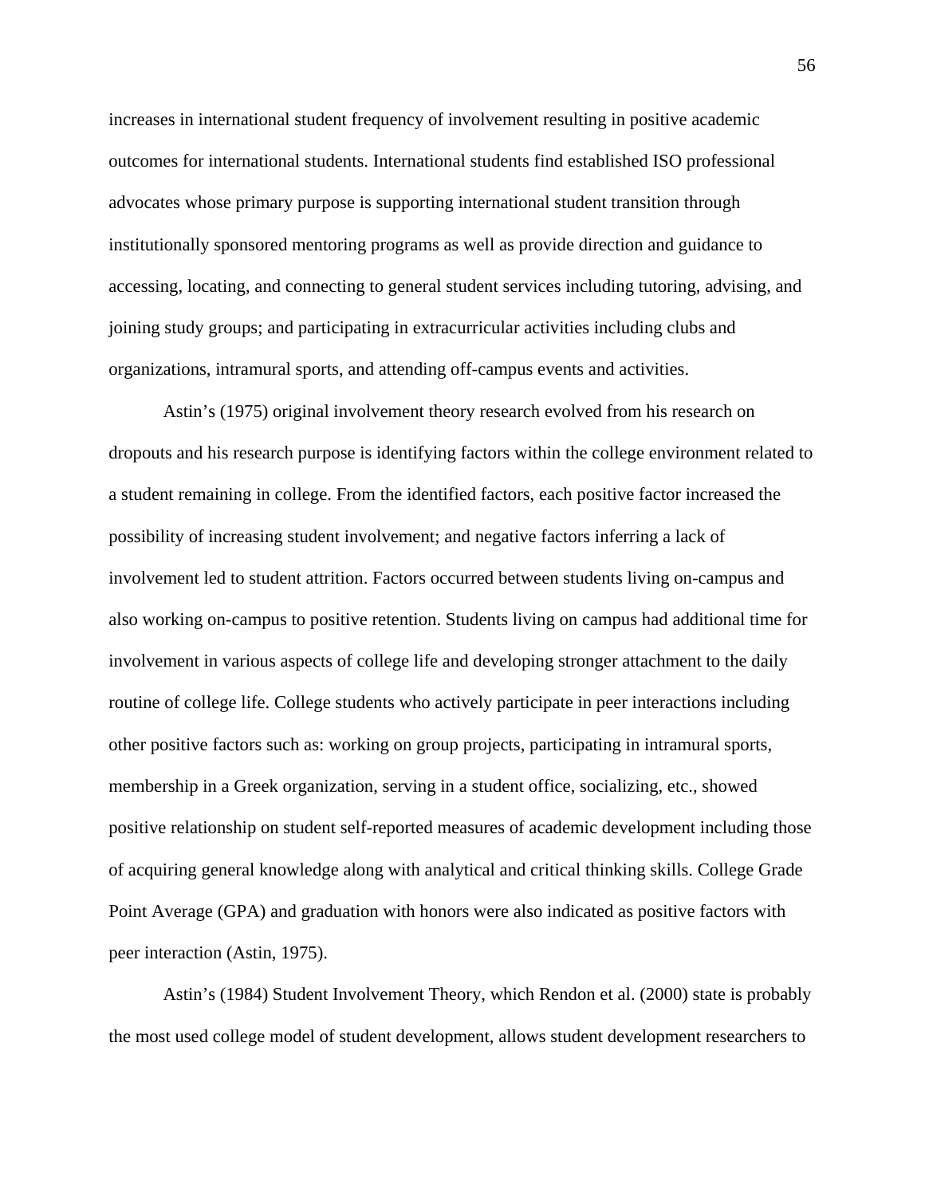increases in international student frequency of involvement resulting in positive academic outcomes for international students. International students find established ISO professional advocates whose primary purpose is supporting international student transition through institutionally sponsored mentoring programs as well as provide direction and guidance to accessing, locating, and connecting to general student services including tutoring, advising, and joining study groups; and participating in extracurricular activities including clubs and organizations, intramural sports, and attending off-campus events and activities.

Astin's (1975) original involvement theory research evolved from his research on dropouts and his research purpose is identifying factors within the college environment related to a student remaining in college. From the identified factors, each positive factor increased the possibility of increasing student involvement; and negative factors inferring a lack of involvement led to student attrition. Factors occurred between students living on-campus and also working on-campus to positive retention. Students living on campus had additional time for involvement in various aspects of college life and developing stronger attachment to the daily routine of college life. College students who actively participate in peer interactions including other positive factors such as: working on group projects, participating in intramural sports, membership in a Greek organization, serving in a student office, socializing, etc., showed positive relationship on student self-reported measures of academic development including those of acquiring general knowledge along with analytical and critical thinking skills. College Grade Point Average (GPA) and graduation with honors were also indicated as positive factors with peer interaction (Astin, 1975).

Astin's (1984) Student Involvement Theory, which Rendon et al. (2000) state is probably the most used college model of student development, allows student development researchers to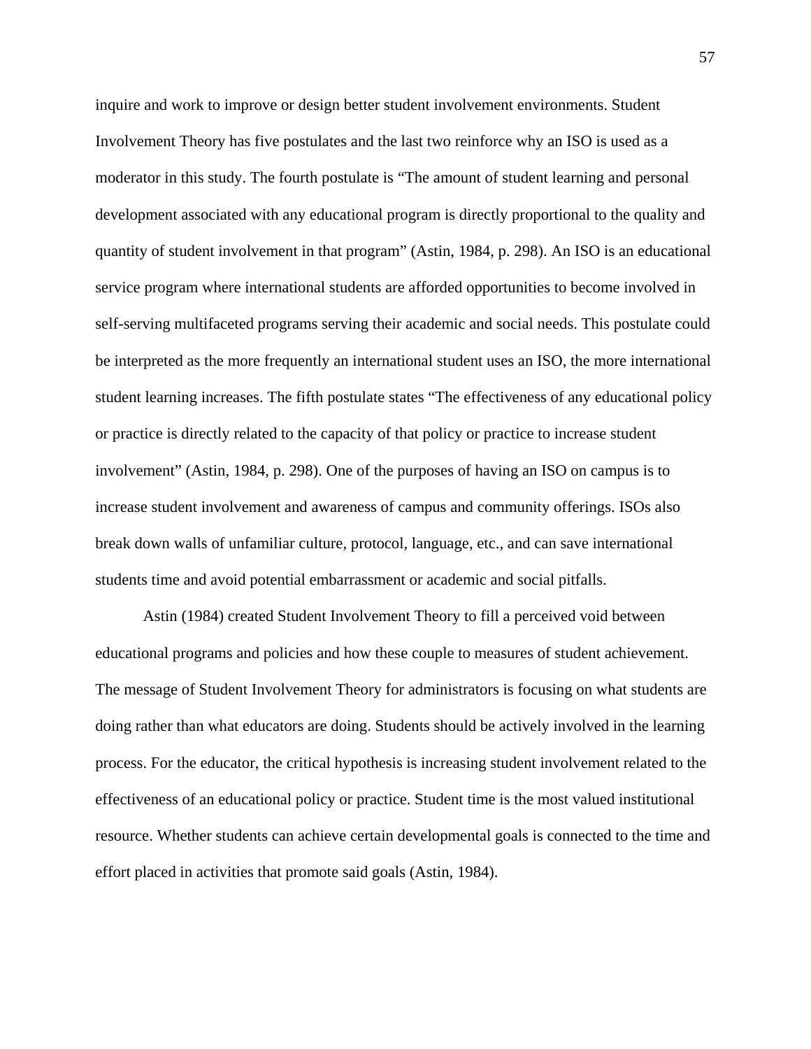inquire and work to improve or design better student involvement environments. Student Involvement Theory has five postulates and the last two reinforce why an ISO is used as a moderator in this study. The fourth postulate is "The amount of student learning and personal development associated with any educational program is directly proportional to the quality and quantity of student involvement in that program" (Astin, 1984, p. 298). An ISO is an educational service program where international students are afforded opportunities to become involved in self-serving multifaceted programs serving their academic and social needs. This postulate could be interpreted as the more frequently an international student uses an ISO, the more international student learning increases. The fifth postulate states "The effectiveness of any educational policy or practice is directly related to the capacity of that policy or practice to increase student involvement" (Astin, 1984, p. 298). One of the purposes of having an ISO on campus is to increase student involvement and awareness of campus and community offerings. ISOs also break down walls of unfamiliar culture, protocol, language, etc., and can save international students time and avoid potential embarrassment or academic and social pitfalls.

Astin (1984) created Student Involvement Theory to fill a perceived void between educational programs and policies and how these couple to measures of student achievement. The message of Student Involvement Theory for administrators is focusing on what students are doing rather than what educators are doing. Students should be actively involved in the learning process. For the educator, the critical hypothesis is increasing student involvement related to the effectiveness of an educational policy or practice. Student time is the most valued institutional resource. Whether students can achieve certain developmental goals is connected to the time and effort placed in activities that promote said goals (Astin, 1984).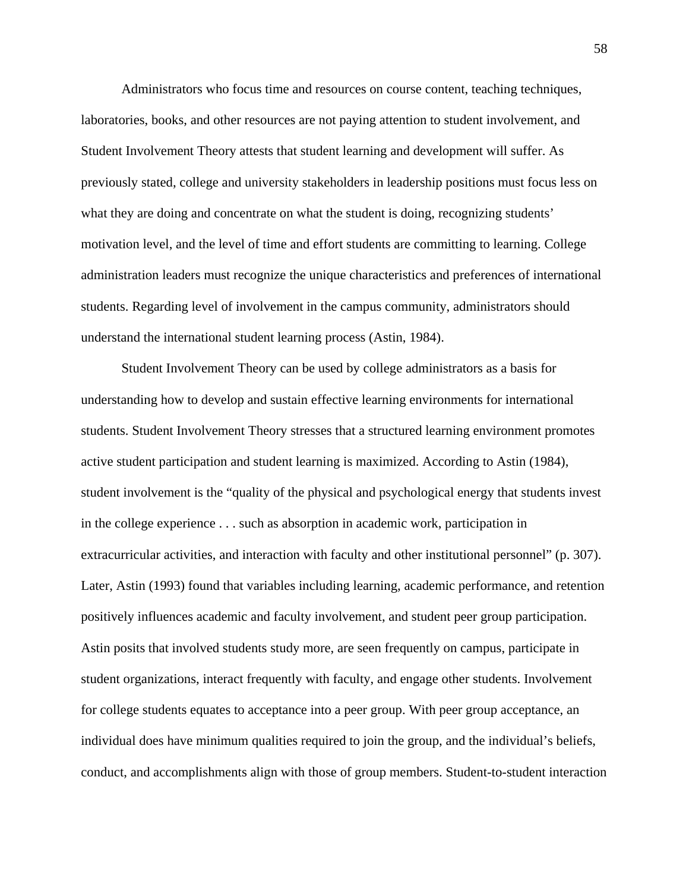Administrators who focus time and resources on course content, teaching techniques, laboratories, books, and other resources are not paying attention to student involvement, and Student Involvement Theory attests that student learning and development will suffer. As previously stated, college and university stakeholders in leadership positions must focus less on what they are doing and concentrate on what the student is doing, recognizing students' motivation level, and the level of time and effort students are committing to learning. College administration leaders must recognize the unique characteristics and preferences of international students. Regarding level of involvement in the campus community, administrators should understand the international student learning process (Astin, 1984).

Student Involvement Theory can be used by college administrators as a basis for understanding how to develop and sustain effective learning environments for international students. Student Involvement Theory stresses that a structured learning environment promotes active student participation and student learning is maximized. According to Astin (1984), student involvement is the "quality of the physical and psychological energy that students invest in the college experience . . . such as absorption in academic work, participation in extracurricular activities, and interaction with faculty and other institutional personnel" (p. 307). Later, Astin (1993) found that variables including learning, academic performance, and retention positively influences academic and faculty involvement, and student peer group participation. Astin posits that involved students study more, are seen frequently on campus, participate in student organizations, interact frequently with faculty, and engage other students. Involvement for college students equates to acceptance into a peer group. With peer group acceptance, an individual does have minimum qualities required to join the group, and the individual's beliefs, conduct, and accomplishments align with those of group members. Student-to-student interaction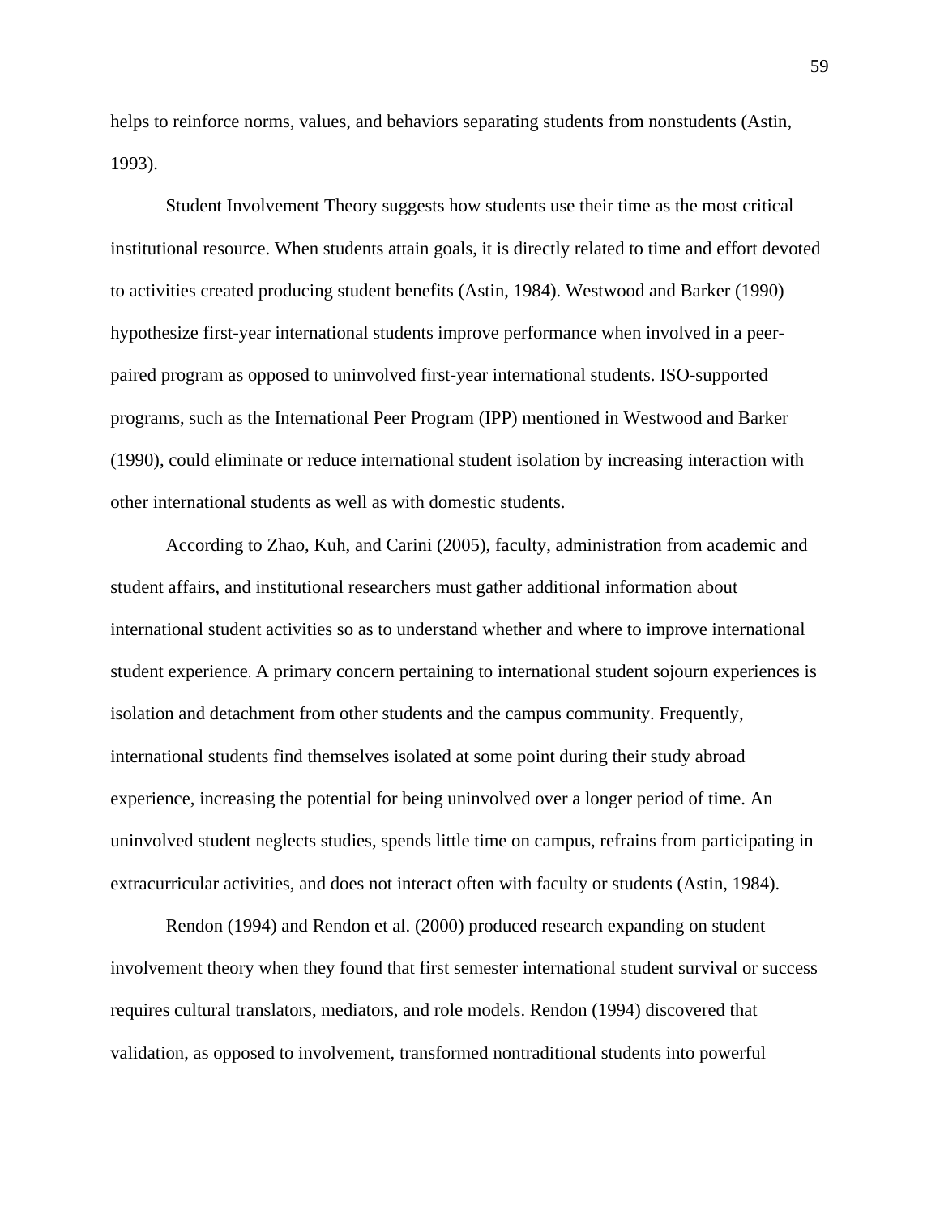helps to reinforce norms, values, and behaviors separating students from nonstudents (Astin, 1993).

Student Involvement Theory suggests how students use their time as the most critical institutional resource. When students attain goals, it is directly related to time and effort devoted to activities created producing student benefits (Astin, 1984). Westwood and Barker (1990) hypothesize first-year international students improve performance when involved in a peer-paired program as opposed to uninvolved first-year international students. ISO-supported programs, such as the International Peer Program (IPP) mentioned in Westwood and Barker (1990), could eliminate or reduce international student isolation by increasing interaction with other international students as well as with domestic students.

According to Zhao, Kuh, and Carini (2005), faculty, administration from academic and student affairs, and institutional researchers must gather additional information about international student activities so as to understand whether and where to improve international student experience. A primary concern pertaining to international student sojourn experiences is isolation and detachment from other students and the campus community. Frequently, international students find themselves isolated at some point during their study abroad experience, increasing the potential for being uninvolved over a longer period of time. An uninvolved student neglects studies, spends little time on campus, refrains from participating in extracurricular activities, and does not interact often with faculty or students (Astin, 1984).

Rendon (1994) and Rendon et al. (2000) produced research expanding on student involvement theory when they found that first semester international student survival or success requires cultural translators, mediators, and role models. Rendon (1994) discovered that validation, as opposed to involvement, transformed nontraditional students into powerful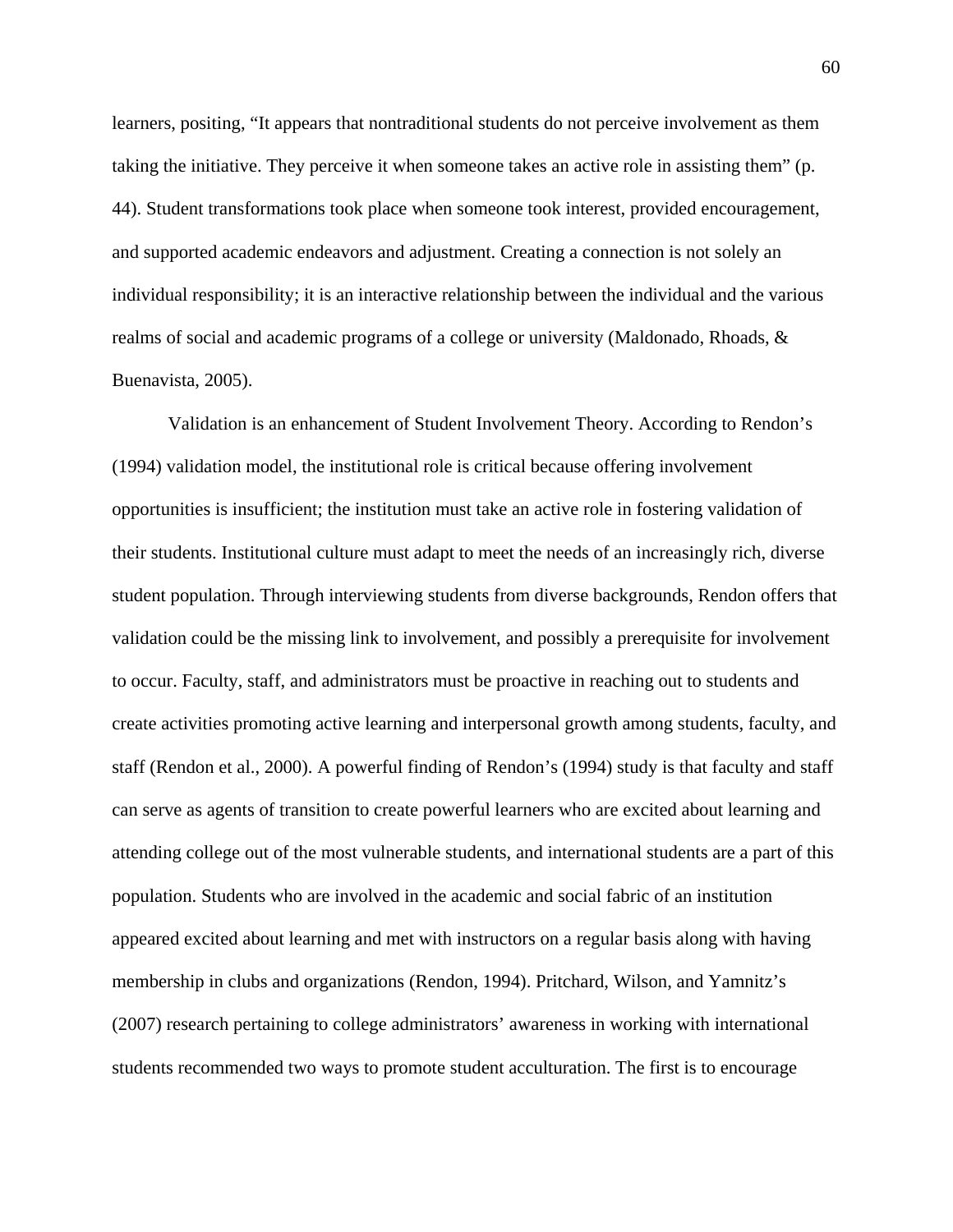learners, positing, “It appears that nontraditional students do not perceive involvement as them taking the initiative. They perceive it when someone takes an active role in assisting them” (p. 44). Student transformations took place when someone took interest, provided encouragement, and supported academic endeavors and adjustment. Creating a connection is not solely an individual responsibility; it is an interactive relationship between the individual and the various realms of social and academic programs of a college or university (Maldonado, Rhoads, & Buenavista, 2005).

Validation is an enhancement of Student Involvement Theory. According to Rendon’s (1994) validation model, the institutional role is critical because offering involvement opportunities is insufficient; the institution must take an active role in fostering validation of their students. Institutional culture must adapt to meet the needs of an increasingly rich, diverse student population. Through interviewing students from diverse backgrounds, Rendon offers that validation could be the missing link to involvement, and possibly a prerequisite for involvement to occur. Faculty, staff, and administrators must be proactive in reaching out to students and create activities promoting active learning and interpersonal growth among students, faculty, and staff (Rendon et al., 2000). A powerful finding of Rendon’s (1994) study is that faculty and staff can serve as agents of transition to create powerful learners who are excited about learning and attending college out of the most vulnerable students, and international students are a part of this population. Students who are involved in the academic and social fabric of an institution appeared excited about learning and met with instructors on a regular basis along with having membership in clubs and organizations (Rendon, 1994). Pritchard, Wilson, and Yamnitz’s (2007) research pertaining to college administrators’ awareness in working with international students recommended two ways to promote student acculturation. The first is to encourage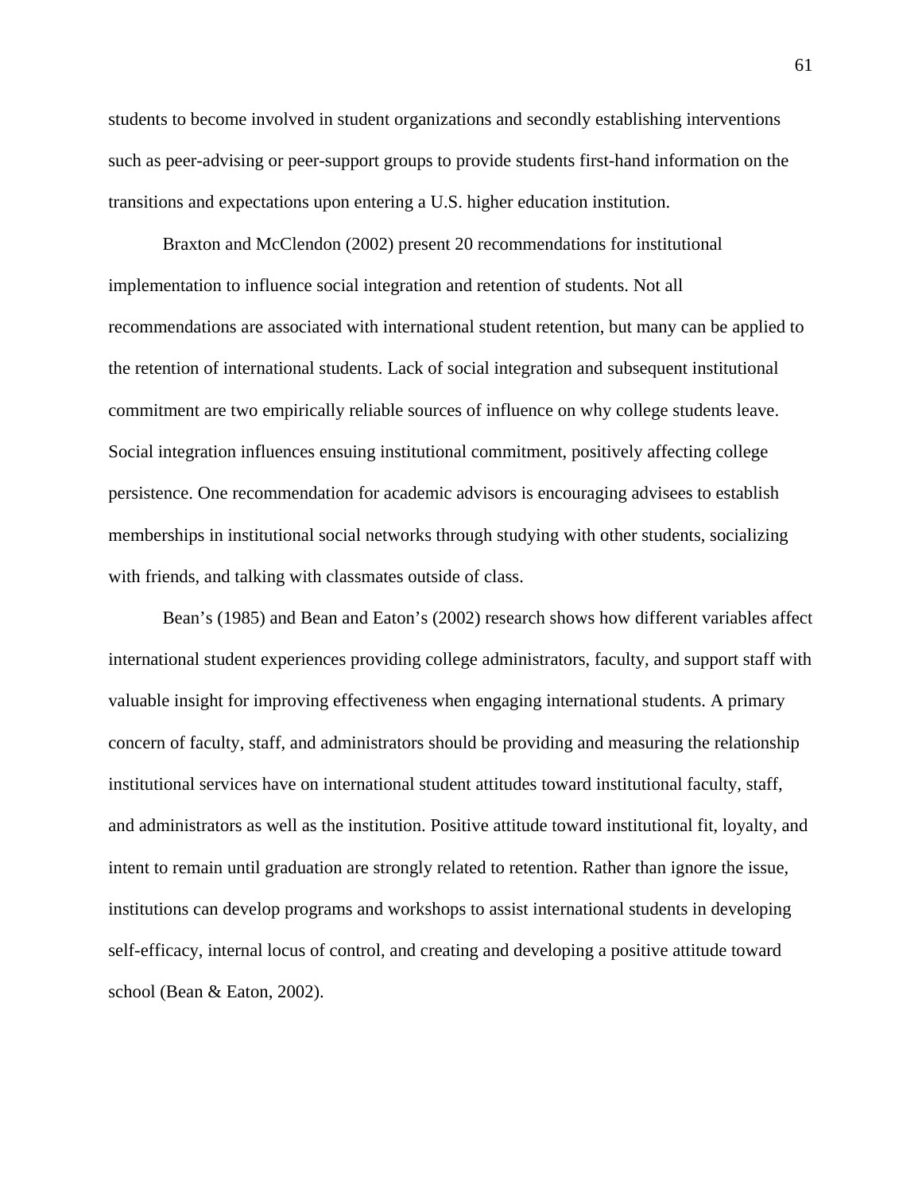students to become involved in student organizations and secondly establishing interventions such as peer-advising or peer-support groups to provide students first-hand information on the transitions and expectations upon entering a U.S. higher education institution.

Braxton and McClendon (2002) present 20 recommendations for institutional implementation to influence social integration and retention of students. Not all recommendations are associated with international student retention, but many can be applied to the retention of international students. Lack of social integration and subsequent institutional commitment are two empirically reliable sources of influence on why college students leave. Social integration influences ensuing institutional commitment, positively affecting college persistence. One recommendation for academic advisors is encouraging advisees to establish memberships in institutional social networks through studying with other students, socializing with friends, and talking with classmates outside of class.

Bean's (1985) and Bean and Eaton's (2002) research shows how different variables affect international student experiences providing college administrators, faculty, and support staff with valuable insight for improving effectiveness when engaging international students. A primary concern of faculty, staff, and administrators should be providing and measuring the relationship institutional services have on international student attitudes toward institutional faculty, staff, and administrators as well as the institution. Positive attitude toward institutional fit, loyalty, and intent to remain until graduation are strongly related to retention. Rather than ignore the issue, institutions can develop programs and workshops to assist international students in developing self-efficacy, internal locus of control, and creating and developing a positive attitude toward school (Bean & Eaton, 2002).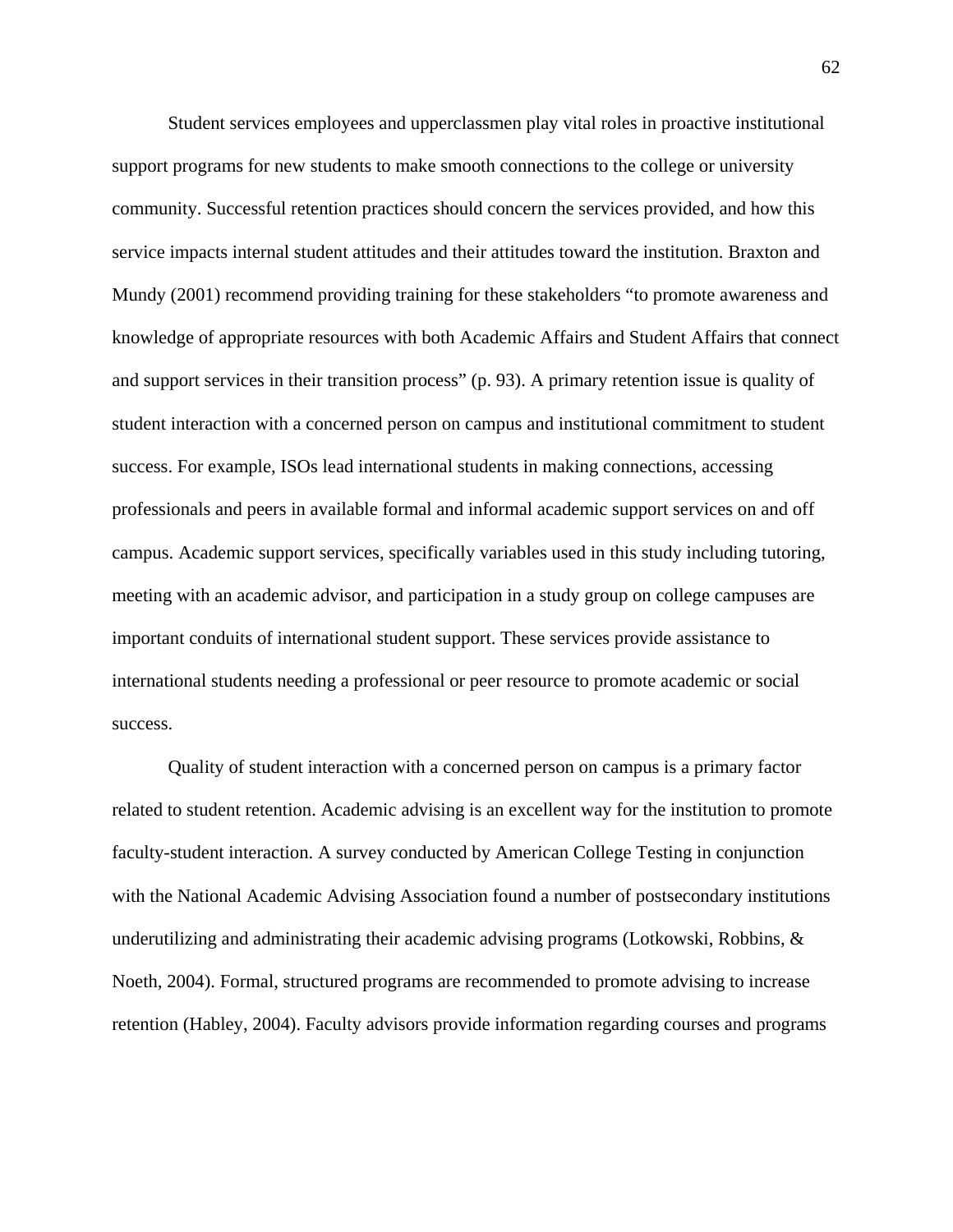Student services employees and upperclassmen play vital roles in proactive institutional support programs for new students to make smooth connections to the college or university community. Successful retention practices should concern the services provided, and how this service impacts internal student attitudes and their attitudes toward the institution. Braxton and Mundy (2001) recommend providing training for these stakeholders "to promote awareness and knowledge of appropriate resources with both Academic Affairs and Student Affairs that connect and support services in their transition process" (p. 93). A primary retention issue is quality of student interaction with a concerned person on campus and institutional commitment to student success. For example, ISOs lead international students in making connections, accessing professionals and peers in available formal and informal academic support services on and off campus. Academic support services, specifically variables used in this study including tutoring, meeting with an academic advisor, and participation in a study group on college campuses are important conduits of international student support. These services provide assistance to international students needing a professional or peer resource to promote academic or social success.

Quality of student interaction with a concerned person on campus is a primary factor related to student retention. Academic advising is an excellent way for the institution to promote faculty-student interaction. A survey conducted by American College Testing in conjunction with the National Academic Advising Association found a number of postsecondary institutions underutilizing and administrating their academic advising programs (Lotkowski, Robbins, & Noeth, 2004). Formal, structured programs are recommended to promote advising to increase retention (Habley, 2004). Faculty advisors provide information regarding courses and programs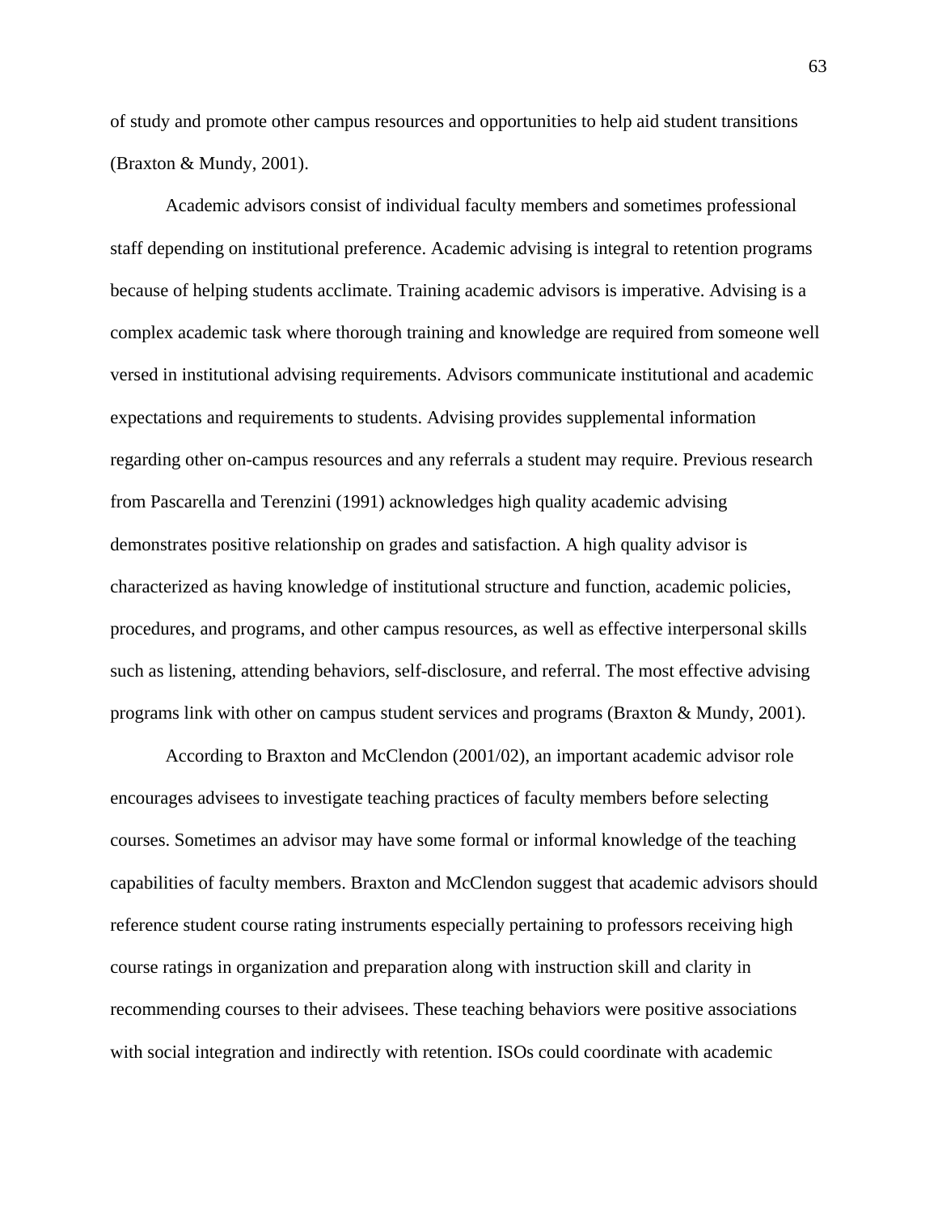of study and promote other campus resources and opportunities to help aid student transitions (Braxton & Mundy, 2001).

Academic advisors consist of individual faculty members and sometimes professional staff depending on institutional preference. Academic advising is integral to retention programs because of helping students acclimate. Training academic advisors is imperative. Advising is a complex academic task where thorough training and knowledge are required from someone well versed in institutional advising requirements. Advisors communicate institutional and academic expectations and requirements to students. Advising provides supplemental information regarding other on-campus resources and any referrals a student may require. Previous research from Pascarella and Terenzini (1991) acknowledges high quality academic advising demonstrates positive relationship on grades and satisfaction. A high quality advisor is characterized as having knowledge of institutional structure and function, academic policies, procedures, and programs, and other campus resources, as well as effective interpersonal skills such as listening, attending behaviors, self-disclosure, and referral. The most effective advising programs link with other on campus student services and programs (Braxton & Mundy, 2001).

According to Braxton and McClendon (2001/02), an important academic advisor role encourages advisees to investigate teaching practices of faculty members before selecting courses. Sometimes an advisor may have some formal or informal knowledge of the teaching capabilities of faculty members. Braxton and McClendon suggest that academic advisors should reference student course rating instruments especially pertaining to professors receiving high course ratings in organization and preparation along with instruction skill and clarity in recommending courses to their advisees. These teaching behaviors were positive associations with social integration and indirectly with retention. ISOs could coordinate with academic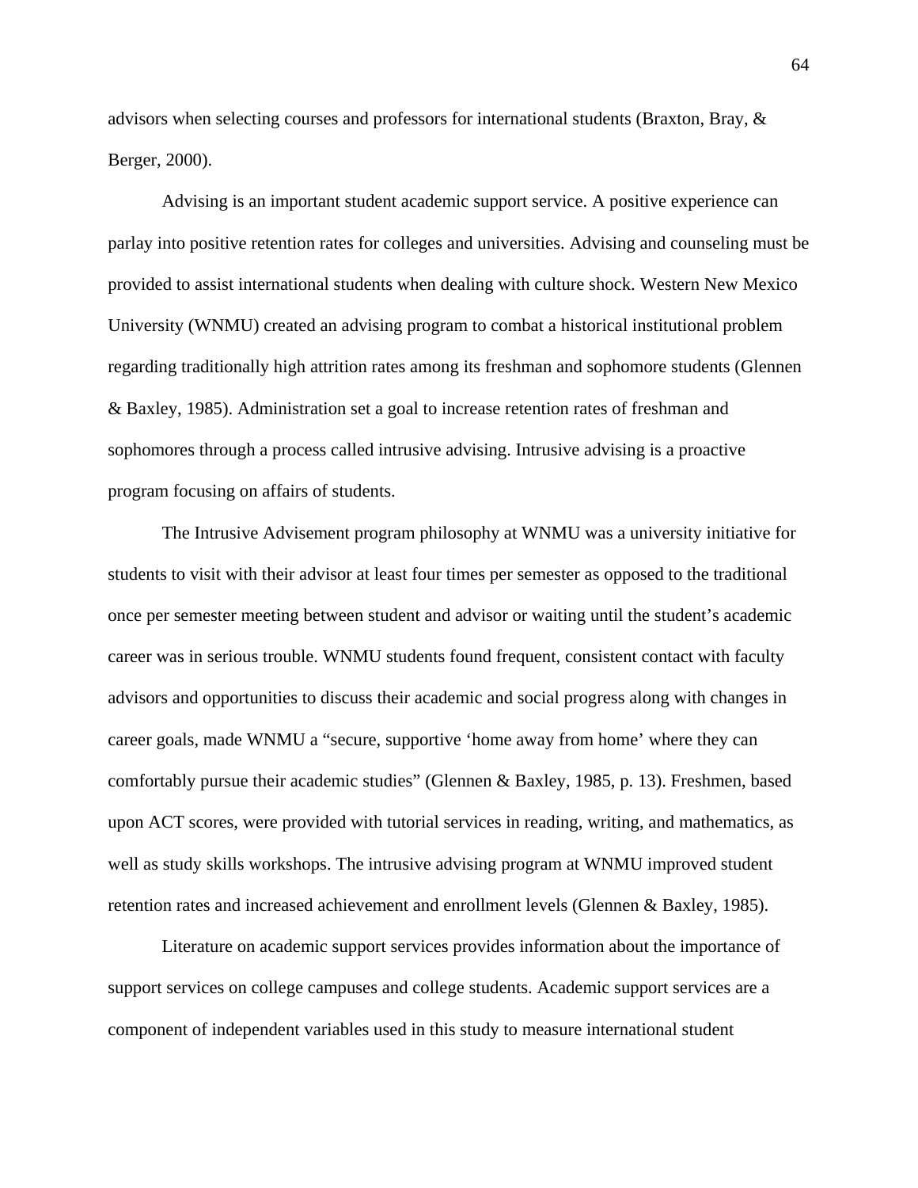advisors when selecting courses and professors for international students (Braxton, Bray, & Berger, 2000).

Advising is an important student academic support service. A positive experience can parlay into positive retention rates for colleges and universities. Advising and counseling must be provided to assist international students when dealing with culture shock. Western New Mexico University (WNMU) created an advising program to combat a historical institutional problem regarding traditionally high attrition rates among its freshman and sophomore students (Glennen & Baxley, 1985). Administration set a goal to increase retention rates of freshman and sophomores through a process called intrusive advising. Intrusive advising is a proactive program focusing on affairs of students.

The Intrusive Advisement program philosophy at WNMU was a university initiative for students to visit with their advisor at least four times per semester as opposed to the traditional once per semester meeting between student and advisor or waiting until the student's academic career was in serious trouble. WNMU students found frequent, consistent contact with faculty advisors and opportunities to discuss their academic and social progress along with changes in career goals, made WNMU a "secure, supportive 'home away from home' where they can comfortably pursue their academic studies" (Glennen & Baxley, 1985, p. 13). Freshmen, based upon ACT scores, were provided with tutorial services in reading, writing, and mathematics, as well as study skills workshops. The intrusive advising program at WNMU improved student retention rates and increased achievement and enrollment levels (Glennen & Baxley, 1985).

Literature on academic support services provides information about the importance of support services on college campuses and college students. Academic support services are a component of independent variables used in this study to measure international student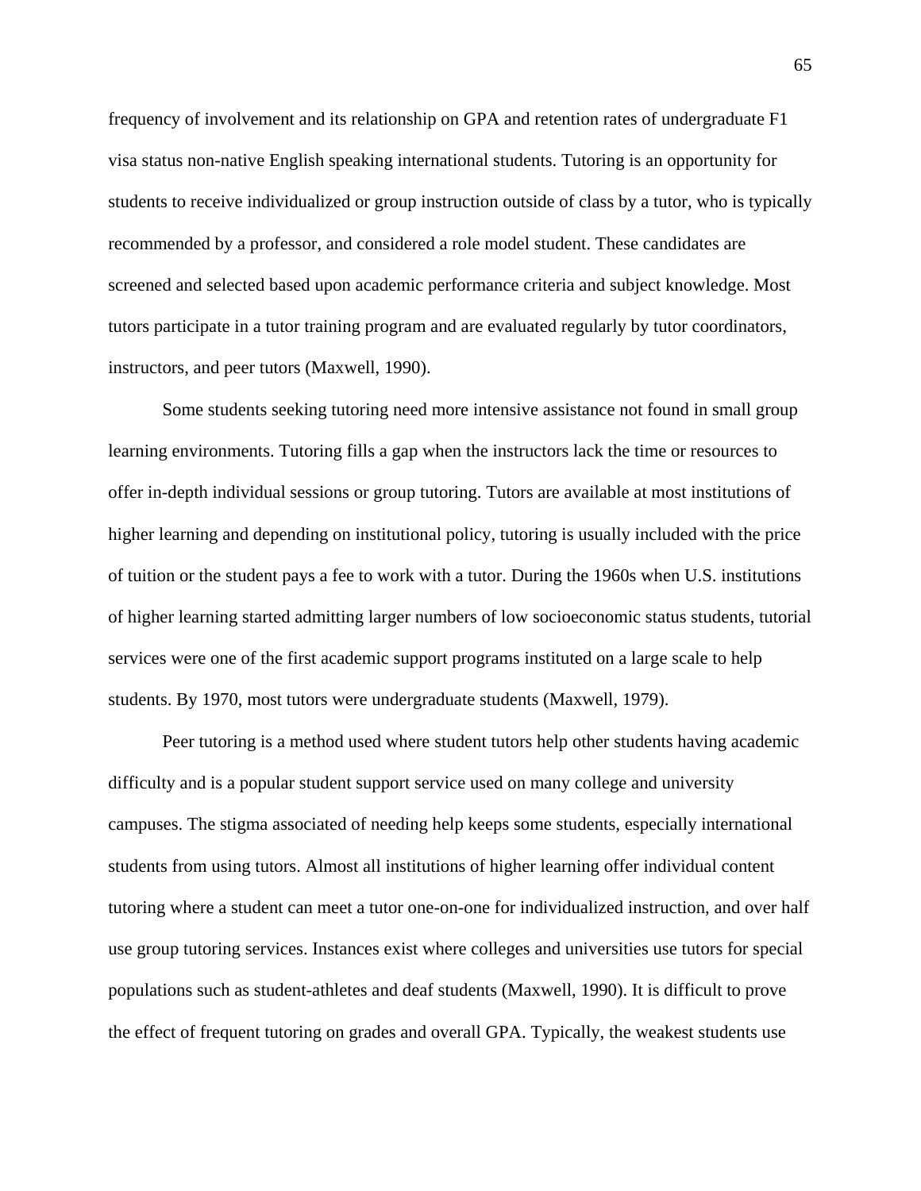frequency of involvement and its relationship on GPA and retention rates of undergraduate F1 visa status non-native English speaking international students. Tutoring is an opportunity for students to receive individualized or group instruction outside of class by a tutor, who is typically recommended by a professor, and considered a role model student. These candidates are screened and selected based upon academic performance criteria and subject knowledge. Most tutors participate in a tutor training program and are evaluated regularly by tutor coordinators, instructors, and peer tutors (Maxwell, 1990).

Some students seeking tutoring need more intensive assistance not found in small group learning environments. Tutoring fills a gap when the instructors lack the time or resources to offer in-depth individual sessions or group tutoring. Tutors are available at most institutions of higher learning and depending on institutional policy, tutoring is usually included with the price of tuition or the student pays a fee to work with a tutor. During the 1960s when U.S. institutions of higher learning started admitting larger numbers of low socioeconomic status students, tutorial services were one of the first academic support programs instituted on a large scale to help students. By 1970, most tutors were undergraduate students (Maxwell, 1979).

Peer tutoring is a method used where student tutors help other students having academic difficulty and is a popular student support service used on many college and university campuses. The stigma associated of needing help keeps some students, especially international students from using tutors. Almost all institutions of higher learning offer individual content tutoring where a student can meet a tutor one-on-one for individualized instruction, and over half use group tutoring services. Instances exist where colleges and universities use tutors for special populations such as student-athletes and deaf students (Maxwell, 1990). It is difficult to prove the effect of frequent tutoring on grades and overall GPA. Typically, the weakest students use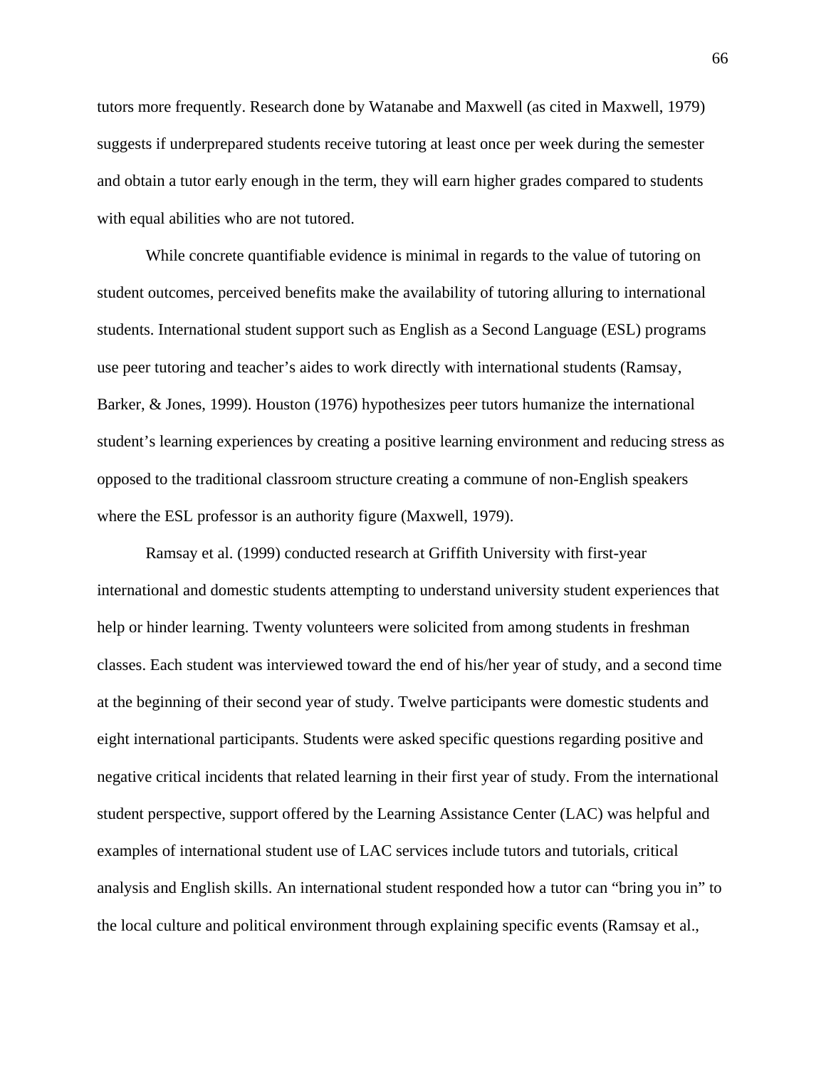tutors more frequently. Research done by Watanabe and Maxwell (as cited in Maxwell, 1979) suggests if underprepared students receive tutoring at least once per week during the semester and obtain a tutor early enough in the term, they will earn higher grades compared to students with equal abilities who are not tutored.

While concrete quantifiable evidence is minimal in regards to the value of tutoring on student outcomes, perceived benefits make the availability of tutoring alluring to international students. International student support such as English as a Second Language (ESL) programs use peer tutoring and teacher's aides to work directly with international students (Ramsay, Barker, & Jones, 1999). Houston (1976) hypothesizes peer tutors humanize the international student's learning experiences by creating a positive learning environment and reducing stress as opposed to the traditional classroom structure creating a commune of non-English speakers where the ESL professor is an authority figure (Maxwell, 1979).

Ramsay et al. (1999) conducted research at Griffith University with first-year international and domestic students attempting to understand university student experiences that help or hinder learning. Twenty volunteers were solicited from among students in freshman classes. Each student was interviewed toward the end of his/her year of study, and a second time at the beginning of their second year of study. Twelve participants were domestic students and eight international participants. Students were asked specific questions regarding positive and negative critical incidents that related learning in their first year of study. From the international student perspective, support offered by the Learning Assistance Center (LAC) was helpful and examples of international student use of LAC services include tutors and tutorials, critical analysis and English skills. An international student responded how a tutor can "bring you in" to the local culture and political environment through explaining specific events (Ramsay et al.,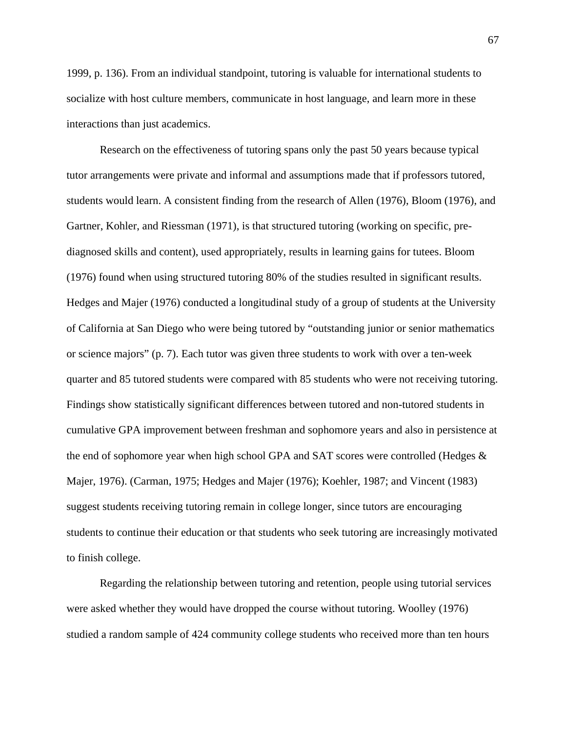1999, p. 136). From an individual standpoint, tutoring is valuable for international students to socialize with host culture members, communicate in host language, and learn more in these interactions than just academics.

Research on the effectiveness of tutoring spans only the past 50 years because typical tutor arrangements were private and informal and assumptions made that if professors tutored, students would learn. A consistent finding from the research of Allen (1976), Bloom (1976), and Gartner, Kohler, and Riessman (1971), is that structured tutoring (working on specific, pre-diagnosed skills and content), used appropriately, results in learning gains for tutees. Bloom (1976) found when using structured tutoring 80% of the studies resulted in significant results. Hedges and Majer (1976) conducted a longitudinal study of a group of students at the University of California at San Diego who were being tutored by "outstanding junior or senior mathematics or science majors" (p. 7). Each tutor was given three students to work with over a ten-week quarter and 85 tutored students were compared with 85 students who were not receiving tutoring. Findings show statistically significant differences between tutored and non-tutored students in cumulative GPA improvement between freshman and sophomore years and also in persistence at the end of sophomore year when high school GPA and SAT scores were controlled (Hedges & Majer, 1976). (Carman, 1975; Hedges and Majer (1976); Koehler, 1987; and Vincent (1983) suggest students receiving tutoring remain in college longer, since tutors are encouraging students to continue their education or that students who seek tutoring are increasingly motivated to finish college.

Regarding the relationship between tutoring and retention, people using tutorial services were asked whether they would have dropped the course without tutoring. Woolley (1976) studied a random sample of 424 community college students who received more than ten hours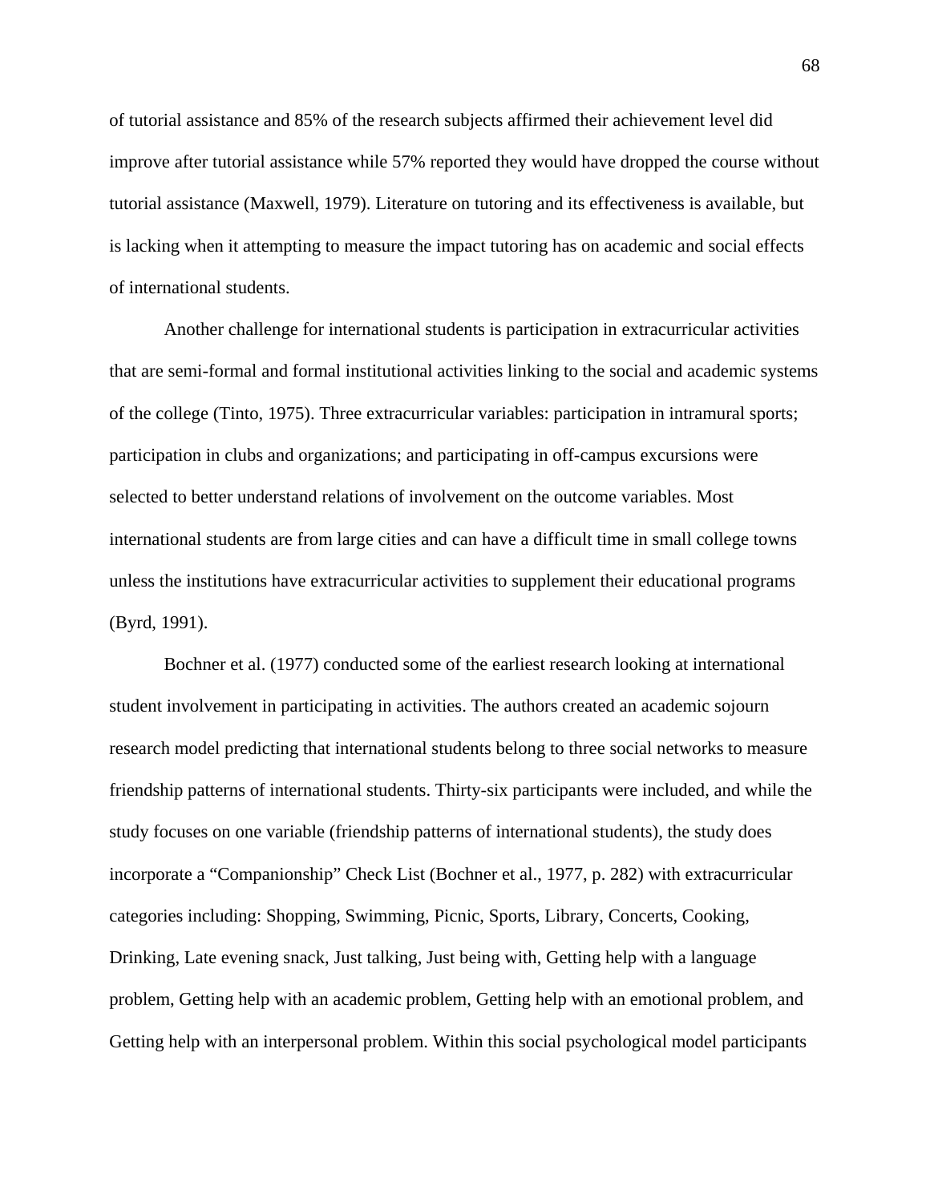of tutorial assistance and 85% of the research subjects affirmed their achievement level did improve after tutorial assistance while 57% reported they would have dropped the course without tutorial assistance (Maxwell, 1979). Literature on tutoring and its effectiveness is available, but is lacking when it attempting to measure the impact tutoring has on academic and social effects of international students.

Another challenge for international students is participation in extracurricular activities that are semi-formal and formal institutional activities linking to the social and academic systems of the college (Tinto, 1975). Three extracurricular variables: participation in intramural sports; participation in clubs and organizations; and participating in off-campus excursions were selected to better understand relations of involvement on the outcome variables. Most international students are from large cities and can have a difficult time in small college towns unless the institutions have extracurricular activities to supplement their educational programs (Byrd, 1991).

Bochner et al. (1977) conducted some of the earliest research looking at international student involvement in participating in activities. The authors created an academic sojourn research model predicting that international students belong to three social networks to measure friendship patterns of international students. Thirty-six participants were included, and while the study focuses on one variable (friendship patterns of international students), the study does incorporate a "Companionship" Check List (Bochner et al., 1977, p. 282) with extracurricular categories including: Shopping, Swimming, Picnic, Sports, Library, Concerts, Cooking, Drinking, Late evening snack, Just talking, Just being with, Getting help with a language problem, Getting help with an academic problem, Getting help with an emotional problem, and Getting help with an interpersonal problem. Within this social psychological model participants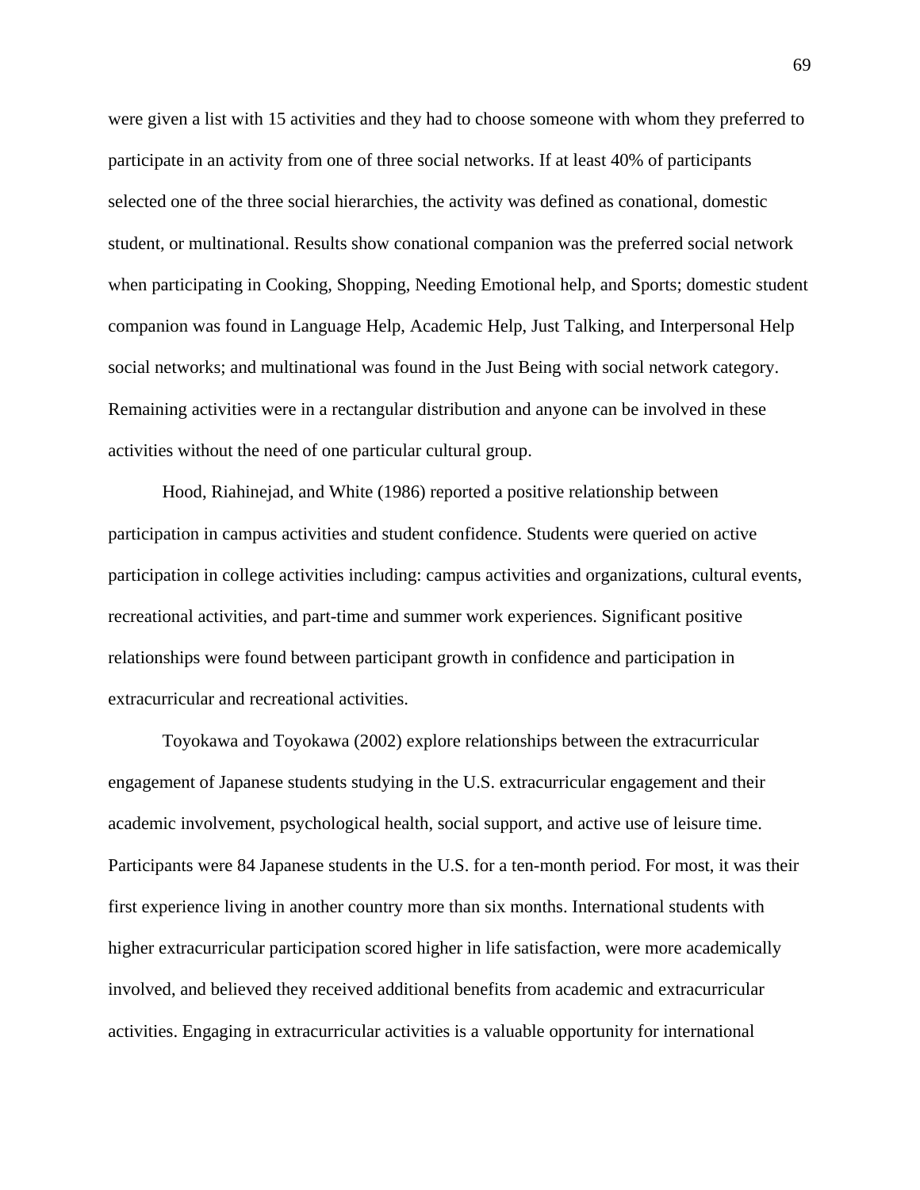were given a list with 15 activities and they had to choose someone with whom they preferred to participate in an activity from one of three social networks. If at least 40% of participants selected one of the three social hierarchies, the activity was defined as conational, domestic student, or multinational. Results show conational companion was the preferred social network when participating in Cooking, Shopping, Needing Emotional help, and Sports; domestic student companion was found in Language Help, Academic Help, Just Talking, and Interpersonal Help social networks; and multinational was found in the Just Being with social network category. Remaining activities were in a rectangular distribution and anyone can be involved in these activities without the need of one particular cultural group.

Hood, Riahinejad, and White (1986) reported a positive relationship between participation in campus activities and student confidence. Students were queried on active participation in college activities including: campus activities and organizations, cultural events, recreational activities, and part-time and summer work experiences. Significant positive relationships were found between participant growth in confidence and participation in extracurricular and recreational activities.

Toyokawa and Toyokawa (2002) explore relationships between the extracurricular engagement of Japanese students studying in the U.S. extracurricular engagement and their academic involvement, psychological health, social support, and active use of leisure time. Participants were 84 Japanese students in the U.S. for a ten-month period. For most, it was their first experience living in another country more than six months. International students with higher extracurricular participation scored higher in life satisfaction, were more academically involved, and believed they received additional benefits from academic and extracurricular activities. Engaging in extracurricular activities is a valuable opportunity for international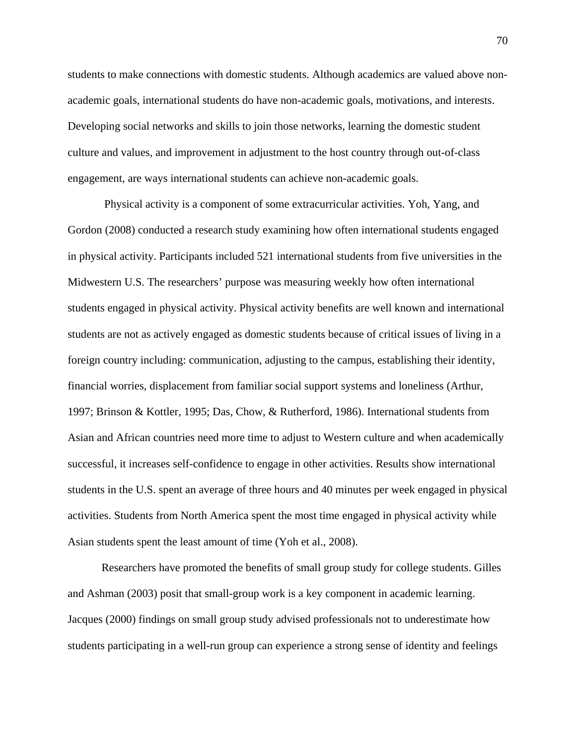students to make connections with domestic students. Although academics are valued above non-academic goals, international students do have non-academic goals, motivations, and interests. Developing social networks and skills to join those networks, learning the domestic student culture and values, and improvement in adjustment to the host country through out-of-class engagement, are ways international students can achieve non-academic goals.

Physical activity is a component of some extracurricular activities. Yoh, Yang, and Gordon (2008) conducted a research study examining how often international students engaged in physical activity. Participants included 521 international students from five universities in the Midwestern U.S. The researchers' purpose was measuring weekly how often international students engaged in physical activity. Physical activity benefits are well known and international students are not as actively engaged as domestic students because of critical issues of living in a foreign country including: communication, adjusting to the campus, establishing their identity, financial worries, displacement from familiar social support systems and loneliness (Arthur, 1997; Brinson & Kottler, 1995; Das, Chow, & Rutherford, 1986). International students from Asian and African countries need more time to adjust to Western culture and when academically successful, it increases self-confidence to engage in other activities. Results show international students in the U.S. spent an average of three hours and 40 minutes per week engaged in physical activities. Students from North America spent the most time engaged in physical activity while Asian students spent the least amount of time (Yoh et al., 2008).

Researchers have promoted the benefits of small group study for college students. Gilles and Ashman (2003) posit that small-group work is a key component in academic learning. Jacques (2000) findings on small group study advised professionals not to underestimate how students participating in a well-run group can experience a strong sense of identity and feelings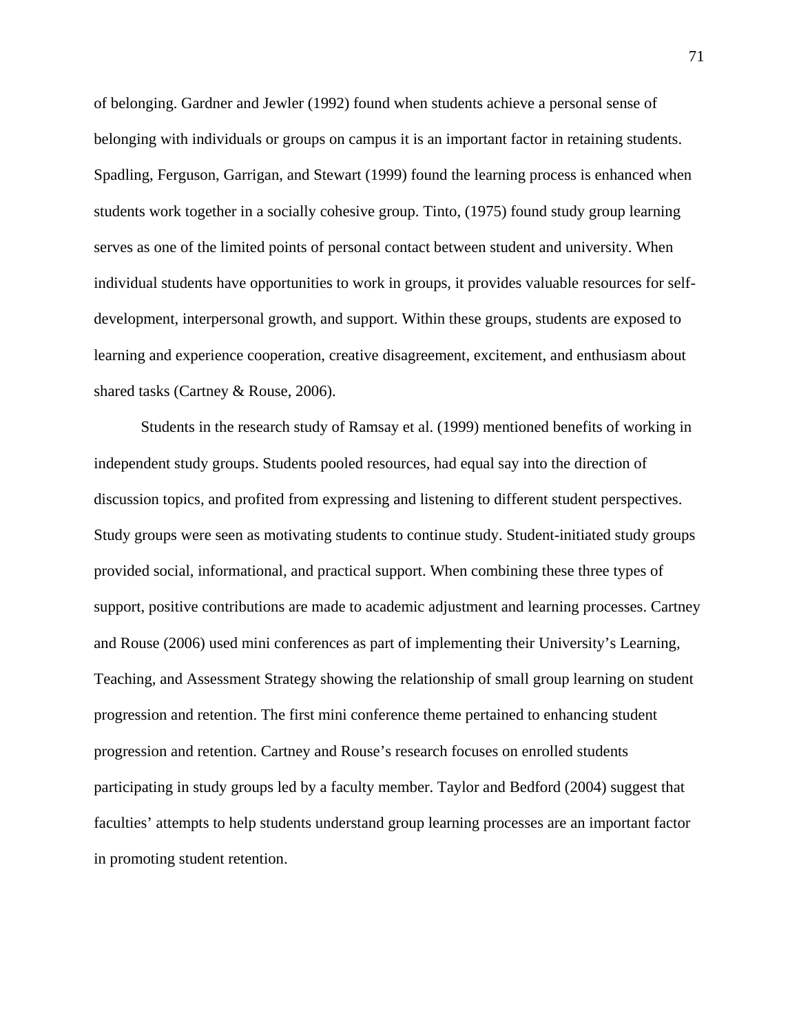of belonging. Gardner and Jewler (1992) found when students achieve a personal sense of belonging with individuals or groups on campus it is an important factor in retaining students. Spadling, Ferguson, Garrigan, and Stewart (1999) found the learning process is enhanced when students work together in a socially cohesive group. Tinto, (1975) found study group learning serves as one of the limited points of personal contact between student and university. When individual students have opportunities to work in groups, it provides valuable resources for self-development, interpersonal growth, and support. Within these groups, students are exposed to learning and experience cooperation, creative disagreement, excitement, and enthusiasm about shared tasks (Cartney & Rouse, 2006).

Students in the research study of Ramsay et al. (1999) mentioned benefits of working in independent study groups. Students pooled resources, had equal say into the direction of discussion topics, and profited from expressing and listening to different student perspectives. Study groups were seen as motivating students to continue study. Student-initiated study groups provided social, informational, and practical support. When combining these three types of support, positive contributions are made to academic adjustment and learning processes. Cartney and Rouse (2006) used mini conferences as part of implementing their University's Learning, Teaching, and Assessment Strategy showing the relationship of small group learning on student progression and retention. The first mini conference theme pertained to enhancing student progression and retention. Cartney and Rouse's research focuses on enrolled students participating in study groups led by a faculty member. Taylor and Bedford (2004) suggest that faculties' attempts to help students understand group learning processes are an important factor in promoting student retention.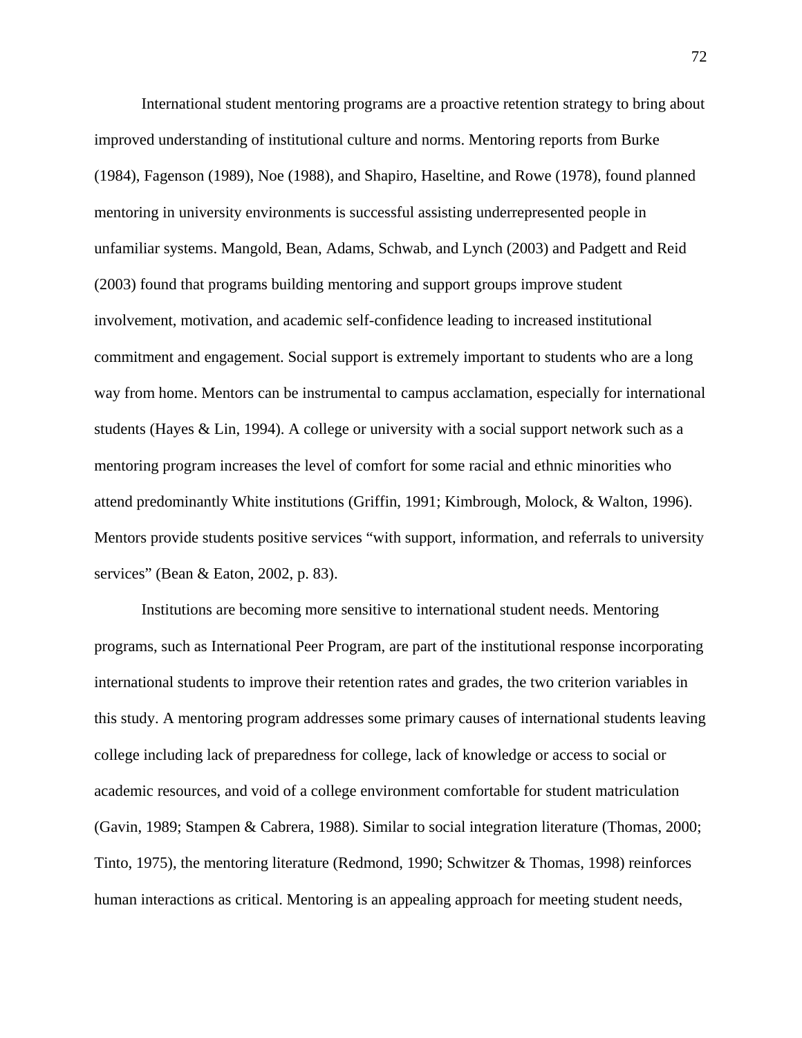International student mentoring programs are a proactive retention strategy to bring about improved understanding of institutional culture and norms. Mentoring reports from Burke (1984), Fagenson (1989), Noe (1988), and Shapiro, Haseltine, and Rowe (1978), found planned mentoring in university environments is successful assisting underrepresented people in unfamiliar systems. Mangold, Bean, Adams, Schwab, and Lynch (2003) and Padgett and Reid (2003) found that programs building mentoring and support groups improve student involvement, motivation, and academic self-confidence leading to increased institutional commitment and engagement. Social support is extremely important to students who are a long way from home. Mentors can be instrumental to campus acclamation, especially for international students (Hayes & Lin, 1994). A college or university with a social support network such as a mentoring program increases the level of comfort for some racial and ethnic minorities who attend predominantly White institutions (Griffin, 1991; Kimbrough, Molock, & Walton, 1996). Mentors provide students positive services "with support, information, and referrals to university services" (Bean & Eaton, 2002, p. 83).

Institutions are becoming more sensitive to international student needs. Mentoring programs, such as International Peer Program, are part of the institutional response incorporating international students to improve their retention rates and grades, the two criterion variables in this study. A mentoring program addresses some primary causes of international students leaving college including lack of preparedness for college, lack of knowledge or access to social or academic resources, and void of a college environment comfortable for student matriculation (Gavin, 1989; Stampen & Cabrera, 1988). Similar to social integration literature (Thomas, 2000; Tinto, 1975), the mentoring literature (Redmond, 1990; Schwitzer & Thomas, 1998) reinforces human interactions as critical. Mentoring is an appealing approach for meeting student needs,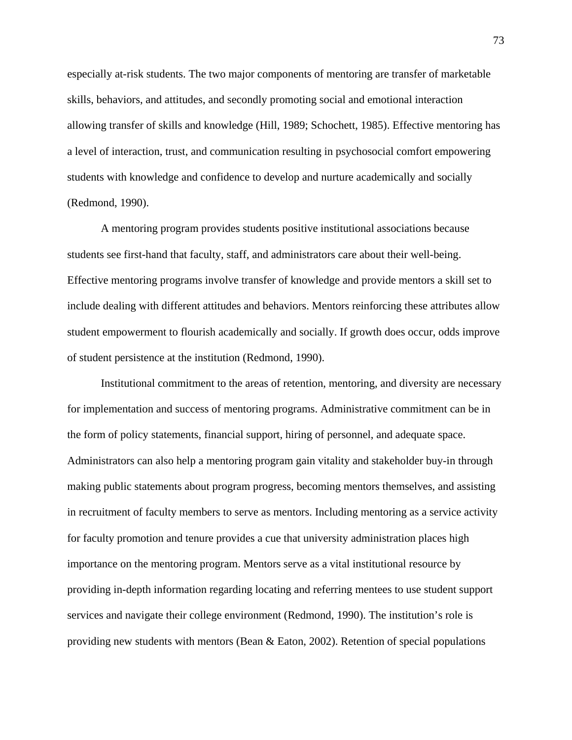especially at-risk students. The two major components of mentoring are transfer of marketable skills, behaviors, and attitudes, and secondly promoting social and emotional interaction allowing transfer of skills and knowledge (Hill, 1989; Schochett, 1985). Effective mentoring has a level of interaction, trust, and communication resulting in psychosocial comfort empowering students with knowledge and confidence to develop and nurture academically and socially (Redmond, 1990).

A mentoring program provides students positive institutional associations because students see first-hand that faculty, staff, and administrators care about their well-being. Effective mentoring programs involve transfer of knowledge and provide mentors a skill set to include dealing with different attitudes and behaviors. Mentors reinforcing these attributes allow student empowerment to flourish academically and socially. If growth does occur, odds improve of student persistence at the institution (Redmond, 1990).

Institutional commitment to the areas of retention, mentoring, and diversity are necessary for implementation and success of mentoring programs. Administrative commitment can be in the form of policy statements, financial support, hiring of personnel, and adequate space. Administrators can also help a mentoring program gain vitality and stakeholder buy-in through making public statements about program progress, becoming mentors themselves, and assisting in recruitment of faculty members to serve as mentors. Including mentoring as a service activity for faculty promotion and tenure provides a cue that university administration places high importance on the mentoring program. Mentors serve as a vital institutional resource by providing in-depth information regarding locating and referring mentees to use student support services and navigate their college environment (Redmond, 1990). The institution's role is providing new students with mentors (Bean & Eaton, 2002). Retention of special populations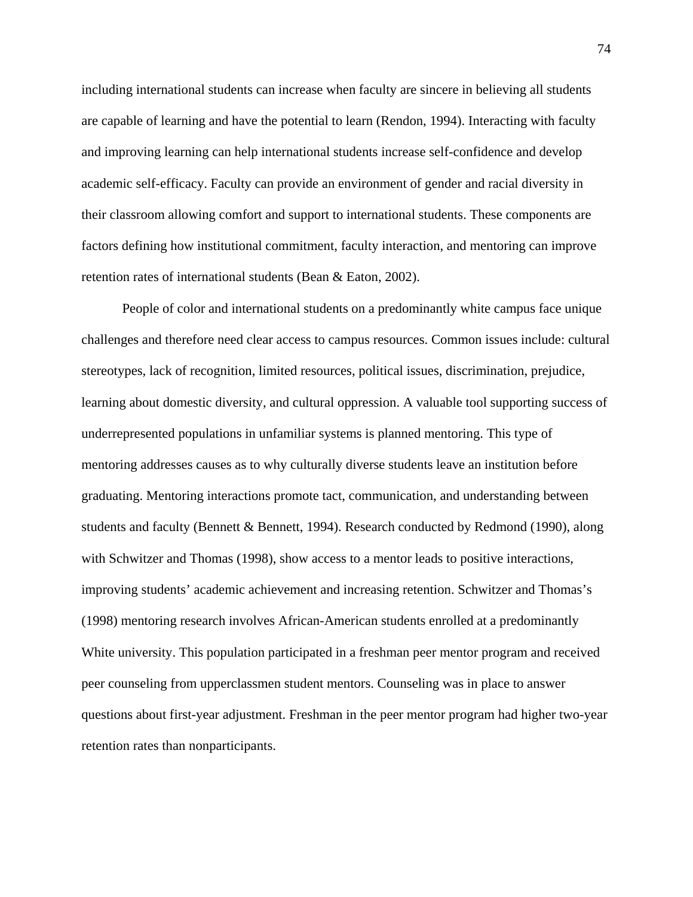including international students can increase when faculty are sincere in believing all students are capable of learning and have the potential to learn (Rendon, 1994). Interacting with faculty and improving learning can help international students increase self-confidence and develop academic self-efficacy. Faculty can provide an environment of gender and racial diversity in their classroom allowing comfort and support to international students. These components are factors defining how institutional commitment, faculty interaction, and mentoring can improve retention rates of international students (Bean & Eaton, 2002).

People of color and international students on a predominantly white campus face unique challenges and therefore need clear access to campus resources. Common issues include: cultural stereotypes, lack of recognition, limited resources, political issues, discrimination, prejudice, learning about domestic diversity, and cultural oppression. A valuable tool supporting success of underrepresented populations in unfamiliar systems is planned mentoring. This type of mentoring addresses causes as to why culturally diverse students leave an institution before graduating. Mentoring interactions promote tact, communication, and understanding between students and faculty (Bennett & Bennett, 1994). Research conducted by Redmond (1990), along with Schwitzer and Thomas (1998), show access to a mentor leads to positive interactions, improving students' academic achievement and increasing retention. Schwitzer and Thomas's (1998) mentoring research involves African-American students enrolled at a predominantly White university. This population participated in a freshman peer mentor program and received peer counseling from upperclassmen student mentors. Counseling was in place to answer questions about first-year adjustment. Freshman in the peer mentor program had higher two-year retention rates than nonparticipants.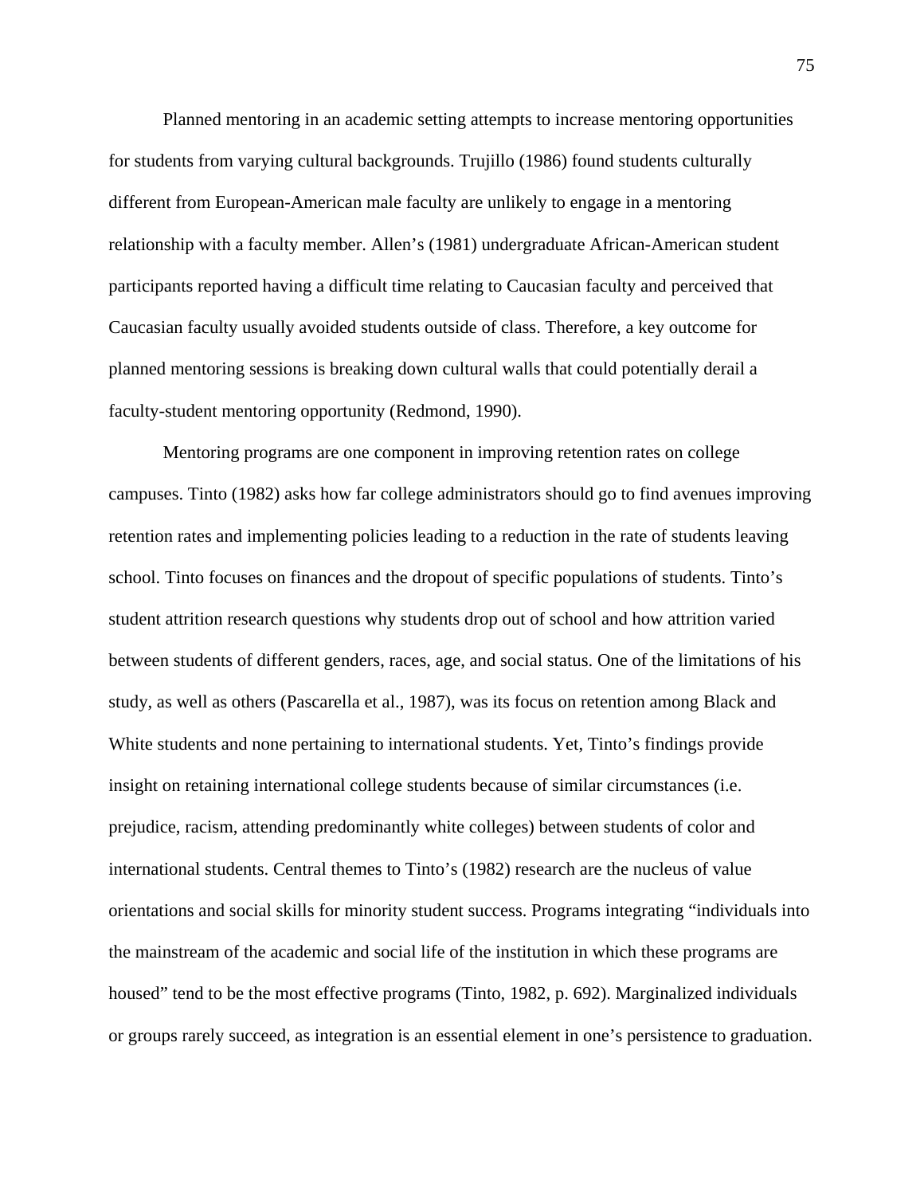Planned mentoring in an academic setting attempts to increase mentoring opportunities for students from varying cultural backgrounds. Trujillo (1986) found students culturally different from European-American male faculty are unlikely to engage in a mentoring relationship with a faculty member. Allen's (1981) undergraduate African-American student participants reported having a difficult time relating to Caucasian faculty and perceived that Caucasian faculty usually avoided students outside of class. Therefore, a key outcome for planned mentoring sessions is breaking down cultural walls that could potentially derail a faculty-student mentoring opportunity (Redmond, 1990).

Mentoring programs are one component in improving retention rates on college campuses. Tinto (1982) asks how far college administrators should go to find avenues improving retention rates and implementing policies leading to a reduction in the rate of students leaving school. Tinto focuses on finances and the dropout of specific populations of students. Tinto's student attrition research questions why students drop out of school and how attrition varied between students of different genders, races, age, and social status. One of the limitations of his study, as well as others (Pascarella et al., 1987), was its focus on retention among Black and White students and none pertaining to international students. Yet, Tinto's findings provide insight on retaining international college students because of similar circumstances (i.e. prejudice, racism, attending predominantly white colleges) between students of color and international students. Central themes to Tinto's (1982) research are the nucleus of value orientations and social skills for minority student success. Programs integrating "individuals into the mainstream of the academic and social life of the institution in which these programs are housed" tend to be the most effective programs (Tinto, 1982, p. 692). Marginalized individuals or groups rarely succeed, as integration is an essential element in one's persistence to graduation.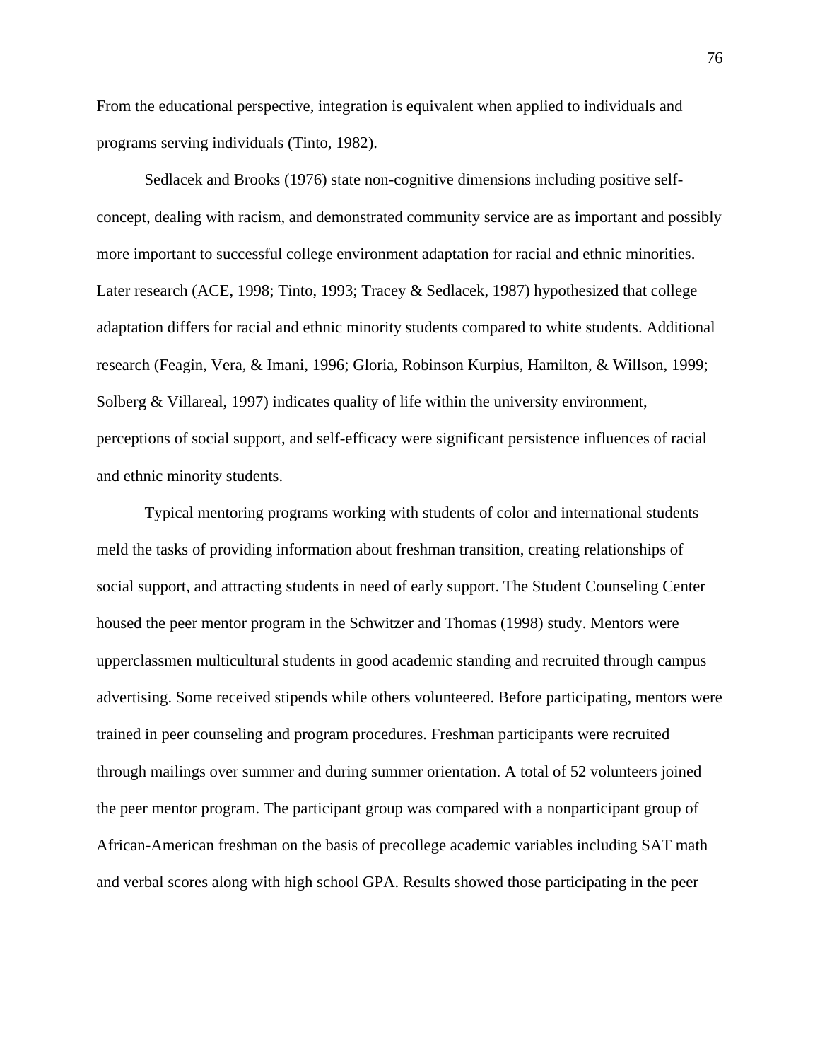From the educational perspective, integration is equivalent when applied to individuals and programs serving individuals (Tinto, 1982).

Sedlacek and Brooks (1976) state non-cognitive dimensions including positive self-concept, dealing with racism, and demonstrated community service are as important and possibly more important to successful college environment adaptation for racial and ethnic minorities. Later research (ACE, 1998; Tinto, 1993; Tracey & Sedlacek, 1987) hypothesized that college adaptation differs for racial and ethnic minority students compared to white students. Additional research (Feagin, Vera, & Imani, 1996; Gloria, Robinson Kurpius, Hamilton, & Willson, 1999; Solberg & Villareal, 1997) indicates quality of life within the university environment, perceptions of social support, and self-efficacy were significant persistence influences of racial and ethnic minority students.

Typical mentoring programs working with students of color and international students meld the tasks of providing information about freshman transition, creating relationships of social support, and attracting students in need of early support. The Student Counseling Center housed the peer mentor program in the Schwitzer and Thomas (1998) study. Mentors were upperclassmen multicultural students in good academic standing and recruited through campus advertising. Some received stipends while others volunteered. Before participating, mentors were trained in peer counseling and program procedures. Freshman participants were recruited through mailings over summer and during summer orientation. A total of 52 volunteers joined the peer mentor program. The participant group was compared with a nonparticipant group of African-American freshman on the basis of precollege academic variables including SAT math and verbal scores along with high school GPA. Results showed those participating in the peer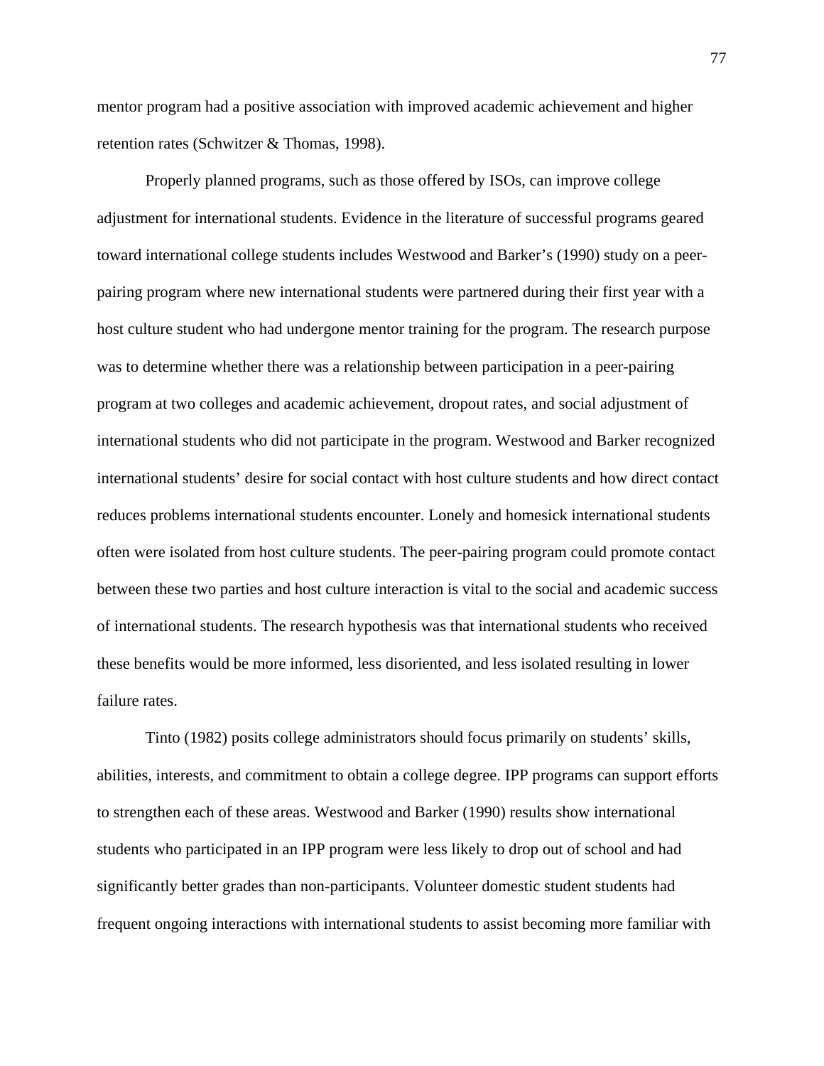mentor program had a positive association with improved academic achievement and higher retention rates (Schwitzer & Thomas, 1998).

Properly planned programs, such as those offered by ISOs, can improve college adjustment for international students. Evidence in the literature of successful programs geared toward international college students includes Westwood and Barker's (1990) study on a peer-pairing program where new international students were partnered during their first year with a host culture student who had undergone mentor training for the program. The research purpose was to determine whether there was a relationship between participation in a peer-pairing program at two colleges and academic achievement, dropout rates, and social adjustment of international students who did not participate in the program. Westwood and Barker recognized international students' desire for social contact with host culture students and how direct contact reduces problems international students encounter. Lonely and homesick international students often were isolated from host culture students. The peer-pairing program could promote contact between these two parties and host culture interaction is vital to the social and academic success of international students. The research hypothesis was that international students who received these benefits would be more informed, less disoriented, and less isolated resulting in lower failure rates.

Tinto (1982) posits college administrators should focus primarily on students' skills, abilities, interests, and commitment to obtain a college degree. IPP programs can support efforts to strengthen each of these areas. Westwood and Barker (1990) results show international students who participated in an IPP program were less likely to drop out of school and had significantly better grades than non-participants. Volunteer domestic student students had frequent ongoing interactions with international students to assist becoming more familiar with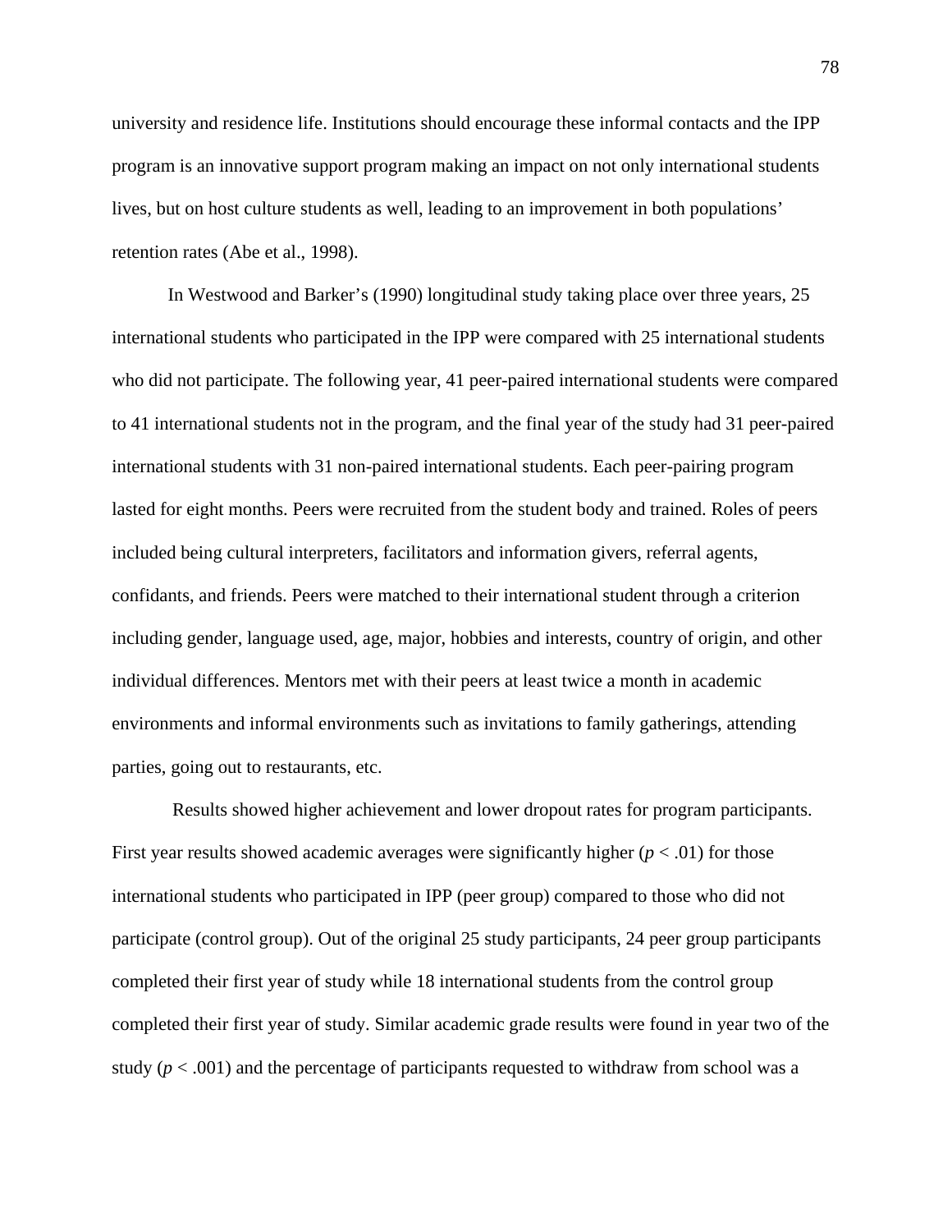university and residence life. Institutions should encourage these informal contacts and the IPP program is an innovative support program making an impact on not only international students lives, but on host culture students as well, leading to an improvement in both populations' retention rates (Abe et al., 1998).

In Westwood and Barker's (1990) longitudinal study taking place over three years, 25 international students who participated in the IPP were compared with 25 international students who did not participate. The following year, 41 peer-paired international students were compared to 41 international students not in the program, and the final year of the study had 31 peer-paired international students with 31 non-paired international students. Each peer-pairing program lasted for eight months. Peers were recruited from the student body and trained. Roles of peers included being cultural interpreters, facilitators and information givers, referral agents, confidants, and friends. Peers were matched to their international student through a criterion including gender, language used, age, major, hobbies and interests, country of origin, and other individual differences. Mentors met with their peers at least twice a month in academic environments and informal environments such as invitations to family gatherings, attending parties, going out to restaurants, etc.

Results showed higher achievement and lower dropout rates for program participants. First year results showed academic averages were significantly higher ($p < .01$) for those international students who participated in IPP (peer group) compared to those who did not participate (control group). Out of the original 25 study participants, 24 peer group participants completed their first year of study while 18 international students from the control group completed their first year of study. Similar academic grade results were found in year two of the study ($p < .001$) and the percentage of participants requested to withdraw from school was a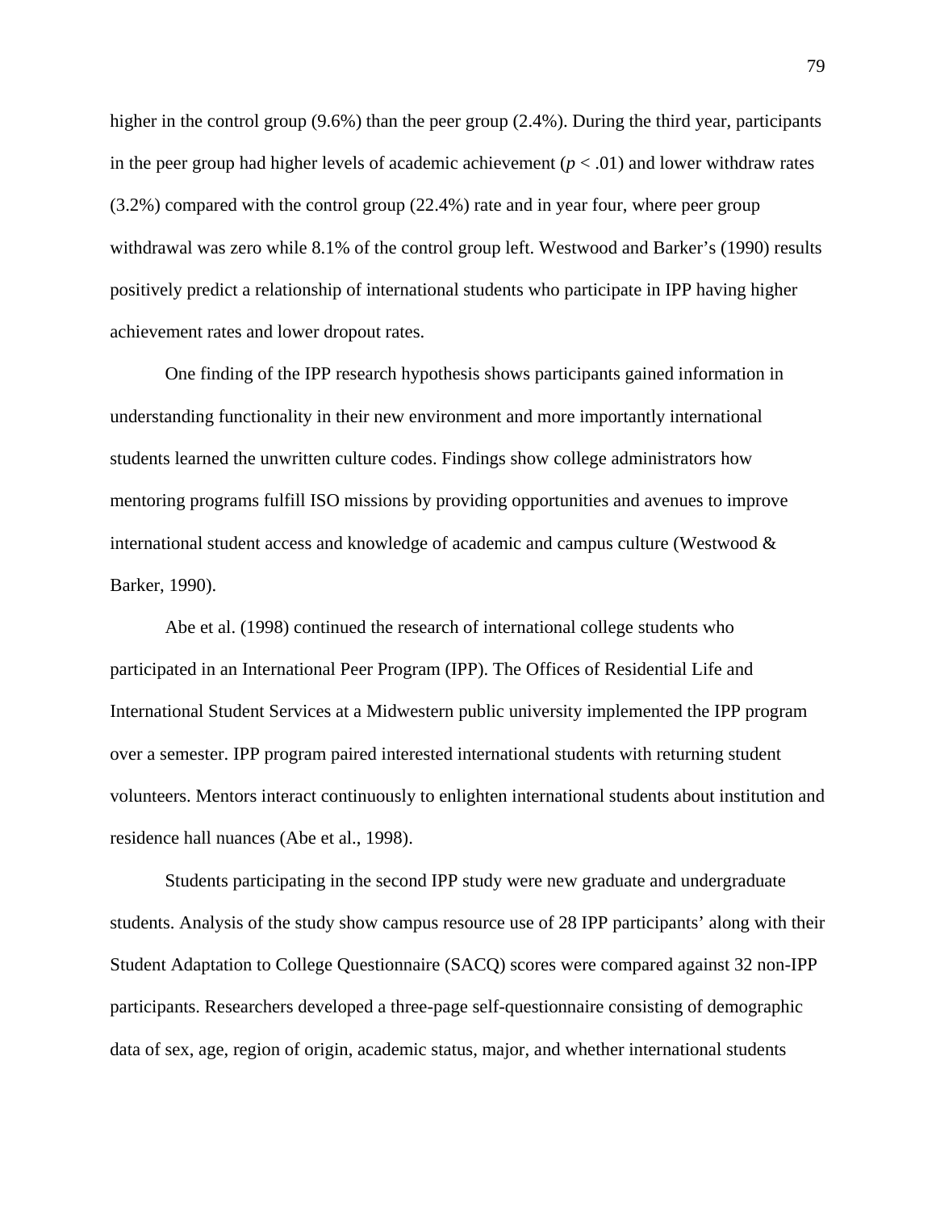higher in the control group (9.6%) than the peer group (2.4%). During the third year, participants in the peer group had higher levels of academic achievement ($p < .01$) and lower withdraw rates (3.2%) compared with the control group (22.4%) rate and in year four, where peer group withdrawal was zero while 8.1% of the control group left. Westwood and Barker's (1990) results positively predict a relationship of international students who participate in IPP having higher achievement rates and lower dropout rates.

One finding of the IPP research hypothesis shows participants gained information in understanding functionality in their new environment and more importantly international students learned the unwritten culture codes. Findings show college administrators how mentoring programs fulfill ISO missions by providing opportunities and avenues to improve international student access and knowledge of academic and campus culture (Westwood & Barker, 1990).

Abe et al. (1998) continued the research of international college students who participated in an International Peer Program (IPP). The Offices of Residential Life and International Student Services at a Midwestern public university implemented the IPP program over a semester. IPP program paired interested international students with returning student volunteers. Mentors interact continuously to enlighten international students about institution and residence hall nuances (Abe et al., 1998).

Students participating in the second IPP study were new graduate and undergraduate students. Analysis of the study show campus resource use of 28 IPP participants' along with their Student Adaptation to College Questionnaire (SACQ) scores were compared against 32 non-IPP participants. Researchers developed a three-page self-questionnaire consisting of demographic data of sex, age, region of origin, academic status, major, and whether international students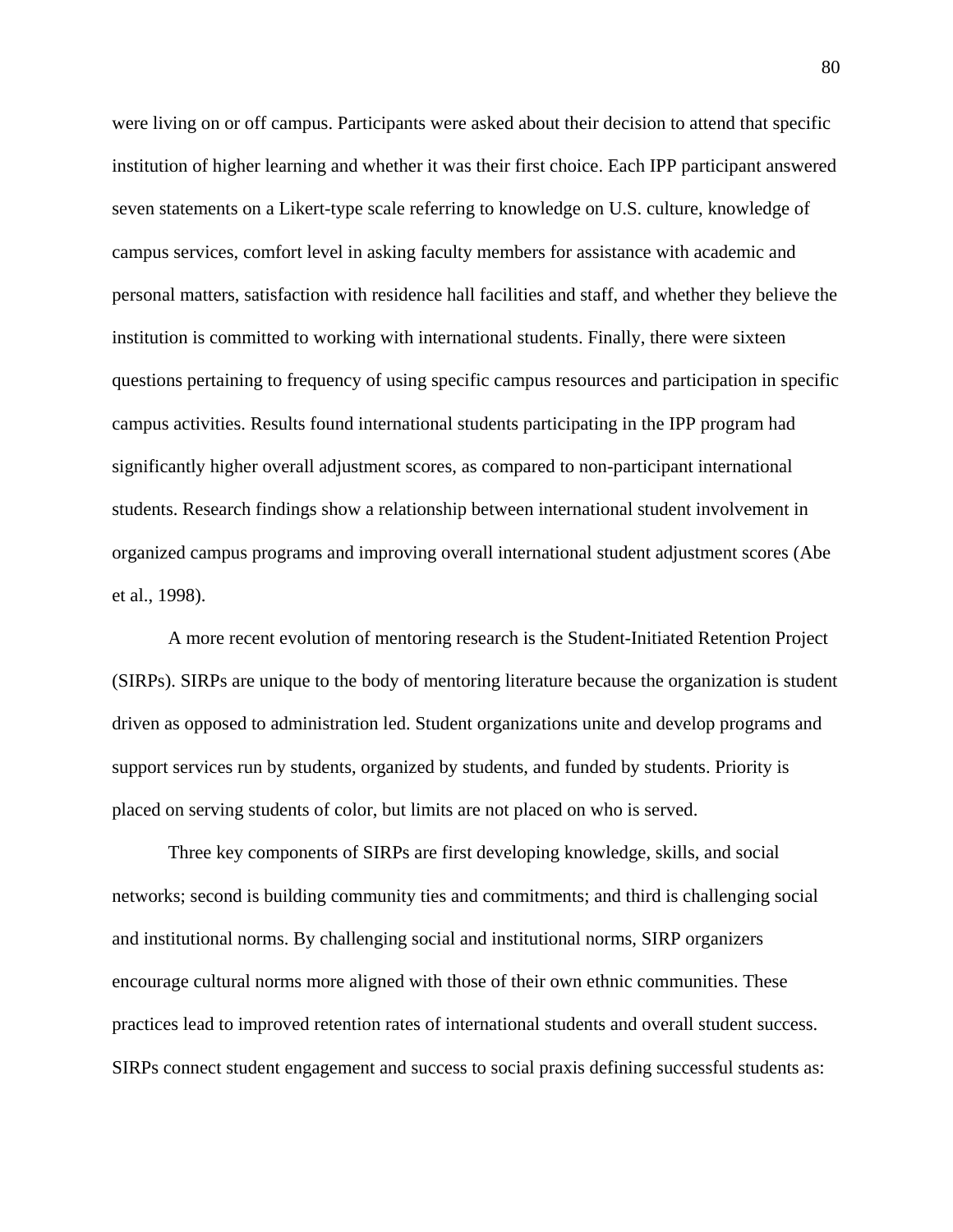were living on or off campus. Participants were asked about their decision to attend that specific institution of higher learning and whether it was their first choice. Each IPP participant answered seven statements on a Likert-type scale referring to knowledge on U.S. culture, knowledge of campus services, comfort level in asking faculty members for assistance with academic and personal matters, satisfaction with residence hall facilities and staff, and whether they believe the institution is committed to working with international students. Finally, there were sixteen questions pertaining to frequency of using specific campus resources and participation in specific campus activities. Results found international students participating in the IPP program had significantly higher overall adjustment scores, as compared to non-participant international students. Research findings show a relationship between international student involvement in organized campus programs and improving overall international student adjustment scores (Abe et al., 1998).

A more recent evolution of mentoring research is the Student-Initiated Retention Project (SIRPs). SIRPs are unique to the body of mentoring literature because the organization is student driven as opposed to administration led. Student organizations unite and develop programs and support services run by students, organized by students, and funded by students. Priority is placed on serving students of color, but limits are not placed on who is served.

Three key components of SIRPs are first developing knowledge, skills, and social networks; second is building community ties and commitments; and third is challenging social and institutional norms. By challenging social and institutional norms, SIRP organizers encourage cultural norms more aligned with those of their own ethnic communities. These practices lead to improved retention rates of international students and overall student success. SIRPs connect student engagement and success to social praxis defining successful students as: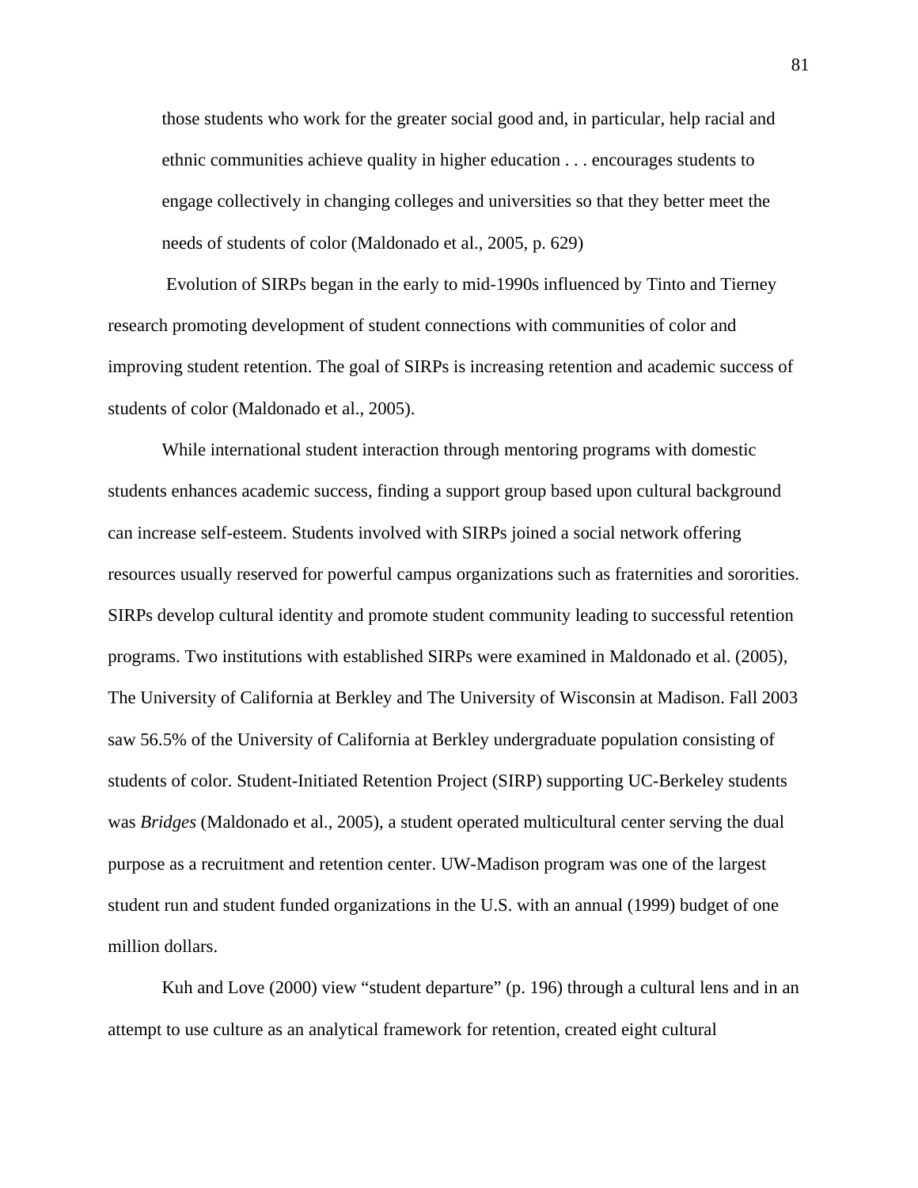> those students who work for the greater social good and, in particular, help racial and ethnic communities achieve quality in higher education . . . encourages students to engage collectively in changing colleges and universities so that they better meet the needs of students of color (Maldonado et al., 2005, p. 629)

Evolution of SIRPs began in the early to mid-1990s influenced by Tinto and Tierney research promoting development of student connections with communities of color and improving student retention. The goal of SIRPs is increasing retention and academic success of students of color (Maldonado et al., 2005).

While international student interaction through mentoring programs with domestic students enhances academic success, finding a support group based upon cultural background can increase self-esteem. Students involved with SIRPs joined a social network offering resources usually reserved for powerful campus organizations such as fraternities and sororities. SIRPs develop cultural identity and promote student community leading to successful retention programs. Two institutions with established SIRPs were examined in Maldonado et al. (2005), The University of California at Berkley and The University of Wisconsin at Madison. Fall 2003 saw 56.5% of the University of California at Berkley undergraduate population consisting of students of color. Student-Initiated Retention Project (SIRP) supporting UC-Berkeley students was *Bridges* (Maldonado et al., 2005), a student operated multicultural center serving the dual purpose as a recruitment and retention center. UW-Madison program was one of the largest student run and student funded organizations in the U.S. with an annual (1999) budget of one million dollars.

Kuh and Love (2000) view "student departure" (p. 196) through a cultural lens and in an attempt to use culture as an analytical framework for retention, created eight cultural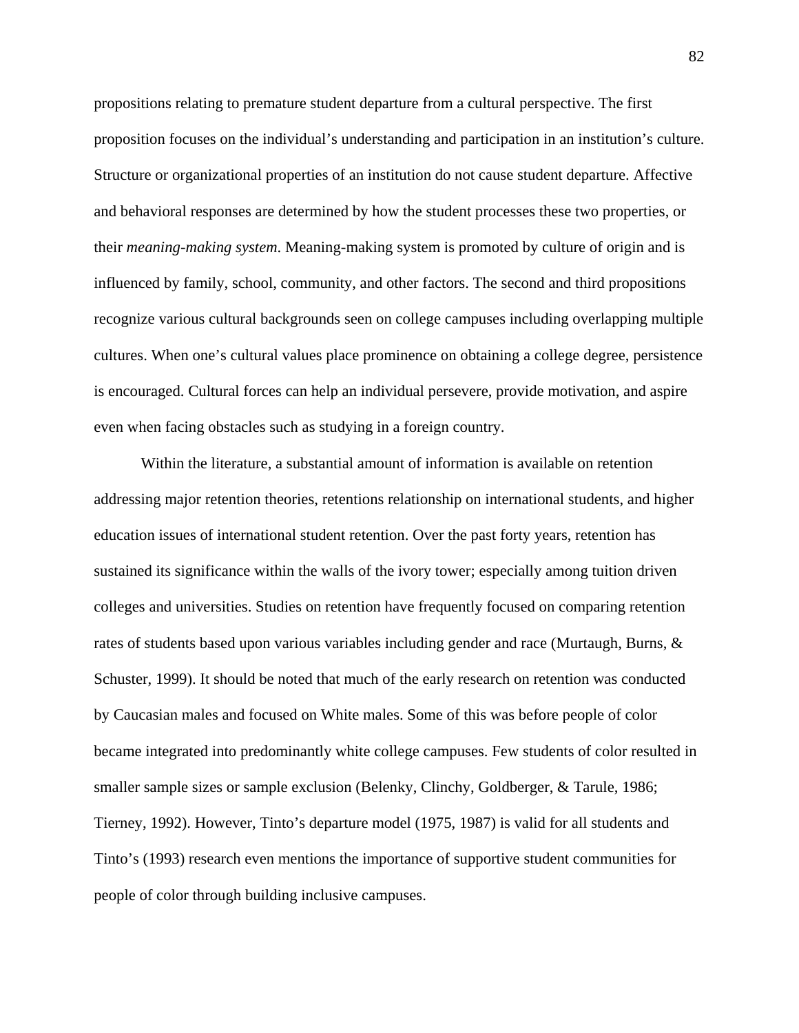propositions relating to premature student departure from a cultural perspective. The first proposition focuses on the individual's understanding and participation in an institution's culture. Structure or organizational properties of an institution do not cause student departure. Affective and behavioral responses are determined by how the student processes these two properties, or their *meaning-making system*. Meaning-making system is promoted by culture of origin and is influenced by family, school, community, and other factors. The second and third propositions recognize various cultural backgrounds seen on college campuses including overlapping multiple cultures. When one's cultural values place prominence on obtaining a college degree, persistence is encouraged. Cultural forces can help an individual persevere, provide motivation, and aspire even when facing obstacles such as studying in a foreign country.

Within the literature, a substantial amount of information is available on retention addressing major retention theories, retentions relationship on international students, and higher education issues of international student retention. Over the past forty years, retention has sustained its significance within the walls of the ivory tower; especially among tuition driven colleges and universities. Studies on retention have frequently focused on comparing retention rates of students based upon various variables including gender and race (Murtaugh, Burns, & Schuster, 1999). It should be noted that much of the early research on retention was conducted by Caucasian males and focused on White males. Some of this was before people of color became integrated into predominantly white college campuses. Few students of color resulted in smaller sample sizes or sample exclusion (Belenky, Clinchy, Goldberger, & Tarule, 1986; Tierney, 1992). However, Tinto's departure model (1975, 1987) is valid for all students and Tinto's (1993) research even mentions the importance of supportive student communities for people of color through building inclusive campuses.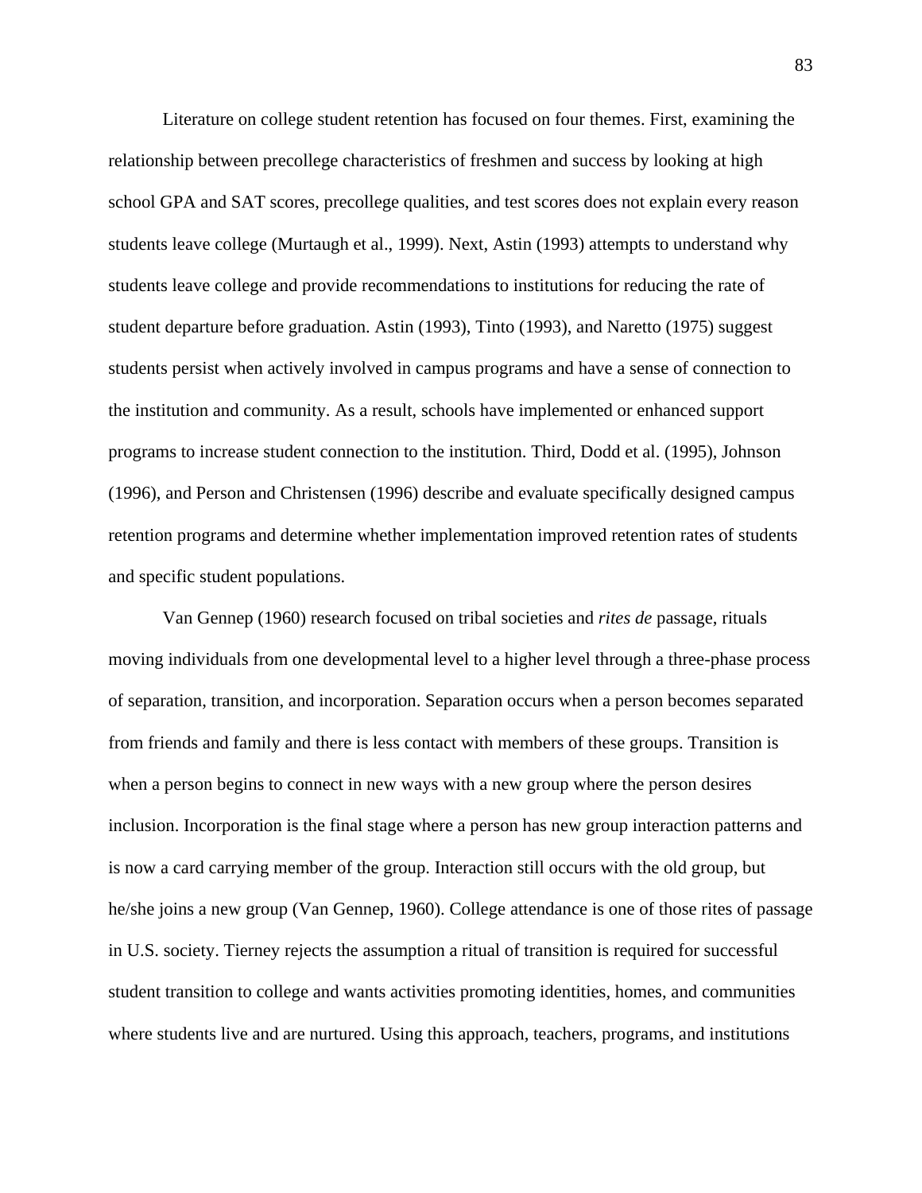Literature on college student retention has focused on four themes. First, examining the relationship between precollege characteristics of freshmen and success by looking at high school GPA and SAT scores, precollege qualities, and test scores does not explain every reason students leave college (Murtaugh et al., 1999). Next, Astin (1993) attempts to understand why students leave college and provide recommendations to institutions for reducing the rate of student departure before graduation. Astin (1993), Tinto (1993), and Naretto (1975) suggest students persist when actively involved in campus programs and have a sense of connection to the institution and community. As a result, schools have implemented or enhanced support programs to increase student connection to the institution. Third, Dodd et al. (1995), Johnson (1996), and Person and Christensen (1996) describe and evaluate specifically designed campus retention programs and determine whether implementation improved retention rates of students and specific student populations.

Van Gennep (1960) research focused on tribal societies and *rites de* passage, rituals moving individuals from one developmental level to a higher level through a three-phase process of separation, transition, and incorporation. Separation occurs when a person becomes separated from friends and family and there is less contact with members of these groups. Transition is when a person begins to connect in new ways with a new group where the person desires inclusion. Incorporation is the final stage where a person has new group interaction patterns and is now a card carrying member of the group. Interaction still occurs with the old group, but he/she joins a new group (Van Gennep, 1960). College attendance is one of those rites of passage in U.S. society. Tierney rejects the assumption a ritual of transition is required for successful student transition to college and wants activities promoting identities, homes, and communities where students live and are nurtured. Using this approach, teachers, programs, and institutions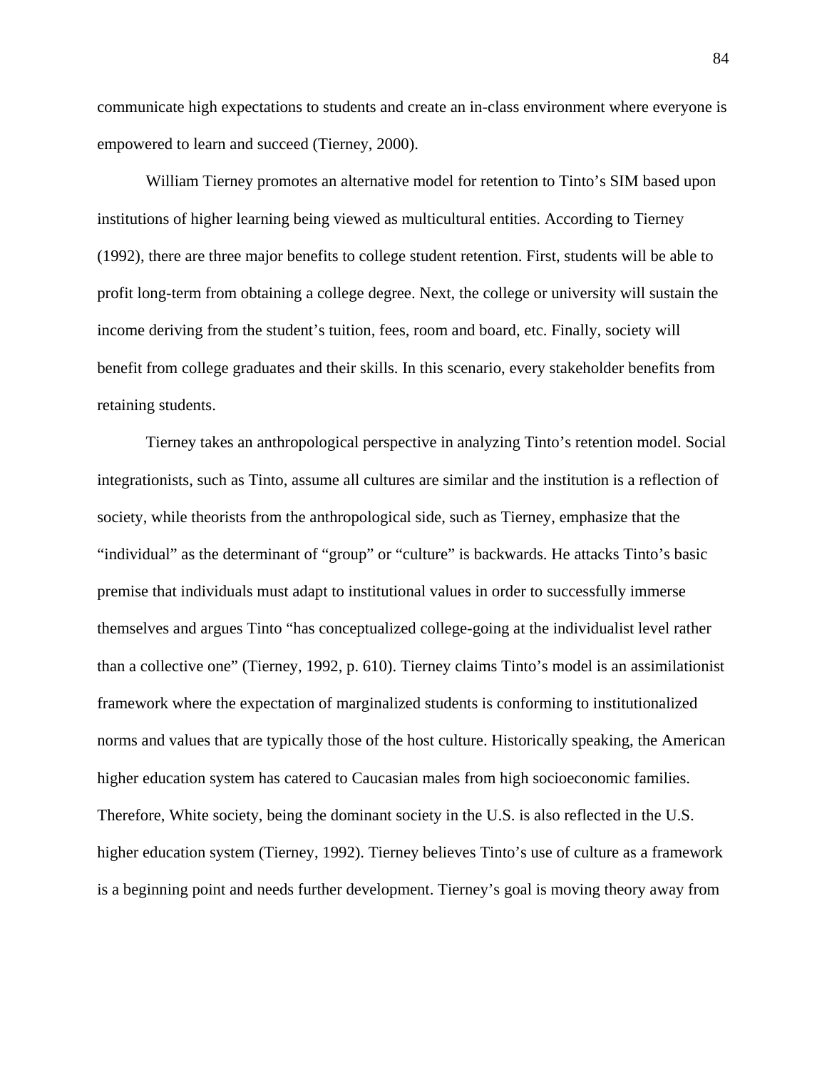communicate high expectations to students and create an in-class environment where everyone is empowered to learn and succeed (Tierney, 2000).

William Tierney promotes an alternative model for retention to Tinto's SIM based upon institutions of higher learning being viewed as multicultural entities. According to Tierney (1992), there are three major benefits to college student retention. First, students will be able to profit long-term from obtaining a college degree. Next, the college or university will sustain the income deriving from the student's tuition, fees, room and board, etc. Finally, society will benefit from college graduates and their skills. In this scenario, every stakeholder benefits from retaining students.

Tierney takes an anthropological perspective in analyzing Tinto's retention model. Social integrationists, such as Tinto, assume all cultures are similar and the institution is a reflection of society, while theorists from the anthropological side, such as Tierney, emphasize that the "individual" as the determinant of "group" or "culture" is backwards. He attacks Tinto's basic premise that individuals must adapt to institutional values in order to successfully immerse themselves and argues Tinto "has conceptualized college-going at the individualist level rather than a collective one" (Tierney, 1992, p. 610). Tierney claims Tinto's model is an assimilationist framework where the expectation of marginalized students is conforming to institutionalized norms and values that are typically those of the host culture. Historically speaking, the American higher education system has catered to Caucasian males from high socioeconomic families. Therefore, White society, being the dominant society in the U.S. is also reflected in the U.S. higher education system (Tierney, 1992). Tierney believes Tinto's use of culture as a framework is a beginning point and needs further development. Tierney's goal is moving theory away from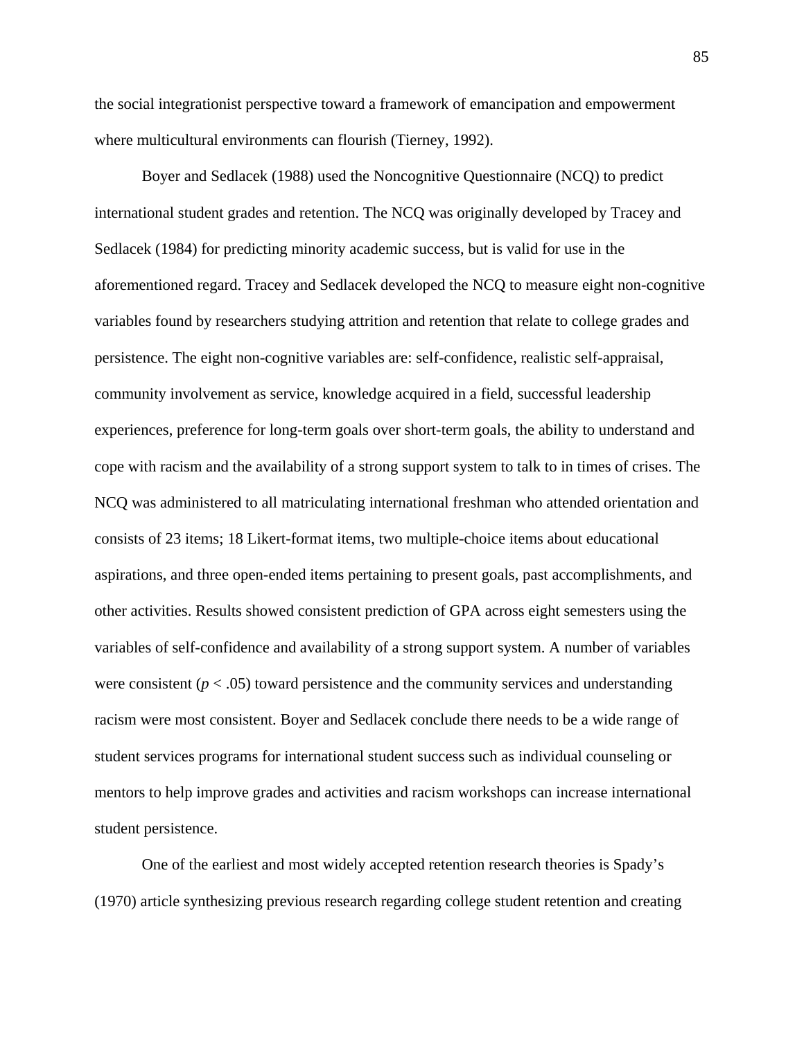the social integrationist perspective toward a framework of emancipation and empowerment where multicultural environments can flourish (Tierney, 1992).

Boyer and Sedlacek (1988) used the Noncognitive Questionnaire (NCQ) to predict international student grades and retention. The NCQ was originally developed by Tracey and Sedlacek (1984) for predicting minority academic success, but is valid for use in the aforementioned regard. Tracey and Sedlacek developed the NCQ to measure eight non-cognitive variables found by researchers studying attrition and retention that relate to college grades and persistence. The eight non-cognitive variables are: self-confidence, realistic self-appraisal, community involvement as service, knowledge acquired in a field, successful leadership experiences, preference for long-term goals over short-term goals, the ability to understand and cope with racism and the availability of a strong support system to talk to in times of crises. The NCQ was administered to all matriculating international freshman who attended orientation and consists of 23 items; 18 Likert-format items, two multiple-choice items about educational aspirations, and three open-ended items pertaining to present goals, past accomplishments, and other activities. Results showed consistent prediction of GPA across eight semesters using the variables of self-confidence and availability of a strong support system. A number of variables were consistent ($p < .05$) toward persistence and the community services and understanding racism were most consistent. Boyer and Sedlacek conclude there needs to be a wide range of student services programs for international student success such as individual counseling or mentors to help improve grades and activities and racism workshops can increase international student persistence.

One of the earliest and most widely accepted retention research theories is Spady's (1970) article synthesizing previous research regarding college student retention and creating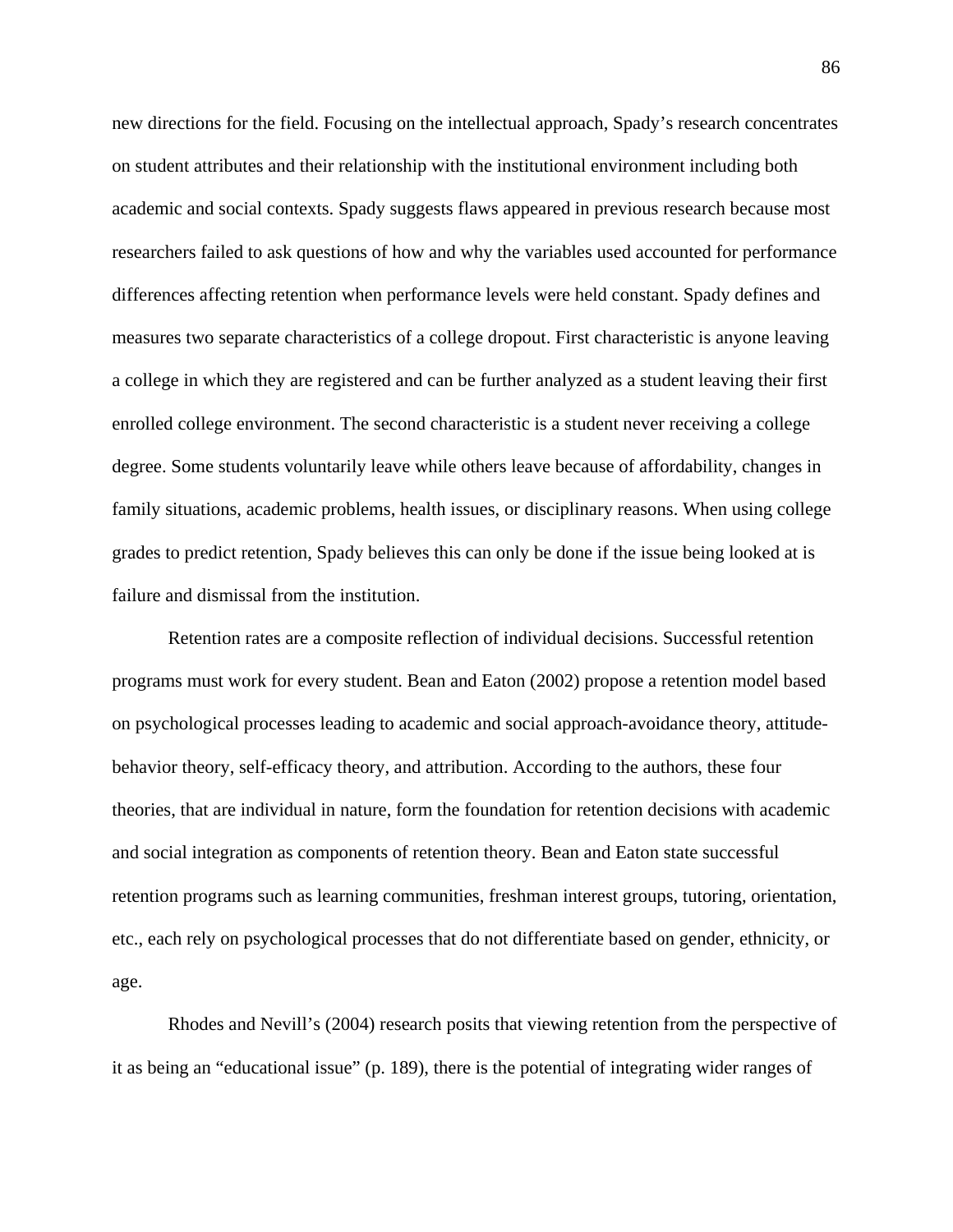new directions for the field. Focusing on the intellectual approach, Spady's research concentrates on student attributes and their relationship with the institutional environment including both academic and social contexts. Spady suggests flaws appeared in previous research because most researchers failed to ask questions of how and why the variables used accounted for performance differences affecting retention when performance levels were held constant. Spady defines and measures two separate characteristics of a college dropout. First characteristic is anyone leaving a college in which they are registered and can be further analyzed as a student leaving their first enrolled college environment. The second characteristic is a student never receiving a college degree. Some students voluntarily leave while others leave because of affordability, changes in family situations, academic problems, health issues, or disciplinary reasons. When using college grades to predict retention, Spady believes this can only be done if the issue being looked at is failure and dismissal from the institution.

Retention rates are a composite reflection of individual decisions. Successful retention programs must work for every student. Bean and Eaton (2002) propose a retention model based on psychological processes leading to academic and social approach-avoidance theory, attitude-behavior theory, self-efficacy theory, and attribution. According to the authors, these four theories, that are individual in nature, form the foundation for retention decisions with academic and social integration as components of retention theory. Bean and Eaton state successful retention programs such as learning communities, freshman interest groups, tutoring, orientation, etc., each rely on psychological processes that do not differentiate based on gender, ethnicity, or age.

Rhodes and Nevill's (2004) research posits that viewing retention from the perspective of it as being an "educational issue" (p. 189), there is the potential of integrating wider ranges of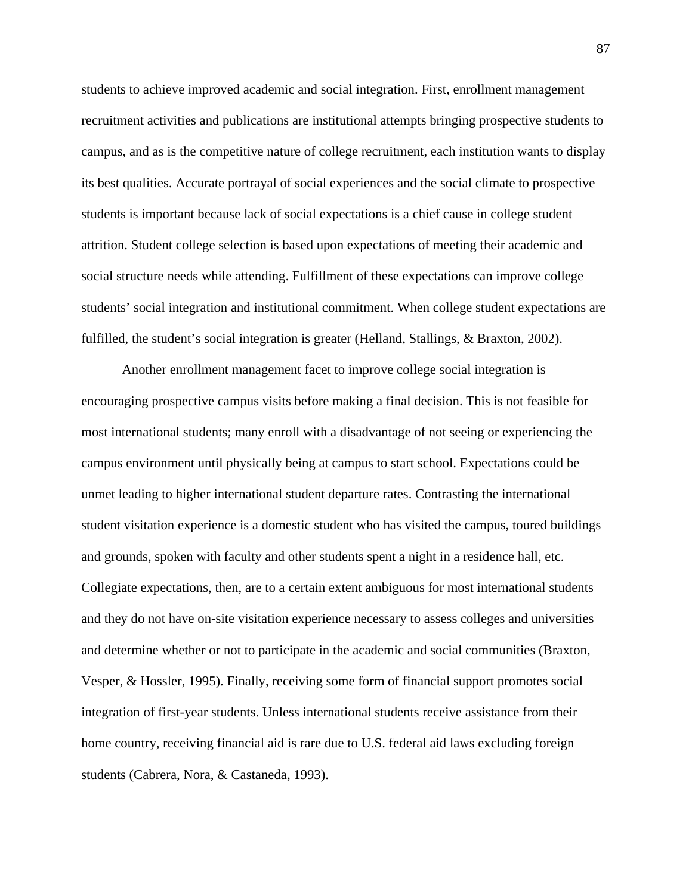students to achieve improved academic and social integration. First, enrollment management recruitment activities and publications are institutional attempts bringing prospective students to campus, and as is the competitive nature of college recruitment, each institution wants to display its best qualities. Accurate portrayal of social experiences and the social climate to prospective students is important because lack of social expectations is a chief cause in college student attrition. Student college selection is based upon expectations of meeting their academic and social structure needs while attending. Fulfillment of these expectations can improve college students' social integration and institutional commitment. When college student expectations are fulfilled, the student's social integration is greater (Helland, Stallings, & Braxton, 2002).

Another enrollment management facet to improve college social integration is encouraging prospective campus visits before making a final decision. This is not feasible for most international students; many enroll with a disadvantage of not seeing or experiencing the campus environment until physically being at campus to start school. Expectations could be unmet leading to higher international student departure rates. Contrasting the international student visitation experience is a domestic student who has visited the campus, toured buildings and grounds, spoken with faculty and other students spent a night in a residence hall, etc. Collegiate expectations, then, are to a certain extent ambiguous for most international students and they do not have on-site visitation experience necessary to assess colleges and universities and determine whether or not to participate in the academic and social communities (Braxton, Vesper, & Hossler, 1995). Finally, receiving some form of financial support promotes social integration of first-year students. Unless international students receive assistance from their home country, receiving financial aid is rare due to U.S. federal aid laws excluding foreign students (Cabrera, Nora, & Castaneda, 1993).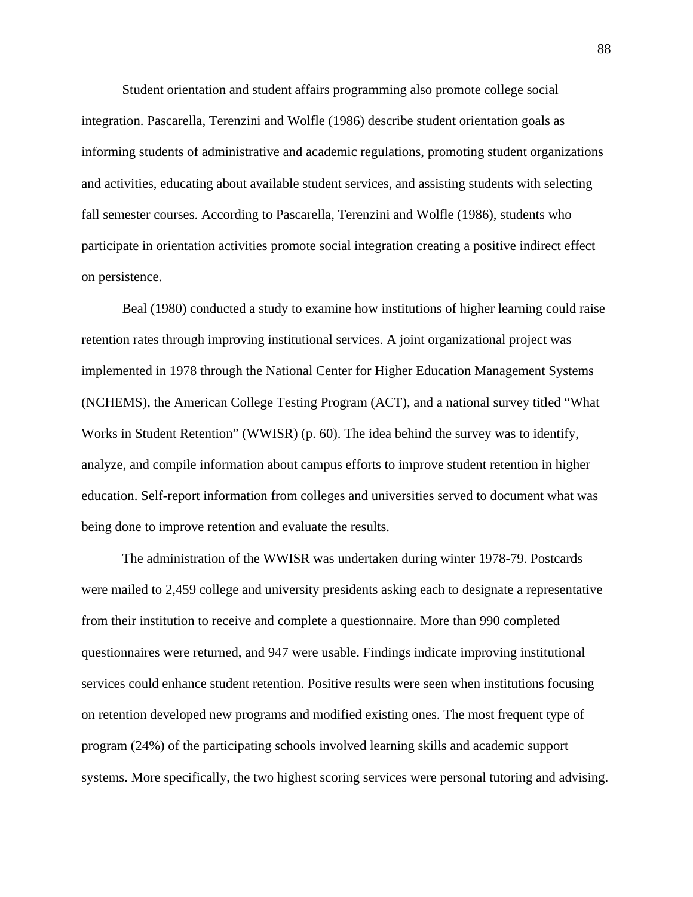Student orientation and student affairs programming also promote college social integration. Pascarella, Terenzini and Wolfle (1986) describe student orientation goals as informing students of administrative and academic regulations, promoting student organizations and activities, educating about available student services, and assisting students with selecting fall semester courses. According to Pascarella, Terenzini and Wolfle (1986), students who participate in orientation activities promote social integration creating a positive indirect effect on persistence.

Beal (1980) conducted a study to examine how institutions of higher learning could raise retention rates through improving institutional services. A joint organizational project was implemented in 1978 through the National Center for Higher Education Management Systems (NCHEMS), the American College Testing Program (ACT), and a national survey titled "What Works in Student Retention" (WWISR) (p. 60). The idea behind the survey was to identify, analyze, and compile information about campus efforts to improve student retention in higher education. Self-report information from colleges and universities served to document what was being done to improve retention and evaluate the results.

The administration of the WWISR was undertaken during winter 1978-79. Postcards were mailed to 2,459 college and university presidents asking each to designate a representative from their institution to receive and complete a questionnaire. More than 990 completed questionnaires were returned, and 947 were usable. Findings indicate improving institutional services could enhance student retention. Positive results were seen when institutions focusing on retention developed new programs and modified existing ones. The most frequent type of program (24%) of the participating schools involved learning skills and academic support systems. More specifically, the two highest scoring services were personal tutoring and advising.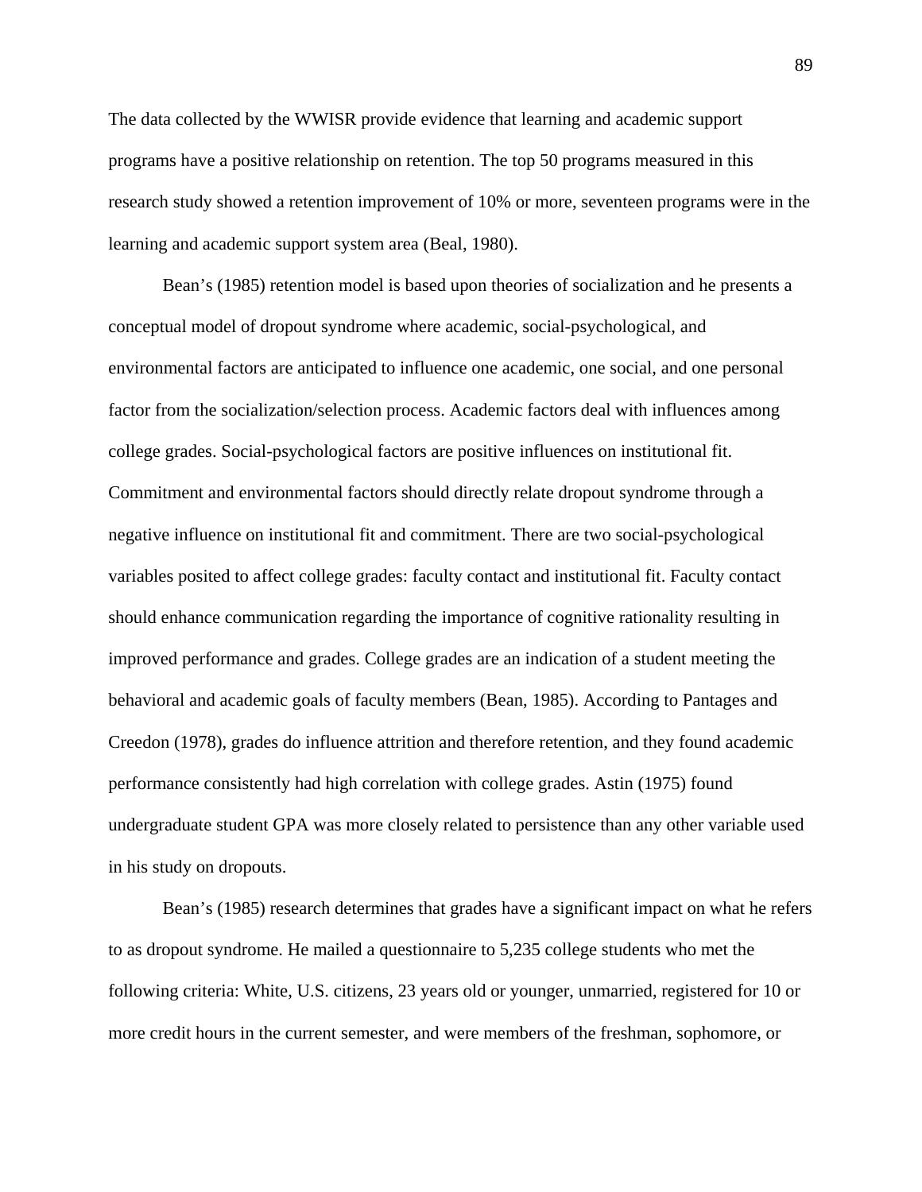The data collected by the WWISR provide evidence that learning and academic support programs have a positive relationship on retention. The top 50 programs measured in this research study showed a retention improvement of 10% or more, seventeen programs were in the learning and academic support system area (Beal, 1980).

Bean's (1985) retention model is based upon theories of socialization and he presents a conceptual model of dropout syndrome where academic, social-psychological, and environmental factors are anticipated to influence one academic, one social, and one personal factor from the socialization/selection process. Academic factors deal with influences among college grades. Social-psychological factors are positive influences on institutional fit. Commitment and environmental factors should directly relate dropout syndrome through a negative influence on institutional fit and commitment. There are two social-psychological variables posited to affect college grades: faculty contact and institutional fit. Faculty contact should enhance communication regarding the importance of cognitive rationality resulting in improved performance and grades. College grades are an indication of a student meeting the behavioral and academic goals of faculty members (Bean, 1985). According to Pantages and Creedon (1978), grades do influence attrition and therefore retention, and they found academic performance consistently had high correlation with college grades. Astin (1975) found undergraduate student GPA was more closely related to persistence than any other variable used in his study on dropouts.

Bean's (1985) research determines that grades have a significant impact on what he refers to as dropout syndrome. He mailed a questionnaire to 5,235 college students who met the following criteria: White, U.S. citizens, 23 years old or younger, unmarried, registered for 10 or more credit hours in the current semester, and were members of the freshman, sophomore, or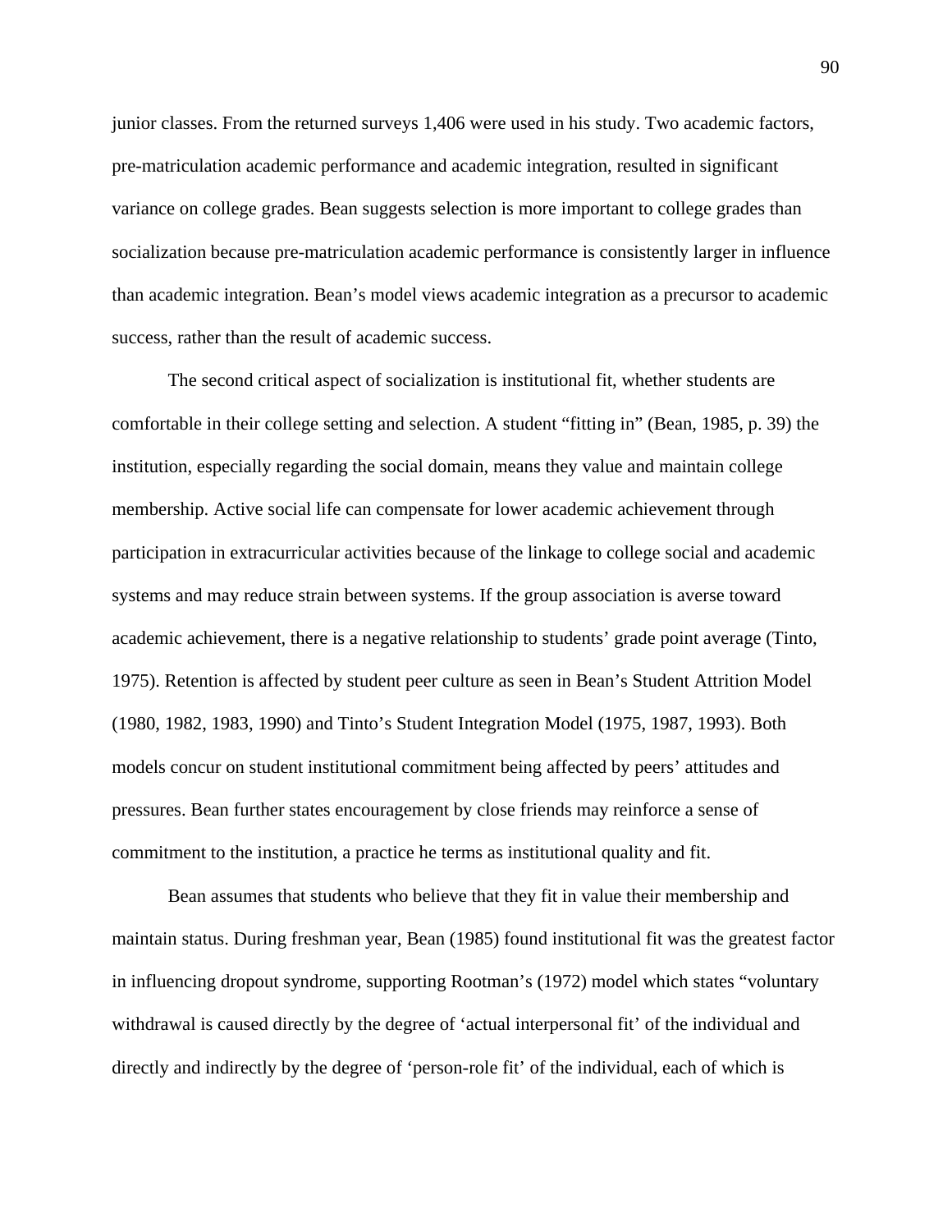junior classes. From the returned surveys 1,406 were used in his study. Two academic factors, pre-matriculation academic performance and academic integration, resulted in significant variance on college grades. Bean suggests selection is more important to college grades than socialization because pre-matriculation academic performance is consistently larger in influence than academic integration. Bean's model views academic integration as a precursor to academic success, rather than the result of academic success.

The second critical aspect of socialization is institutional fit, whether students are comfortable in their college setting and selection. A student "fitting in" (Bean, 1985, p. 39) the institution, especially regarding the social domain, means they value and maintain college membership. Active social life can compensate for lower academic achievement through participation in extracurricular activities because of the linkage to college social and academic systems and may reduce strain between systems. If the group association is averse toward academic achievement, there is a negative relationship to students' grade point average (Tinto, 1975). Retention is affected by student peer culture as seen in Bean's Student Attrition Model (1980, 1982, 1983, 1990) and Tinto's Student Integration Model (1975, 1987, 1993). Both models concur on student institutional commitment being affected by peers' attitudes and pressures. Bean further states encouragement by close friends may reinforce a sense of commitment to the institution, a practice he terms as institutional quality and fit.

Bean assumes that students who believe that they fit in value their membership and maintain status. During freshman year, Bean (1985) found institutional fit was the greatest factor in influencing dropout syndrome, supporting Rootman's (1972) model which states "voluntary withdrawal is caused directly by the degree of 'actual interpersonal fit' of the individual and directly and indirectly by the degree of 'person-role fit' of the individual, each of which is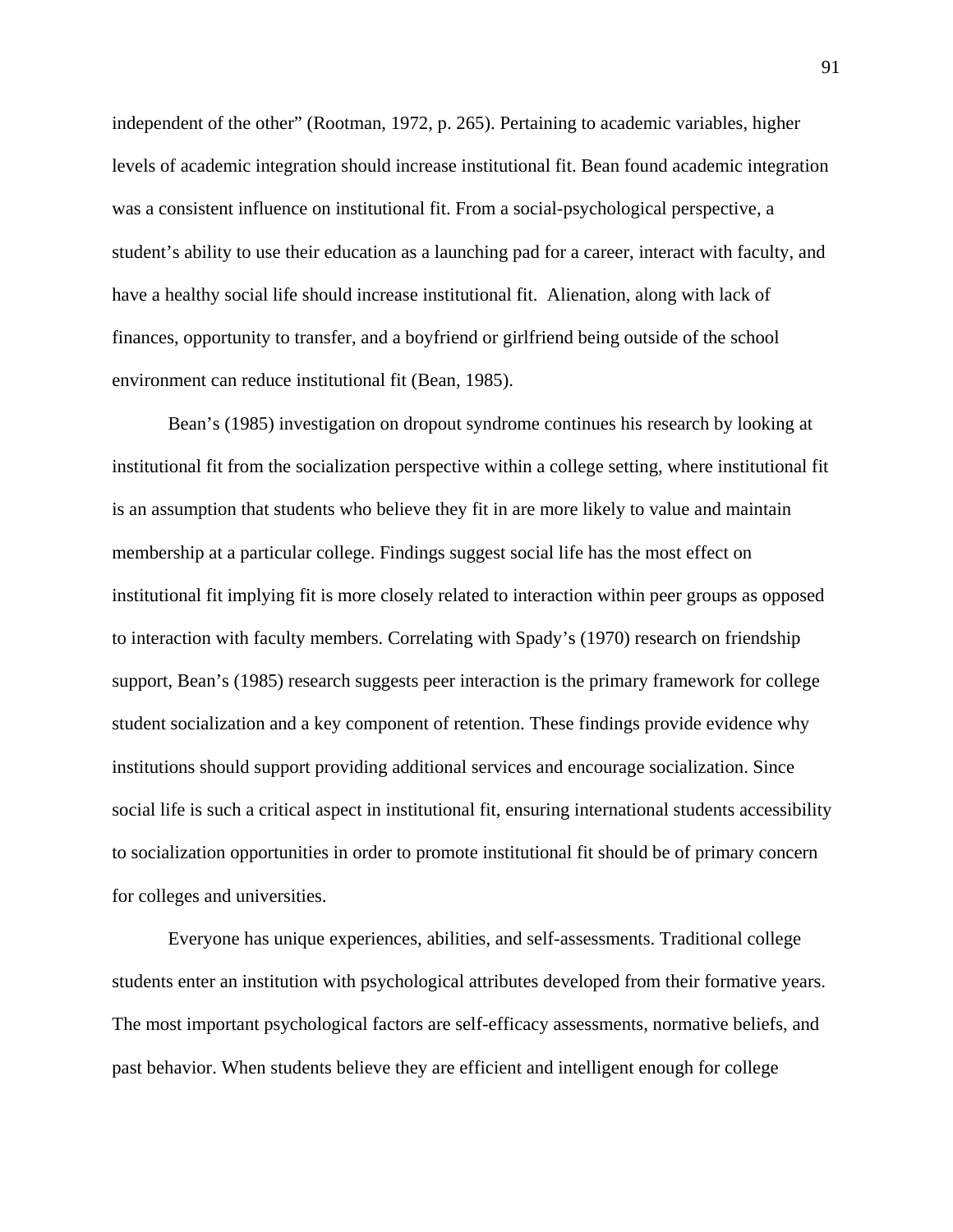independent of the other" (Rootman, 1972, p. 265). Pertaining to academic variables, higher levels of academic integration should increase institutional fit. Bean found academic integration was a consistent influence on institutional fit. From a social-psychological perspective, a student's ability to use their education as a launching pad for a career, interact with faculty, and have a healthy social life should increase institutional fit.  Alienation, along with lack of finances, opportunity to transfer, and a boyfriend or girlfriend being outside of the school environment can reduce institutional fit (Bean, 1985).

Bean's (1985) investigation on dropout syndrome continues his research by looking at institutional fit from the socialization perspective within a college setting, where institutional fit is an assumption that students who believe they fit in are more likely to value and maintain membership at a particular college. Findings suggest social life has the most effect on institutional fit implying fit is more closely related to interaction within peer groups as opposed to interaction with faculty members. Correlating with Spady's (1970) research on friendship support, Bean's (1985) research suggests peer interaction is the primary framework for college student socialization and a key component of retention. These findings provide evidence why institutions should support providing additional services and encourage socialization. Since social life is such a critical aspect in institutional fit, ensuring international students accessibility to socialization opportunities in order to promote institutional fit should be of primary concern for colleges and universities.

Everyone has unique experiences, abilities, and self-assessments. Traditional college students enter an institution with psychological attributes developed from their formative years. The most important psychological factors are self-efficacy assessments, normative beliefs, and past behavior. When students believe they are efficient and intelligent enough for college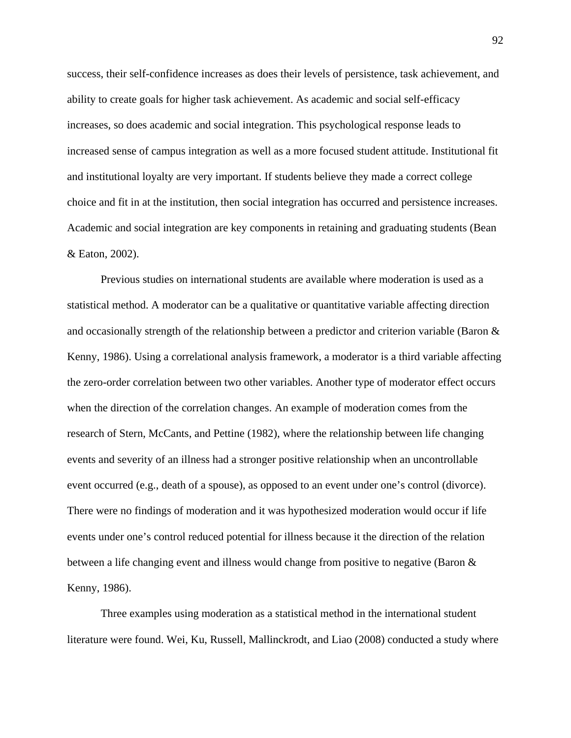success, their self-confidence increases as does their levels of persistence, task achievement, and ability to create goals for higher task achievement. As academic and social self-efficacy increases, so does academic and social integration. This psychological response leads to increased sense of campus integration as well as a more focused student attitude. Institutional fit and institutional loyalty are very important. If students believe they made a correct college choice and fit in at the institution, then social integration has occurred and persistence increases. Academic and social integration are key components in retaining and graduating students (Bean & Eaton, 2002).

Previous studies on international students are available where moderation is used as a statistical method. A moderator can be a qualitative or quantitative variable affecting direction and occasionally strength of the relationship between a predictor and criterion variable (Baron & Kenny, 1986). Using a correlational analysis framework, a moderator is a third variable affecting the zero-order correlation between two other variables. Another type of moderator effect occurs when the direction of the correlation changes. An example of moderation comes from the research of Stern, McCants, and Pettine (1982), where the relationship between life changing events and severity of an illness had a stronger positive relationship when an uncontrollable event occurred (e.g., death of a spouse), as opposed to an event under one's control (divorce). There were no findings of moderation and it was hypothesized moderation would occur if life events under one's control reduced potential for illness because it the direction of the relation between a life changing event and illness would change from positive to negative (Baron & Kenny, 1986).

Three examples using moderation as a statistical method in the international student literature were found. Wei, Ku, Russell, Mallinckrodt, and Liao (2008) conducted a study where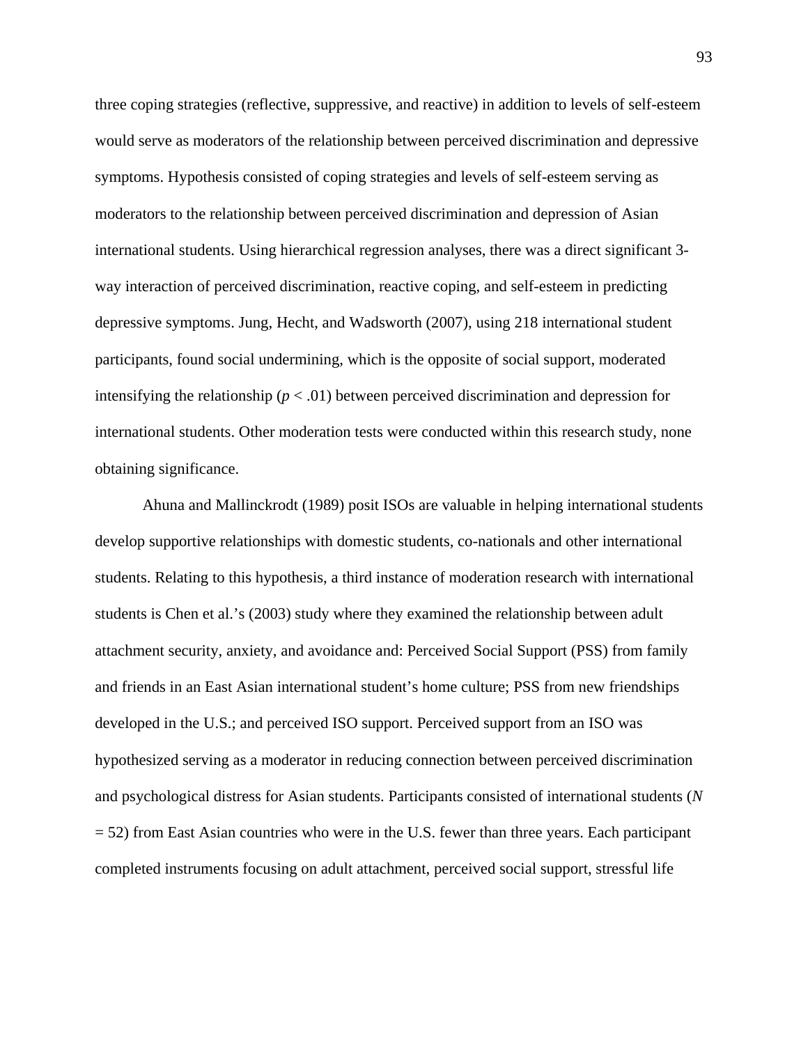three coping strategies (reflective, suppressive, and reactive) in addition to levels of self-esteem would serve as moderators of the relationship between perceived discrimination and depressive symptoms. Hypothesis consisted of coping strategies and levels of self-esteem serving as moderators to the relationship between perceived discrimination and depression of Asian international students. Using hierarchical regression analyses, there was a direct significant 3-way interaction of perceived discrimination, reactive coping, and self-esteem in predicting depressive symptoms. Jung, Hecht, and Wadsworth (2007), using 218 international student participants, found social undermining, which is the opposite of social support, moderated intensifying the relationship ($p < .01$) between perceived discrimination and depression for international students. Other moderation tests were conducted within this research study, none obtaining significance.

Ahuna and Mallinckrodt (1989) posit ISOs are valuable in helping international students develop supportive relationships with domestic students, co-nationals and other international students. Relating to this hypothesis, a third instance of moderation research with international students is Chen et al.'s (2003) study where they examined the relationship between adult attachment security, anxiety, and avoidance and: Perceived Social Support (PSS) from family and friends in an East Asian international student's home culture; PSS from new friendships developed in the U.S.; and perceived ISO support. Perceived support from an ISO was hypothesized serving as a moderator in reducing connection between perceived discrimination and psychological distress for Asian students. Participants consisted of international students ($N = 52$) from East Asian countries who were in the U.S. fewer than three years. Each participant completed instruments focusing on adult attachment, perceived social support, stressful life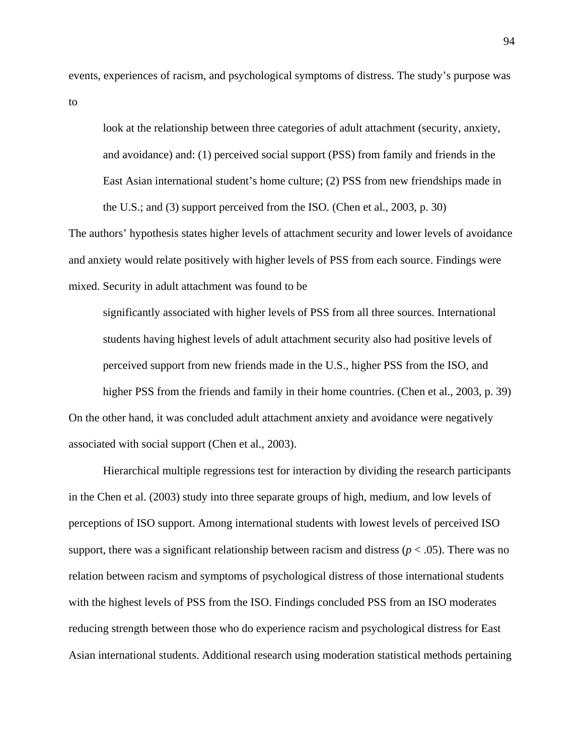events, experiences of racism, and psychological symptoms of distress. The study's purpose was to

> look at the relationship between three categories of adult attachment (security, anxiety, and avoidance) and: (1) perceived social support (PSS) from family and friends in the East Asian international student's home culture; (2) PSS from new friendships made in the U.S.; and (3) support perceived from the ISO. (Chen et al., 2003, p. 30)

The authors' hypothesis states higher levels of attachment security and lower levels of avoidance and anxiety would relate positively with higher levels of PSS from each source. Findings were mixed. Security in adult attachment was found to be

> significantly associated with higher levels of PSS from all three sources. International students having highest levels of adult attachment security also had positive levels of perceived support from new friends made in the U.S., higher PSS from the ISO, and higher PSS from the friends and family in their home countries. (Chen et al., 2003, p. 39)

On the other hand, it was concluded adult attachment anxiety and avoidance were negatively associated with social support (Chen et al., 2003).

Hierarchical multiple regressions test for interaction by dividing the research participants in the Chen et al. (2003) study into three separate groups of high, medium, and low levels of perceptions of ISO support. Among international students with lowest levels of perceived ISO support, there was a significant relationship between racism and distress ($p < .05$). There was no relation between racism and symptoms of psychological distress of those international students with the highest levels of PSS from the ISO. Findings concluded PSS from an ISO moderates reducing strength between those who do experience racism and psychological distress for East Asian international students. Additional research using moderation statistical methods pertaining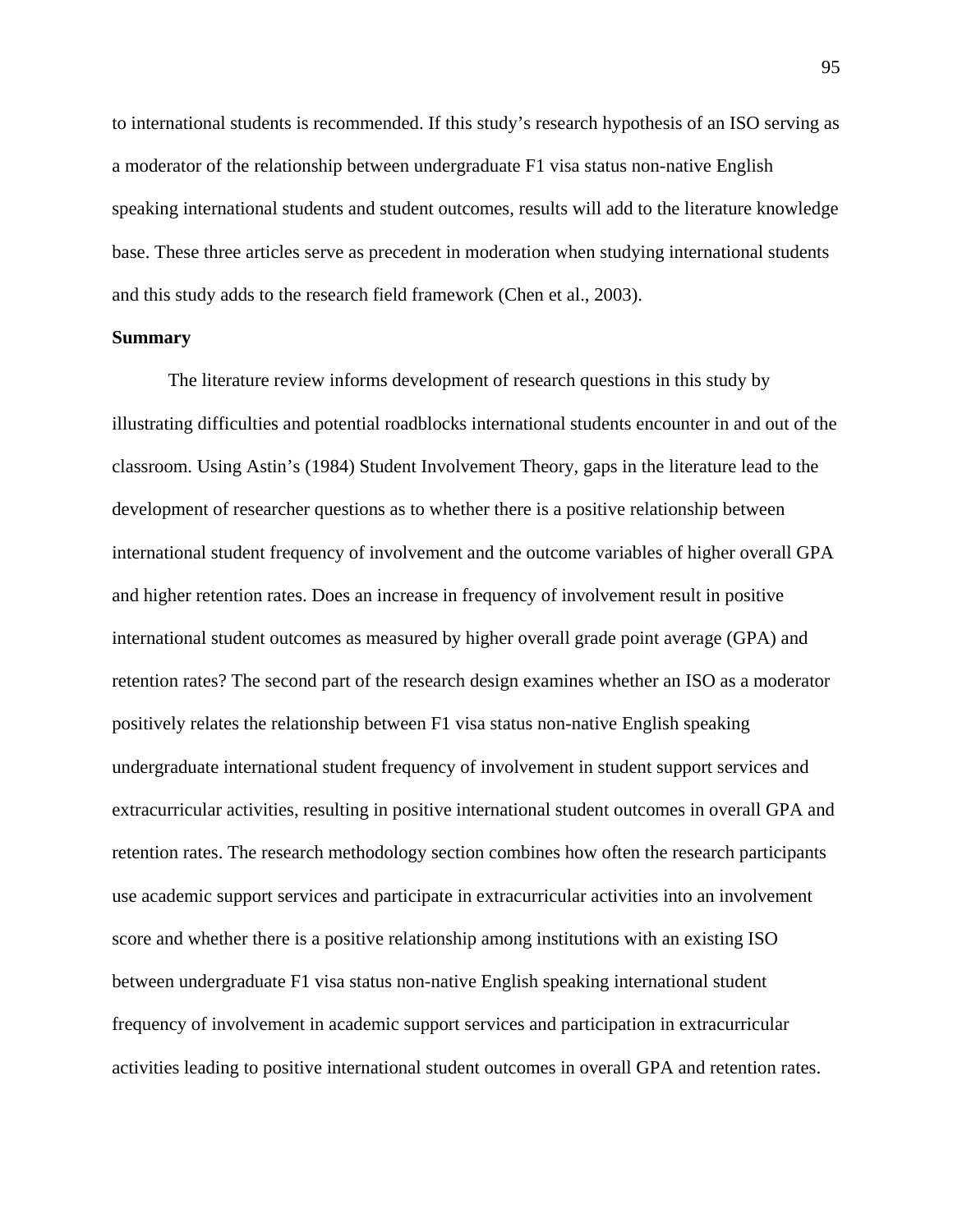to international students is recommended. If this study's research hypothesis of an ISO serving as a moderator of the relationship between undergraduate F1 visa status non-native English speaking international students and student outcomes, results will add to the literature knowledge base. These three articles serve as precedent in moderation when studying international students and this study adds to the research field framework (Chen et al., 2003).

**Summary**

The literature review informs development of research questions in this study by illustrating difficulties and potential roadblocks international students encounter in and out of the classroom. Using Astin's (1984) Student Involvement Theory, gaps in the literature lead to the development of researcher questions as to whether there is a positive relationship between international student frequency of involvement and the outcome variables of higher overall GPA and higher retention rates. Does an increase in frequency of involvement result in positive international student outcomes as measured by higher overall grade point average (GPA) and retention rates? The second part of the research design examines whether an ISO as a moderator positively relates the relationship between F1 visa status non-native English speaking undergraduate international student frequency of involvement in student support services and extracurricular activities, resulting in positive international student outcomes in overall GPA and retention rates. The research methodology section combines how often the research participants use academic support services and participate in extracurricular activities into an involvement score and whether there is a positive relationship among institutions with an existing ISO between undergraduate F1 visa status non-native English speaking international student frequency of involvement in academic support services and participation in extracurricular activities leading to positive international student outcomes in overall GPA and retention rates.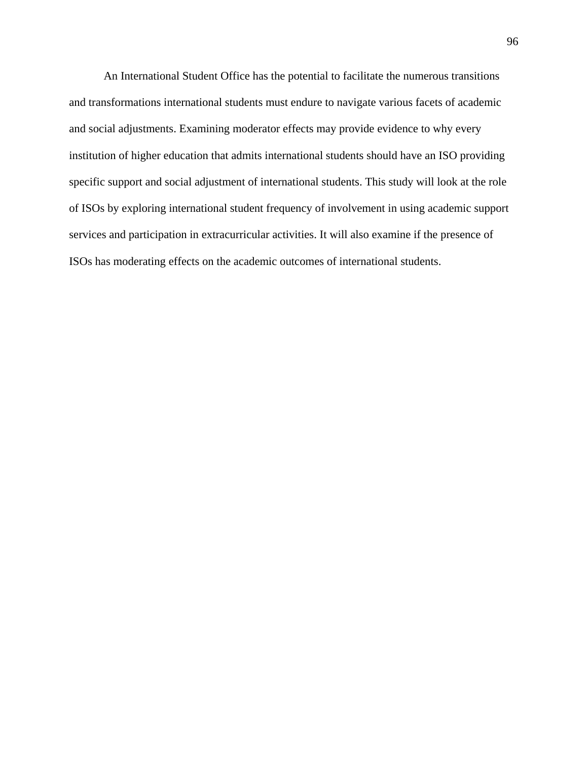An International Student Office has the potential to facilitate the numerous transitions and transformations international students must endure to navigate various facets of academic and social adjustments. Examining moderator effects may provide evidence to why every institution of higher education that admits international students should have an ISO providing specific support and social adjustment of international students. This study will look at the role of ISOs by exploring international student frequency of involvement in using academic support services and participation in extracurricular activities. It will also examine if the presence of ISOs has moderating effects on the academic outcomes of international students.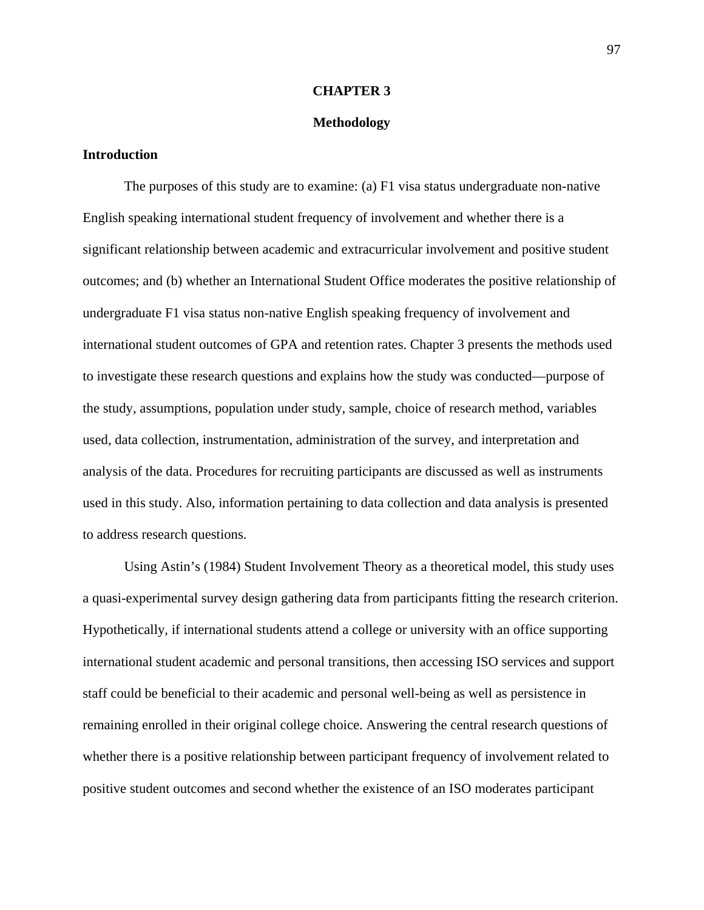# CHAPTER 3

# Methodology

## Introduction

The purposes of this study are to examine: (a) F1 visa status undergraduate non-native English speaking international student frequency of involvement and whether there is a significant relationship between academic and extracurricular involvement and positive student outcomes; and (b) whether an International Student Office moderates the positive relationship of undergraduate F1 visa status non-native English speaking frequency of involvement and international student outcomes of GPA and retention rates. Chapter 3 presents the methods used to investigate these research questions and explains how the study was conducted—purpose of the study, assumptions, population under study, sample, choice of research method, variables used, data collection, instrumentation, administration of the survey, and interpretation and analysis of the data. Procedures for recruiting participants are discussed as well as instruments used in this study. Also, information pertaining to data collection and data analysis is presented to address research questions.

Using Astin's (1984) Student Involvement Theory as a theoretical model, this study uses a quasi-experimental survey design gathering data from participants fitting the research criterion. Hypothetically, if international students attend a college or university with an office supporting international student academic and personal transitions, then accessing ISO services and support staff could be beneficial to their academic and personal well-being as well as persistence in remaining enrolled in their original college choice. Answering the central research questions of whether there is a positive relationship between participant frequency of involvement related to positive student outcomes and second whether the existence of an ISO moderates participant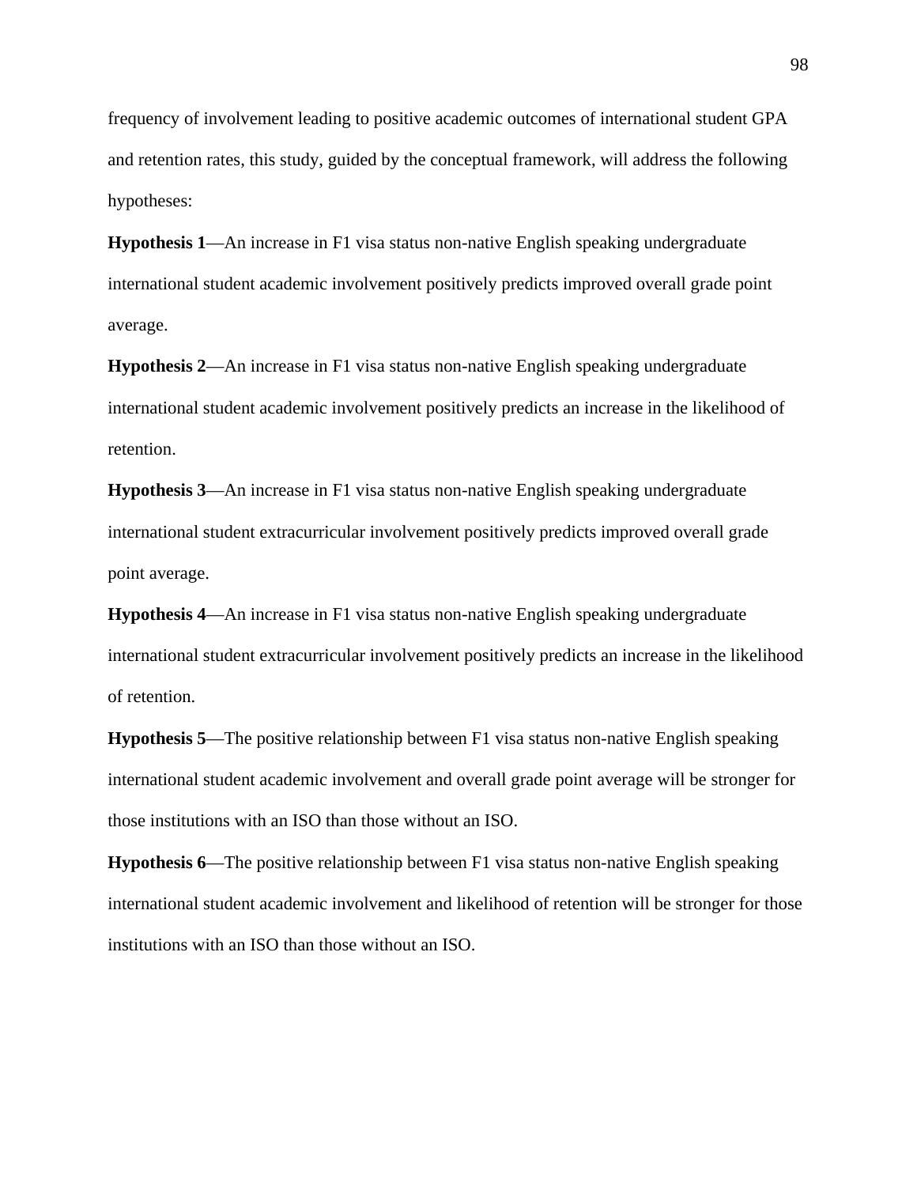frequency of involvement leading to positive academic outcomes of international student GPA and retention rates, this study, guided by the conceptual framework, will address the following hypotheses:

**Hypothesis 1**—An increase in F1 visa status non-native English speaking undergraduate international student academic involvement positively predicts improved overall grade point average.

**Hypothesis 2**—An increase in F1 visa status non-native English speaking undergraduate international student academic involvement positively predicts an increase in the likelihood of retention.

**Hypothesis 3**—An increase in F1 visa status non-native English speaking undergraduate international student extracurricular involvement positively predicts improved overall grade point average.

**Hypothesis 4**—An increase in F1 visa status non-native English speaking undergraduate international student extracurricular involvement positively predicts an increase in the likelihood of retention.

**Hypothesis 5**—The positive relationship between F1 visa status non-native English speaking international student academic involvement and overall grade point average will be stronger for those institutions with an ISO than those without an ISO.

**Hypothesis 6**—The positive relationship between F1 visa status non-native English speaking international student academic involvement and likelihood of retention will be stronger for those institutions with an ISO than those without an ISO.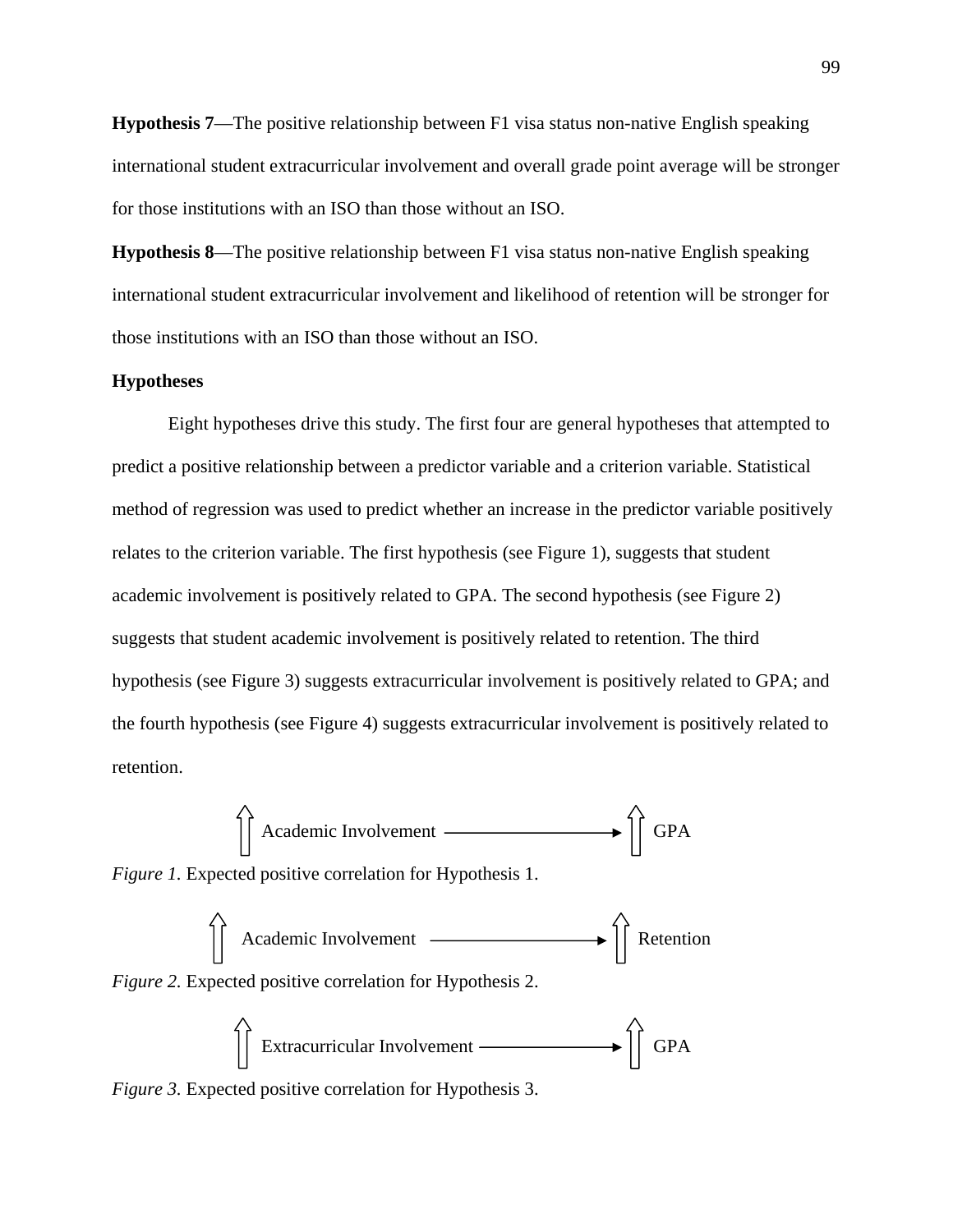**Hypothesis 7**—The positive relationship between F1 visa status non-native English speaking international student extracurricular involvement and overall grade point average will be stronger for those institutions with an ISO than those without an ISO.

**Hypothesis 8**—The positive relationship between F1 visa status non-native English speaking international student extracurricular involvement and likelihood of retention will be stronger for those institutions with an ISO than those without an ISO.

**Hypotheses**

Eight hypotheses drive this study. The first four are general hypotheses that attempted to predict a positive relationship between a predictor variable and a criterion variable. Statistical method of regression was used to predict whether an increase in the predictor variable positively relates to the criterion variable. The first hypothesis (see Figure 1), suggests that student academic involvement is positively related to GPA. The second hypothesis (see Figure 2) suggests that student academic involvement is positively related to retention. The third hypothesis (see Figure 3) suggests extracurricular involvement is positively related to GPA; and the fourth hypothesis (see Figure 4) suggests extracurricular involvement is positively related to retention.

⇧ Academic Involvement ⟶ ⇧ GPA

*Figure 1.* Expected positive correlation for Hypothesis 1.

⇧ Academic Involvement ⟶ ⇧ Retention

*Figure 2.* Expected positive correlation for Hypothesis 2.

⇧ Extracurricular Involvement ⟶ ⇧ GPA

*Figure 3.* Expected positive correlation for Hypothesis 3.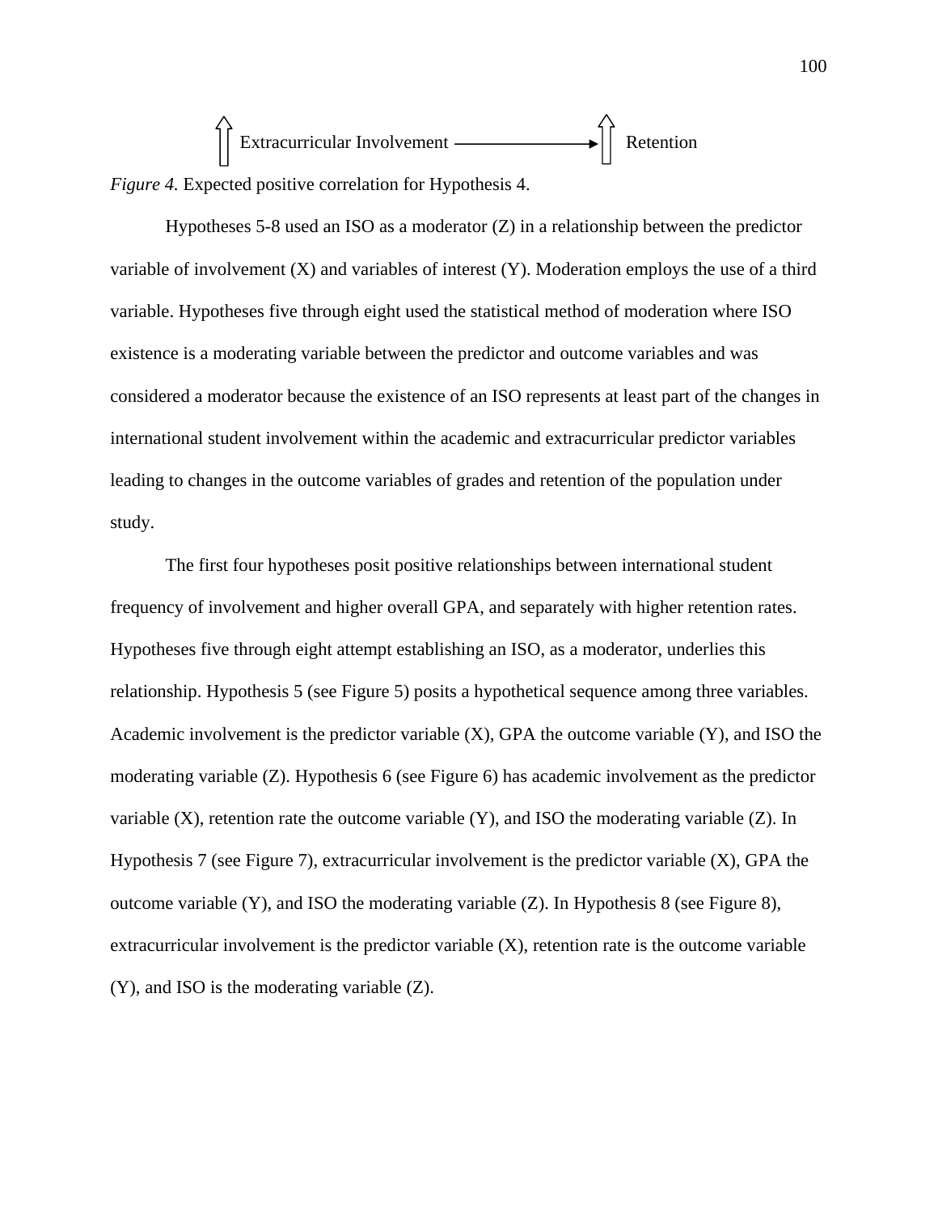⇑ Extracurricular Involvement ⟶ ⇑ Retention

*Figure 4.* Expected positive correlation for Hypothesis 4.

Hypotheses 5-8 used an ISO as a moderator (Z) in a relationship between the predictor variable of involvement (X) and variables of interest (Y). Moderation employs the use of a third variable. Hypotheses five through eight used the statistical method of moderation where ISO existence is a moderating variable between the predictor and outcome variables and was considered a moderator because the existence of an ISO represents at least part of the changes in international student involvement within the academic and extracurricular predictor variables leading to changes in the outcome variables of grades and retention of the population under study.

The first four hypotheses posit positive relationships between international student frequency of involvement and higher overall GPA, and separately with higher retention rates. Hypotheses five through eight attempt establishing an ISO, as a moderator, underlies this relationship. Hypothesis 5 (see Figure 5) posits a hypothetical sequence among three variables. Academic involvement is the predictor variable (X), GPA the outcome variable (Y), and ISO the moderating variable (Z). Hypothesis 6 (see Figure 6) has academic involvement as the predictor variable (X), retention rate the outcome variable (Y), and ISO the moderating variable (Z). In Hypothesis 7 (see Figure 7), extracurricular involvement is the predictor variable (X), GPA the outcome variable (Y), and ISO the moderating variable (Z). In Hypothesis 8 (see Figure 8), extracurricular involvement is the predictor variable (X), retention rate is the outcome variable (Y), and ISO is the moderating variable (Z).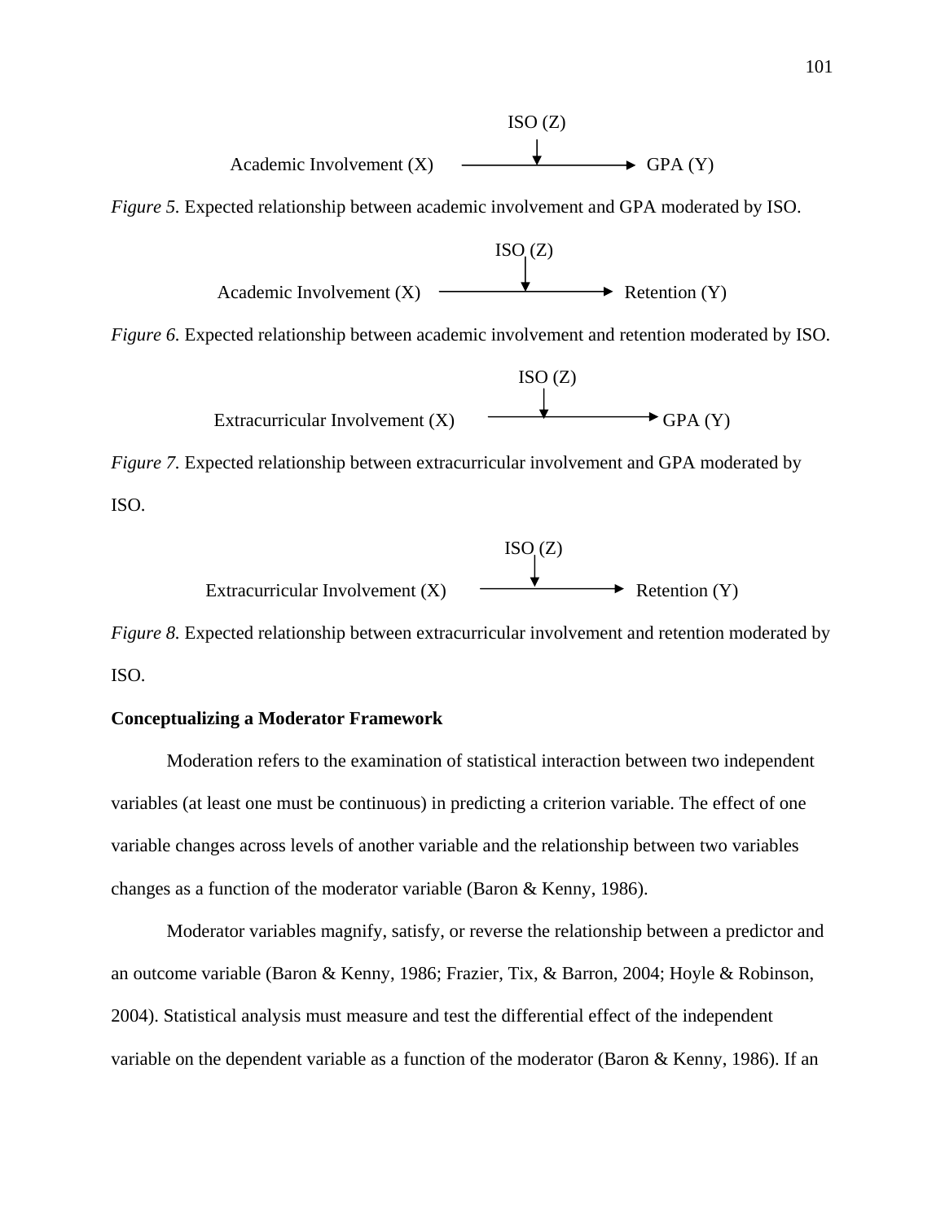ISO (Z)

Academic Involvement (X) → GPA (Y)

*Figure 5.* Expected relationship between academic involvement and GPA moderated by ISO.

ISO (Z)

Academic Involvement (X) → Retention (Y)

*Figure 6.* Expected relationship between academic involvement and retention moderated by ISO.

ISO (Z)

Extracurricular Involvement (X) → GPA (Y)

*Figure 7.* Expected relationship between extracurricular involvement and GPA moderated by ISO.

ISO (Z)

Extracurricular Involvement (X) → Retention (Y)

*Figure 8.* Expected relationship between extracurricular involvement and retention moderated by ISO.

**Conceptualizing a Moderator Framework**

Moderation refers to the examination of statistical interaction between two independent variables (at least one must be continuous) in predicting a criterion variable. The effect of one variable changes across levels of another variable and the relationship between two variables changes as a function of the moderator variable (Baron & Kenny, 1986).

Moderator variables magnify, satisfy, or reverse the relationship between a predictor and an outcome variable (Baron & Kenny, 1986; Frazier, Tix, & Barron, 2004; Hoyle & Robinson, 2004). Statistical analysis must measure and test the differential effect of the independent variable on the dependent variable as a function of the moderator (Baron & Kenny, 1986). If an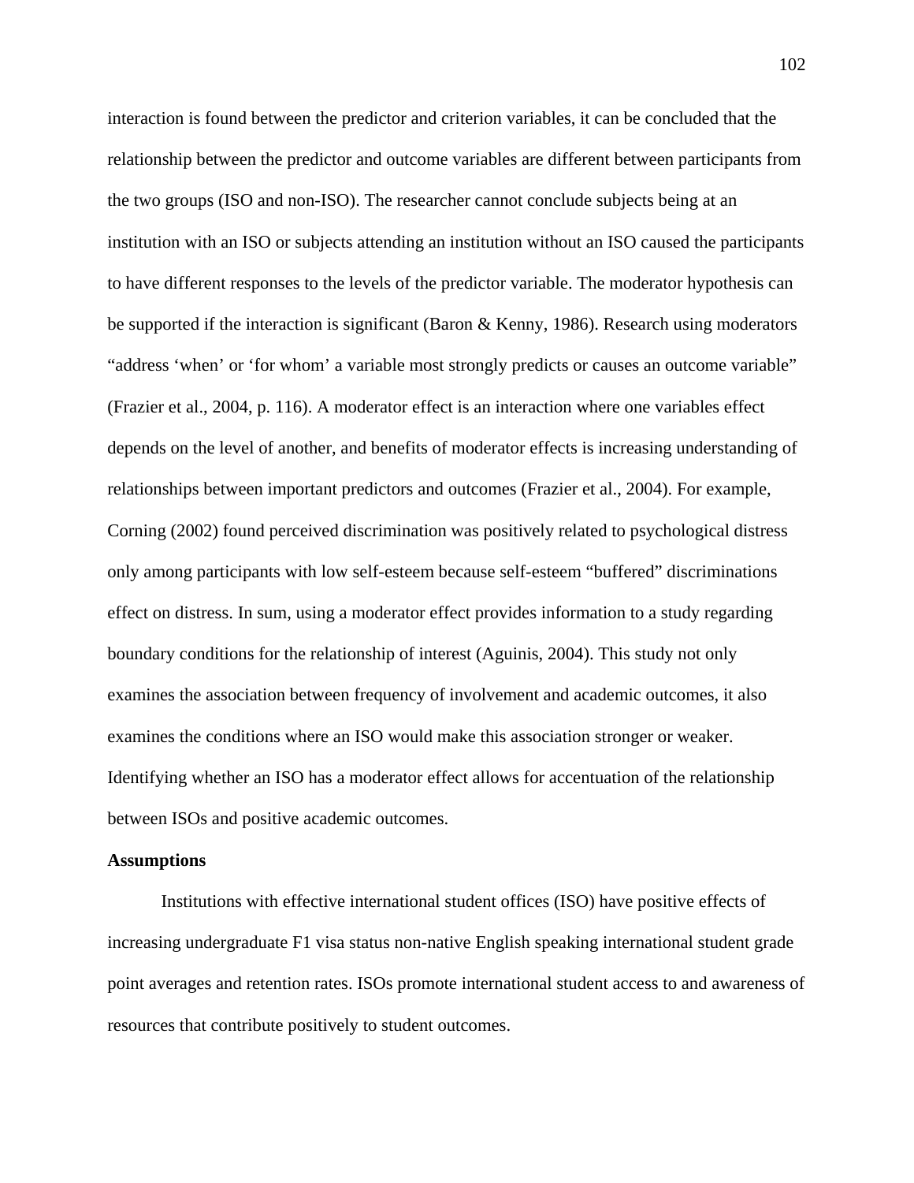interaction is found between the predictor and criterion variables, it can be concluded that the relationship between the predictor and outcome variables are different between participants from the two groups (ISO and non-ISO). The researcher cannot conclude subjects being at an institution with an ISO or subjects attending an institution without an ISO caused the participants to have different responses to the levels of the predictor variable. The moderator hypothesis can be supported if the interaction is significant (Baron & Kenny, 1986). Research using moderators "address 'when' or 'for whom' a variable most strongly predicts or causes an outcome variable" (Frazier et al., 2004, p. 116). A moderator effect is an interaction where one variables effect depends on the level of another, and benefits of moderator effects is increasing understanding of relationships between important predictors and outcomes (Frazier et al., 2004). For example, Corning (2002) found perceived discrimination was positively related to psychological distress only among participants with low self-esteem because self-esteem "buffered" discriminations effect on distress. In sum, using a moderator effect provides information to a study regarding boundary conditions for the relationship of interest (Aguinis, 2004). This study not only examines the association between frequency of involvement and academic outcomes, it also examines the conditions where an ISO would make this association stronger or weaker. Identifying whether an ISO has a moderator effect allows for accentuation of the relationship between ISOs and positive academic outcomes.

**Assumptions**

Institutions with effective international student offices (ISO) have positive effects of increasing undergraduate F1 visa status non-native English speaking international student grade point averages and retention rates. ISOs promote international student access to and awareness of resources that contribute positively to student outcomes.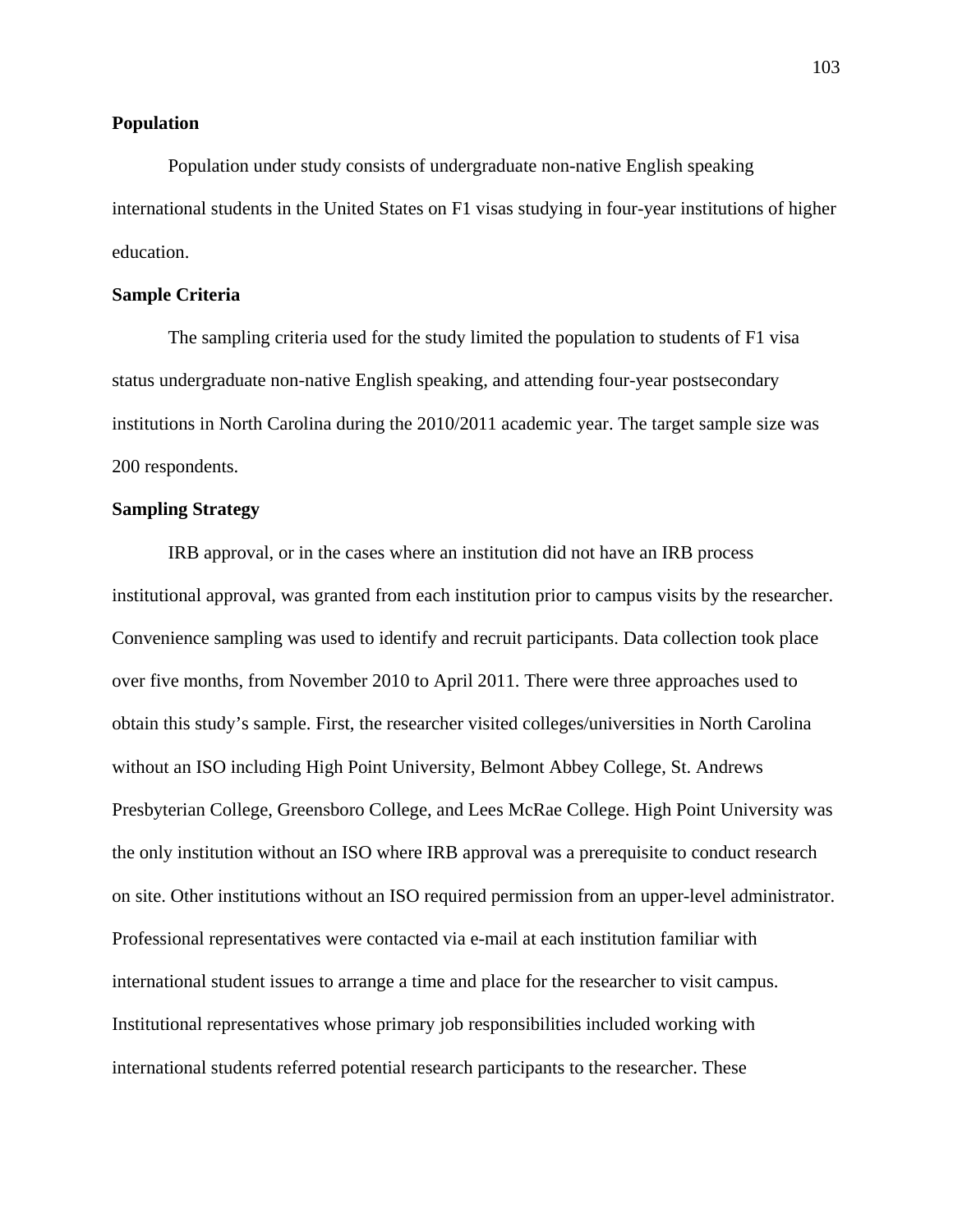**Population**

Population under study consists of undergraduate non-native English speaking international students in the United States on F1 visas studying in four-year institutions of higher education.

**Sample Criteria**

The sampling criteria used for the study limited the population to students of F1 visa status undergraduate non-native English speaking, and attending four-year postsecondary institutions in North Carolina during the 2010/2011 academic year. The target sample size was 200 respondents.

**Sampling Strategy**

IRB approval, or in the cases where an institution did not have an IRB process institutional approval, was granted from each institution prior to campus visits by the researcher. Convenience sampling was used to identify and recruit participants. Data collection took place over five months, from November 2010 to April 2011. There were three approaches used to obtain this study's sample. First, the researcher visited colleges/universities in North Carolina without an ISO including High Point University, Belmont Abbey College, St. Andrews Presbyterian College, Greensboro College, and Lees McRae College. High Point University was the only institution without an ISO where IRB approval was a prerequisite to conduct research on site. Other institutions without an ISO required permission from an upper-level administrator. Professional representatives were contacted via e-mail at each institution familiar with international student issues to arrange a time and place for the researcher to visit campus. Institutional representatives whose primary job responsibilities included working with international students referred potential research participants to the researcher. These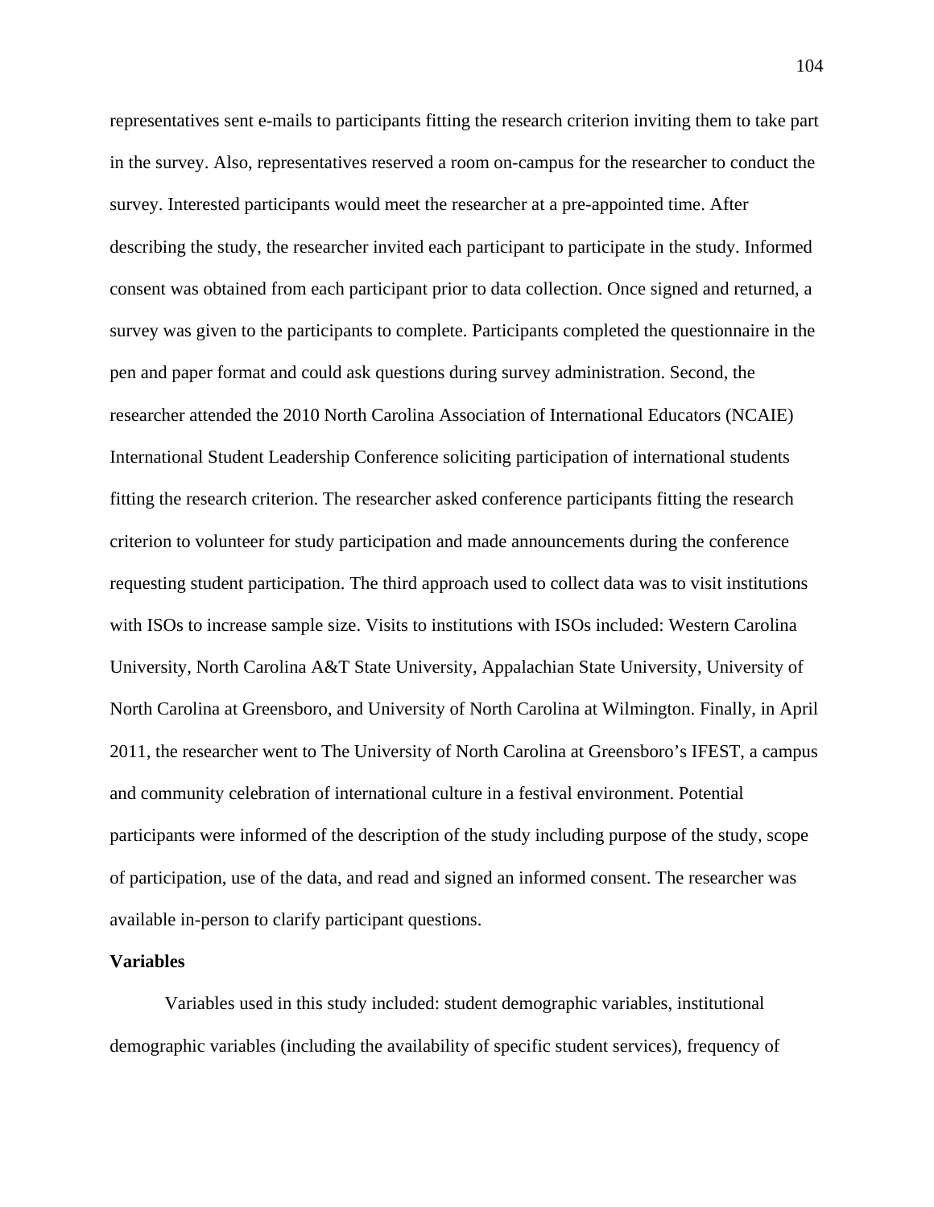representatives sent e-mails to participants fitting the research criterion inviting them to take part in the survey. Also, representatives reserved a room on-campus for the researcher to conduct the survey. Interested participants would meet the researcher at a pre-appointed time. After describing the study, the researcher invited each participant to participate in the study. Informed consent was obtained from each participant prior to data collection. Once signed and returned, a survey was given to the participants to complete. Participants completed the questionnaire in the pen and paper format and could ask questions during survey administration. Second, the researcher attended the 2010 North Carolina Association of International Educators (NCAIE) International Student Leadership Conference soliciting participation of international students fitting the research criterion. The researcher asked conference participants fitting the research criterion to volunteer for study participation and made announcements during the conference requesting student participation. The third approach used to collect data was to visit institutions with ISOs to increase sample size. Visits to institutions with ISOs included: Western Carolina University, North Carolina A&T State University, Appalachian State University, University of North Carolina at Greensboro, and University of North Carolina at Wilmington. Finally, in April 2011, the researcher went to The University of North Carolina at Greensboro's IFEST, a campus and community celebration of international culture in a festival environment. Potential participants were informed of the description of the study including purpose of the study, scope of participation, use of the data, and read and signed an informed consent. The researcher was available in-person to clarify participant questions.

## Variables

Variables used in this study included: student demographic variables, institutional demographic variables (including the availability of specific student services), frequency of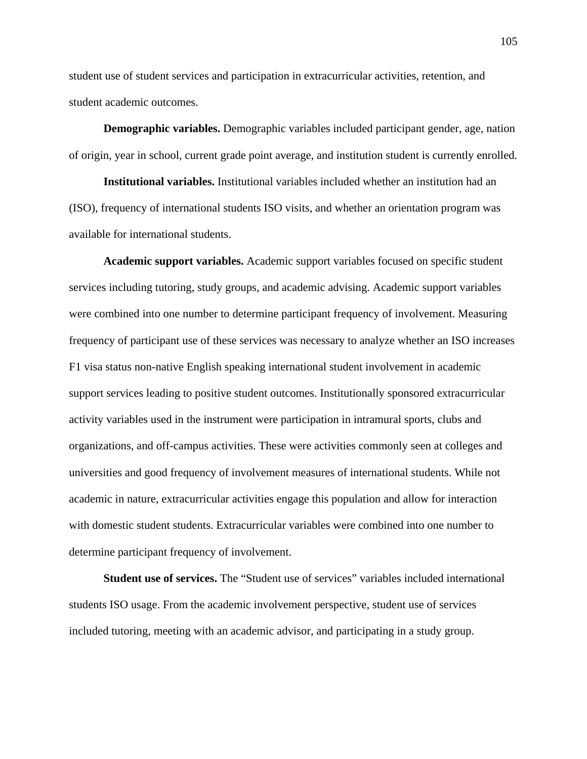student use of student services and participation in extracurricular activities, retention, and student academic outcomes.

**Demographic variables.** Demographic variables included participant gender, age, nation of origin, year in school, current grade point average, and institution student is currently enrolled.

**Institutional variables.** Institutional variables included whether an institution had an (ISO), frequency of international students ISO visits, and whether an orientation program was available for international students.

**Academic support variables.** Academic support variables focused on specific student services including tutoring, study groups, and academic advising. Academic support variables were combined into one number to determine participant frequency of involvement. Measuring frequency of participant use of these services was necessary to analyze whether an ISO increases F1 visa status non-native English speaking international student involvement in academic support services leading to positive student outcomes. Institutionally sponsored extracurricular activity variables used in the instrument were participation in intramural sports, clubs and organizations, and off-campus activities. These were activities commonly seen at colleges and universities and good frequency of involvement measures of international students. While not academic in nature, extracurricular activities engage this population and allow for interaction with domestic student students. Extracurricular variables were combined into one number to determine participant frequency of involvement.

**Student use of services.** The "Student use of services" variables included international students ISO usage. From the academic involvement perspective, student use of services included tutoring, meeting with an academic advisor, and participating in a study group.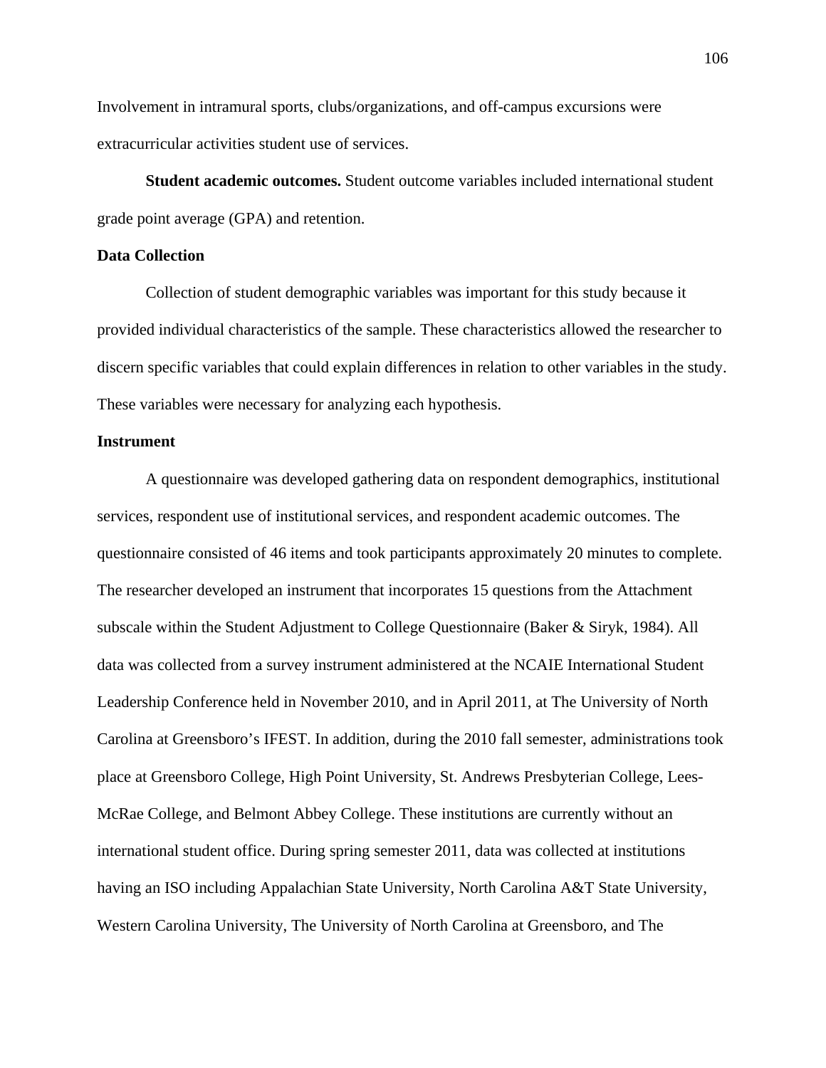Involvement in intramural sports, clubs/organizations, and off-campus excursions were extracurricular activities student use of services.

**Student academic outcomes.** Student outcome variables included international student grade point average (GPA) and retention.

## Data Collection

Collection of student demographic variables was important for this study because it provided individual characteristics of the sample. These characteristics allowed the researcher to discern specific variables that could explain differences in relation to other variables in the study. These variables were necessary for analyzing each hypothesis.

## Instrument

A questionnaire was developed gathering data on respondent demographics, institutional services, respondent use of institutional services, and respondent academic outcomes. The questionnaire consisted of 46 items and took participants approximately 20 minutes to complete. The researcher developed an instrument that incorporates 15 questions from the Attachment subscale within the Student Adjustment to College Questionnaire (Baker & Siryk, 1984). All data was collected from a survey instrument administered at the NCAIE International Student Leadership Conference held in November 2010, and in April 2011, at The University of North Carolina at Greensboro's IFEST. In addition, during the 2010 fall semester, administrations took place at Greensboro College, High Point University, St. Andrews Presbyterian College, Lees-McRae College, and Belmont Abbey College. These institutions are currently without an international student office. During spring semester 2011, data was collected at institutions having an ISO including Appalachian State University, North Carolina A&T State University, Western Carolina University, The University of North Carolina at Greensboro, and The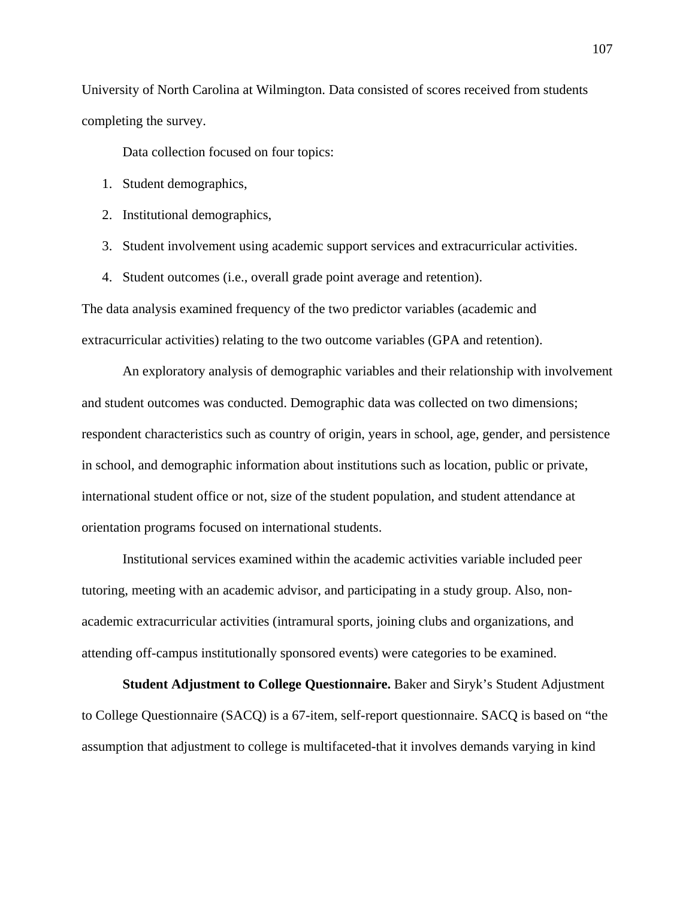University of North Carolina at Wilmington. Data consisted of scores received from students completing the survey.

Data collection focused on four topics:

1. Student demographics,
2. Institutional demographics,
3. Student involvement using academic support services and extracurricular activities.
4. Student outcomes (i.e., overall grade point average and retention).

The data analysis examined frequency of the two predictor variables (academic and extracurricular activities) relating to the two outcome variables (GPA and retention).

An exploratory analysis of demographic variables and their relationship with involvement and student outcomes was conducted. Demographic data was collected on two dimensions; respondent characteristics such as country of origin, years in school, age, gender, and persistence in school, and demographic information about institutions such as location, public or private, international student office or not, size of the student population, and student attendance at orientation programs focused on international students.

Institutional services examined within the academic activities variable included peer tutoring, meeting with an academic advisor, and participating in a study group. Also, non-academic extracurricular activities (intramural sports, joining clubs and organizations, and attending off-campus institutionally sponsored events) were categories to be examined.

**Student Adjustment to College Questionnaire.** Baker and Siryk's Student Adjustment to College Questionnaire (SACQ) is a 67-item, self-report questionnaire. SACQ is based on "the assumption that adjustment to college is multifaceted-that it involves demands varying in kind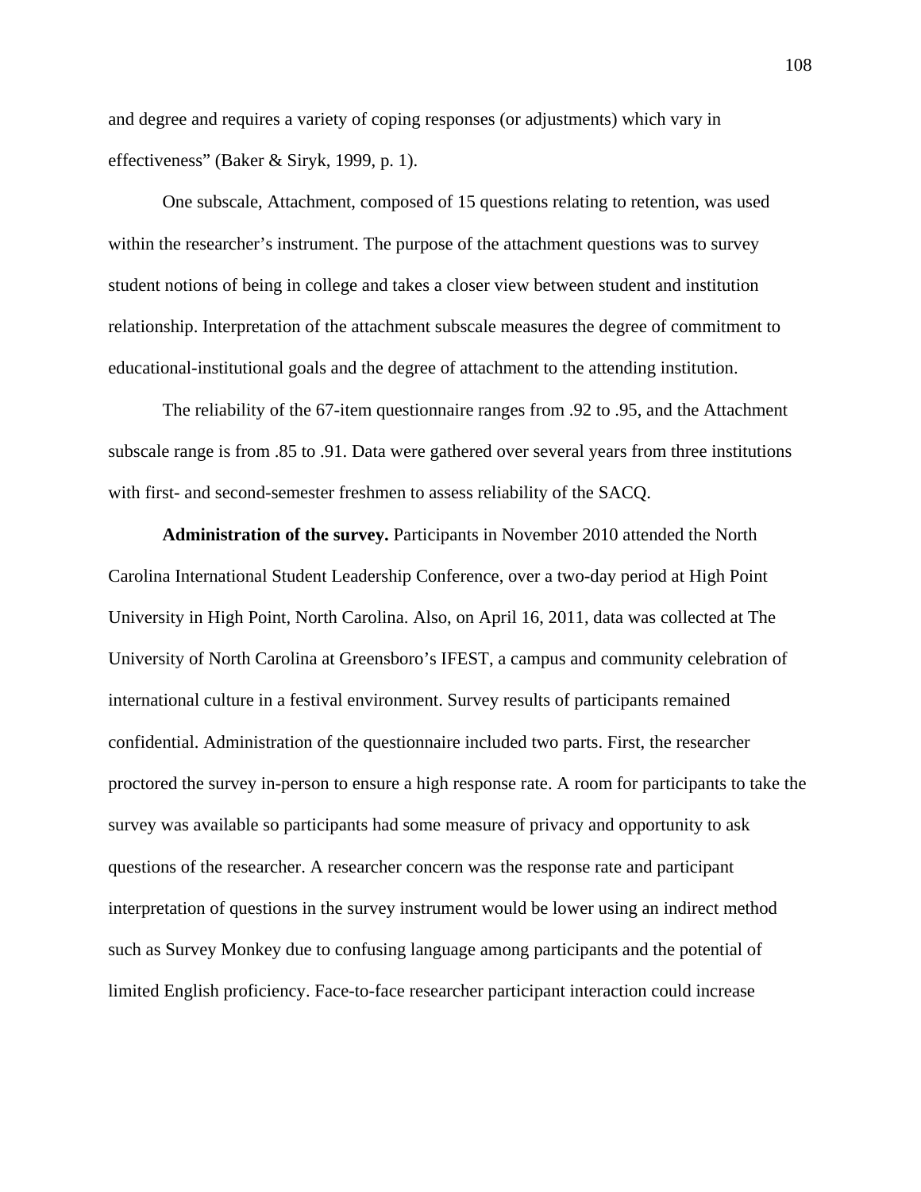and degree and requires a variety of coping responses (or adjustments) which vary in effectiveness" (Baker & Siryk, 1999, p. 1).

One subscale, Attachment, composed of 15 questions relating to retention, was used within the researcher's instrument. The purpose of the attachment questions was to survey student notions of being in college and takes a closer view between student and institution relationship. Interpretation of the attachment subscale measures the degree of commitment to educational-institutional goals and the degree of attachment to the attending institution.

The reliability of the 67-item questionnaire ranges from .92 to .95, and the Attachment subscale range is from .85 to .91. Data were gathered over several years from three institutions with first- and second-semester freshmen to assess reliability of the SACQ.

**Administration of the survey.** Participants in November 2010 attended the North Carolina International Student Leadership Conference, over a two-day period at High Point University in High Point, North Carolina. Also, on April 16, 2011, data was collected at The University of North Carolina at Greensboro's IFEST, a campus and community celebration of international culture in a festival environment. Survey results of participants remained confidential. Administration of the questionnaire included two parts. First, the researcher proctored the survey in-person to ensure a high response rate. A room for participants to take the survey was available so participants had some measure of privacy and opportunity to ask questions of the researcher. A researcher concern was the response rate and participant interpretation of questions in the survey instrument would be lower using an indirect method such as Survey Monkey due to confusing language among participants and the potential of limited English proficiency. Face-to-face researcher participant interaction could increase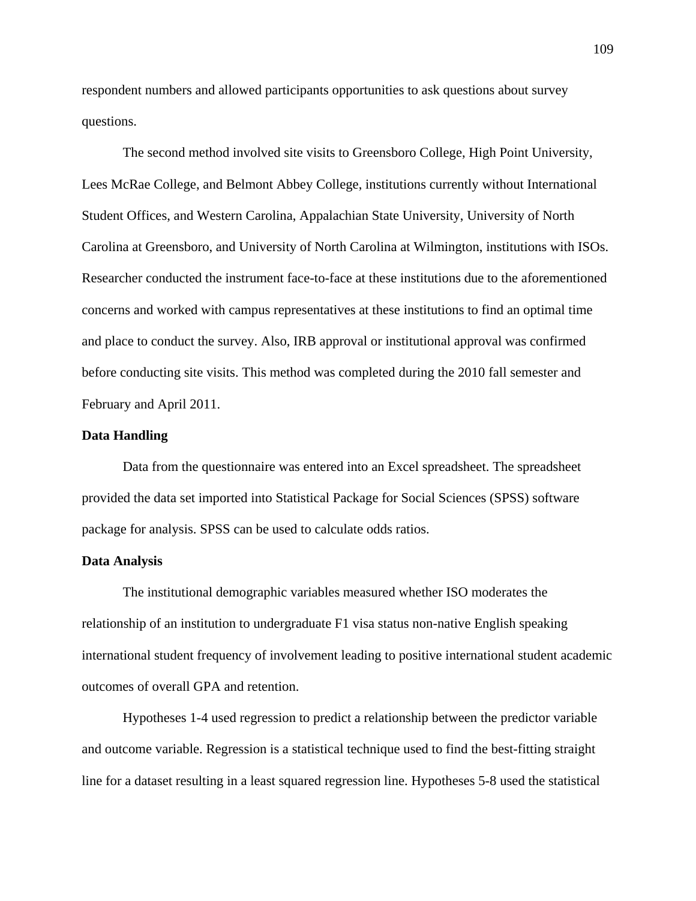respondent numbers and allowed participants opportunities to ask questions about survey questions.

The second method involved site visits to Greensboro College, High Point University, Lees McRae College, and Belmont Abbey College, institutions currently without International Student Offices, and Western Carolina, Appalachian State University, University of North Carolina at Greensboro, and University of North Carolina at Wilmington, institutions with ISOs. Researcher conducted the instrument face-to-face at these institutions due to the aforementioned concerns and worked with campus representatives at these institutions to find an optimal time and place to conduct the survey. Also, IRB approval or institutional approval was confirmed before conducting site visits. This method was completed during the 2010 fall semester and February and April 2011.

**Data Handling**

Data from the questionnaire was entered into an Excel spreadsheet. The spreadsheet provided the data set imported into Statistical Package for Social Sciences (SPSS) software package for analysis. SPSS can be used to calculate odds ratios.

**Data Analysis**

The institutional demographic variables measured whether ISO moderates the relationship of an institution to undergraduate F1 visa status non-native English speaking international student frequency of involvement leading to positive international student academic outcomes of overall GPA and retention.

Hypotheses 1-4 used regression to predict a relationship between the predictor variable and outcome variable. Regression is a statistical technique used to find the best-fitting straight line for a dataset resulting in a least squared regression line. Hypotheses 5-8 used the statistical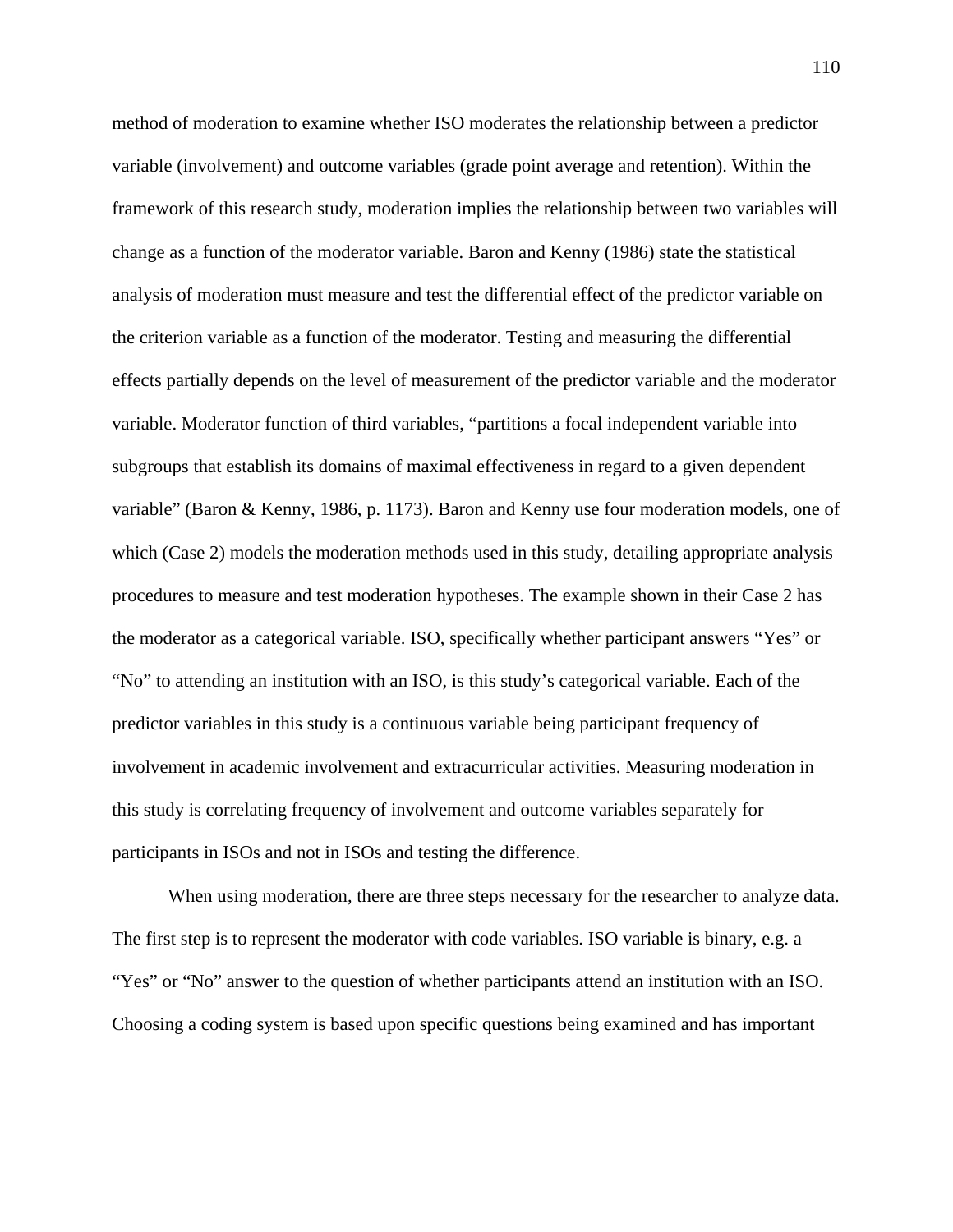method of moderation to examine whether ISO moderates the relationship between a predictor variable (involvement) and outcome variables (grade point average and retention). Within the framework of this research study, moderation implies the relationship between two variables will change as a function of the moderator variable. Baron and Kenny (1986) state the statistical analysis of moderation must measure and test the differential effect of the predictor variable on the criterion variable as a function of the moderator. Testing and measuring the differential effects partially depends on the level of measurement of the predictor variable and the moderator variable. Moderator function of third variables, "partitions a focal independent variable into subgroups that establish its domains of maximal effectiveness in regard to a given dependent variable" (Baron & Kenny, 1986, p. 1173). Baron and Kenny use four moderation models, one of which (Case 2) models the moderation methods used in this study, detailing appropriate analysis procedures to measure and test moderation hypotheses. The example shown in their Case 2 has the moderator as a categorical variable. ISO, specifically whether participant answers "Yes" or "No" to attending an institution with an ISO, is this study's categorical variable. Each of the predictor variables in this study is a continuous variable being participant frequency of involvement in academic involvement and extracurricular activities. Measuring moderation in this study is correlating frequency of involvement and outcome variables separately for participants in ISOs and not in ISOs and testing the difference.

When using moderation, there are three steps necessary for the researcher to analyze data. The first step is to represent the moderator with code variables. ISO variable is binary, e.g. a "Yes" or "No" answer to the question of whether participants attend an institution with an ISO. Choosing a coding system is based upon specific questions being examined and has important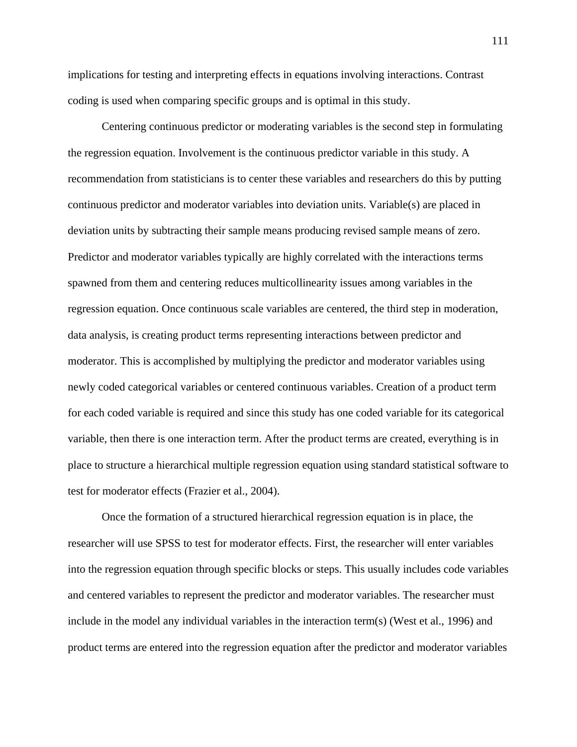implications for testing and interpreting effects in equations involving interactions. Contrast coding is used when comparing specific groups and is optimal in this study.

Centering continuous predictor or moderating variables is the second step in formulating the regression equation. Involvement is the continuous predictor variable in this study. A recommendation from statisticians is to center these variables and researchers do this by putting continuous predictor and moderator variables into deviation units. Variable(s) are placed in deviation units by subtracting their sample means producing revised sample means of zero. Predictor and moderator variables typically are highly correlated with the interactions terms spawned from them and centering reduces multicollinearity issues among variables in the regression equation. Once continuous scale variables are centered, the third step in moderation, data analysis, is creating product terms representing interactions between predictor and moderator. This is accomplished by multiplying the predictor and moderator variables using newly coded categorical variables or centered continuous variables. Creation of a product term for each coded variable is required and since this study has one coded variable for its categorical variable, then there is one interaction term. After the product terms are created, everything is in place to structure a hierarchical multiple regression equation using standard statistical software to test for moderator effects (Frazier et al., 2004).

Once the formation of a structured hierarchical regression equation is in place, the researcher will use SPSS to test for moderator effects. First, the researcher will enter variables into the regression equation through specific blocks or steps. This usually includes code variables and centered variables to represent the predictor and moderator variables. The researcher must include in the model any individual variables in the interaction term(s) (West et al., 1996) and product terms are entered into the regression equation after the predictor and moderator variables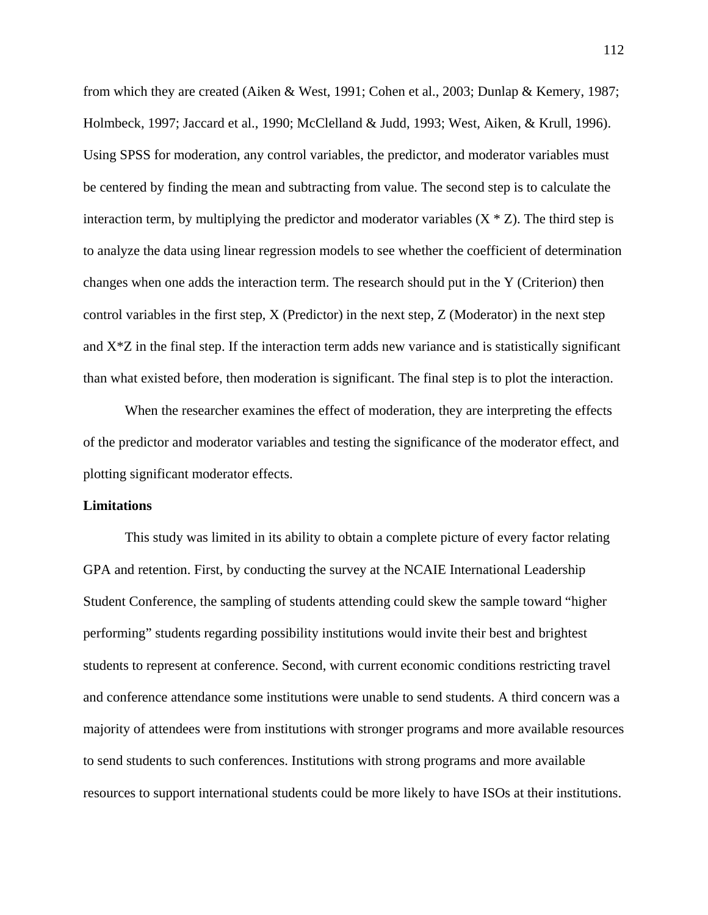from which they are created (Aiken & West, 1991; Cohen et al., 2003; Dunlap & Kemery, 1987; Holmbeck, 1997; Jaccard et al., 1990; McClelland & Judd, 1993; West, Aiken, & Krull, 1996). Using SPSS for moderation, any control variables, the predictor, and moderator variables must be centered by finding the mean and subtracting from value. The second step is to calculate the interaction term, by multiplying the predictor and moderator variables (X * Z). The third step is to analyze the data using linear regression models to see whether the coefficient of determination changes when one adds the interaction term. The research should put in the Y (Criterion) then control variables in the first step, X (Predictor) in the next step, Z (Moderator) in the next step and X*Z in the final step. If the interaction term adds new variance and is statistically significant than what existed before, then moderation is significant. The final step is to plot the interaction.

When the researcher examines the effect of moderation, they are interpreting the effects of the predictor and moderator variables and testing the significance of the moderator effect, and plotting significant moderator effects.

**Limitations**

This study was limited in its ability to obtain a complete picture of every factor relating GPA and retention. First, by conducting the survey at the NCAIE International Leadership Student Conference, the sampling of students attending could skew the sample toward "higher performing" students regarding possibility institutions would invite their best and brightest students to represent at conference. Second, with current economic conditions restricting travel and conference attendance some institutions were unable to send students. A third concern was a majority of attendees were from institutions with stronger programs and more available resources to send students to such conferences. Institutions with strong programs and more available resources to support international students could be more likely to have ISOs at their institutions.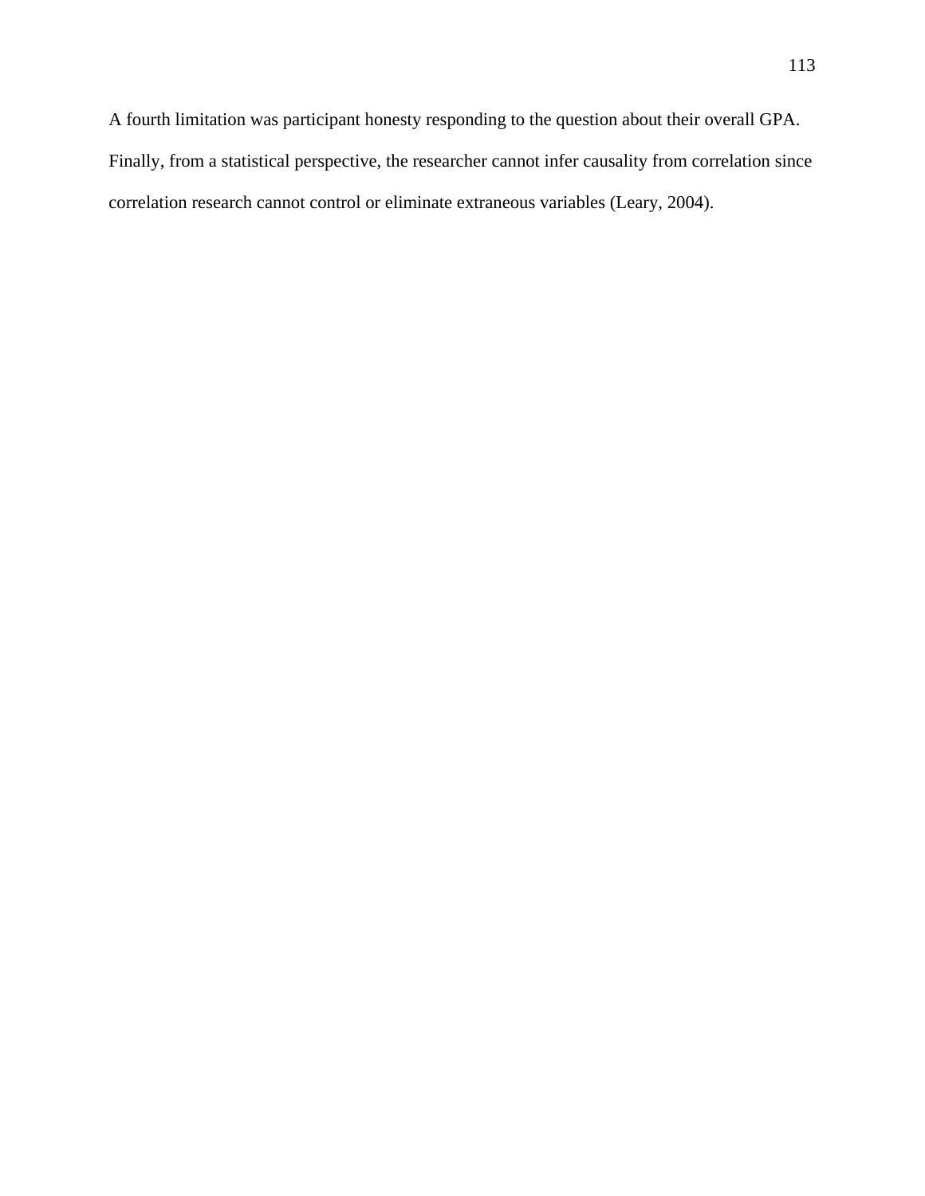A fourth limitation was participant honesty responding to the question about their overall GPA. Finally, from a statistical perspective, the researcher cannot infer causality from correlation since correlation research cannot control or eliminate extraneous variables (Leary, 2004).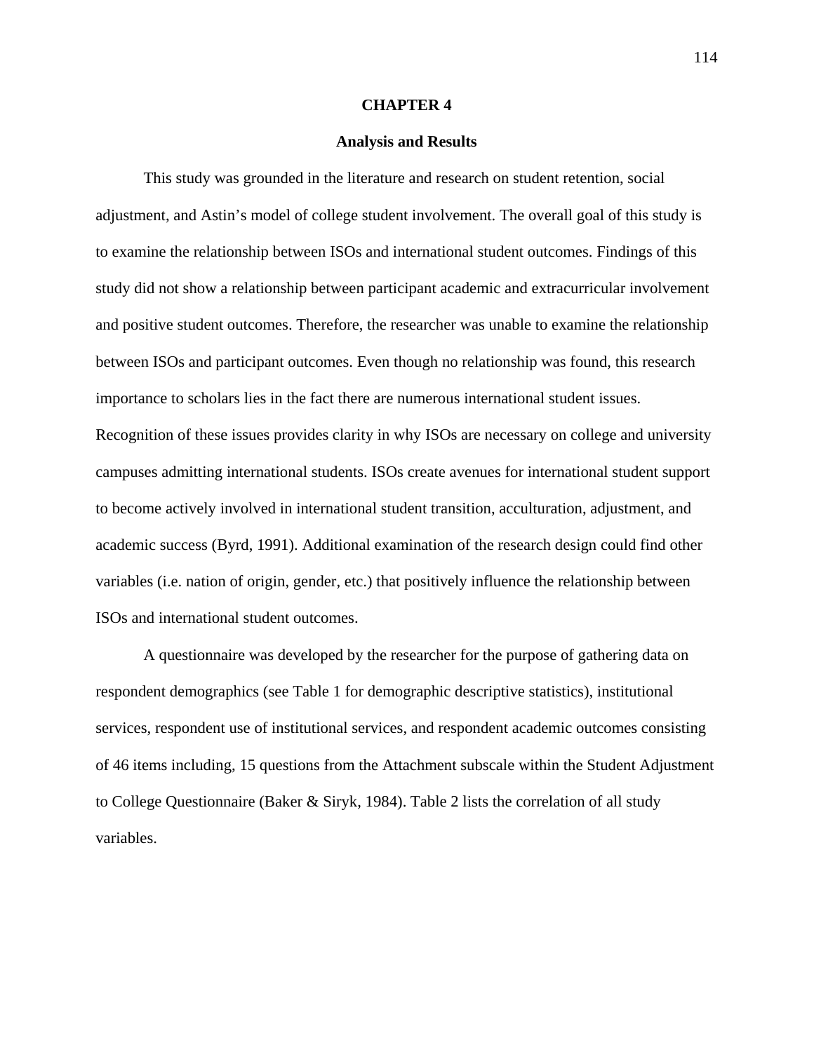# CHAPTER 4

## Analysis and Results

This study was grounded in the literature and research on student retention, social adjustment, and Astin's model of college student involvement. The overall goal of this study is to examine the relationship between ISOs and international student outcomes. Findings of this study did not show a relationship between participant academic and extracurricular involvement and positive student outcomes. Therefore, the researcher was unable to examine the relationship between ISOs and participant outcomes. Even though no relationship was found, this research importance to scholars lies in the fact there are numerous international student issues. Recognition of these issues provides clarity in why ISOs are necessary on college and university campuses admitting international students. ISOs create avenues for international student support to become actively involved in international student transition, acculturation, adjustment, and academic success (Byrd, 1991). Additional examination of the research design could find other variables (i.e. nation of origin, gender, etc.) that positively influence the relationship between ISOs and international student outcomes.

A questionnaire was developed by the researcher for the purpose of gathering data on respondent demographics (see Table 1 for demographic descriptive statistics), institutional services, respondent use of institutional services, and respondent academic outcomes consisting of 46 items including, 15 questions from the Attachment subscale within the Student Adjustment to College Questionnaire (Baker & Siryk, 1984). Table 2 lists the correlation of all study variables.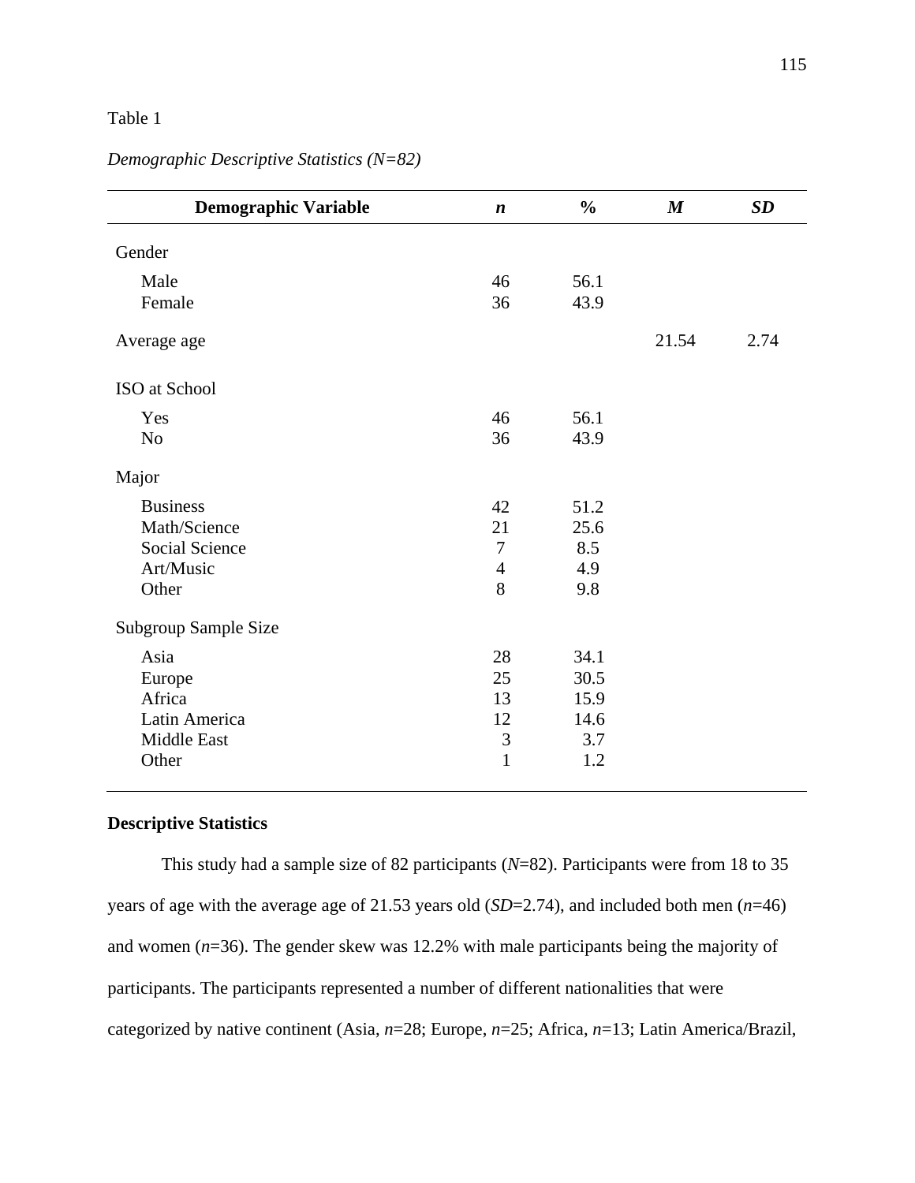Table 1

*Demographic Descriptive Statistics (N=82)*

| **Demographic Variable** | ***n*** | **%** | ***M*** | ***SD*** |
|---|---|---|---|---|
| Gender | | | | |
| Male | 46 | 56.1 | | |
| Female | 36 | 43.9 | | |
| Average age | | | 21.54 | 2.74 |
| ISO at School | | | | |
| Yes | 46 | 56.1 | | |
| No | 36 | 43.9 | | |
| Major | | | | |
| Business | 42 | 51.2 | | |
| Math/Science | 21 | 25.6 | | |
| Social Science | 7 | 8.5 | | |
| Art/Music | 4 | 4.9 | | |
| Other | 8 | 9.8 | | |
| Subgroup Sample Size | | | | |
| Asia | 28 | 34.1 | | |
| Europe | 25 | 30.5 | | |
| Africa | 13 | 15.9 | | |
| Latin America | 12 | 14.6 | | |
| Middle East | 3 | 3.7 | | |
| Other | 1 | 1.2 | | |

**Descriptive Statistics**

This study had a sample size of 82 participants (*N*=82). Participants were from 18 to 35 years of age with the average age of 21.53 years old (*SD*=2.74), and included both men (*n*=46) and women (*n*=36). The gender skew was 12.2% with male participants being the majority of participants. The participants represented a number of different nationalities that were categorized by native continent (Asia, *n*=28; Europe, *n*=25; Africa, *n*=13; Latin America/Brazil,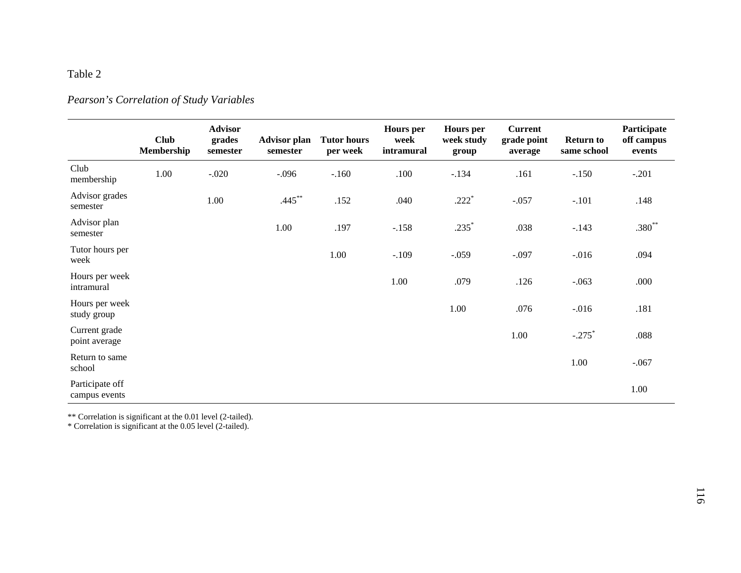Table 2

*Pearson's Correlation of Study Variables*

| | Club Membership | Advisor grades semester | Advisor plan semester | Tutor hours per week | Hours per week intramural | Hours per week study group | Current grade point average | Return to same school | Participate off campus events |
|---|---|---|---|---|---|---|---|---|---|
| Club membership | 1.00 | -.020 | -.096 | -.160 | .100 | -.134 | .161 | -.150 | -.201 |
| Advisor grades semester | | 1.00 | .445** | .152 | .040 | .222* | -.057 | -.101 | .148 |
| Advisor plan semester | | | 1.00 | .197 | -.158 | .235* | .038 | -.143 | .380** |
| Tutor hours per week | | | | 1.00 | -.109 | -.059 | -.097 | -.016 | .094 |
| Hours per week intramural | | | | | 1.00 | .079 | .126 | -.063 | .000 |
| Hours per week study group | | | | | | 1.00 | .076 | -.016 | .181 |
| Current grade point average | | | | | | | 1.00 | -.275* | .088 |
| Return to same school | | | | | | | | 1.00 | -.067 |
| Participate off campus events | | | | | | | | | 1.00 |

** Correlation is significant at the 0.01 level (2-tailed).
* Correlation is significant at the 0.05 level (2-tailed).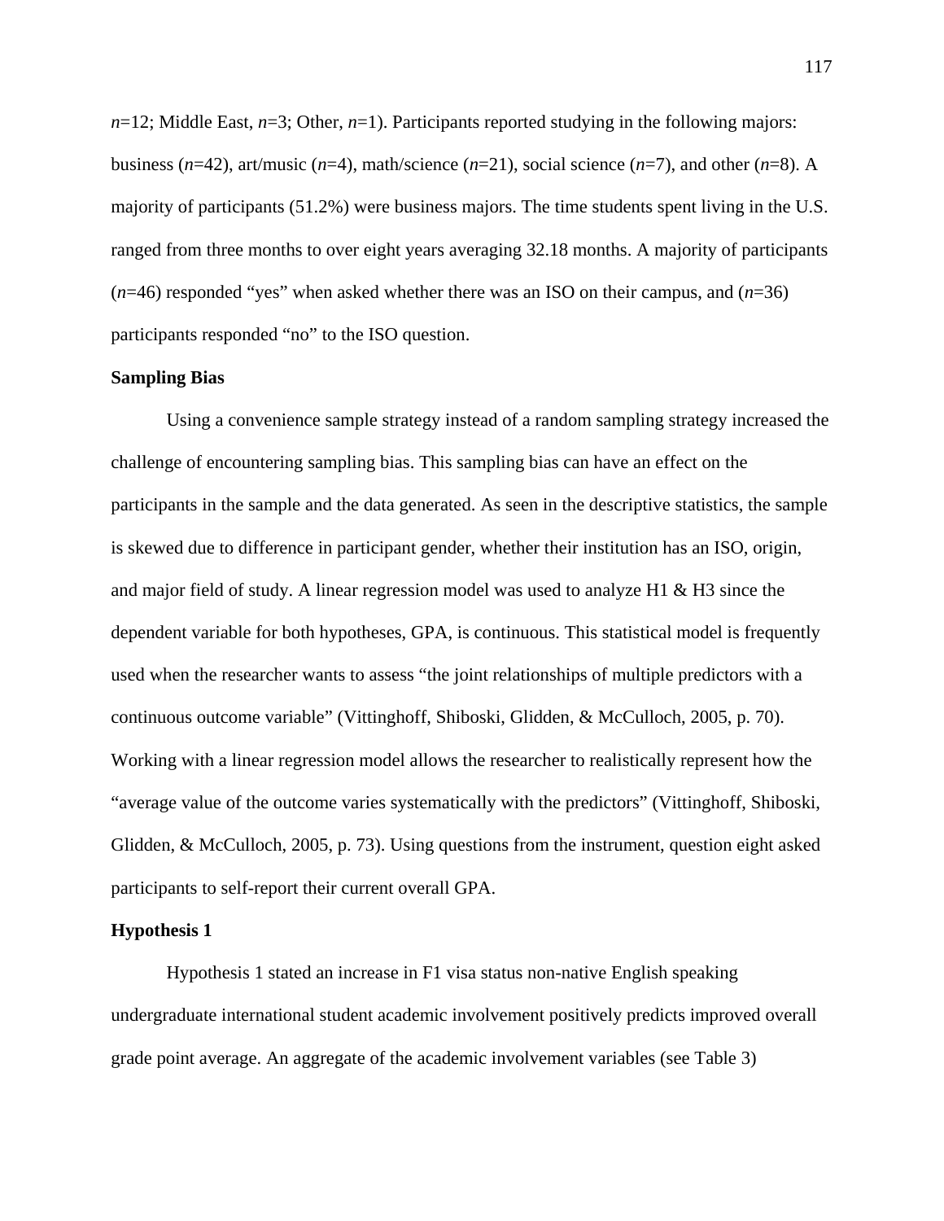*n*=12; Middle East, *n*=3; Other, *n*=1). Participants reported studying in the following majors: business (*n*=42), art/music (*n*=4), math/science (*n*=21), social science (*n*=7), and other (*n*=8). A majority of participants (51.2%) were business majors. The time students spent living in the U.S. ranged from three months to over eight years averaging 32.18 months. A majority of participants (*n*=46) responded "yes" when asked whether there was an ISO on their campus, and (*n*=36) participants responded "no" to the ISO question.

**Sampling Bias**

Using a convenience sample strategy instead of a random sampling strategy increased the challenge of encountering sampling bias. This sampling bias can have an effect on the participants in the sample and the data generated. As seen in the descriptive statistics, the sample is skewed due to difference in participant gender, whether their institution has an ISO, origin, and major field of study. A linear regression model was used to analyze H1 & H3 since the dependent variable for both hypotheses, GPA, is continuous. This statistical model is frequently used when the researcher wants to assess "the joint relationships of multiple predictors with a continuous outcome variable" (Vittinghoff, Shiboski, Glidden, & McCulloch, 2005, p. 70). Working with a linear regression model allows the researcher to realistically represent how the "average value of the outcome varies systematically with the predictors" (Vittinghoff, Shiboski, Glidden, & McCulloch, 2005, p. 73). Using questions from the instrument, question eight asked participants to self-report their current overall GPA.

**Hypothesis 1**

Hypothesis 1 stated an increase in F1 visa status non-native English speaking undergraduate international student academic involvement positively predicts improved overall grade point average. An aggregate of the academic involvement variables (see Table 3)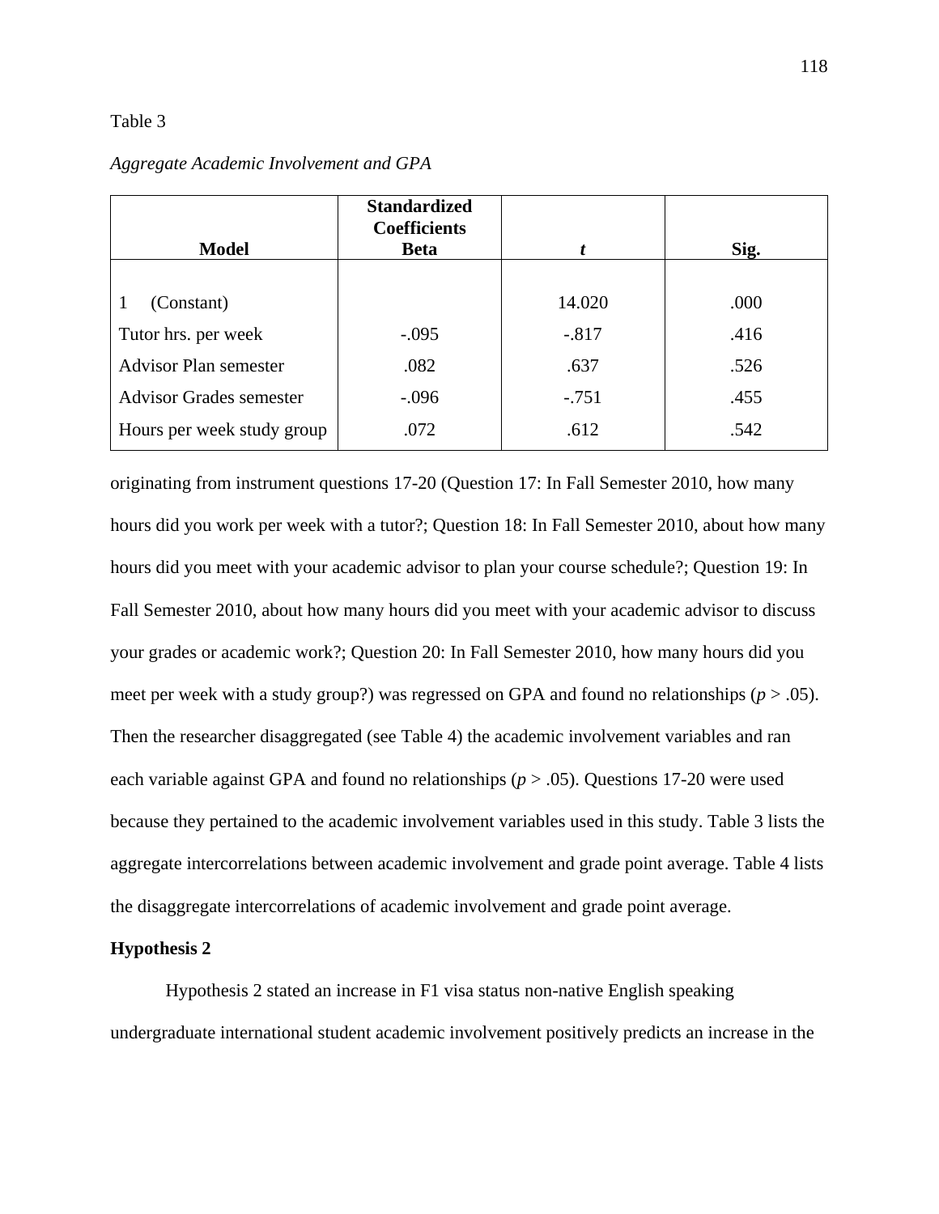Table 3

*Aggregate Academic Involvement and GPA*

| Model | Standardized Coefficients Beta | *t* | Sig. |
|---|---|---|---|
| 1 (Constant) | | 14.020 | .000 |
| Tutor hrs. per week | -.095 | -.817 | .416 |
| Advisor Plan semester | .082 | .637 | .526 |
| Advisor Grades semester | -.096 | -.751 | .455 |
| Hours per week study group | .072 | .612 | .542 |

originating from instrument questions 17-20 (Question 17: In Fall Semester 2010, how many hours did you work per week with a tutor?; Question 18: In Fall Semester 2010, about how many hours did you meet with your academic advisor to plan your course schedule?; Question 19: In Fall Semester 2010, about how many hours did you meet with your academic advisor to discuss your grades or academic work?; Question 20: In Fall Semester 2010, how many hours did you meet per week with a study group?) was regressed on GPA and found no relationships ($p > .05$). Then the researcher disaggregated (see Table 4) the academic involvement variables and ran each variable against GPA and found no relationships ($p > .05$). Questions 17-20 were used because they pertained to the academic involvement variables used in this study. Table 3 lists the aggregate intercorrelations between academic involvement and grade point average. Table 4 lists the disaggregate intercorrelations of academic involvement and grade point average.

**Hypothesis 2**

Hypothesis 2 stated an increase in F1 visa status non-native English speaking undergraduate international student academic involvement positively predicts an increase in the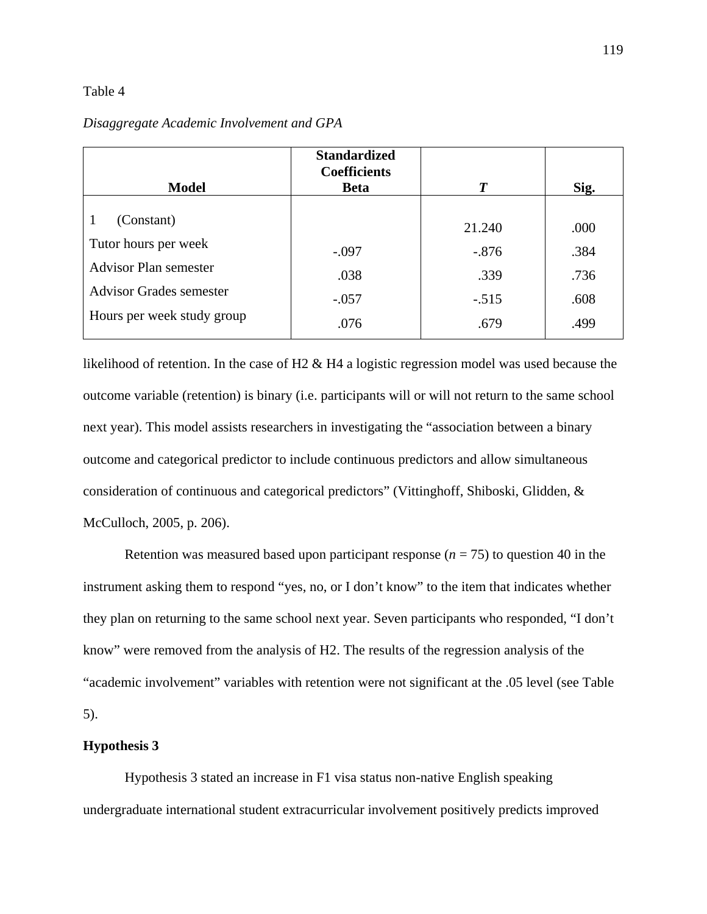Table 4

*Disaggregate Academic Involvement and GPA*

| Model | Standardized Coefficients Beta | *T* | Sig. |
|---|---|---|---|
| 1 (Constant) | | 21.240 | .000 |
| Tutor hours per week | -.097 | -.876 | .384 |
| Advisor Plan semester | .038 | .339 | .736 |
| Advisor Grades semester | -.057 | -.515 | .608 |
| Hours per week study group | .076 | .679 | .499 |

likelihood of retention. In the case of H2 & H4 a logistic regression model was used because the outcome variable (retention) is binary (i.e. participants will or will not return to the same school next year). This model assists researchers in investigating the "association between a binary outcome and categorical predictor to include continuous predictors and allow simultaneous consideration of continuous and categorical predictors" (Vittinghoff, Shiboski, Glidden, & McCulloch, 2005, p. 206).

Retention was measured based upon participant response ($n$ = 75) to question 40 in the instrument asking them to respond "yes, no, or I don't know" to the item that indicates whether they plan on returning to the same school next year. Seven participants who responded, "I don't know" were removed from the analysis of H2. The results of the regression analysis of the "academic involvement" variables with retention were not significant at the .05 level (see Table 5).

**Hypothesis 3**

Hypothesis 3 stated an increase in F1 visa status non-native English speaking undergraduate international student extracurricular involvement positively predicts improved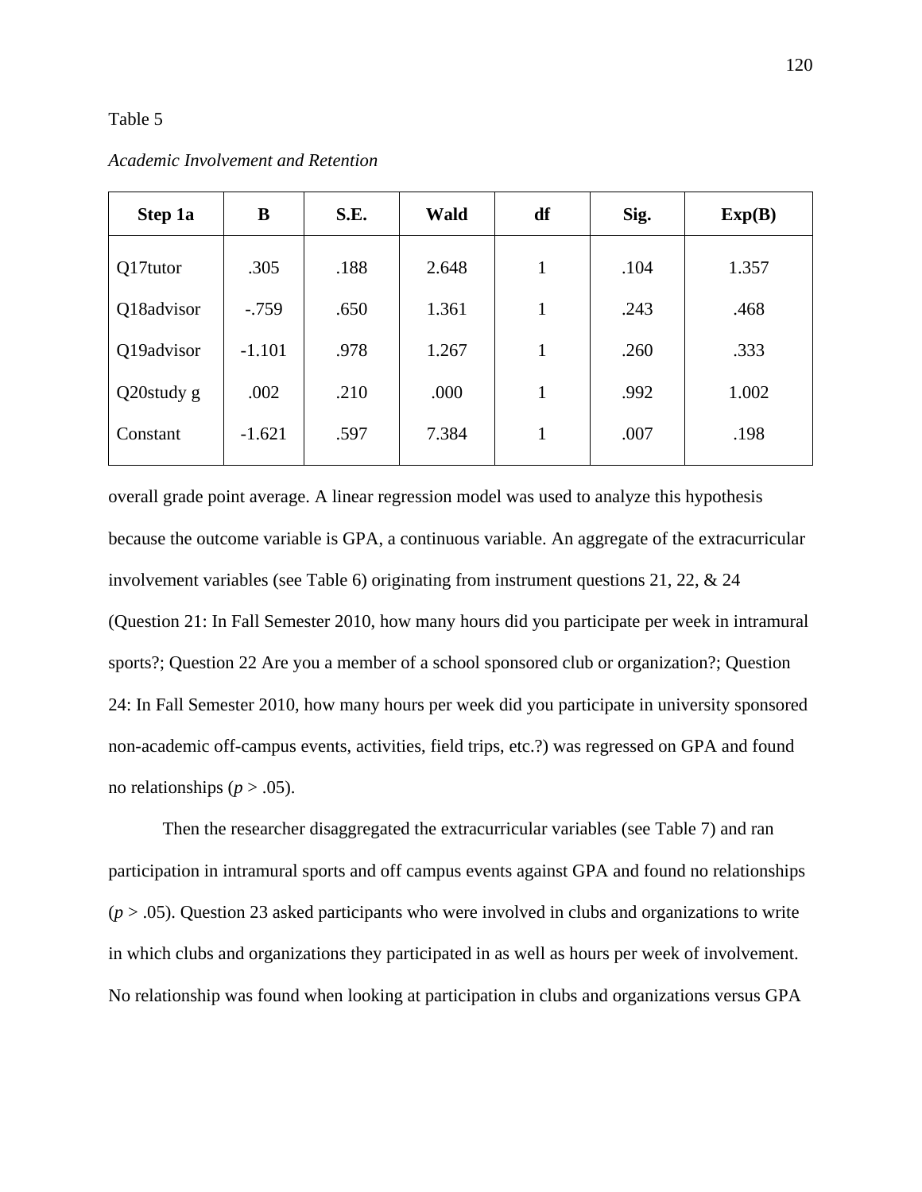Table 5

*Academic Involvement and Retention*

| Step 1a | B | S.E. | Wald | df | Sig. | Exp(B) |
|---|---|---|---|---|---|---|
| Q17tutor | .305 | .188 | 2.648 | 1 | .104 | 1.357 |
| Q18advisor | -.759 | .650 | 1.361 | 1 | .243 | .468 |
| Q19advisor | -1.101 | .978 | 1.267 | 1 | .260 | .333 |
| Q20study g | .002 | .210 | .000 | 1 | .992 | 1.002 |
| Constant | -1.621 | .597 | 7.384 | 1 | .007 | .198 |

overall grade point average. A linear regression model was used to analyze this hypothesis because the outcome variable is GPA, a continuous variable. An aggregate of the extracurricular involvement variables (see Table 6) originating from instrument questions 21, 22, & 24 (Question 21: In Fall Semester 2010, how many hours did you participate per week in intramural sports?; Question 22 Are you a member of a school sponsored club or organization?; Question 24: In Fall Semester 2010, how many hours per week did you participate in university sponsored non-academic off-campus events, activities, field trips, etc.?) was regressed on GPA and found no relationships ($p > .05$).

Then the researcher disaggregated the extracurricular variables (see Table 7) and ran participation in intramural sports and off campus events against GPA and found no relationships ($p > .05$). Question 23 asked participants who were involved in clubs and organizations to write in which clubs and organizations they participated in as well as hours per week of involvement. No relationship was found when looking at participation in clubs and organizations versus GPA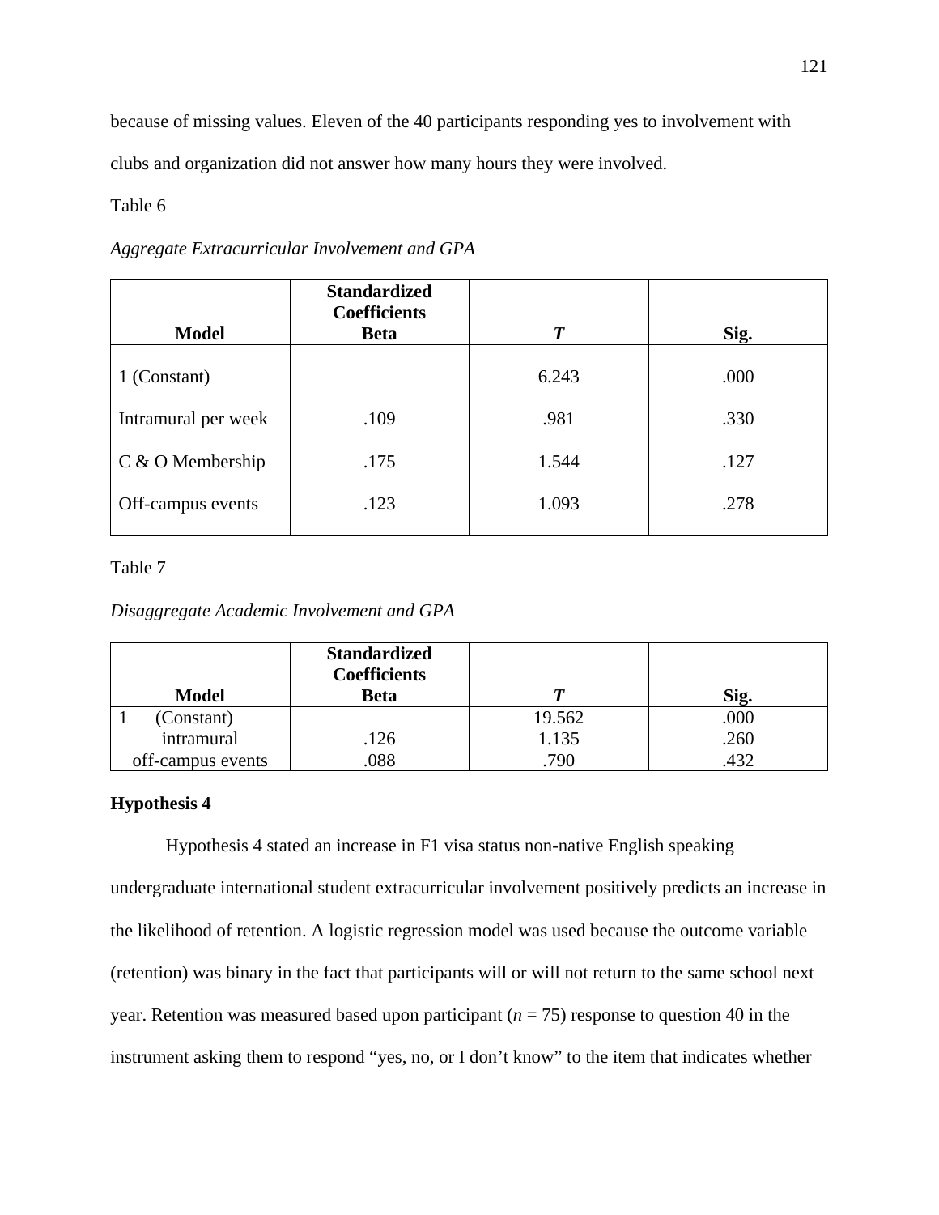because of missing values. Eleven of the 40 participants responding yes to involvement with clubs and organization did not answer how many hours they were involved.

Table 6

*Aggregate Extracurricular Involvement and GPA*

| Model | Standardized Coefficients Beta | *T* | Sig. |
|---|---|---|---|
| 1 (Constant) | | 6.243 | .000 |
| Intramural per week | .109 | .981 | .330 |
| C & O Membership | .175 | 1.544 | .127 |
| Off-campus events | .123 | 1.093 | .278 |

Table 7

*Disaggregate Academic Involvement and GPA*

| Model | Standardized Coefficients Beta | *T* | Sig. |
|---|---|---|---|
| 1 (Constant) | | 19.562 | .000 |
| intramural | .126 | 1.135 | .260 |
| off-campus events | .088 | .790 | .432 |

**Hypothesis 4**

Hypothesis 4 stated an increase in F1 visa status non-native English speaking undergraduate international student extracurricular involvement positively predicts an increase in the likelihood of retention. A logistic regression model was used because the outcome variable (retention) was binary in the fact that participants will or will not return to the same school next year. Retention was measured based upon participant ($n$ = 75) response to question 40 in the instrument asking them to respond "yes, no, or I don't know" to the item that indicates whether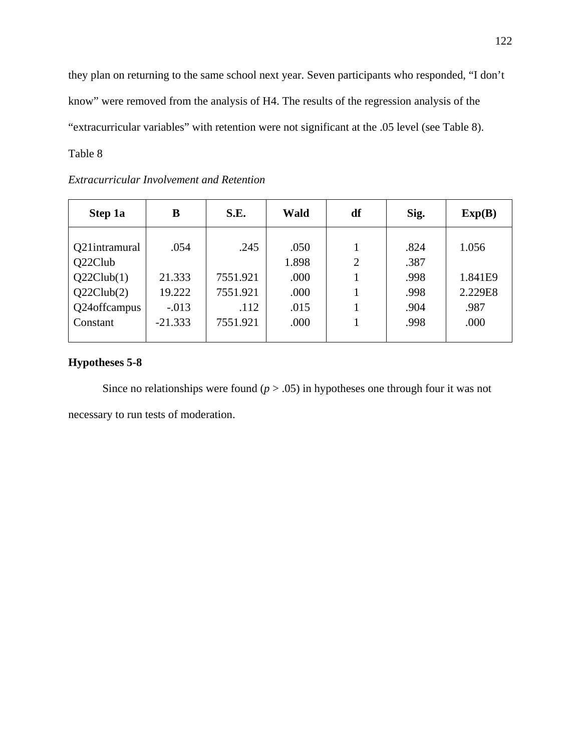they plan on returning to the same school next year. Seven participants who responded, “I don’t know” were removed from the analysis of H4. The results of the regression analysis of the “extracurricular variables” with retention were not significant at the .05 level (see Table 8).

Table 8

*Extracurricular Involvement and Retention*

| Step 1a | B | S.E. | Wald | df | Sig. | Exp(B) |
|---|---|---|---|---|---|---|
| Q21intramural | .054 | .245 | .050 | 1 | .824 | 1.056 |
| Q22Club | | | 1.898 | 2 | .387 | |
| Q22Club(1) | 21.333 | 7551.921 | .000 | 1 | .998 | 1.841E9 |
| Q22Club(2) | 19.222 | 7551.921 | .000 | 1 | .998 | 2.229E8 |
| Q24offcampus | -.013 | .112 | .015 | 1 | .904 | .987 |
| Constant | -21.333 | 7551.921 | .000 | 1 | .998 | .000 |

**Hypotheses 5-8**

Since no relationships were found ($p > .05$) in hypotheses one through four it was not necessary to run tests of moderation.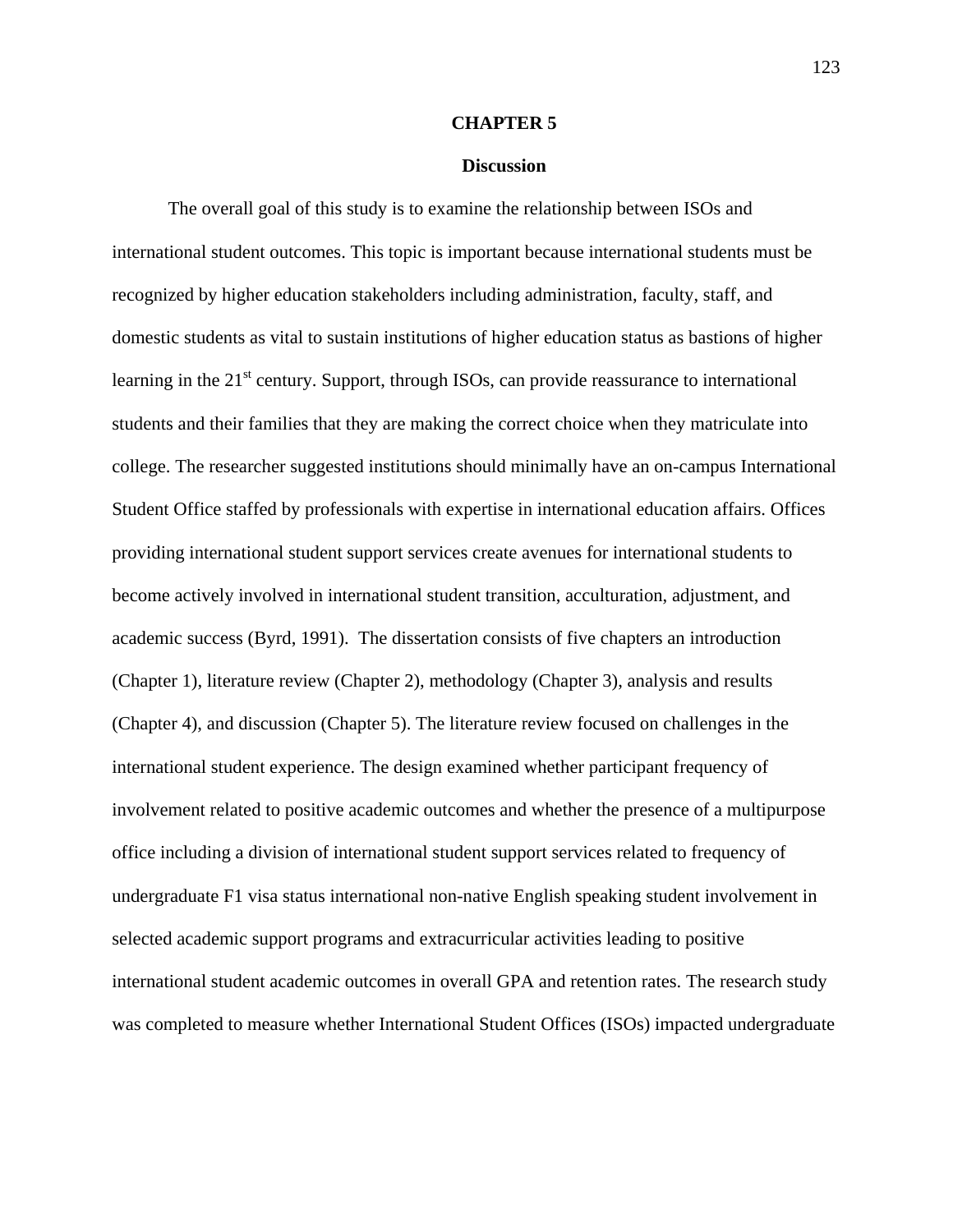# CHAPTER 5

## Discussion

The overall goal of this study is to examine the relationship between ISOs and international student outcomes. This topic is important because international students must be recognized by higher education stakeholders including administration, faculty, staff, and domestic students as vital to sustain institutions of higher education status as bastions of higher learning in the 21st century. Support, through ISOs, can provide reassurance to international students and their families that they are making the correct choice when they matriculate into college. The researcher suggested institutions should minimally have an on-campus International Student Office staffed by professionals with expertise in international education affairs. Offices providing international student support services create avenues for international students to become actively involved in international student transition, acculturation, adjustment, and academic success (Byrd, 1991). The dissertation consists of five chapters an introduction (Chapter 1), literature review (Chapter 2), methodology (Chapter 3), analysis and results (Chapter 4), and discussion (Chapter 5). The literature review focused on challenges in the international student experience. The design examined whether participant frequency of involvement related to positive academic outcomes and whether the presence of a multipurpose office including a division of international student support services related to frequency of undergraduate F1 visa status international non-native English speaking student involvement in selected academic support programs and extracurricular activities leading to positive international student academic outcomes in overall GPA and retention rates. The research study was completed to measure whether International Student Offices (ISOs) impacted undergraduate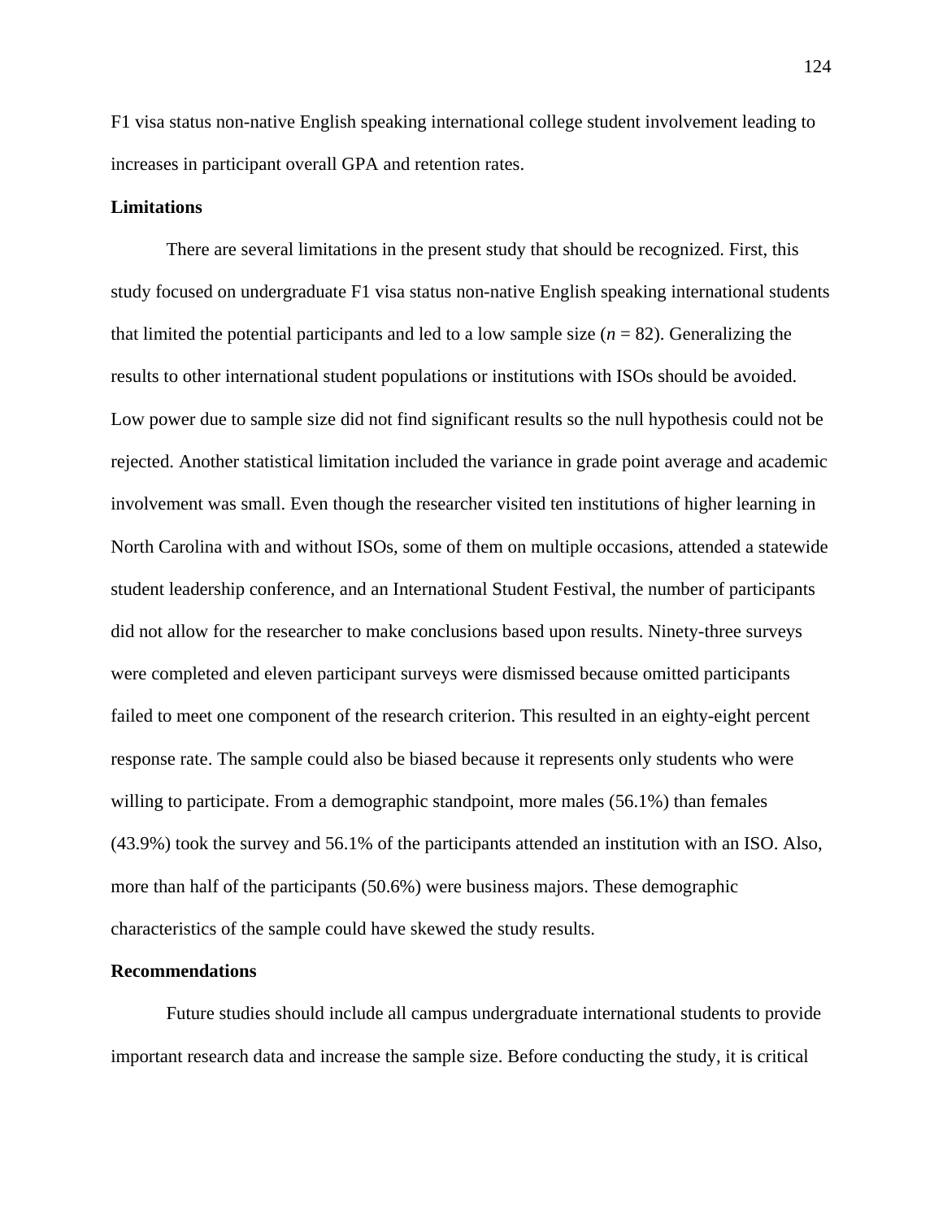F1 visa status non-native English speaking international college student involvement leading to increases in participant overall GPA and retention rates.

**Limitations**

There are several limitations in the present study that should be recognized. First, this study focused on undergraduate F1 visa status non-native English speaking international students that limited the potential participants and led to a low sample size ($n$ = 82). Generalizing the results to other international student populations or institutions with ISOs should be avoided. Low power due to sample size did not find significant results so the null hypothesis could not be rejected. Another statistical limitation included the variance in grade point average and academic involvement was small. Even though the researcher visited ten institutions of higher learning in North Carolina with and without ISOs, some of them on multiple occasions, attended a statewide student leadership conference, and an International Student Festival, the number of participants did not allow for the researcher to make conclusions based upon results. Ninety-three surveys were completed and eleven participant surveys were dismissed because omitted participants failed to meet one component of the research criterion. This resulted in an eighty-eight percent response rate. The sample could also be biased because it represents only students who were willing to participate. From a demographic standpoint, more males (56.1%) than females (43.9%) took the survey and 56.1% of the participants attended an institution with an ISO. Also, more than half of the participants (50.6%) were business majors. These demographic characteristics of the sample could have skewed the study results.

**Recommendations**

Future studies should include all campus undergraduate international students to provide important research data and increase the sample size. Before conducting the study, it is critical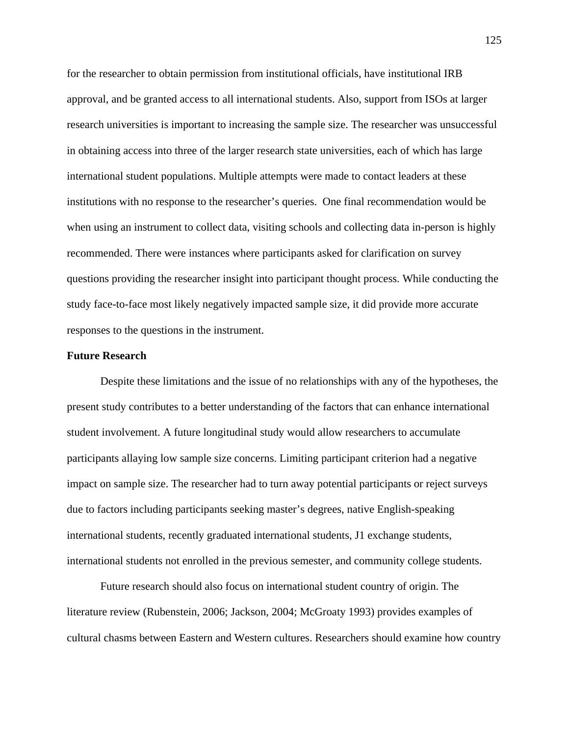for the researcher to obtain permission from institutional officials, have institutional IRB approval, and be granted access to all international students. Also, support from ISOs at larger research universities is important to increasing the sample size. The researcher was unsuccessful in obtaining access into three of the larger research state universities, each of which has large international student populations. Multiple attempts were made to contact leaders at these institutions with no response to the researcher's queries. One final recommendation would be when using an instrument to collect data, visiting schools and collecting data in-person is highly recommended. There were instances where participants asked for clarification on survey questions providing the researcher insight into participant thought process. While conducting the study face-to-face most likely negatively impacted sample size, it did provide more accurate responses to the questions in the instrument.

**Future Research**

Despite these limitations and the issue of no relationships with any of the hypotheses, the present study contributes to a better understanding of the factors that can enhance international student involvement. A future longitudinal study would allow researchers to accumulate participants allaying low sample size concerns. Limiting participant criterion had a negative impact on sample size. The researcher had to turn away potential participants or reject surveys due to factors including participants seeking master's degrees, native English-speaking international students, recently graduated international students, J1 exchange students, international students not enrolled in the previous semester, and community college students.

Future research should also focus on international student country of origin. The literature review (Rubenstein, 2006; Jackson, 2004; McGroaty 1993) provides examples of cultural chasms between Eastern and Western cultures. Researchers should examine how country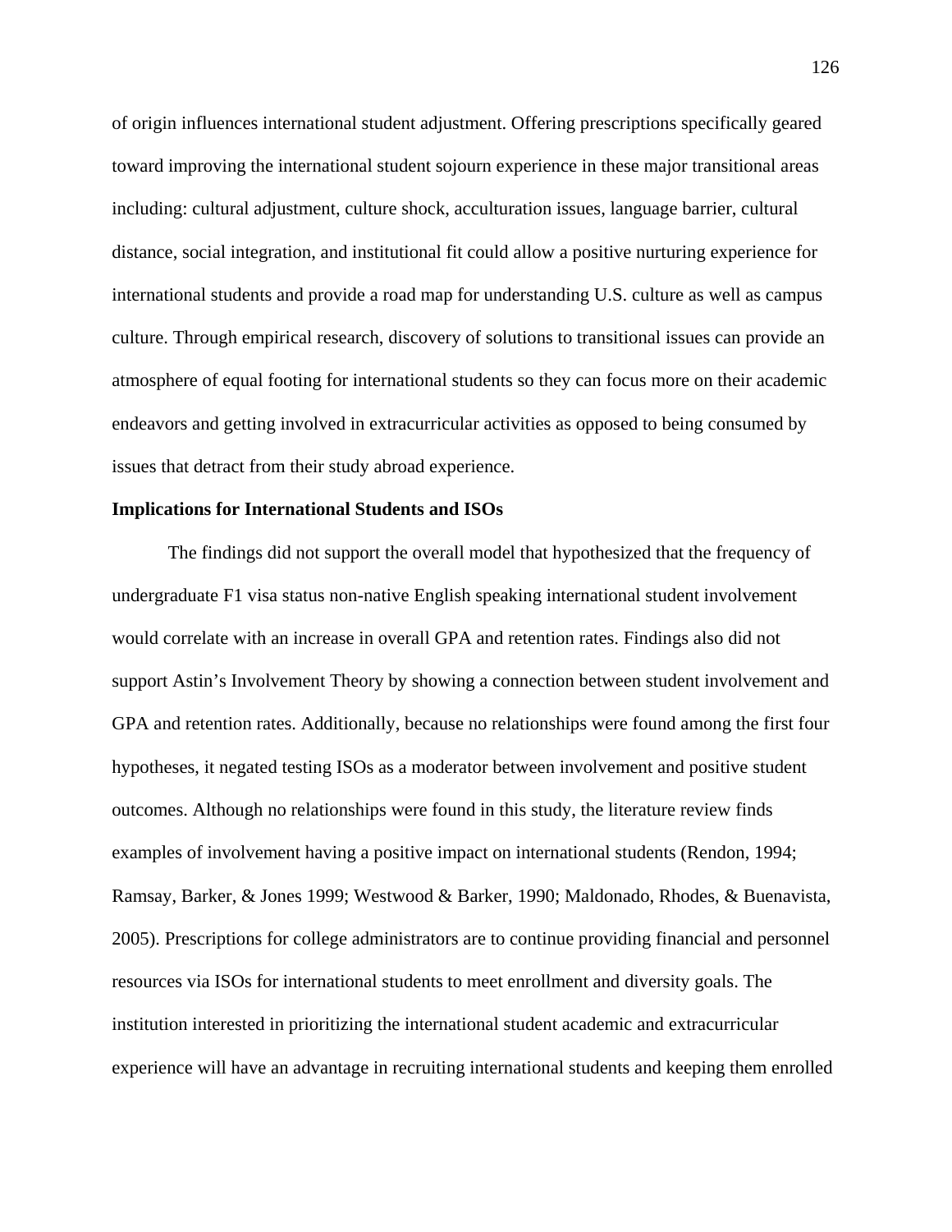of origin influences international student adjustment. Offering prescriptions specifically geared toward improving the international student sojourn experience in these major transitional areas including: cultural adjustment, culture shock, acculturation issues, language barrier, cultural distance, social integration, and institutional fit could allow a positive nurturing experience for international students and provide a road map for understanding U.S. culture as well as campus culture. Through empirical research, discovery of solutions to transitional issues can provide an atmosphere of equal footing for international students so they can focus more on their academic endeavors and getting involved in extracurricular activities as opposed to being consumed by issues that detract from their study abroad experience.

**Implications for International Students and ISOs**

The findings did not support the overall model that hypothesized that the frequency of undergraduate F1 visa status non-native English speaking international student involvement would correlate with an increase in overall GPA and retention rates. Findings also did not support Astin's Involvement Theory by showing a connection between student involvement and GPA and retention rates. Additionally, because no relationships were found among the first four hypotheses, it negated testing ISOs as a moderator between involvement and positive student outcomes. Although no relationships were found in this study, the literature review finds examples of involvement having a positive impact on international students (Rendon, 1994; Ramsay, Barker, & Jones 1999; Westwood & Barker, 1990; Maldonado, Rhodes, & Buenavista, 2005). Prescriptions for college administrators are to continue providing financial and personnel resources via ISOs for international students to meet enrollment and diversity goals. The institution interested in prioritizing the international student academic and extracurricular experience will have an advantage in recruiting international students and keeping them enrolled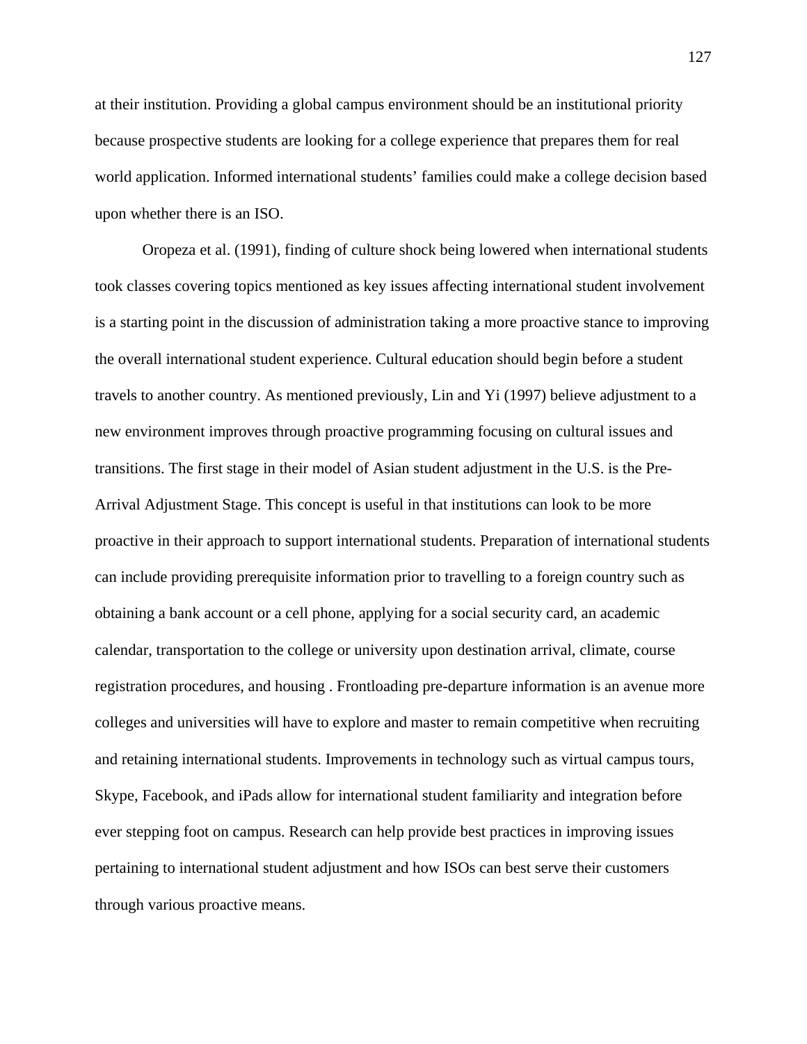at their institution. Providing a global campus environment should be an institutional priority because prospective students are looking for a college experience that prepares them for real world application. Informed international students' families could make a college decision based upon whether there is an ISO.

Oropeza et al. (1991), finding of culture shock being lowered when international students took classes covering topics mentioned as key issues affecting international student involvement is a starting point in the discussion of administration taking a more proactive stance to improving the overall international student experience. Cultural education should begin before a student travels to another country. As mentioned previously, Lin and Yi (1997) believe adjustment to a new environment improves through proactive programming focusing on cultural issues and transitions. The first stage in their model of Asian student adjustment in the U.S. is the Pre-Arrival Adjustment Stage. This concept is useful in that institutions can look to be more proactive in their approach to support international students. Preparation of international students can include providing prerequisite information prior to travelling to a foreign country such as obtaining a bank account or a cell phone, applying for a social security card, an academic calendar, transportation to the college or university upon destination arrival, climate, course registration procedures, and housing . Frontloading pre-departure information is an avenue more colleges and universities will have to explore and master to remain competitive when recruiting and retaining international students. Improvements in technology such as virtual campus tours, Skype, Facebook, and iPads allow for international student familiarity and integration before ever stepping foot on campus. Research can help provide best practices in improving issues pertaining to international student adjustment and how ISOs can best serve their customers through various proactive means.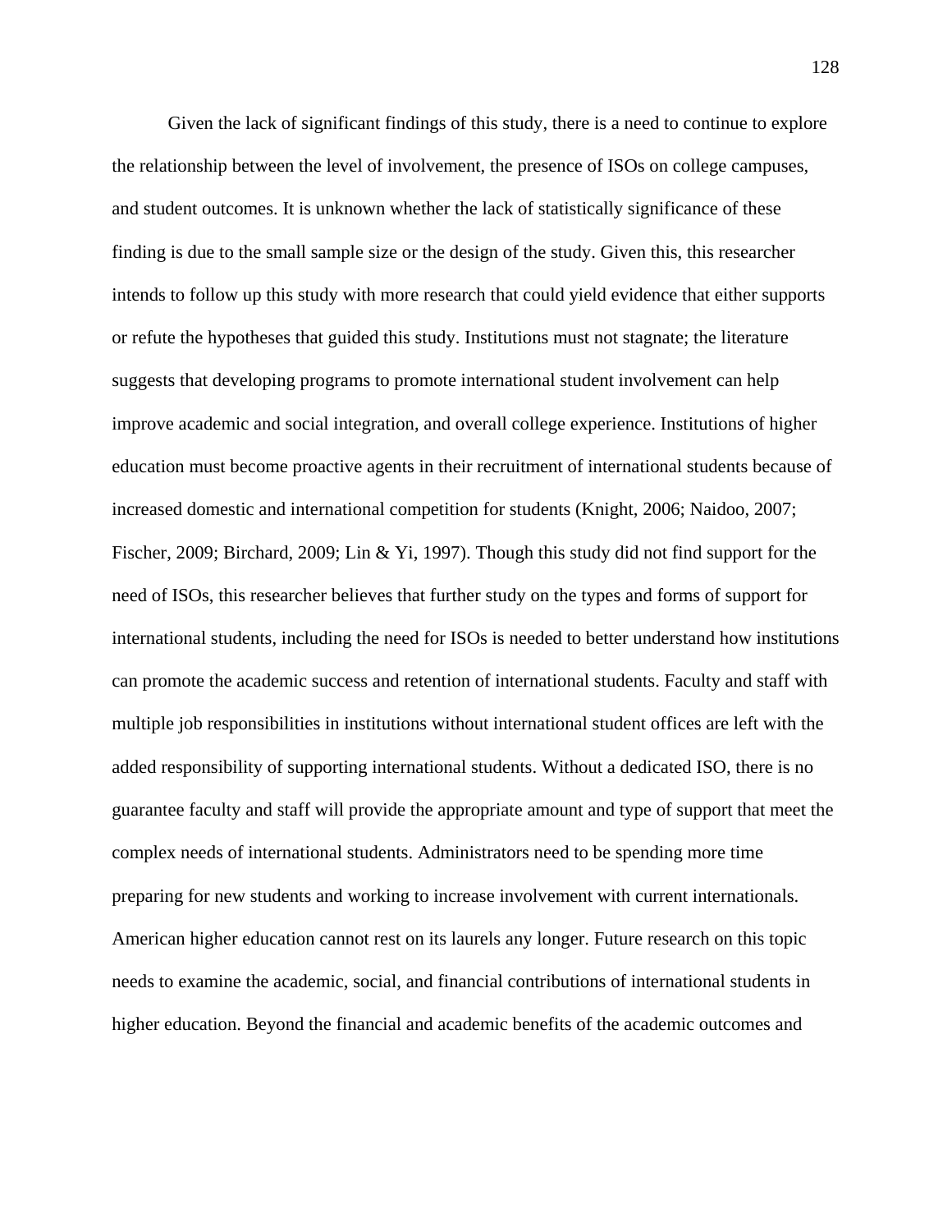Given the lack of significant findings of this study, there is a need to continue to explore the relationship between the level of involvement, the presence of ISOs on college campuses, and student outcomes. It is unknown whether the lack of statistically significance of these finding is due to the small sample size or the design of the study. Given this, this researcher intends to follow up this study with more research that could yield evidence that either supports or refute the hypotheses that guided this study. Institutions must not stagnate; the literature suggests that developing programs to promote international student involvement can help improve academic and social integration, and overall college experience. Institutions of higher education must become proactive agents in their recruitment of international students because of increased domestic and international competition for students (Knight, 2006; Naidoo, 2007; Fischer, 2009; Birchard, 2009; Lin & Yi, 1997). Though this study did not find support for the need of ISOs, this researcher believes that further study on the types and forms of support for international students, including the need for ISOs is needed to better understand how institutions can promote the academic success and retention of international students. Faculty and staff with multiple job responsibilities in institutions without international student offices are left with the added responsibility of supporting international students. Without a dedicated ISO, there is no guarantee faculty and staff will provide the appropriate amount and type of support that meet the complex needs of international students. Administrators need to be spending more time preparing for new students and working to increase involvement with current internationals. American higher education cannot rest on its laurels any longer. Future research on this topic needs to examine the academic, social, and financial contributions of international students in higher education. Beyond the financial and academic benefits of the academic outcomes and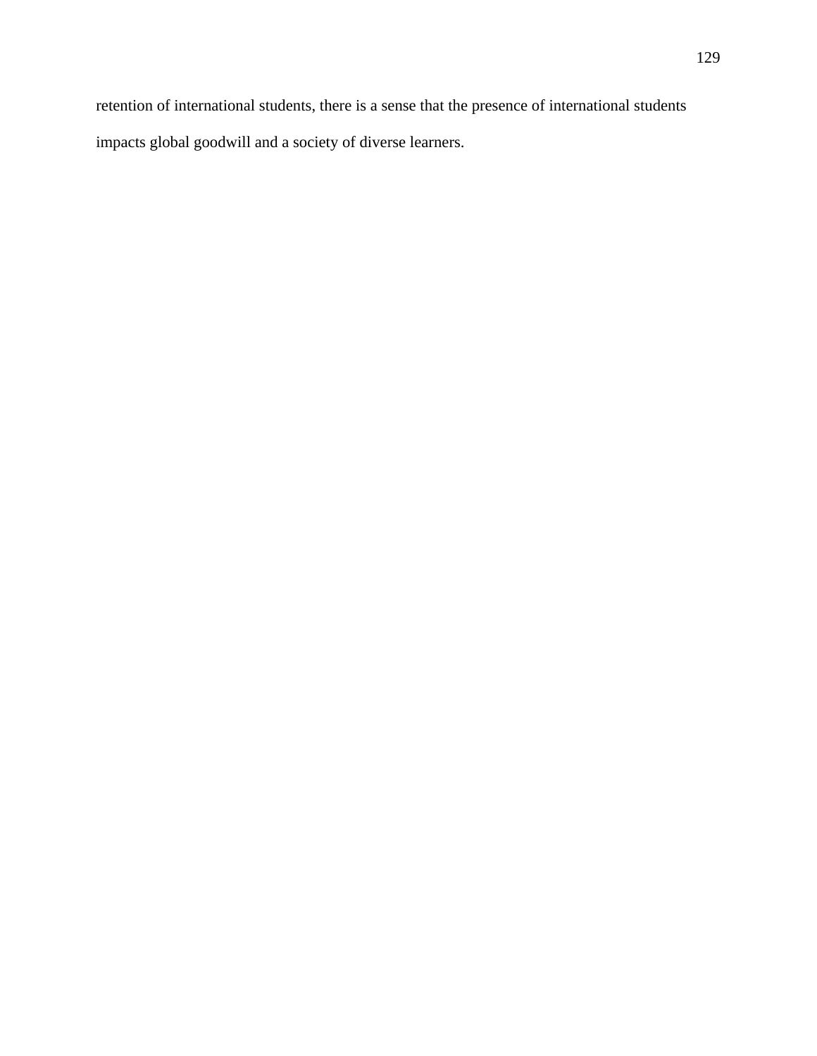retention of international students, there is a sense that the presence of international students impacts global goodwill and a society of diverse learners.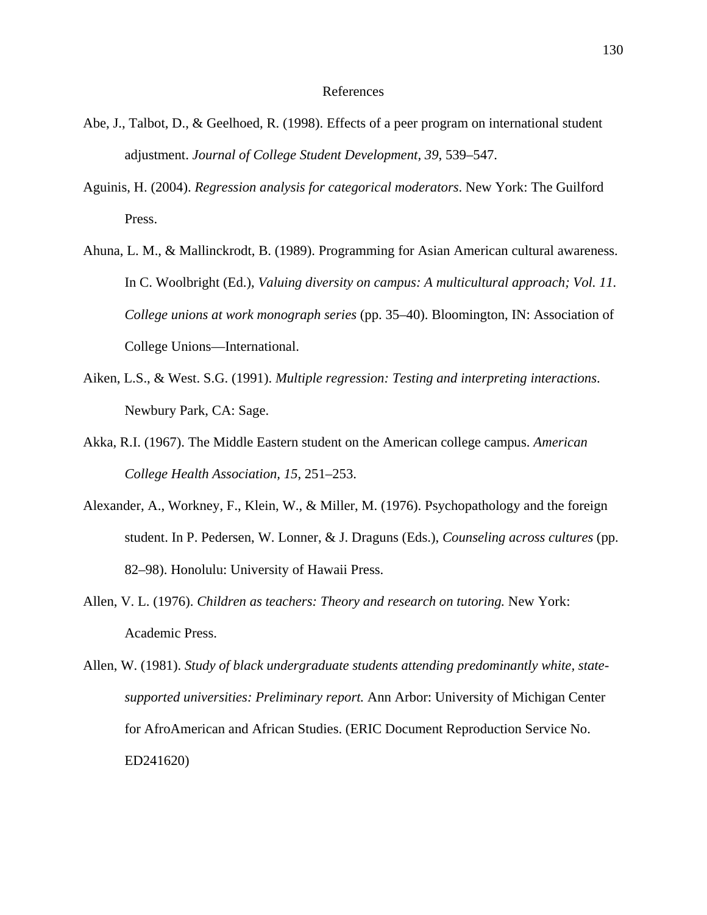# References

Abe, J., Talbot, D., & Geelhoed, R. (1998). Effects of a peer program on international student adjustment. *Journal of College Student Development*, *39*, 539–547.

Aguinis, H. (2004). *Regression analysis for categorical moderators*. New York: The Guilford Press.

Ahuna, L. M., & Mallinckrodt, B. (1989). Programming for Asian American cultural awareness. In C. Woolbright (Ed.), *Valuing diversity on campus: A multicultural approach; Vol. 11. College unions at work monograph series* (pp. 35–40). Bloomington, IN: Association of College Unions—International.

Aiken, L.S., & West. S.G. (1991). *Multiple regression: Testing and interpreting interactions*. Newbury Park, CA: Sage.

Akka, R.I. (1967). The Middle Eastern student on the American college campus. *American College Health Association, 15*, 251–253.

Alexander, A., Workney, F., Klein, W., & Miller, M. (1976). Psychopathology and the foreign student. In P. Pedersen, W. Lonner, & J. Draguns (Eds.), *Counseling across cultures* (pp. 82–98). Honolulu: University of Hawaii Press.

Allen, V. L. (1976). *Children as teachers: Theory and research on tutoring.* New York: Academic Press.

Allen, W. (1981). *Study of black undergraduate students attending predominantly white, state-supported universities: Preliminary report.* Ann Arbor: University of Michigan Center for AfroAmerican and African Studies. (ERIC Document Reproduction Service No. ED241620)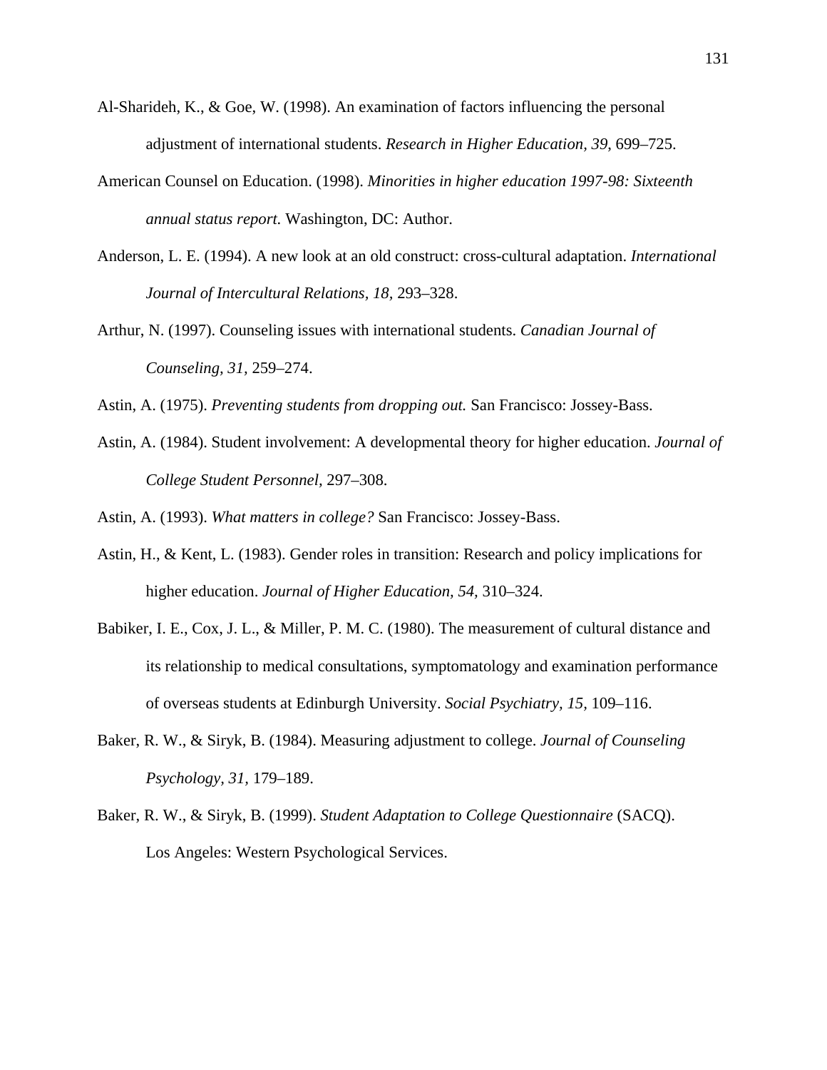Al-Sharideh, K., & Goe, W. (1998). An examination of factors influencing the personal adjustment of international students. *Research in Higher Education, 39*, 699–725.

American Counsel on Education. (1998). *Minorities in higher education 1997-98: Sixteenth annual status report.* Washington, DC: Author.

Anderson, L. E. (1994). A new look at an old construct: cross-cultural adaptation. *International Journal of Intercultural Relations, 18,* 293–328.

Arthur, N. (1997). Counseling issues with international students. *Canadian Journal of Counseling, 31,* 259–274.

Astin, A. (1975). *Preventing students from dropping out.* San Francisco: Jossey-Bass.

Astin, A. (1984). Student involvement: A developmental theory for higher education. *Journal of College Student Personnel,* 297–308.

Astin, A. (1993). *What matters in college?* San Francisco: Jossey-Bass.

Astin, H., & Kent, L. (1983). Gender roles in transition: Research and policy implications for higher education. *Journal of Higher Education, 54,* 310–324.

Babiker, I. E., Cox, J. L., & Miller, P. M. C. (1980). The measurement of cultural distance and its relationship to medical consultations, symptomatology and examination performance of overseas students at Edinburgh University. *Social Psychiatry, 15,* 109–116.

Baker, R. W., & Siryk, B. (1984). Measuring adjustment to college. *Journal of Counseling Psychology, 31,* 179–189.

Baker, R. W., & Siryk, B. (1999). *Student Adaptation to College Questionnaire* (SACQ). Los Angeles: Western Psychological Services.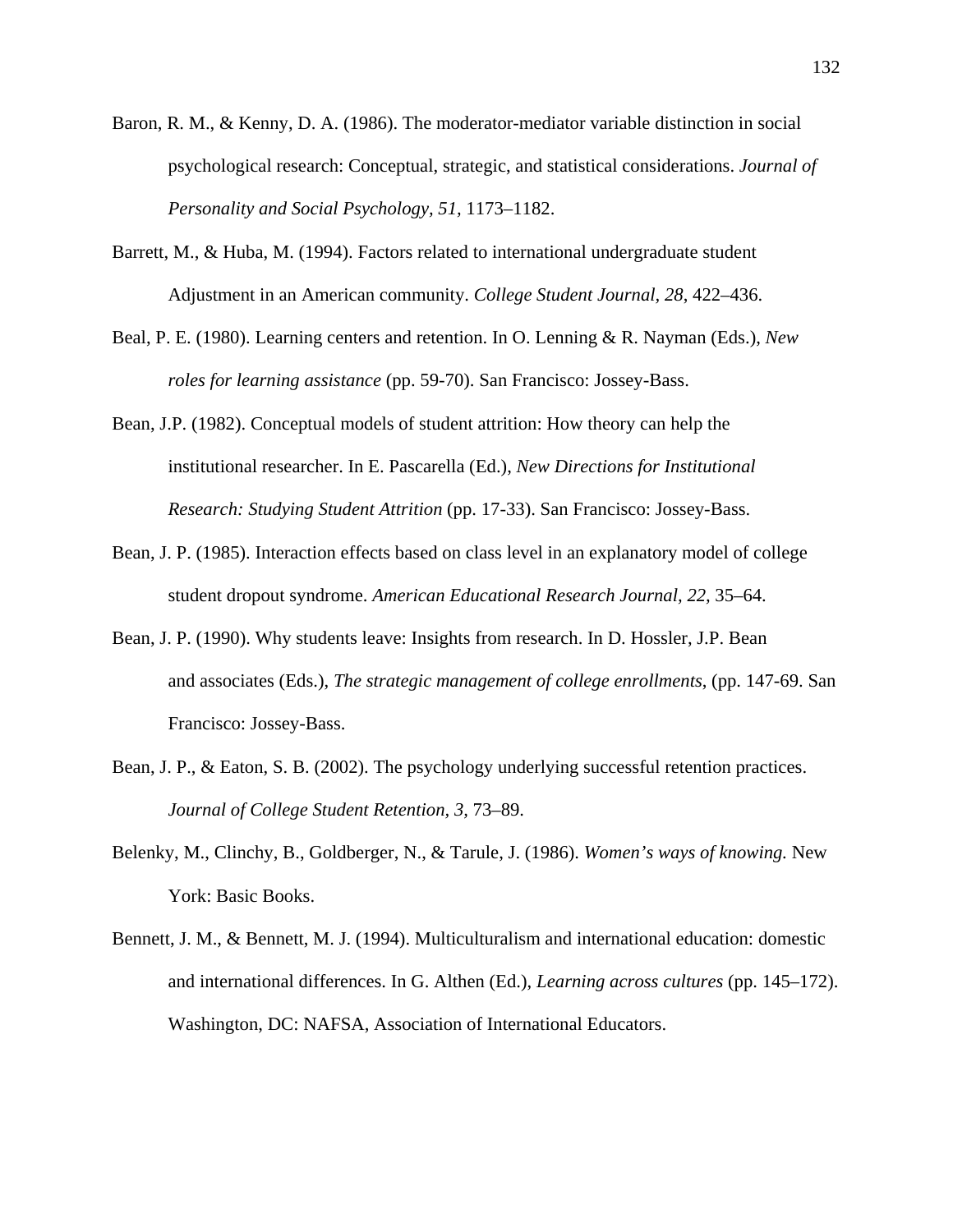Baron, R. M., & Kenny, D. A. (1986). The moderator-mediator variable distinction in social psychological research: Conceptual, strategic, and statistical considerations. *Journal of Personality and Social Psychology, 51*, 1173–1182.

Barrett, M., & Huba, M. (1994). Factors related to international undergraduate student Adjustment in an American community. *College Student Journal*, *28*, 422–436.

Beal, P. E. (1980). Learning centers and retention. In O. Lenning & R. Nayman (Eds.), *New roles for learning assistance* (pp. 59-70). San Francisco: Jossey-Bass.

Bean, J.P. (1982). Conceptual models of student attrition: How theory can help the institutional researcher. In E. Pascarella (Ed.), *New Directions for Institutional Research: Studying Student Attrition* (pp. 17-33). San Francisco: Jossey-Bass.

Bean, J. P. (1985). Interaction effects based on class level in an explanatory model of college student dropout syndrome. *American Educational Research Journal, 22,* 35–64.

Bean, J. P. (1990). Why students leave: Insights from research. In D. Hossler, J.P. Bean and associates (Eds.), *The strategic management of college enrollments*, (pp. 147-69. San Francisco: Jossey-Bass.

Bean, J. P., & Eaton, S. B. (2002). The psychology underlying successful retention practices. *Journal of College Student Retention*, *3,* 73–89.

Belenky, M., Clinchy, B., Goldberger, N., & Tarule, J. (1986). *Women's ways of knowing.* New York: Basic Books.

Bennett, J. M., & Bennett, M. J. (1994). Multiculturalism and international education: domestic and international differences. In G. Althen (Ed.), *Learning across cultures* (pp. 145–172). Washington, DC: NAFSA, Association of International Educators.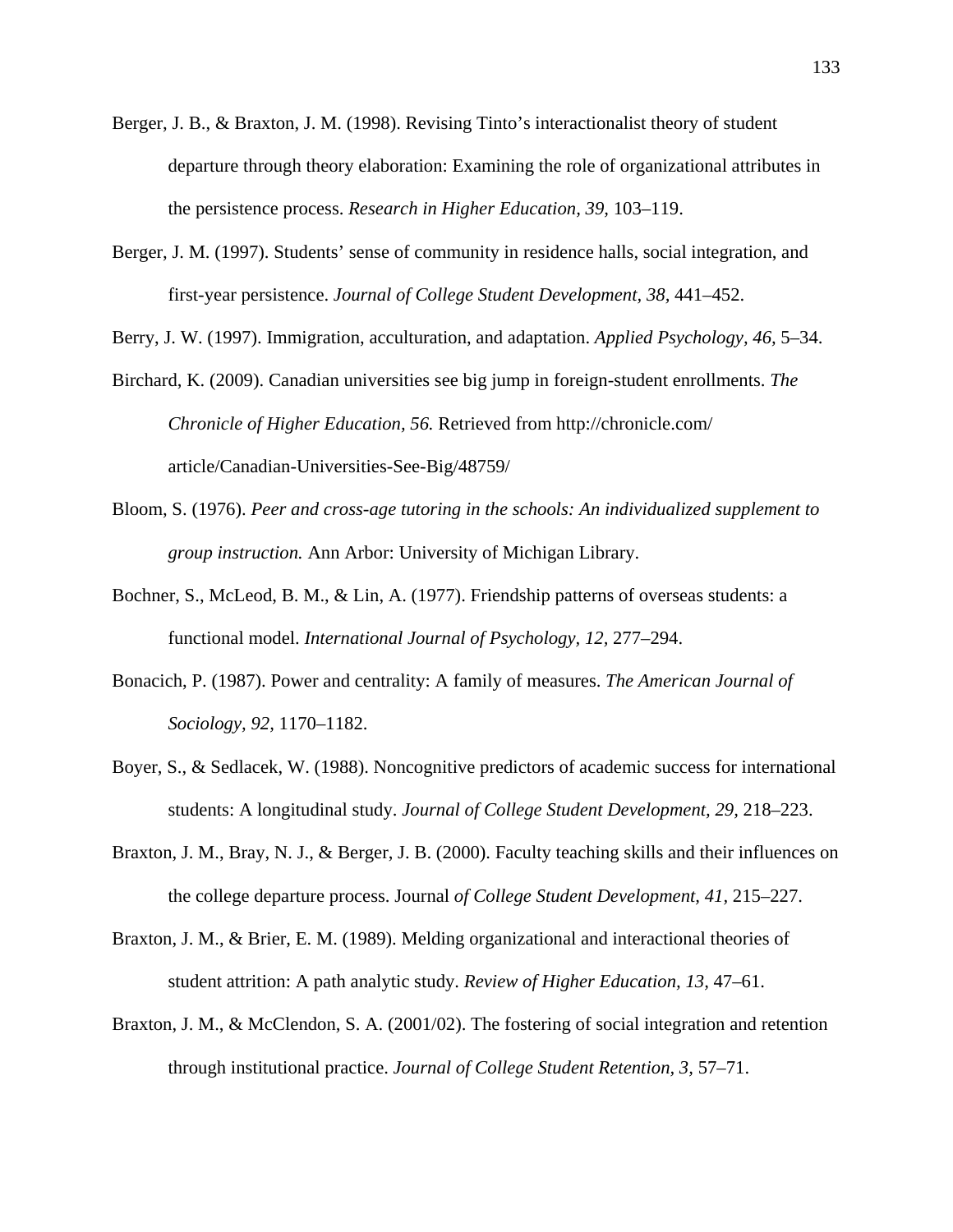Berger, J. B., & Braxton, J. M. (1998). Revising Tinto's interactionalist theory of student departure through theory elaboration: Examining the role of organizational attributes in the persistence process. *Research in Higher Education, 39,* 103–119.

Berger, J. M. (1997). Students' sense of community in residence halls, social integration, and first-year persistence. *Journal of College Student Development, 38,* 441–452.

Berry, J. W. (1997). Immigration, acculturation, and adaptation. *Applied Psychology, 46*, 5–34.

Birchard, K. (2009). Canadian universities see big jump in foreign-student enrollments. *The Chronicle of Higher Education, 56.* Retrieved from http://chronicle.com/article/Canadian-Universities-See-Big/48759/

Bloom, S. (1976). *Peer and cross-age tutoring in the schools: An individualized supplement to group instruction.* Ann Arbor: University of Michigan Library.

Bochner, S., McLeod, B. M., & Lin, A. (1977). Friendship patterns of overseas students: a functional model. *International Journal of Psychology, 12,* 277–294.

Bonacich, P. (1987). Power and centrality: A family of measures. *The American Journal of Sociology, 92,* 1170–1182.

Boyer, S., & Sedlacek, W. (1988). Noncognitive predictors of academic success for international students: A longitudinal study. *Journal of College Student Development, 29,* 218–223.

Braxton, J. M., Bray, N. J., & Berger, J. B. (2000). Faculty teaching skills and their influences on the college departure process. Journal *of College Student Development, 41,* 215–227.

Braxton, J. M., & Brier, E. M. (1989). Melding organizational and interactional theories of student attrition: A path analytic study. *Review of Higher Education, 13,* 47–61.

Braxton, J. M., & McClendon, S. A. (2001/02). The fostering of social integration and retention through institutional practice. *Journal of College Student Retention, 3,* 57–71.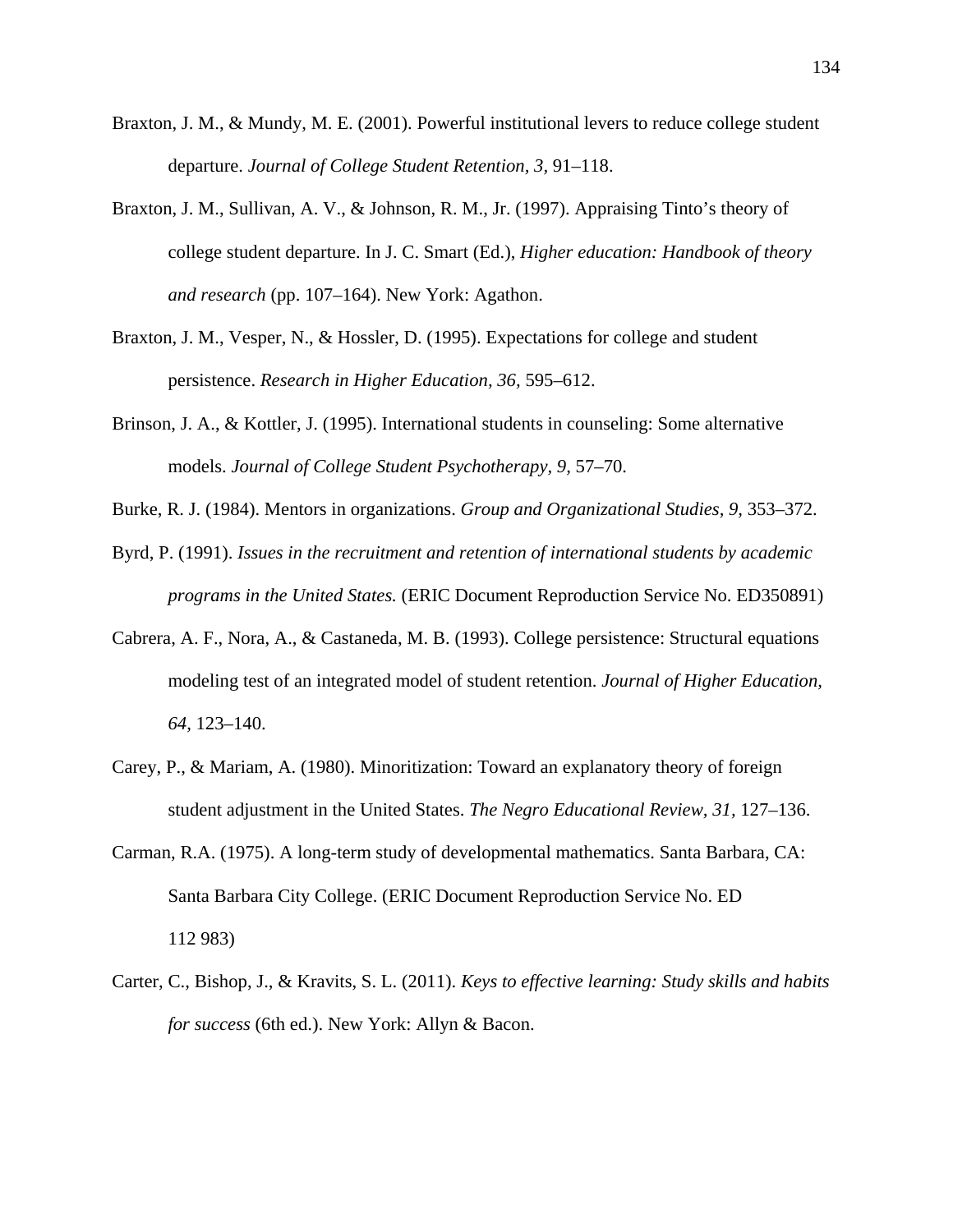Braxton, J. M., & Mundy, M. E. (2001). Powerful institutional levers to reduce college student departure. *Journal of College Student Retention, 3,* 91–118.

Braxton, J. M., Sullivan, A. V., & Johnson, R. M., Jr. (1997). Appraising Tinto's theory of college student departure. In J. C. Smart (Ed.), *Higher education: Handbook of theory and research* (pp. 107–164). New York: Agathon.

Braxton, J. M., Vesper, N., & Hossler, D. (1995). Expectations for college and student persistence. *Research in Higher Education, 36,* 595–612.

Brinson, J. A., & Kottler, J. (1995). International students in counseling: Some alternative models. *Journal of College Student Psychotherapy, 9,* 57–70.

Burke, R. J. (1984). Mentors in organizations. *Group and Organizational Studies, 9,* 353–372.

Byrd, P. (1991). *Issues in the recruitment and retention of international students by academic programs in the United States.* (ERIC Document Reproduction Service No. ED350891)

Cabrera, A. F., Nora, A., & Castaneda, M. B. (1993). College persistence: Structural equations modeling test of an integrated model of student retention. *Journal of Higher Education, 64,* 123–140.

Carey, P., & Mariam, A. (1980). Minoritization: Toward an explanatory theory of foreign student adjustment in the United States. *The Negro Educational Review, 31,* 127–136.

Carman, R.A. (1975). A long-term study of developmental mathematics. Santa Barbara, CA: Santa Barbara City College. (ERIC Document Reproduction Service No. ED 112 983)

Carter, C., Bishop, J., & Kravits, S. L. (2011). *Keys to effective learning: Study skills and habits for success* (6th ed.). New York: Allyn & Bacon.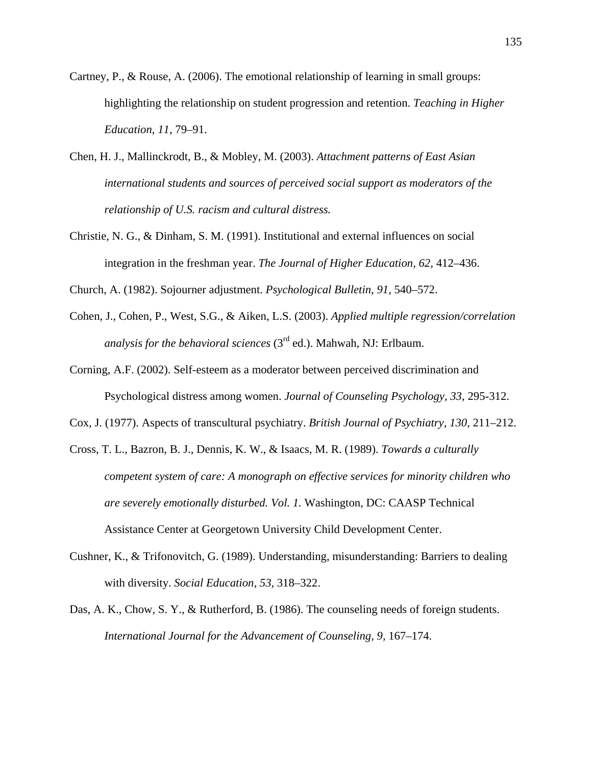Cartney, P., & Rouse, A. (2006). The emotional relationship of learning in small groups: highlighting the relationship on student progression and retention. *Teaching in Higher Education, 11,* 79–91.

Chen, H. J., Mallinckrodt, B., & Mobley, M. (2003). *Attachment patterns of East Asian international students and sources of perceived social support as moderators of the relationship of U.S. racism and cultural distress.*

Christie, N. G., & Dinham, S. M. (1991). Institutional and external influences on social integration in the freshman year. *The Journal of Higher Education, 62,* 412–436.

Church, A. (1982). Sojourner adjustment. *Psychological Bulletin, 91,* 540–572.

Cohen, J., Cohen, P., West, S.G., & Aiken, L.S. (2003). *Applied multiple regression/correlation analysis for the behavioral sciences* (3rd ed.). Mahwah, NJ: Erlbaum.

Corning, A.F. (2002). Self-esteem as a moderator between perceived discrimination and Psychological distress among women. *Journal of Counseling Psychology, 33*, 295-312.

Cox, J. (1977). Aspects of transcultural psychiatry. *British Journal of Psychiatry, 130,* 211–212.

Cross, T. L., Bazron, B. J., Dennis, K. W., & Isaacs, M. R. (1989). *Towards a culturally competent system of care: A monograph on effective services for minority children who are severely emotionally disturbed. Vol. 1.* Washington, DC: CAASP Technical Assistance Center at Georgetown University Child Development Center.

Cushner, K., & Trifonovitch, G. (1989). Understanding, misunderstanding: Barriers to dealing with diversity. *Social Education, 53,* 318–322.

Das, A. K., Chow, S. Y., & Rutherford, B. (1986). The counseling needs of foreign students. *International Journal for the Advancement of Counseling, 9,* 167–174.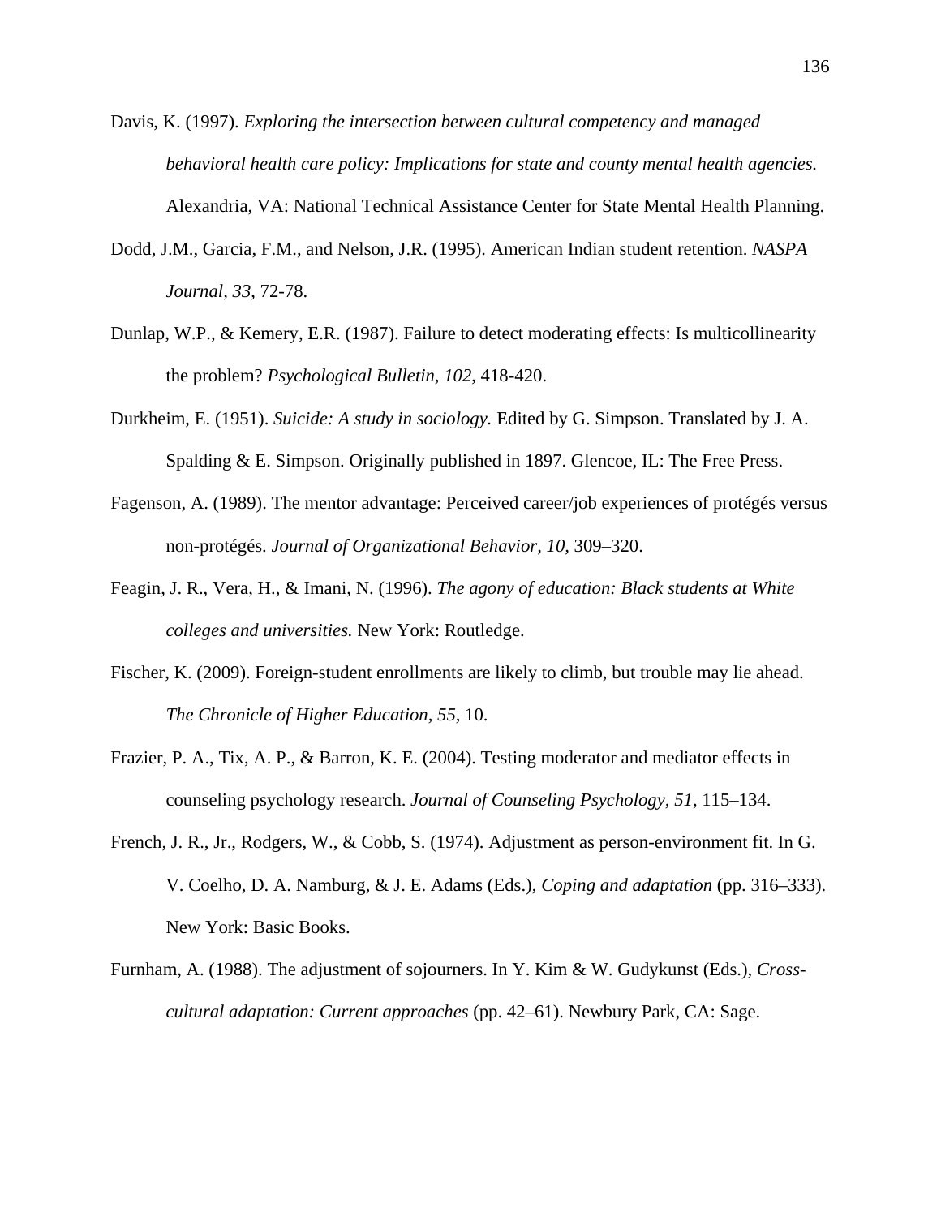Davis, K. (1997). *Exploring the intersection between cultural competency and managed behavioral health care policy: Implications for state and county mental health agencies.* Alexandria, VA: National Technical Assistance Center for State Mental Health Planning.

Dodd, J.M., Garcia, F.M., and Nelson, J.R. (1995). American Indian student retention. *NASPA Journal*, *33*, 72-78.

Dunlap, W.P., & Kemery, E.R. (1987). Failure to detect moderating effects: Is multicollinearity the problem? *Psychological Bulletin, 102*, 418-420.

Durkheim, E. (1951). *Suicide: A study in sociology.* Edited by G. Simpson. Translated by J. A. Spalding & E. Simpson. Originally published in 1897. Glencoe, IL: The Free Press.

Fagenson, A. (1989). The mentor advantage: Perceived career/job experiences of protégés versus non-protégés. *Journal of Organizational Behavior, 10*, 309–320.

Feagin, J. R., Vera, H., & Imani, N. (1996). *The agony of education: Black students at White colleges and universities.* New York: Routledge.

Fischer, K. (2009). Foreign-student enrollments are likely to climb, but trouble may lie ahead. *The Chronicle of Higher Education*, *55*, 10.

Frazier, P. A., Tix, A. P., & Barron, K. E. (2004). Testing moderator and mediator effects in counseling psychology research. *Journal of Counseling Psychology, 51*, 115–134.

French, J. R., Jr., Rodgers, W., & Cobb, S. (1974). Adjustment as person-environment fit. In G. V. Coelho, D. A. Namburg, & J. E. Adams (Eds.), *Coping and adaptation* (pp. 316–333). New York: Basic Books.

Furnham, A. (1988). The adjustment of sojourners. In Y. Kim & W. Gudykunst (Eds.), *Cross-cultural adaptation: Current approaches* (pp. 42–61). Newbury Park, CA: Sage.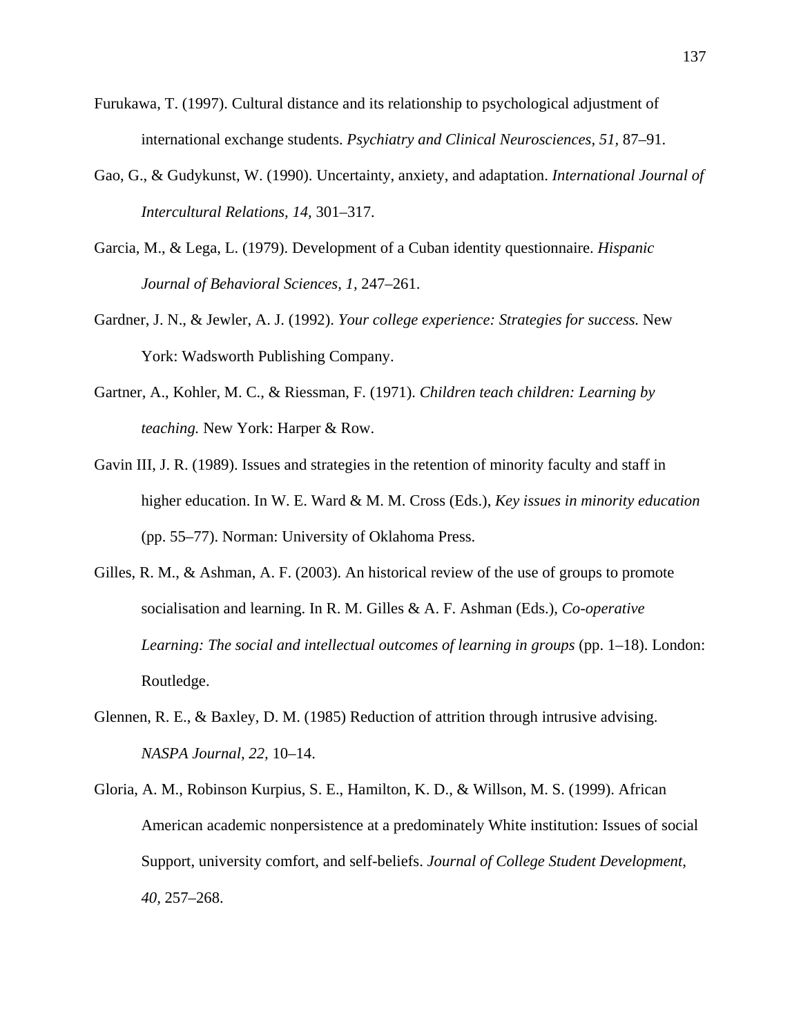Furukawa, T. (1997). Cultural distance and its relationship to psychological adjustment of international exchange students. *Psychiatry and Clinical Neurosciences, 51,* 87–91.

Gao, G., & Gudykunst, W. (1990). Uncertainty, anxiety, and adaptation. *International Journal of Intercultural Relations, 14,* 301–317.

Garcia, M., & Lega, L. (1979). Development of a Cuban identity questionnaire. *Hispanic Journal of Behavioral Sciences, 1,* 247–261.

Gardner, J. N., & Jewler, A. J. (1992). *Your college experience: Strategies for success.* New York: Wadsworth Publishing Company.

Gartner, A., Kohler, M. C., & Riessman, F. (1971). *Children teach children: Learning by teaching.* New York: Harper & Row.

Gavin III, J. R. (1989). Issues and strategies in the retention of minority faculty and staff in higher education. In W. E. Ward & M. M. Cross (Eds.), *Key issues in minority education* (pp. 55–77). Norman: University of Oklahoma Press.

Gilles, R. M., & Ashman, A. F. (2003). An historical review of the use of groups to promote socialisation and learning. In R. M. Gilles & A. F. Ashman (Eds.), *Co-operative Learning: The social and intellectual outcomes of learning in groups* (pp. 1–18). London: Routledge.

Glennen, R. E., & Baxley, D. M. (1985) Reduction of attrition through intrusive advising. *NASPA Journal, 22,* 10–14.

Gloria, A. M., Robinson Kurpius, S. E., Hamilton, K. D., & Willson, M. S. (1999). African American academic nonpersistence at a predominately White institution: Issues of social Support, university comfort, and self-beliefs. *Journal of College Student Development, 40,* 257–268.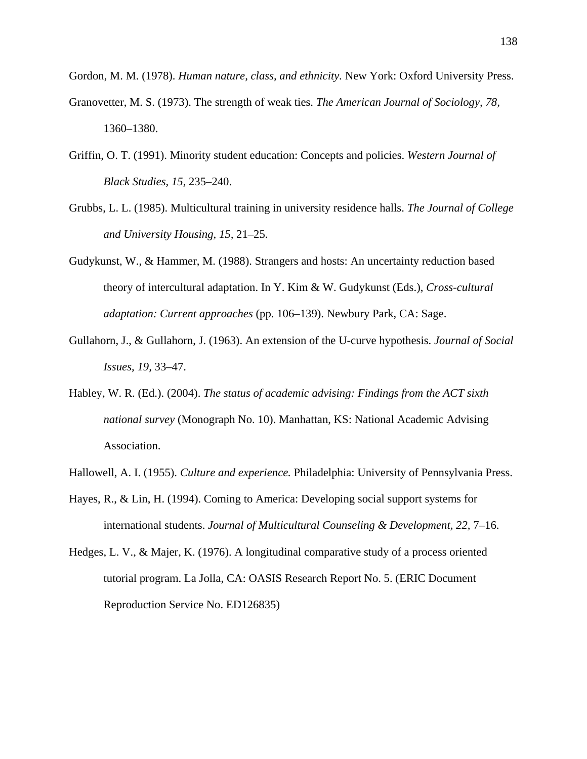Gordon, M. M. (1978). *Human nature, class, and ethnicity.* New York: Oxford University Press.

Granovetter, M. S. (1973). The strength of weak ties. *The American Journal of Sociology, 78,* 1360–1380.

Griffin, O. T. (1991). Minority student education: Concepts and policies. *Western Journal of Black Studies, 15,* 235–240.

Grubbs, L. L. (1985). Multicultural training in university residence halls. *The Journal of College and University Housing, 15,* 21–25.

Gudykunst, W., & Hammer, M. (1988). Strangers and hosts: An uncertainty reduction based theory of intercultural adaptation. In Y. Kim & W. Gudykunst (Eds.), *Cross-cultural adaptation: Current approaches* (pp. 106–139). Newbury Park, CA: Sage.

Gullahorn, J., & Gullahorn, J. (1963). An extension of the U-curve hypothesis. *Journal of Social Issues, 19,* 33–47.

Habley, W. R. (Ed.). (2004). *The status of academic advising: Findings from the ACT sixth national survey* (Monograph No. 10). Manhattan, KS: National Academic Advising Association.

Hallowell, A. I. (1955). *Culture and experience.* Philadelphia: University of Pennsylvania Press.

Hayes, R., & Lin, H. (1994). Coming to America: Developing social support systems for international students. *Journal of Multicultural Counseling & Development, 22,* 7–16.

Hedges, L. V., & Majer, K. (1976). A longitudinal comparative study of a process oriented tutorial program. La Jolla, CA: OASIS Research Report No. 5. (ERIC Document Reproduction Service No. ED126835)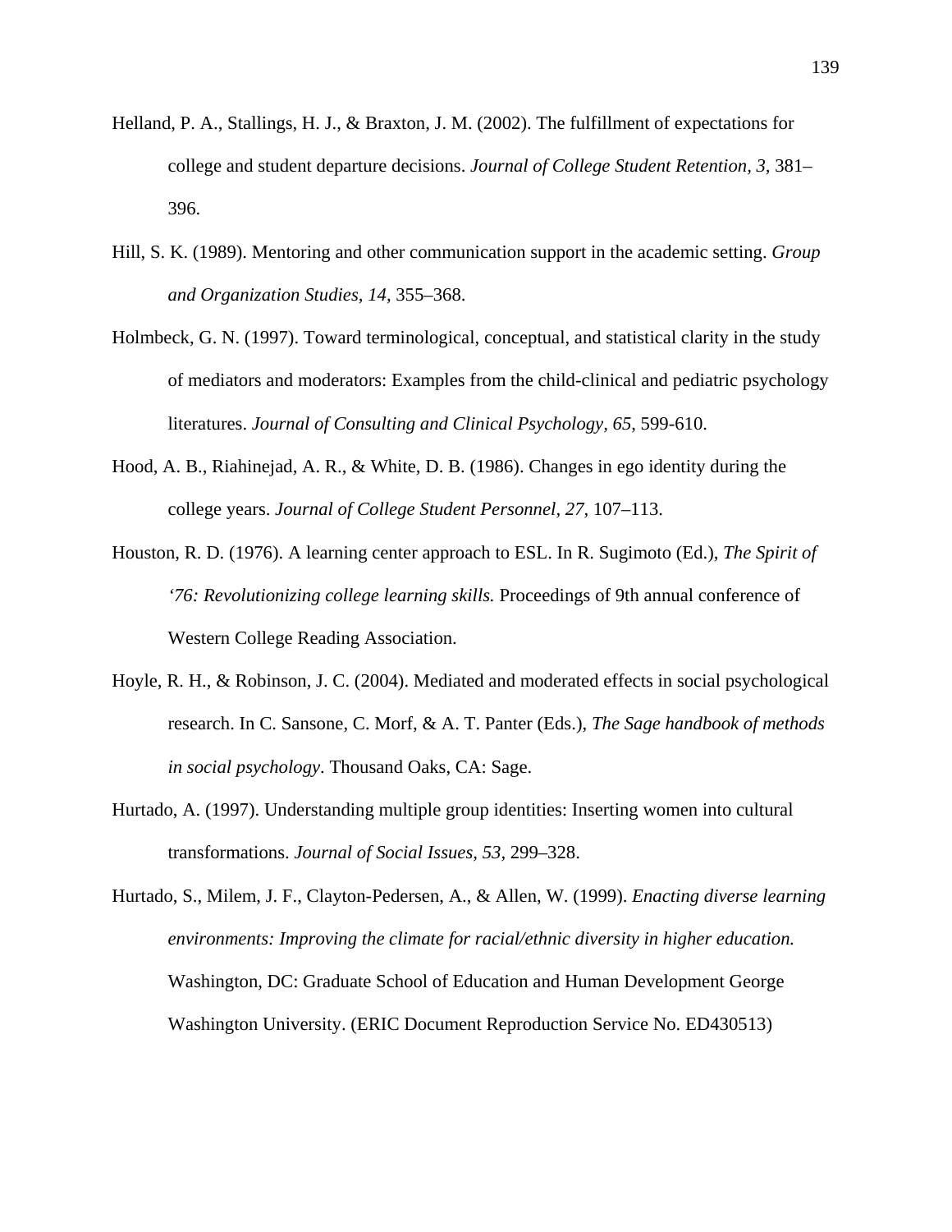Helland, P. A., Stallings, H. J., & Braxton, J. M. (2002). The fulfillment of expectations for college and student departure decisions. *Journal of College Student Retention, 3,* 381–396.

Hill, S. K. (1989). Mentoring and other communication support in the academic setting. *Group and Organization Studies, 14,* 355–368.

Holmbeck, G. N. (1997). Toward terminological, conceptual, and statistical clarity in the study of mediators and moderators: Examples from the child-clinical and pediatric psychology literatures. *Journal of Consulting and Clinical Psychology, 65*, 599-610.

Hood, A. B., Riahinejad, A. R., & White, D. B. (1986). Changes in ego identity during the college years. *Journal of College Student Personnel, 27,* 107–113.

Houston, R. D. (1976). A learning center approach to ESL. In R. Sugimoto (Ed.), *The Spirit of '76: Revolutionizing college learning skills.* Proceedings of 9th annual conference of Western College Reading Association.

Hoyle, R. H., & Robinson, J. C. (2004). Mediated and moderated effects in social psychological research. In C. Sansone, C. Morf, & A. T. Panter (Eds.), *The Sage handbook of methods in social psychology*. Thousand Oaks, CA: Sage.

Hurtado, A. (1997). Understanding multiple group identities: Inserting women into cultural transformations. *Journal of Social Issues, 53*, 299–328.

Hurtado, S., Milem, J. F., Clayton-Pedersen, A., & Allen, W. (1999). *Enacting diverse learning environments: Improving the climate for racial/ethnic diversity in higher education.* Washington, DC: Graduate School of Education and Human Development George Washington University. (ERIC Document Reproduction Service No. ED430513)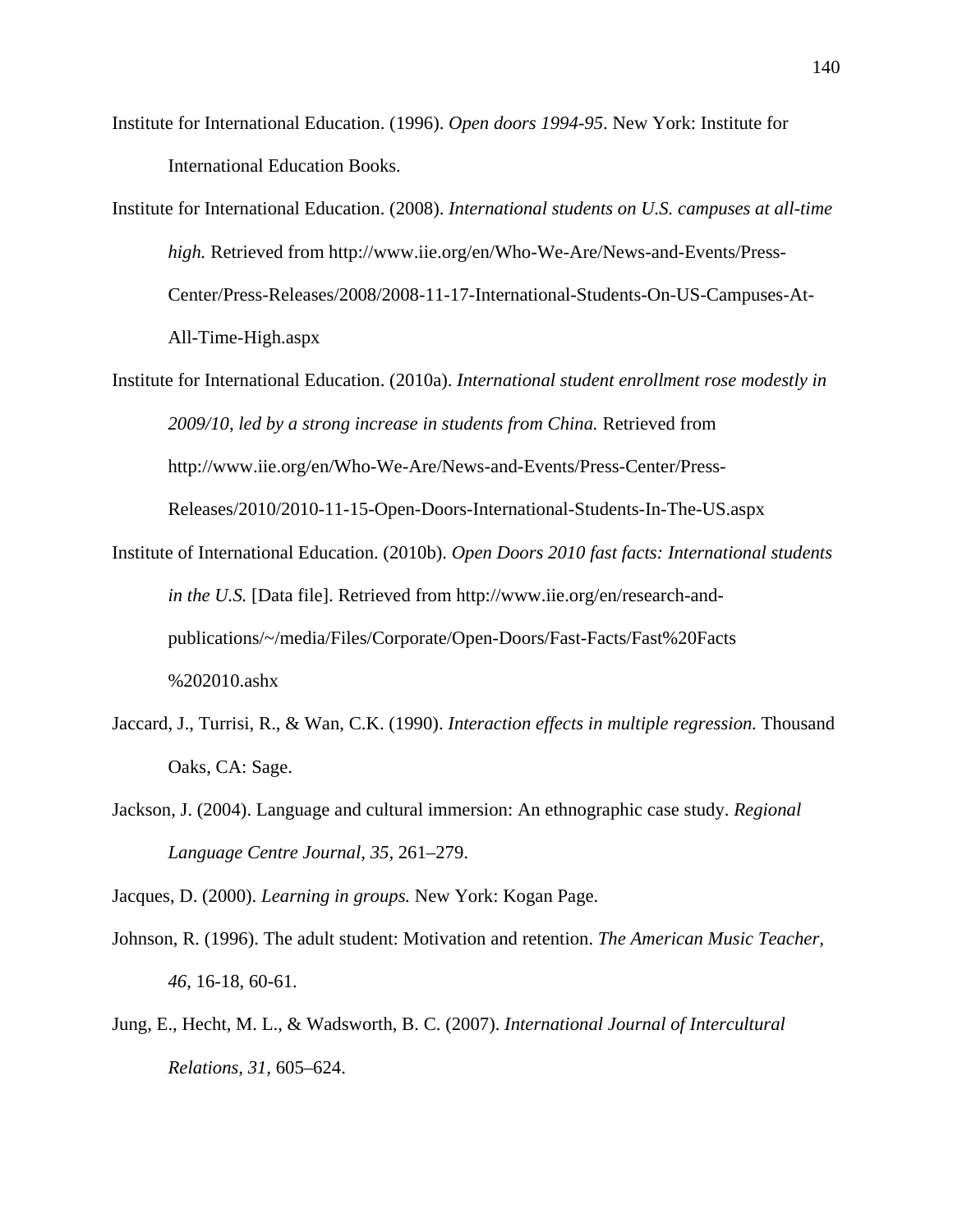Institute for International Education. (1996). *Open doors 1994-95*. New York: Institute for International Education Books.

Institute for International Education. (2008). *International students on U.S. campuses at all-time high.* Retrieved from http://www.iie.org/en/Who-We-Are/News-and-Events/Press-Center/Press-Releases/2008/2008-11-17-International-Students-On-US-Campuses-At-All-Time-High.aspx

Institute for International Education. (2010a). *International student enrollment rose modestly in 2009/10, led by a strong increase in students from China.* Retrieved from http://www.iie.org/en/Who-We-Are/News-and-Events/Press-Center/Press-Releases/2010/2010-11-15-Open-Doors-International-Students-In-The-US.aspx

Institute of International Education. (2010b). *Open Doors 2010 fast facts: International students in the U.S.* [Data file]. Retrieved from http://www.iie.org/en/research-and-publications/~/media/Files/Corporate/Open-Doors/Fast-Facts/Fast%20Facts%202010.ashx

Jaccard, J., Turrisi, R., & Wan, C.K. (1990). *Interaction effects in multiple regression.* Thousand Oaks, CA: Sage.

Jackson, J. (2004). Language and cultural immersion: An ethnographic case study. *Regional Language Centre Journal, 35,* 261–279.

Jacques, D. (2000). *Learning in groups.* New York: Kogan Page.

Johnson, R. (1996). The adult student: Motivation and retention. *The American Music Teacher, 46*, 16-18, 60-61.

Jung, E., Hecht, M. L., & Wadsworth, B. C. (2007). *International Journal of Intercultural Relations, 31,* 605–624.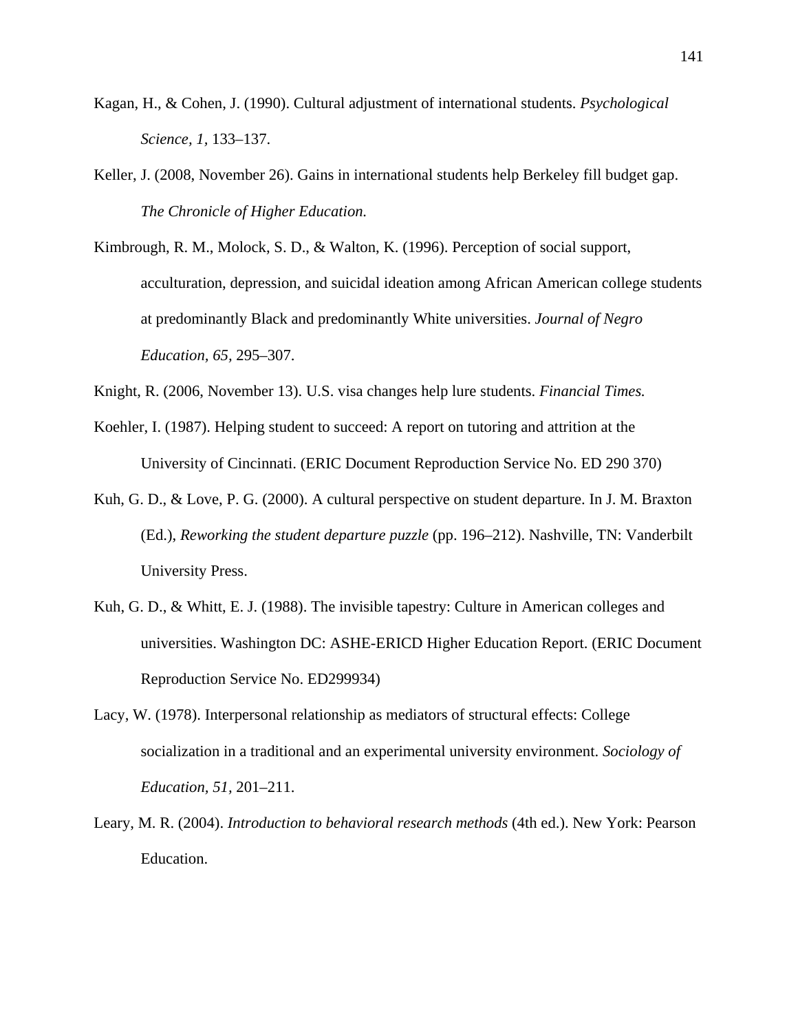Kagan, H., & Cohen, J. (1990). Cultural adjustment of international students. *Psychological Science, 1,* 133–137.

Keller, J. (2008, November 26). Gains in international students help Berkeley fill budget gap. *The Chronicle of Higher Education.*

Kimbrough, R. M., Molock, S. D., & Walton, K. (1996). Perception of social support, acculturation, depression, and suicidal ideation among African American college students at predominantly Black and predominantly White universities. *Journal of Negro Education, 65,* 295–307.

Knight, R. (2006, November 13). U.S. visa changes help lure students. *Financial Times.*

Koehler, I. (1987). Helping student to succeed: A report on tutoring and attrition at the University of Cincinnati. (ERIC Document Reproduction Service No. ED 290 370)

Kuh, G. D., & Love, P. G. (2000). A cultural perspective on student departure. In J. M. Braxton (Ed.), *Reworking the student departure puzzle* (pp. 196–212). Nashville, TN: Vanderbilt University Press.

Kuh, G. D., & Whitt, E. J. (1988). The invisible tapestry: Culture in American colleges and universities. Washington DC: ASHE-ERICD Higher Education Report. (ERIC Document Reproduction Service No. ED299934)

Lacy, W. (1978). Interpersonal relationship as mediators of structural effects: College socialization in a traditional and an experimental university environment. *Sociology of Education, 51,* 201–211.

Leary, M. R. (2004). *Introduction to behavioral research methods* (4th ed.). New York: Pearson Education.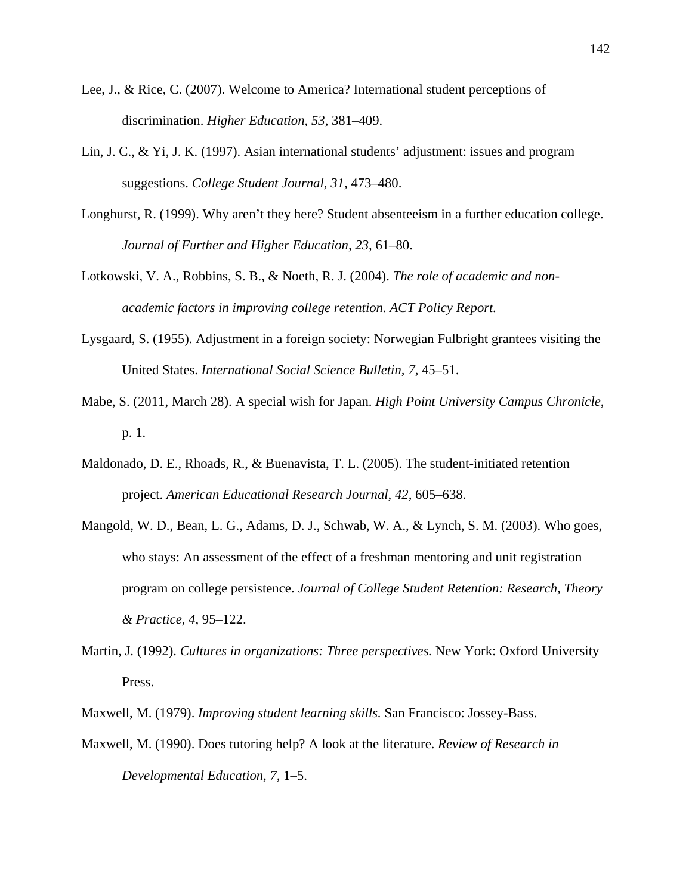Lee, J., & Rice, C. (2007). Welcome to America? International student perceptions of discrimination. *Higher Education, 53,* 381–409.

Lin, J. C., & Yi, J. K. (1997). Asian international students' adjustment: issues and program suggestions. *College Student Journal, 31,* 473–480.

Longhurst, R. (1999). Why aren't they here? Student absenteeism in a further education college. *Journal of Further and Higher Education, 23,* 61–80.

Lotkowski, V. A., Robbins, S. B., & Noeth, R. J. (2004). *The role of academic and non-academic factors in improving college retention. ACT Policy Report.*

Lysgaard, S. (1955). Adjustment in a foreign society: Norwegian Fulbright grantees visiting the United States. *International Social Science Bulletin, 7,* 45–51.

Mabe, S. (2011, March 28). A special wish for Japan. *High Point University Campus Chronicle*, p. 1.

Maldonado, D. E., Rhoads, R., & Buenavista, T. L. (2005). The student-initiated retention project. *American Educational Research Journal, 42,* 605–638.

Mangold, W. D., Bean, L. G., Adams, D. J., Schwab, W. A., & Lynch, S. M. (2003). Who goes, who stays: An assessment of the effect of a freshman mentoring and unit registration program on college persistence. *Journal of College Student Retention: Research, Theory & Practice, 4,* 95–122.

Martin, J. (1992). *Cultures in organizations: Three perspectives.* New York: Oxford University Press.

Maxwell, M. (1979). *Improving student learning skills.* San Francisco: Jossey-Bass.

Maxwell, M. (1990). Does tutoring help? A look at the literature. *Review of Research in Developmental Education, 7,* 1–5.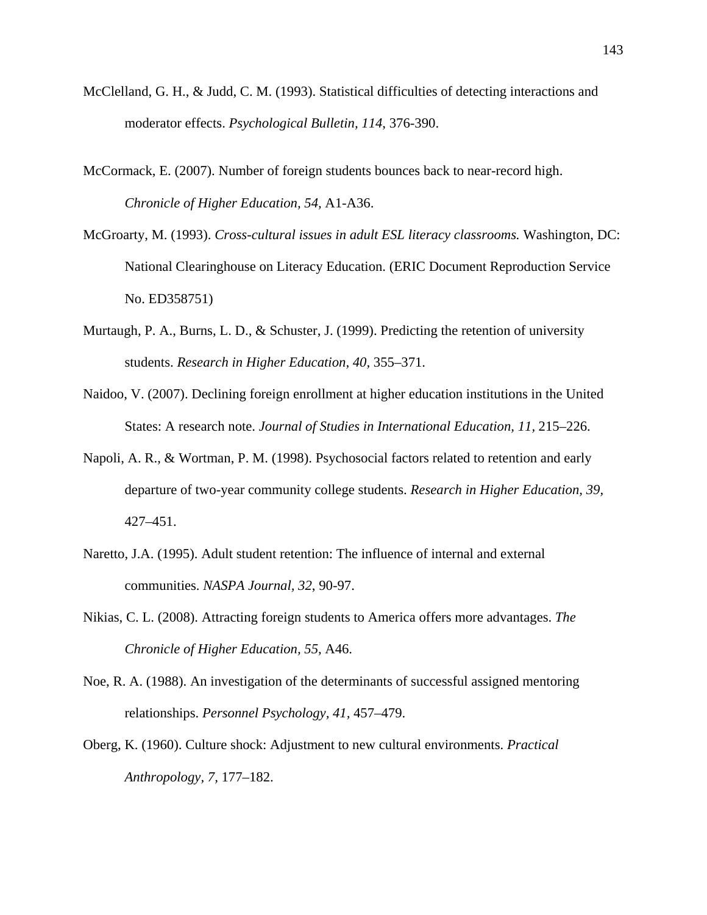McClelland, G. H., & Judd, C. M. (1993). Statistical difficulties of detecting interactions and moderator effects. *Psychological Bulletin, 114*, 376-390.

McCormack, E. (2007). Number of foreign students bounces back to near-record high. *Chronicle of Higher Education, 54,* A1-A36.

McGroarty, M. (1993). *Cross-cultural issues in adult ESL literacy classrooms.* Washington, DC: National Clearinghouse on Literacy Education. (ERIC Document Reproduction Service No. ED358751)

Murtaugh, P. A., Burns, L. D., & Schuster, J. (1999). Predicting the retention of university students. *Research in Higher Education, 40*, 355–371.

Naidoo, V. (2007). Declining foreign enrollment at higher education institutions in the United States: A research note. *Journal of Studies in International Education, 11,* 215–226.

Napoli, A. R., & Wortman, P. M. (1998). Psychosocial factors related to retention and early departure of two-year community college students. *Research in Higher Education, 39*, 427–451.

Naretto, J.A. (1995). Adult student retention: The influence of internal and external communities. *NASPA Journal, 32*, 90-97.

Nikias, C. L. (2008). Attracting foreign students to America offers more advantages. *The Chronicle of Higher Education, 55,* A46.

Noe, R. A. (1988). An investigation of the determinants of successful assigned mentoring relationships. *Personnel Psychology, 41*, 457–479.

Oberg, K. (1960). Culture shock: Adjustment to new cultural environments. *Practical Anthropology, 7*, 177–182.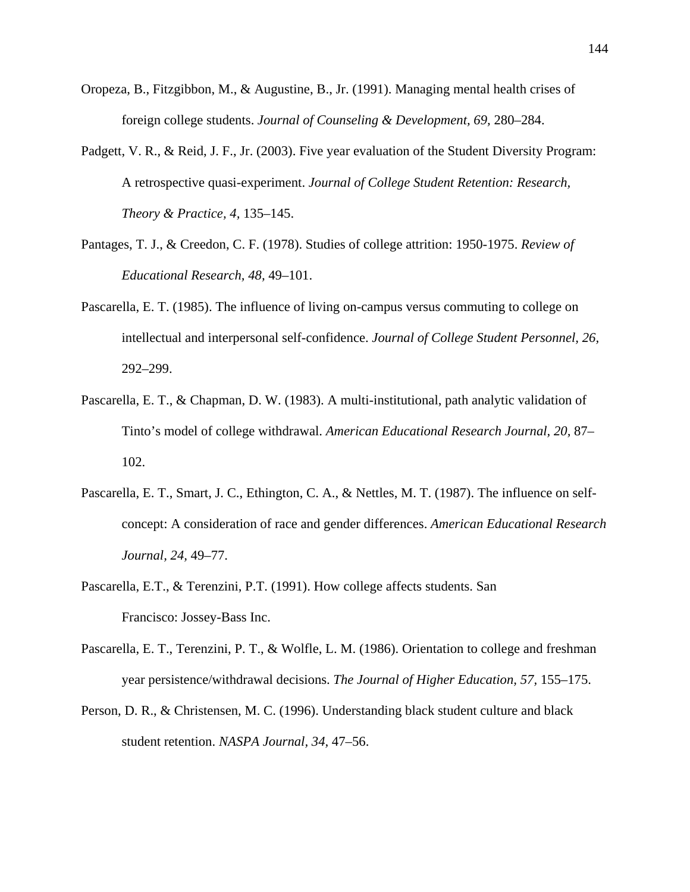Oropeza, B., Fitzgibbon, M., & Augustine, B., Jr. (1991). Managing mental health crises of foreign college students. *Journal of Counseling & Development, 69,* 280–284.

Padgett, V. R., & Reid, J. F., Jr. (2003). Five year evaluation of the Student Diversity Program: A retrospective quasi-experiment. *Journal of College Student Retention: Research, Theory & Practice, 4,* 135–145.

Pantages, T. J., & Creedon, C. F. (1978). Studies of college attrition: 1950-1975. *Review of Educational Research, 48,* 49–101.

Pascarella, E. T. (1985). The influence of living on-campus versus commuting to college on intellectual and interpersonal self-confidence. *Journal of College Student Personnel, 26,* 292–299.

Pascarella, E. T., & Chapman, D. W. (1983). A multi-institutional, path analytic validation of Tinto's model of college withdrawal. *American Educational Research Journal, 20,* 87–102.

Pascarella, E. T., Smart, J. C., Ethington, C. A., & Nettles, M. T. (1987). The influence on self-concept: A consideration of race and gender differences. *American Educational Research Journal, 24,* 49–77.

Pascarella, E.T., & Terenzini, P.T. (1991). How college affects students. San Francisco: Jossey-Bass Inc.

Pascarella, E. T., Terenzini, P. T., & Wolfle, L. M. (1986). Orientation to college and freshman year persistence/withdrawal decisions. *The Journal of Higher Education, 57,* 155–175.

Person, D. R., & Christensen, M. C. (1996). Understanding black student culture and black student retention. *NASPA Journal, 34,* 47–56.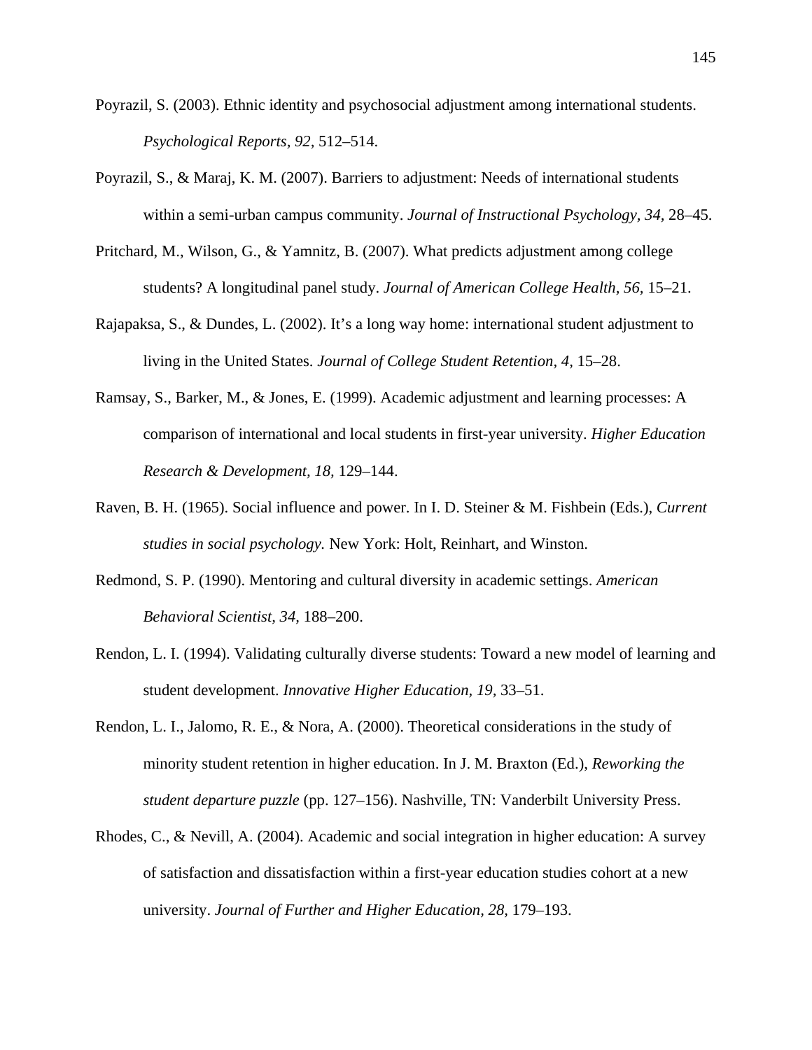Poyrazil, S. (2003). Ethnic identity and psychosocial adjustment among international students. *Psychological Reports, 92,* 512–514.

Poyrazil, S., & Maraj, K. M. (2007). Barriers to adjustment: Needs of international students within a semi-urban campus community. *Journal of Instructional Psychology, 34*, 28–45.

Pritchard, M., Wilson, G., & Yamnitz, B. (2007). What predicts adjustment among college students? A longitudinal panel study. *Journal of American College Health, 56,* 15–21.

Rajapaksa, S., & Dundes, L. (2002). It's a long way home: international student adjustment to living in the United States. *Journal of College Student Retention, 4,* 15–28.

Ramsay, S., Barker, M., & Jones, E. (1999). Academic adjustment and learning processes: A comparison of international and local students in first-year university. *Higher Education Research & Development, 18,* 129–144.

Raven, B. H. (1965). Social influence and power. In I. D. Steiner & M. Fishbein (Eds.), *Current studies in social psychology.* New York: Holt, Reinhart, and Winston.

Redmond, S. P. (1990). Mentoring and cultural diversity in academic settings. *American Behavioral Scientist, 34,* 188–200.

Rendon, L. I. (1994). Validating culturally diverse students: Toward a new model of learning and student development. *Innovative Higher Education, 19,* 33–51.

Rendon, L. I., Jalomo, R. E., & Nora, A. (2000). Theoretical considerations in the study of minority student retention in higher education. In J. M. Braxton (Ed.), *Reworking the student departure puzzle* (pp. 127–156). Nashville, TN: Vanderbilt University Press.

Rhodes, C., & Nevill, A. (2004). Academic and social integration in higher education: A survey of satisfaction and dissatisfaction within a first-year education studies cohort at a new university. *Journal of Further and Higher Education, 28,* 179–193.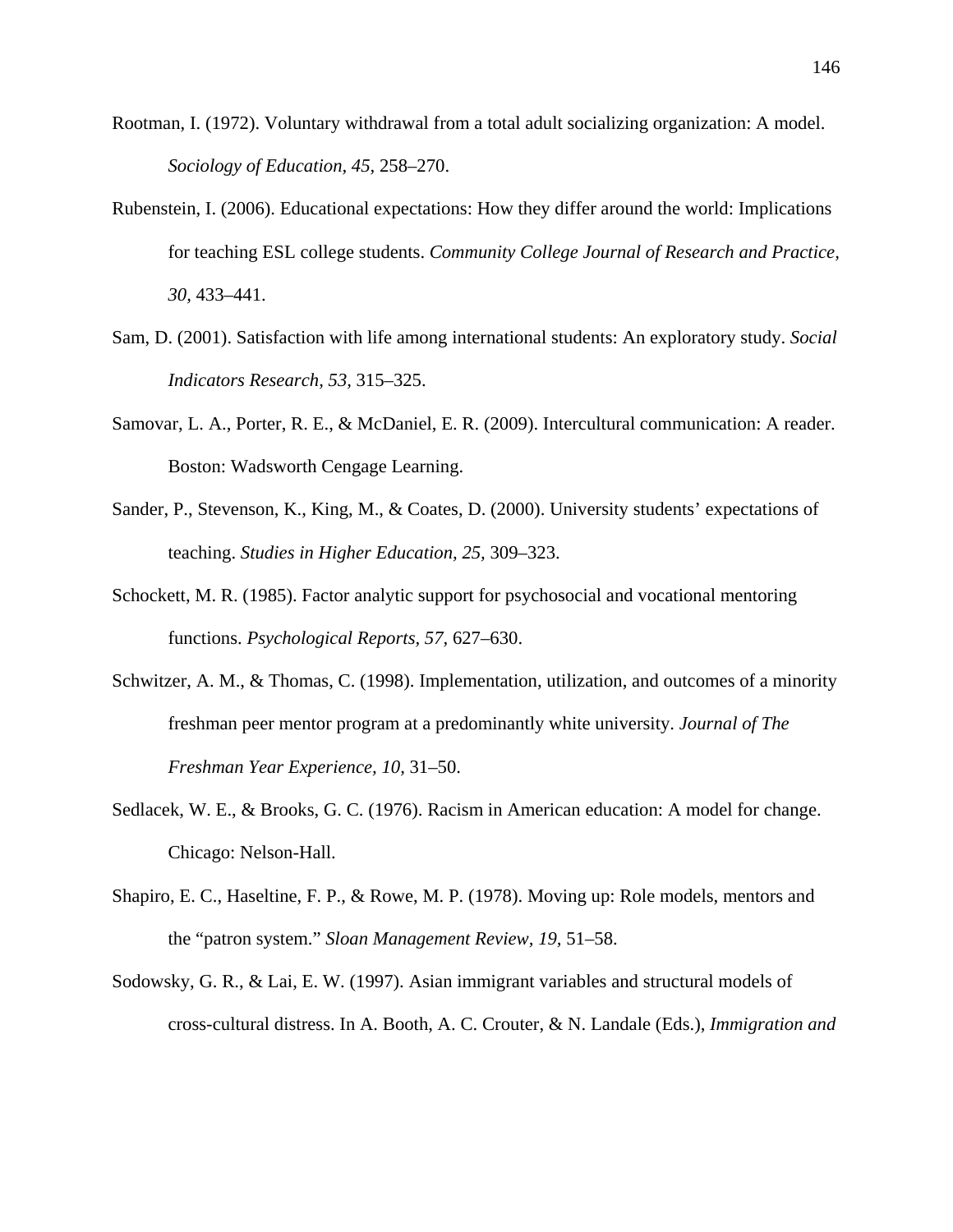Rootman, I. (1972). Voluntary withdrawal from a total adult socializing organization: A model. *Sociology of Education, 45,* 258–270.

Rubenstein, I. (2006). Educational expectations: How they differ around the world: Implications for teaching ESL college students. *Community College Journal of Research and Practice, 30,* 433–441.

Sam, D. (2001). Satisfaction with life among international students: An exploratory study. *Social Indicators Research, 53,* 315–325.

Samovar, L. A., Porter, R. E., & McDaniel, E. R. (2009). Intercultural communication: A reader. Boston: Wadsworth Cengage Learning.

Sander, P., Stevenson, K., King, M., & Coates, D. (2000). University students' expectations of teaching. *Studies in Higher Education, 25,* 309–323.

Schockett, M. R. (1985). Factor analytic support for psychosocial and vocational mentoring functions. *Psychological Reports, 57,* 627–630.

Schwitzer, A. M., & Thomas, C. (1998). Implementation, utilization, and outcomes of a minority freshman peer mentor program at a predominantly white university. *Journal of The Freshman Year Experience, 10,* 31–50.

Sedlacek, W. E., & Brooks, G. C. (1976). Racism in American education: A model for change. Chicago: Nelson-Hall.

Shapiro, E. C., Haseltine, F. P., & Rowe, M. P. (1978). Moving up: Role models, mentors and the "patron system." *Sloan Management Review, 19,* 51–58.

Sodowsky, G. R., & Lai, E. W. (1997). Asian immigrant variables and structural models of cross-cultural distress. In A. Booth, A. C. Crouter, & N. Landale (Eds.), *Immigration and*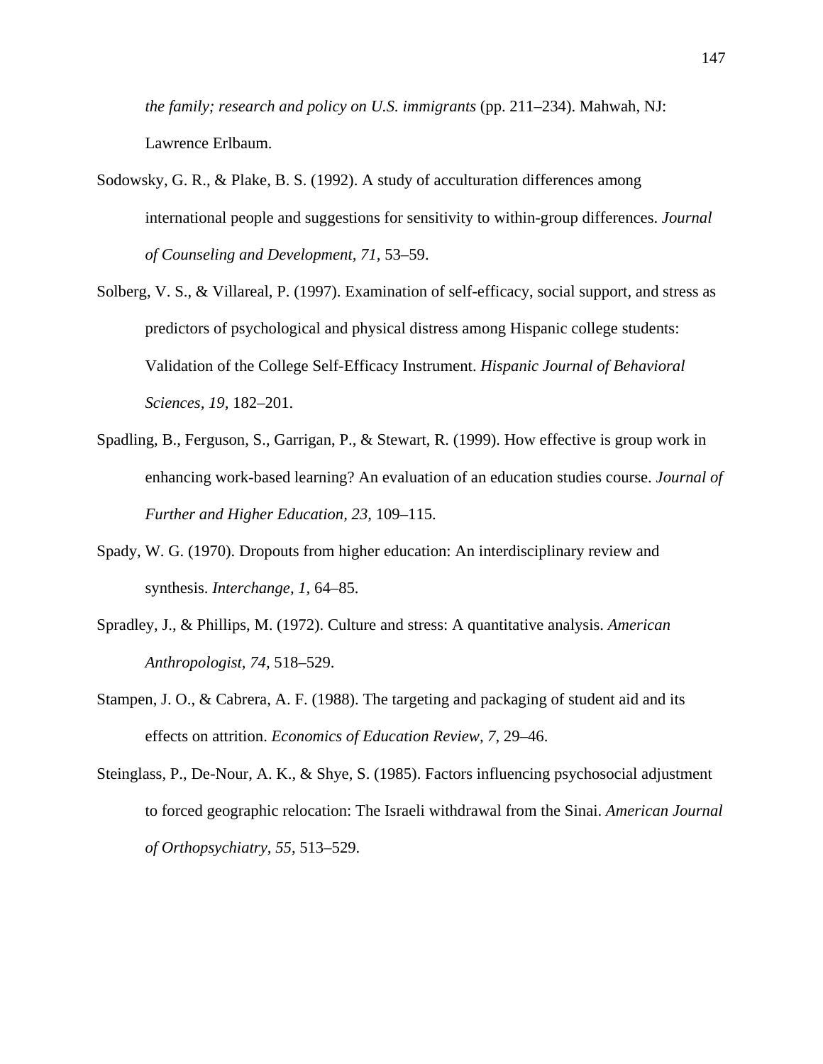*the family; research and policy on U.S. immigrants* (pp. 211–234). Mahwah, NJ: Lawrence Erlbaum.

Sodowsky, G. R., & Plake, B. S. (1992). A study of acculturation differences among international people and suggestions for sensitivity to within-group differences. *Journal of Counseling and Development, 71,* 53–59.

Solberg, V. S., & Villareal, P. (1997). Examination of self-efficacy, social support, and stress as predictors of psychological and physical distress among Hispanic college students: Validation of the College Self-Efficacy Instrument. *Hispanic Journal of Behavioral Sciences, 19,* 182–201.

Spadling, B., Ferguson, S., Garrigan, P., & Stewart, R. (1999). How effective is group work in enhancing work-based learning? An evaluation of an education studies course. *Journal of Further and Higher Education, 23,* 109–115.

Spady, W. G. (1970). Dropouts from higher education: An interdisciplinary review and synthesis. *Interchange, 1,* 64–85.

Spradley, J., & Phillips, M. (1972). Culture and stress: A quantitative analysis. *American Anthropologist, 74,* 518–529.

Stampen, J. O., & Cabrera, A. F. (1988). The targeting and packaging of student aid and its effects on attrition. *Economics of Education Review, 7,* 29–46.

Steinglass, P., De-Nour, A. K., & Shye, S. (1985). Factors influencing psychosocial adjustment to forced geographic relocation: The Israeli withdrawal from the Sinai. *American Journal of Orthopsychiatry, 55,* 513–529.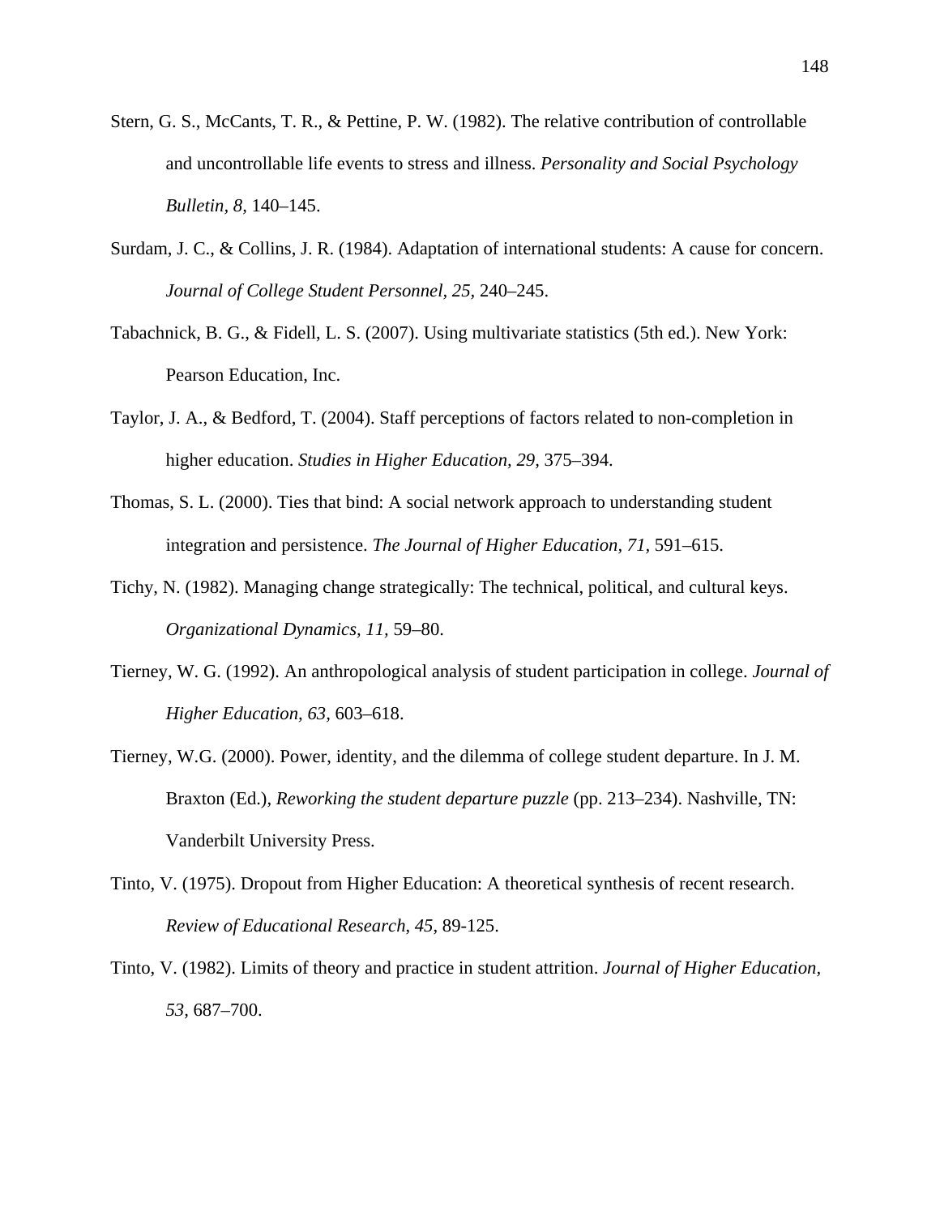Stern, G. S., McCants, T. R., & Pettine, P. W. (1982). The relative contribution of controllable and uncontrollable life events to stress and illness. *Personality and Social Psychology Bulletin, 8*, 140–145.

Surdam, J. C., & Collins, J. R. (1984). Adaptation of international students: A cause for concern. *Journal of College Student Personnel, 25*, 240–245.

Tabachnick, B. G., & Fidell, L. S. (2007). Using multivariate statistics (5th ed.). New York: Pearson Education, Inc.

Taylor, J. A., & Bedford, T. (2004). Staff perceptions of factors related to non-completion in higher education. *Studies in Higher Education, 29,* 375–394.

Thomas, S. L. (2000). Ties that bind: A social network approach to understanding student integration and persistence. *The Journal of Higher Education, 71*, 591–615.

Tichy, N. (1982). Managing change strategically: The technical, political, and cultural keys. *Organizational Dynamics, 11,* 59–80.

Tierney, W. G. (1992). An anthropological analysis of student participation in college. *Journal of Higher Education, 63,* 603–618.

Tierney, W.G. (2000). Power, identity, and the dilemma of college student departure. In J. M. Braxton (Ed.), *Reworking the student departure puzzle* (pp. 213–234). Nashville, TN: Vanderbilt University Press.

Tinto, V. (1975). Dropout from Higher Education: A theoretical synthesis of recent research. *Review of Educational Research*, *45*, 89-125.

Tinto, V. (1982). Limits of theory and practice in student attrition. *Journal of Higher Education, 53,* 687–700.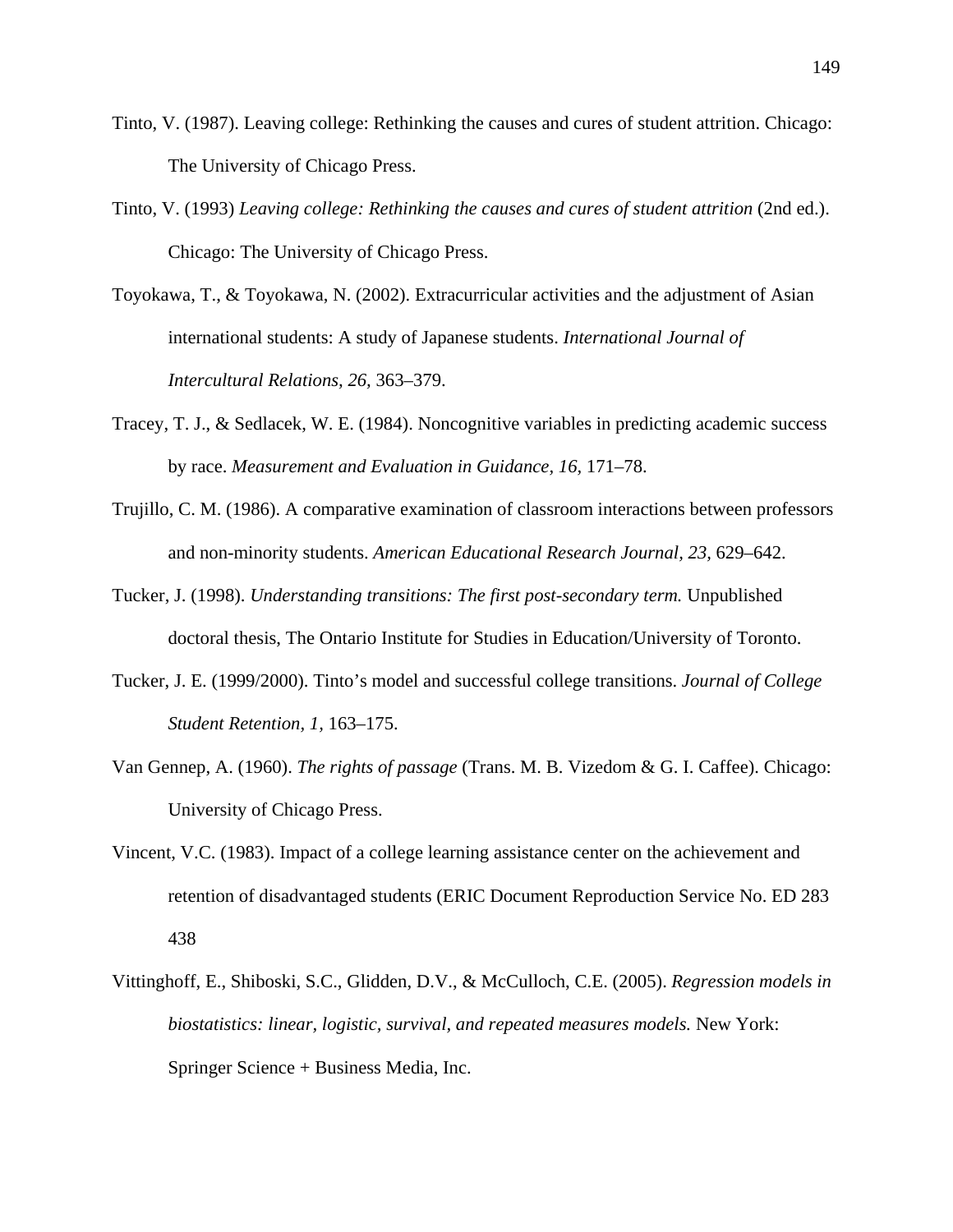Tinto, V. (1987). Leaving college: Rethinking the causes and cures of student attrition. Chicago: The University of Chicago Press.

Tinto, V. (1993) *Leaving college: Rethinking the causes and cures of student attrition* (2nd ed.). Chicago: The University of Chicago Press.

Toyokawa, T., & Toyokawa, N. (2002). Extracurricular activities and the adjustment of Asian international students: A study of Japanese students. *International Journal of Intercultural Relations, 26,* 363–379.

Tracey, T. J., & Sedlacek, W. E. (1984). Noncognitive variables in predicting academic success by race. *Measurement and Evaluation in Guidance, 16,* 171–78.

Trujillo, C. M. (1986). A comparative examination of classroom interactions between professors and non-minority students. *American Educational Research Journal, 23,* 629–642.

Tucker, J. (1998). *Understanding transitions: The first post-secondary term.* Unpublished doctoral thesis, The Ontario Institute for Studies in Education/University of Toronto.

Tucker, J. E. (1999/2000). Tinto's model and successful college transitions. *Journal of College Student Retention, 1,* 163–175.

Van Gennep, A. (1960). *The rights of passage* (Trans. M. B. Vizedom & G. I. Caffee). Chicago: University of Chicago Press.

Vincent, V.C. (1983). Impact of a college learning assistance center on the achievement and retention of disadvantaged students (ERIC Document Reproduction Service No. ED 283 438

Vittinghoff, E., Shiboski, S.C., Glidden, D.V., & McCulloch, C.E. (2005). *Regression models in biostatistics: linear, logistic, survival, and repeated measures models.* New York: Springer Science + Business Media, Inc.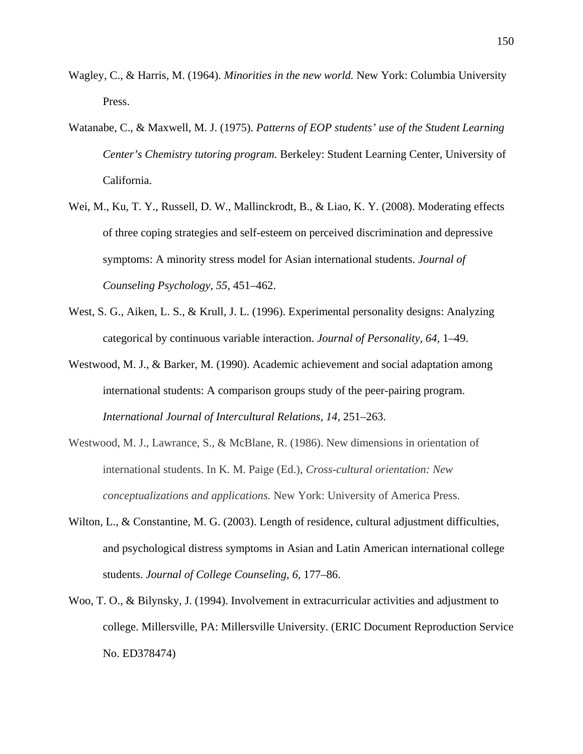Wagley, C., & Harris, M. (1964). *Minorities in the new world.* New York: Columbia University Press.

Watanabe, C., & Maxwell, M. J. (1975). *Patterns of EOP students' use of the Student Learning Center's Chemistry tutoring program.* Berkeley: Student Learning Center, University of California.

Wei, M., Ku, T. Y., Russell, D. W., Mallinckrodt, B., & Liao, K. Y. (2008). Moderating effects of three coping strategies and self-esteem on perceived discrimination and depressive symptoms: A minority stress model for Asian international students. *Journal of Counseling Psychology, 55,* 451–462.

West, S. G., Aiken, L. S., & Krull, J. L. (1996). Experimental personality designs: Analyzing categorical by continuous variable interaction. *Journal of Personality, 64,* 1–49.

Westwood, M. J., & Barker, M. (1990). Academic achievement and social adaptation among international students: A comparison groups study of the peer-pairing program. *International Journal of Intercultural Relations, 14,* 251–263.

Westwood, M. J., Lawrance, S., & McBlane, R. (1986). New dimensions in orientation of international students. In K. M. Paige (Ed.), *Cross-cultural orientation: New conceptualizations and applications.* New York: University of America Press.

Wilton, L., & Constantine, M. G. (2003). Length of residence, cultural adjustment difficulties, and psychological distress symptoms in Asian and Latin American international college students. *Journal of College Counseling, 6,* 177–86.

Woo, T. O., & Bilynsky, J. (1994). Involvement in extracurricular activities and adjustment to college. Millersville, PA: Millersville University. (ERIC Document Reproduction Service No. ED378474)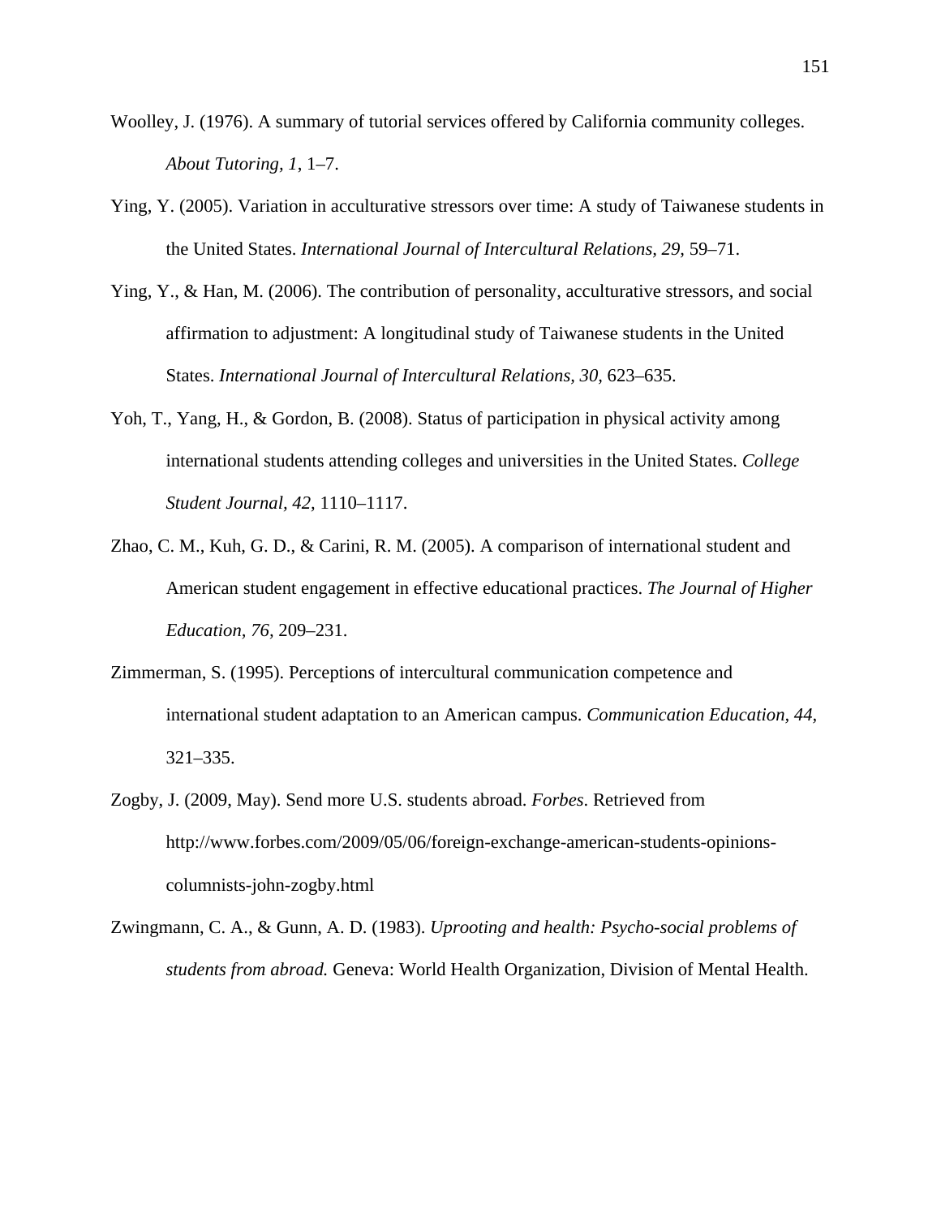Woolley, J. (1976). A summary of tutorial services offered by California community colleges. *About Tutoring, 1*, 1–7.

Ying, Y. (2005). Variation in acculturative stressors over time: A study of Taiwanese students in the United States. *International Journal of Intercultural Relations, 29,* 59–71.

Ying, Y., & Han, M. (2006). The contribution of personality, acculturative stressors, and social affirmation to adjustment: A longitudinal study of Taiwanese students in the United States. *International Journal of Intercultural Relations, 30,* 623–635.

Yoh, T., Yang, H., & Gordon, B. (2008). Status of participation in physical activity among international students attending colleges and universities in the United States. *College Student Journal, 42,* 1110–1117.

Zhao, C. M., Kuh, G. D., & Carini, R. M. (2005). A comparison of international student and American student engagement in effective educational practices. *The Journal of Higher Education, 76*, 209–231.

Zimmerman, S. (1995). Perceptions of intercultural communication competence and international student adaptation to an American campus. *Communication Education, 44,* 321–335.

Zogby, J. (2009, May). Send more U.S. students abroad. *Forbes*. Retrieved from http://www.forbes.com/2009/05/06/foreign-exchange-american-students-opinions-columnists-john-zogby.html

Zwingmann, C. A., & Gunn, A. D. (1983). *Uprooting and health: Psycho-social problems of students from abroad.* Geneva: World Health Organization, Division of Mental Health.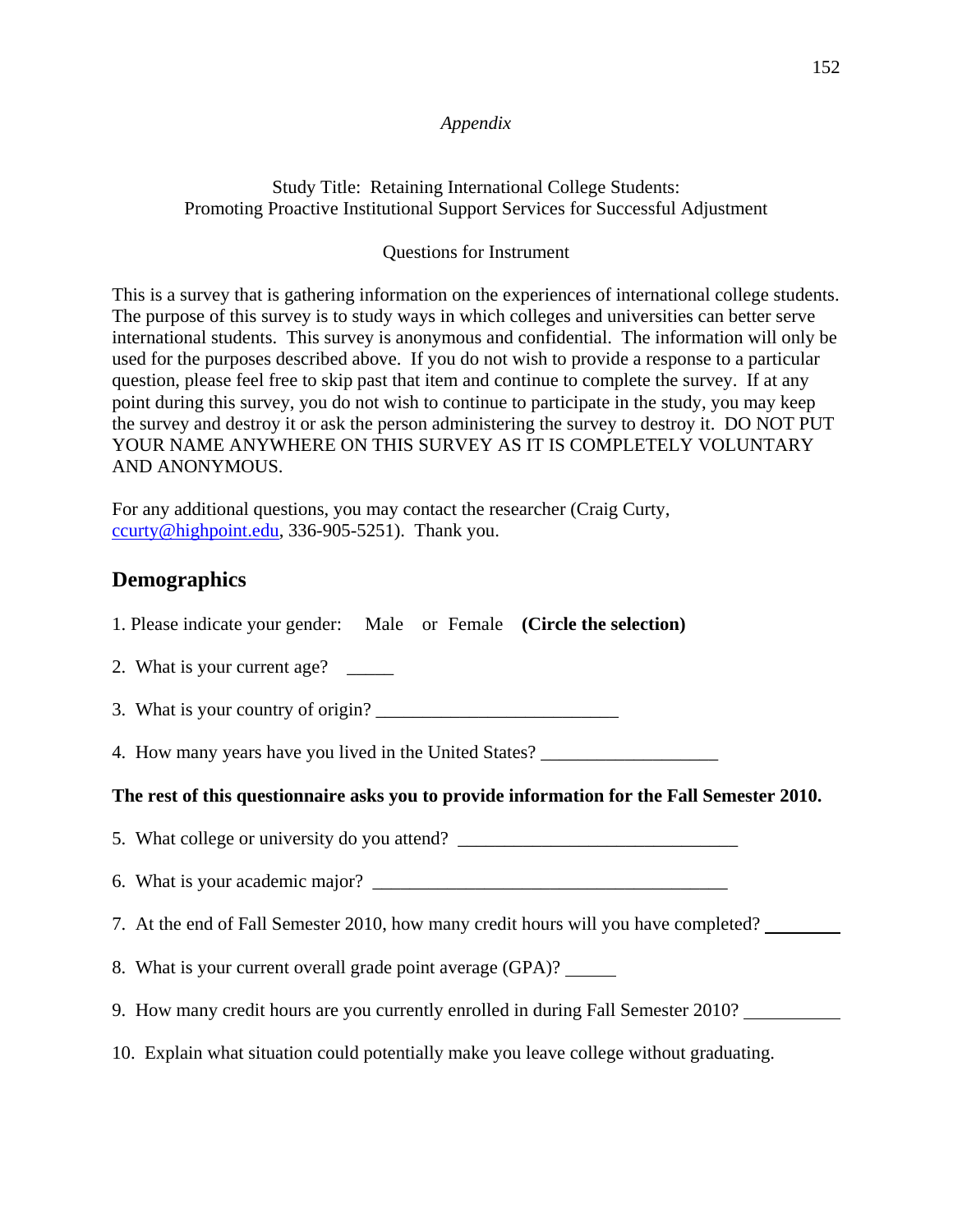*Appendix*

Study Title: Retaining International College Students:
Promoting Proactive Institutional Support Services for Successful Adjustment

Questions for Instrument

This is a survey that is gathering information on the experiences of international college students. The purpose of this survey is to study ways in which colleges and universities can better serve international students. This survey is anonymous and confidential. The information will only be used for the purposes described above. If you do not wish to provide a response to a particular question, please feel free to skip past that item and continue to complete the survey. If at any point during this survey, you do not wish to continue to participate in the study, you may keep the survey and destroy it or ask the person administering the survey to destroy it. DO NOT PUT YOUR NAME ANYWHERE ON THIS SURVEY AS IT IS COMPLETELY VOLUNTARY AND ANONYMOUS.

For any additional questions, you may contact the researcher (Craig Curty, ccurty@highpoint.edu, 336-905-5251). Thank you.

## Demographics

1. Please indicate your gender: Male or Female **(Circle the selection)**

2. What is your current age? _____

3. What is your country of origin? __________________________

4. How many years have you lived in the United States? ___________________

**The rest of this questionnaire asks you to provide information for the Fall Semester 2010.**

5. What college or university do you attend? ______________________________

6. What is your academic major? ______________________________________

7. At the end of Fall Semester 2010, how many credit hours will you have completed? ________

8. What is your current overall grade point average (GPA)? _____

9. How many credit hours are you currently enrolled in during Fall Semester 2010? __________

10. Explain what situation could potentially make you leave college without graduating.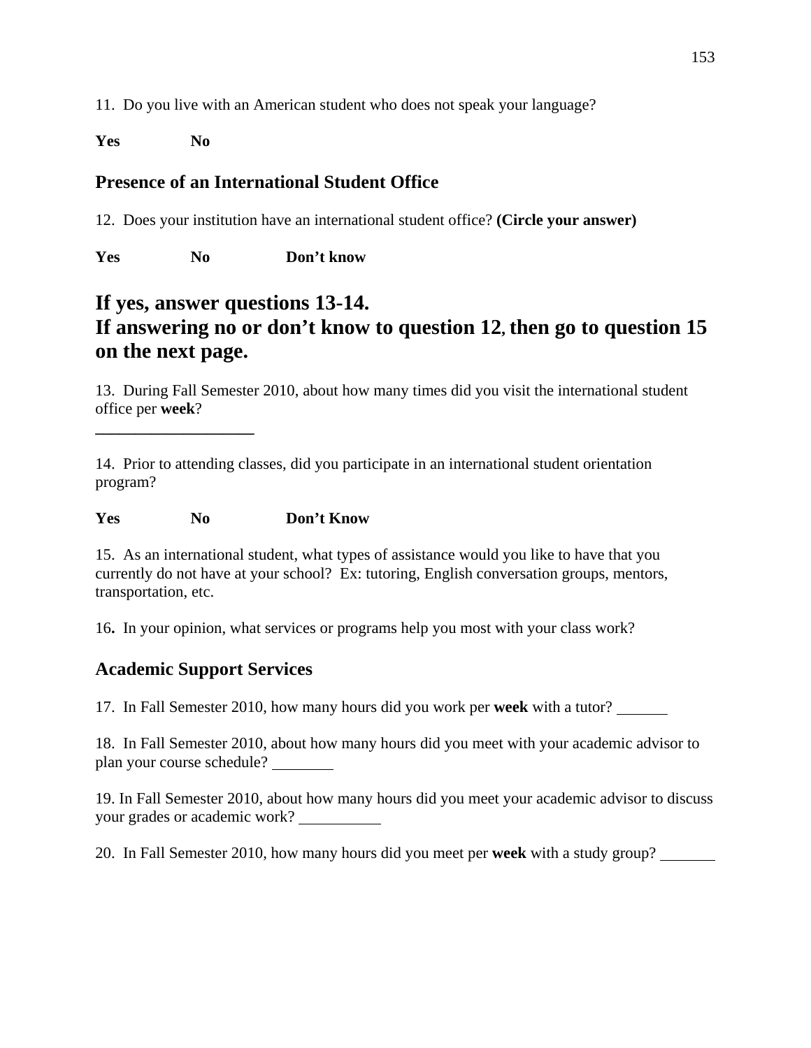11.  Do you live with an American student who does not speak your language?

**Yes** **No**

## Presence of an International Student Office

12.  Does your institution have an international student office? **(Circle your answer)**

**Yes** **No** **Don't know**

# If yes, answer questions 13-14.
# If answering no or don't know to question 12, then go to question 15 on the next page.

13.  During Fall Semester 2010, about how many times did you visit the international student office per **week**?

___________________

14.  Prior to attending classes, did you participate in an international student orientation program?

**Yes** **No** **Don't Know**

15.  As an international student, what types of assistance would you like to have that you currently do not have at your school?  Ex: tutoring, English conversation groups, mentors, transportation, etc.

16**.**  In your opinion, what services or programs help you most with your class work?

## Academic Support Services

17.  In Fall Semester 2010, how many hours did you work per **week** with a tutor? _______

18.  In Fall Semester 2010, about how many hours did you meet with your academic advisor to plan your course schedule? ________

19. In Fall Semester 2010, about how many hours did you meet your academic advisor to discuss your grades or academic work? __________

20.  In Fall Semester 2010, how many hours did you meet per **week** with a study group? _______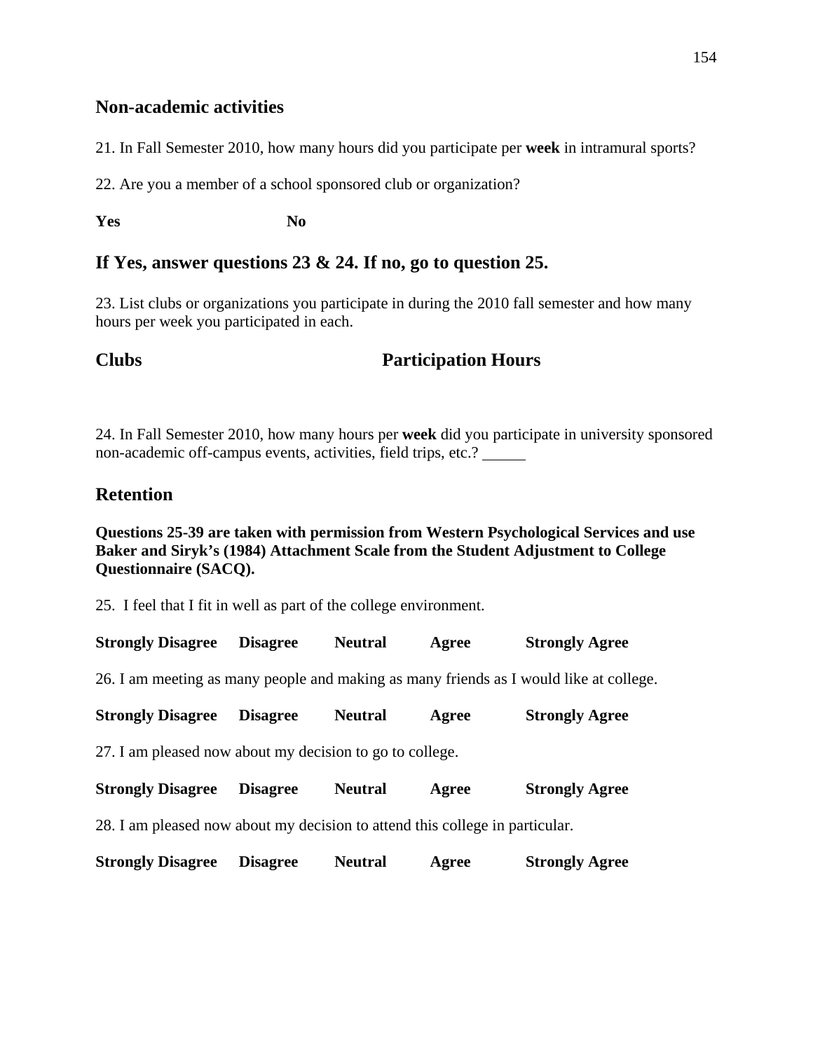## Non-academic activities

21. In Fall Semester 2010, how many hours did you participate per **week** in intramural sports?

22. Are you a member of a school sponsored club or organization?

**Yes** **No**

## If Yes, answer questions 23 & 24. If no, go to question 25.

23. List clubs or organizations you participate in during the 2010 fall semester and how many hours per week you participated in each.

### Clubs Participation Hours

24. In Fall Semester 2010, how many hours per **week** did you participate in university sponsored non-academic off-campus events, activities, field trips, etc.? ______

## Retention

**Questions 25-39 are taken with permission from Western Psychological Services and use Baker and Siryk's (1984) Attachment Scale from the Student Adjustment to College Questionnaire (SACQ).**

25. I feel that I fit in well as part of the college environment.

**Strongly Disagree** **Disagree** **Neutral** **Agree** **Strongly Agree**

26. I am meeting as many people and making as many friends as I would like at college.

**Strongly Disagree** **Disagree** **Neutral** **Agree** **Strongly Agree**

27. I am pleased now about my decision to go to college.

**Strongly Disagree** **Disagree** **Neutral** **Agree** **Strongly Agree**

28. I am pleased now about my decision to attend this college in particular.

**Strongly Disagree** **Disagree** **Neutral** **Agree** **Strongly Agree**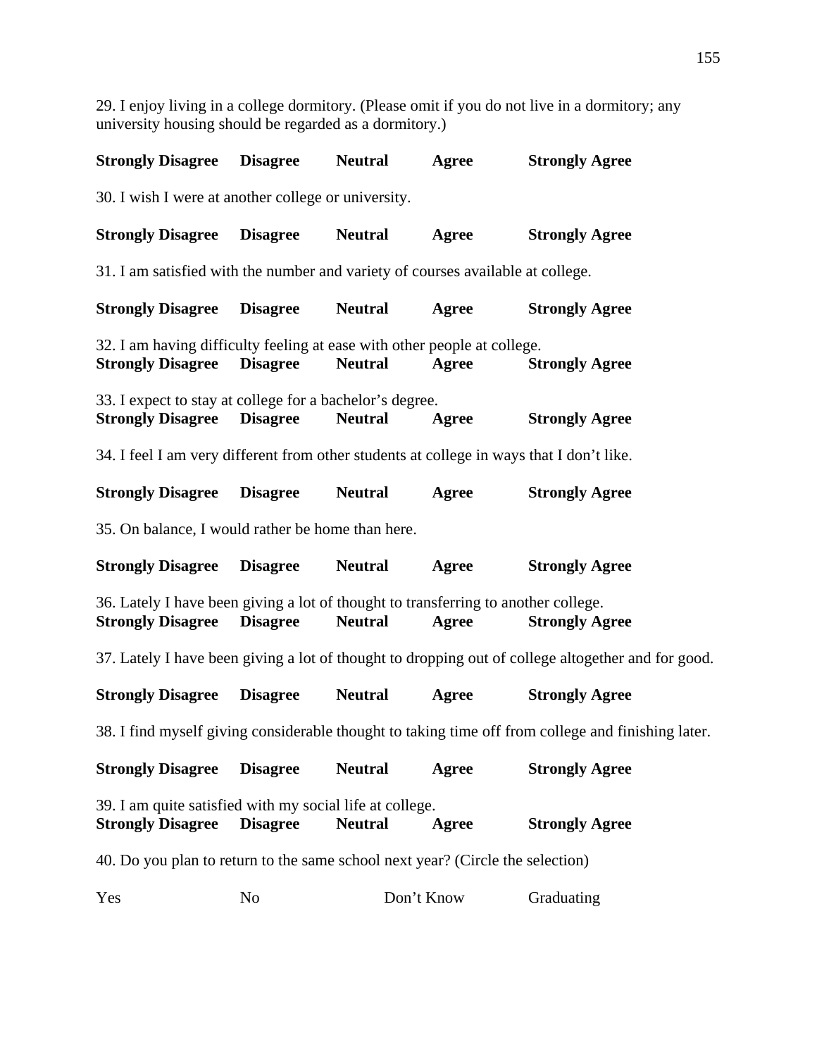29. I enjoy living in a college dormitory. (Please omit if you do not live in a dormitory; any university housing should be regarded as a dormitory.)

**Strongly Disagree Disagree Neutral Agree Strongly Agree**

30. I wish I were at another college or university.

**Strongly Disagree Disagree Neutral Agree Strongly Agree**

31. I am satisfied with the number and variety of courses available at college.

**Strongly Disagree Disagree Neutral Agree Strongly Agree**

32. I am having difficulty feeling at ease with other people at college.
**Strongly Disagree Disagree Neutral Agree Strongly Agree**

33. I expect to stay at college for a bachelor's degree.
**Strongly Disagree Disagree Neutral Agree Strongly Agree**

34. I feel I am very different from other students at college in ways that I don't like.

**Strongly Disagree Disagree Neutral Agree Strongly Agree**

35. On balance, I would rather be home than here.

**Strongly Disagree Disagree Neutral Agree Strongly Agree**

36. Lately I have been giving a lot of thought to transferring to another college.
**Strongly Disagree Disagree Neutral Agree Strongly Agree**

37. Lately I have been giving a lot of thought to dropping out of college altogether and for good.

**Strongly Disagree Disagree Neutral Agree Strongly Agree**

38. I find myself giving considerable thought to taking time off from college and finishing later.

**Strongly Disagree Disagree Neutral Agree Strongly Agree**

39. I am quite satisfied with my social life at college.
**Strongly Disagree Disagree Neutral Agree Strongly Agree**

40. Do you plan to return to the same school next year? (Circle the selection)

Yes No Don't Know Graduating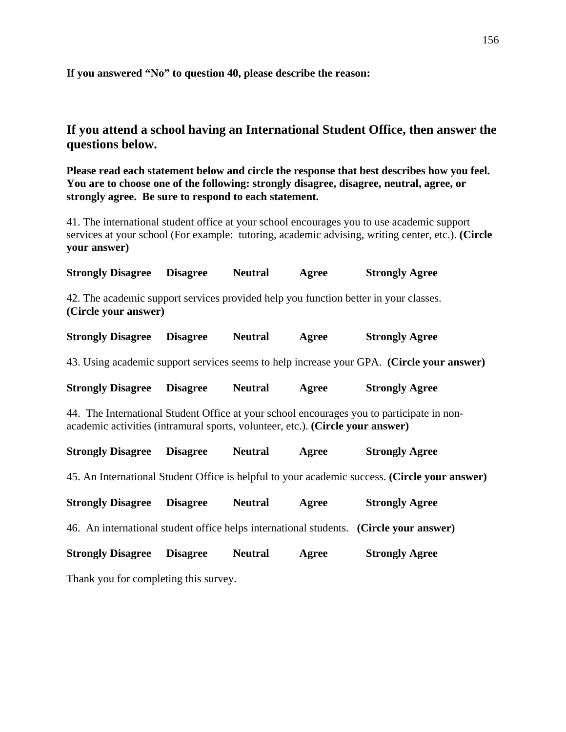**If you answered "No" to question 40, please describe the reason:**

## If you attend a school having an International Student Office, then answer the questions below.

**Please read each statement below and circle the response that best describes how you feel. You are to choose one of the following: strongly disagree, disagree, neutral, agree, or strongly agree. Be sure to respond to each statement.**

41. The international student office at your school encourages you to use academic support services at your school (For example: tutoring, academic advising, writing center, etc.). **(Circle your answer)**

**Strongly Disagree Disagree Neutral Agree Strongly Agree**

42. The academic support services provided help you function better in your classes. **(Circle your answer)**

**Strongly Disagree Disagree Neutral Agree Strongly Agree**

43. Using academic support services seems to help increase your GPA. **(Circle your answer)**

**Strongly Disagree Disagree Neutral Agree Strongly Agree**

44. The International Student Office at your school encourages you to participate in non-academic activities (intramural sports, volunteer, etc.). **(Circle your answer)**

**Strongly Disagree Disagree Neutral Agree Strongly Agree**

45. An International Student Office is helpful to your academic success. **(Circle your answer)**

**Strongly Disagree Disagree Neutral Agree Strongly Agree**

46. An international student office helps international students. **(Circle your answer)**

**Strongly Disagree Disagree Neutral Agree Strongly Agree**

Thank you for completing this survey.